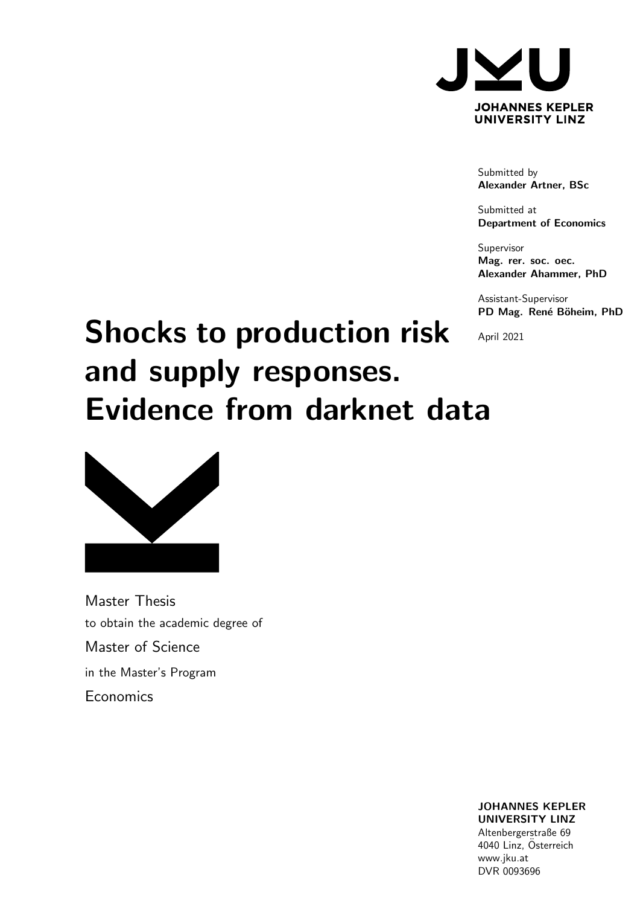JOHANNES KEPLER UNIVERSITY LINZ

Submitted by
**Alexander Artner, BSc**

Submitted at
**Department of Economics**

Supervisor
**Mag. rer. soc. oec. Alexander Ahammer, PhD**

Assistant-Supervisor
**PD Mag. René Böheim, PhD**

April 2021

# Shocks to production risk and supply responses. Evidence from darknet data

Master Thesis
to obtain the academic degree of
Master of Science
in the Master's Program
Economics

**JOHANNES KEPLER UNIVERSITY LINZ**
Altenbergerstraße 69
4040 Linz, Österreich
www.jku.at
DVR 0093696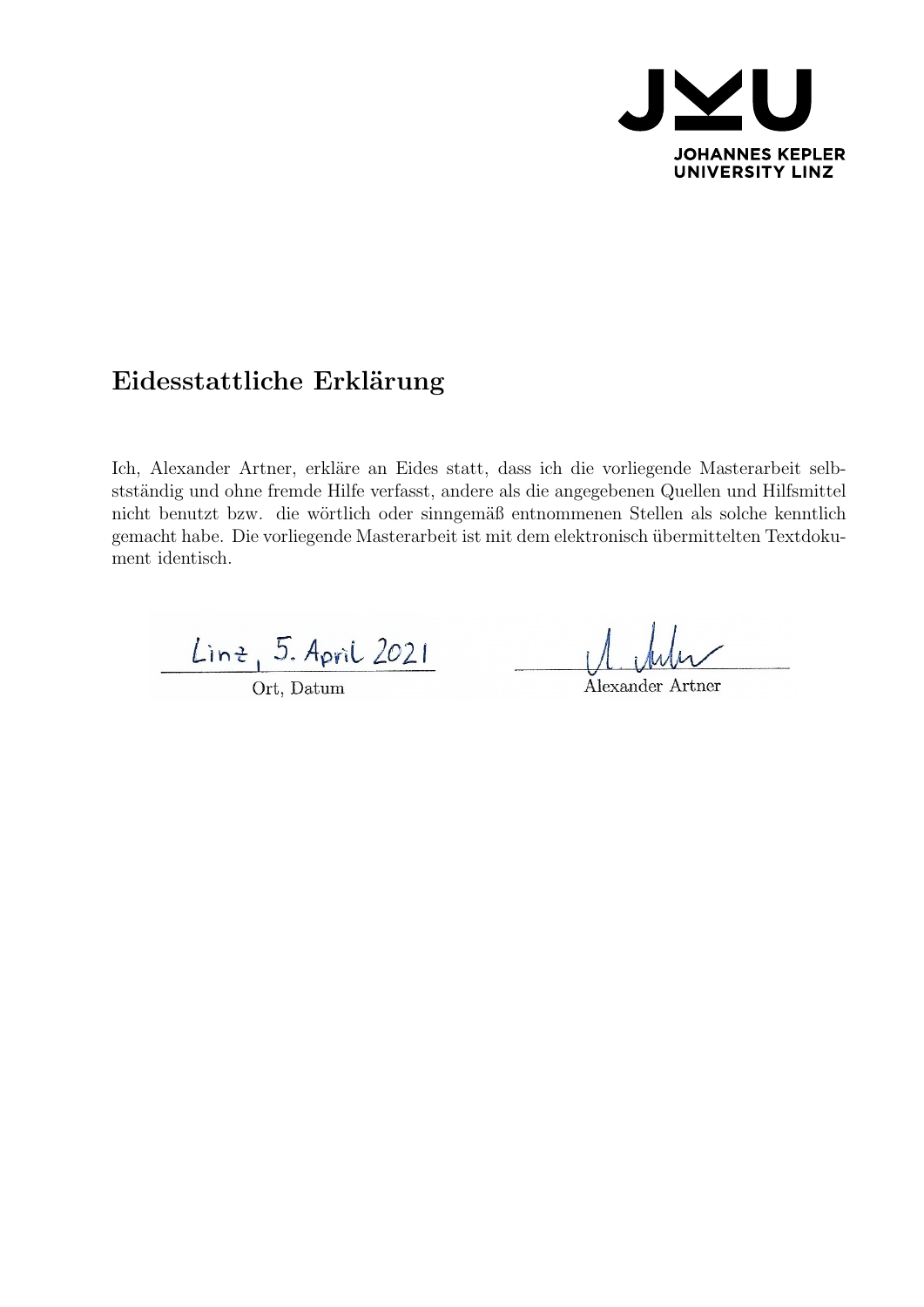## Eidesstattliche Erklärung

Ich, Alexander Artner, erkläre an Eides statt, dass ich die vorliegende Masterarbeit selbstständig und ohne fremde Hilfe verfasst, andere als die angegebenen Quellen und Hilfsmittel nicht benutzt bzw. die wörtlich oder sinngemäß entnommenen Stellen als solche kenntlich gemacht habe. Die vorliegende Masterarbeit ist mit dem elektronisch übermittelten Textdokument identisch.

Linz, 5. April 2021

Ort, Datum

Alexander Artner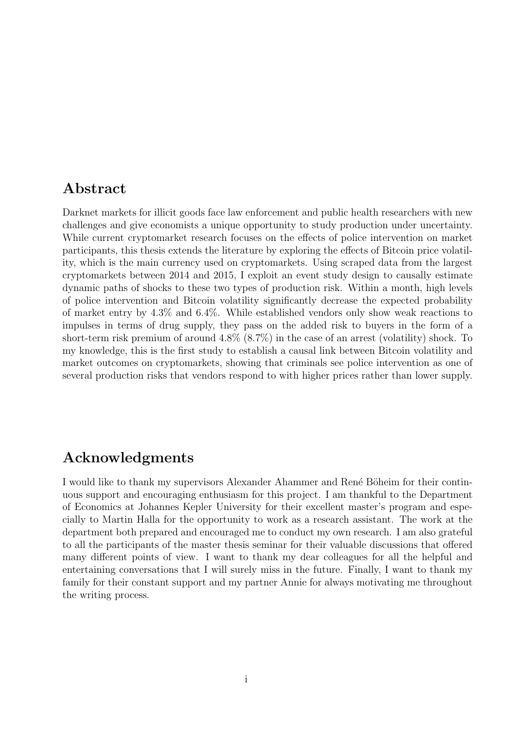## Abstract

Darknet markets for illicit goods face law enforcement and public health researchers with new challenges and give economists a unique opportunity to study production under uncertainty. While current cryptomarket research focuses on the effects of police intervention on market participants, this thesis extends the literature by exploring the effects of Bitcoin price volatility, which is the main currency used on cryptomarkets. Using scraped data from the largest cryptomarkets between 2014 and 2015, I exploit an event study design to causally estimate dynamic paths of shocks to these two types of production risk. Within a month, high levels of police intervention and Bitcoin volatility significantly decrease the expected probability of market entry by 4.3% and 6.4%. While established vendors only show weak reactions to impulses in terms of drug supply, they pass on the added risk to buyers in the form of a short-term risk premium of around 4.8% (8.7%) in the case of an arrest (volatility) shock. To my knowledge, this is the first study to establish a causal link between Bitcoin volatility and market outcomes on cryptomarkets, showing that criminals see police intervention as one of several production risks that vendors respond to with higher prices rather than lower supply.

## Acknowledgments

I would like to thank my supervisors Alexander Ahammer and René Böheim for their continuous support and encouraging enthusiasm for this project. I am thankful to the Department of Economics at Johannes Kepler University for their excellent master's program and especially to Martin Halla for the opportunity to work as a research assistant. The work at the department both prepared and encouraged me to conduct my own research. I am also grateful to all the participants of the master thesis seminar for their valuable discussions that offered many different points of view. I want to thank my dear colleagues for all the helpful and entertaining conversations that I will surely miss in the future. Finally, I want to thank my family for their constant support and my partner Annie for always motivating me throughout the writing process.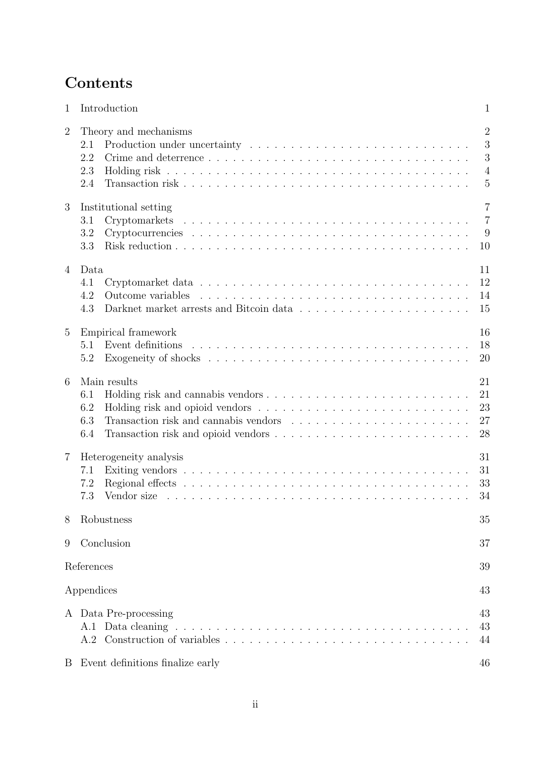# Contents

| | | |
|---|---|---|
| 1 | Introduction | 1 |
| 2 | Theory and mechanisms | 2 |
| | 2.1 Production under uncertainty | 3 |
| | 2.2 Crime and deterrence | 3 |
| | 2.3 Holding risk | 4 |
| | 2.4 Transaction risk | 5 |
| 3 | Institutional setting | 7 |
| | 3.1 Cryptomarkets | 7 |
| | 3.2 Cryptocurrencies | 9 |
| | 3.3 Risk reduction | 10 |
| 4 | Data | 11 |
| | 4.1 Cryptomarket data | 12 |
| | 4.2 Outcome variables | 14 |
| | 4.3 Darknet market arrests and Bitcoin data | 15 |
| 5 | Empirical framework | 16 |
| | 5.1 Event definitions | 18 |
| | 5.2 Exogeneity of shocks | 20 |
| 6 | Main results | 21 |
| | 6.1 Holding risk and cannabis vendors | 21 |
| | 6.2 Holding risk and opioid vendors | 23 |
| | 6.3 Transaction risk and cannabis vendors | 27 |
| | 6.4 Transaction risk and opioid vendors | 28 |
| 7 | Heterogeneity analysis | 31 |
| | 7.1 Exiting vendors | 31 |
| | 7.2 Regional effects | 33 |
| | 7.3 Vendor size | 34 |
| 8 | Robustness | 35 |
| 9 | Conclusion | 37 |
| | References | 39 |
| | Appendices | 43 |
| A | Data Pre-processing | 43 |
| | A.1 Data cleaning | 43 |
| | A.2 Construction of variables | 44 |
| B | Event definitions finalize early | 46 |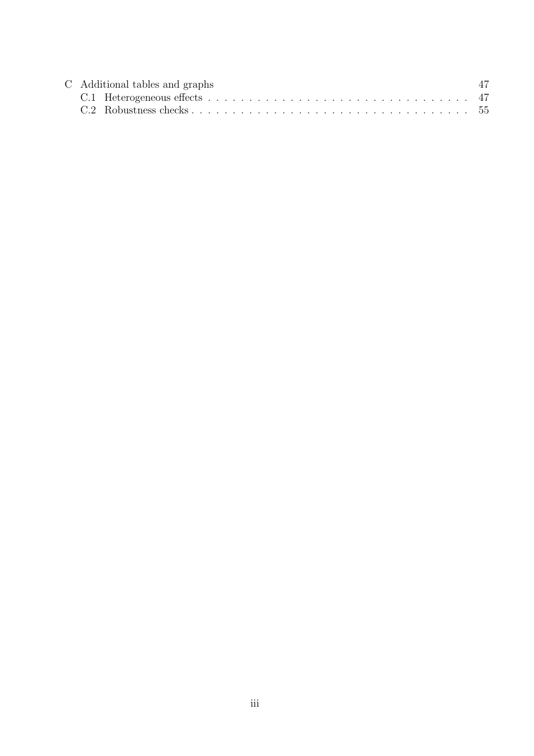C Additional tables and graphs 47

C.1 Heterogeneous effects . . . . . . . . . . . . . . . . . . . . . . . . . . . . . . 47

C.2 Robustness checks . . . . . . . . . . . . . . . . . . . . . . . . . . . . . . . . 55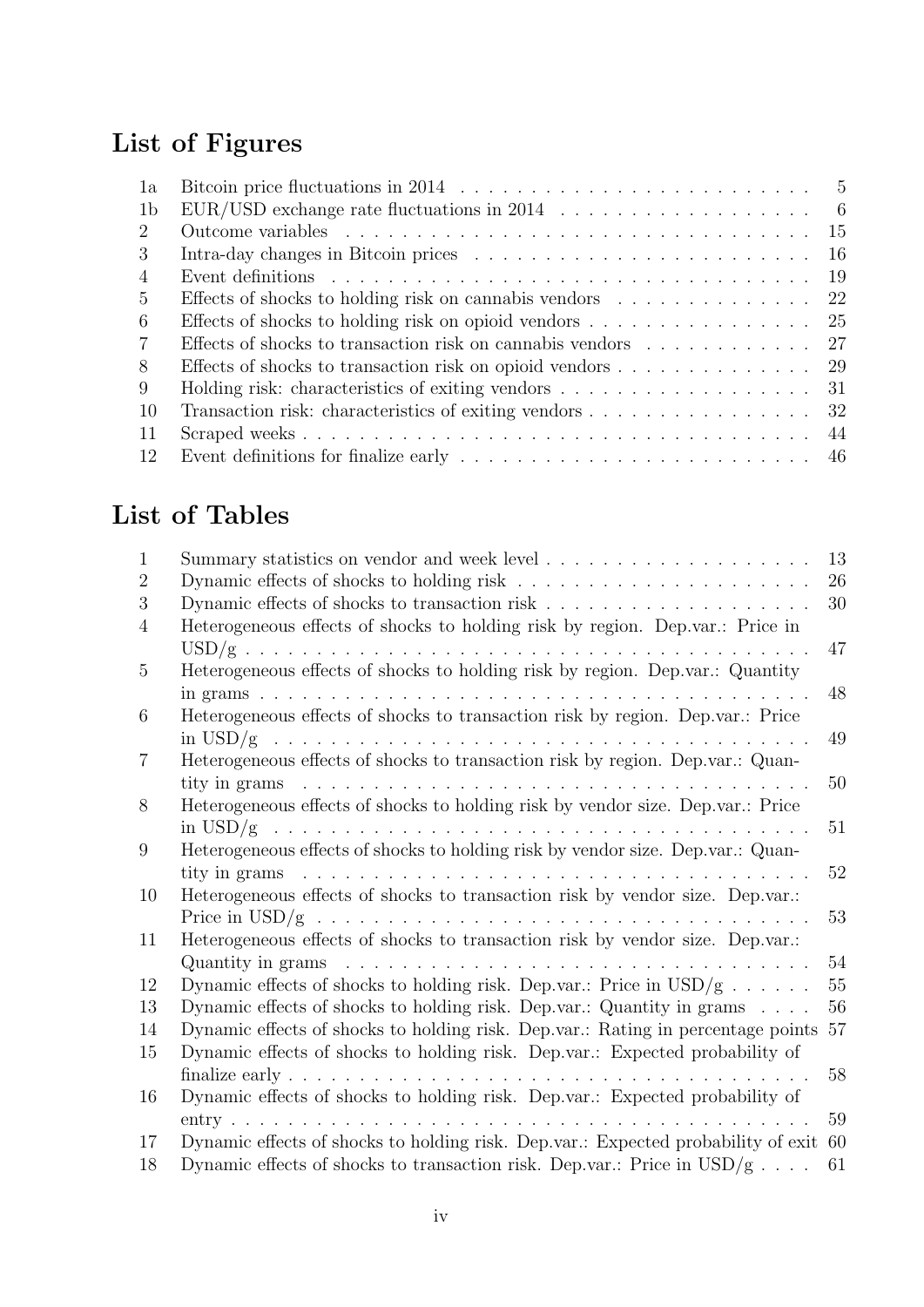# List of Figures

| | | |
|---|---|---|
| 1a | Bitcoin price fluctuations in 2014 | 5 |
| 1b | EUR/USD exchange rate fluctuations in 2014 | 6 |
| 2 | Outcome variables | 15 |
| 3 | Intra-day changes in Bitcoin prices | 16 |
| 4 | Event definitions | 19 |
| 5 | Effects of shocks to holding risk on cannabis vendors | 22 |
| 6 | Effects of shocks to holding risk on opioid vendors | 25 |
| 7 | Effects of shocks to transaction risk on cannabis vendors | 27 |
| 8 | Effects of shocks to transaction risk on opioid vendors | 29 |
| 9 | Holding risk: characteristics of exiting vendors | 31 |
| 10 | Transaction risk: characteristics of exiting vendors | 32 |
| 11 | Scraped weeks | 44 |
| 12 | Event definitions for finalize early | 46 |

# List of Tables

| | | |
|---|---|---|
| 1 | Summary statistics on vendor and week level | 13 |
| 2 | Dynamic effects of shocks to holding risk | 26 |
| 3 | Dynamic effects of shocks to transaction risk | 30 |
| 4 | Heterogeneous effects of shocks to holding risk by region. Dep.var.: Price in USD/g | 47 |
| 5 | Heterogeneous effects of shocks to holding risk by region. Dep.var.: Quantity in grams | 48 |
| 6 | Heterogeneous effects of shocks to transaction risk by region. Dep.var.: Price in USD/g | 49 |
| 7 | Heterogeneous effects of shocks to transaction risk by region. Dep.var.: Quantity in grams | 50 |
| 8 | Heterogeneous effects of shocks to holding risk by vendor size. Dep.var.: Price in USD/g | 51 |
| 9 | Heterogeneous effects of shocks to holding risk by vendor size. Dep.var.: Quantity in grams | 52 |
| 10 | Heterogeneous effects of shocks to transaction risk by vendor size. Dep.var.: Price in USD/g | 53 |
| 11 | Heterogeneous effects of shocks to transaction risk by vendor size. Dep.var.: Quantity in grams | 54 |
| 12 | Dynamic effects of shocks to holding risk. Dep.var.: Price in USD/g | 55 |
| 13 | Dynamic effects of shocks to holding risk. Dep.var.: Quantity in grams | 56 |
| 14 | Dynamic effects of shocks to holding risk. Dep.var.: Rating in percentage points | 57 |
| 15 | Dynamic effects of shocks to holding risk. Dep.var.: Expected probability of finalize early | 58 |
| 16 | Dynamic effects of shocks to holding risk. Dep.var.: Expected probability of entry | 59 |
| 17 | Dynamic effects of shocks to holding risk. Dep.var.: Expected probability of exit | 60 |
| 18 | Dynamic effects of shocks to transaction risk. Dep.var.: Price in USD/g | 61 |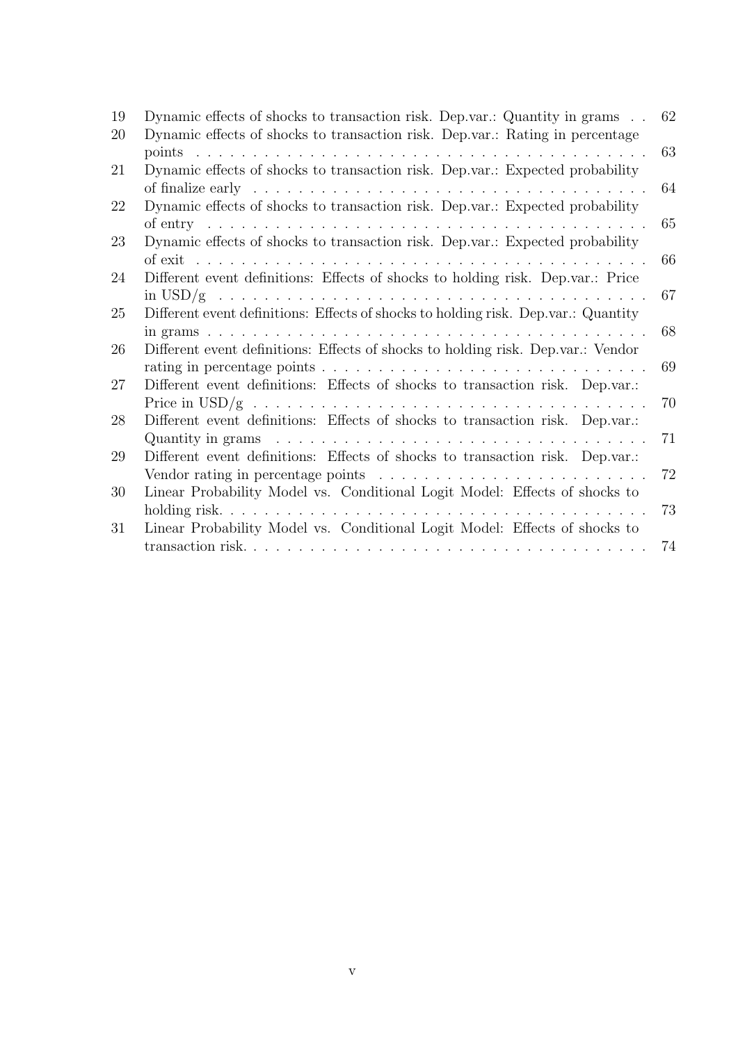| | | |
|---|---|---|
| 19 | Dynamic effects of shocks to transaction risk. Dep.var.: Quantity in grams | 62 |
| 20 | Dynamic effects of shocks to transaction risk. Dep.var.: Rating in percentage points | 63 |
| 21 | Dynamic effects of shocks to transaction risk. Dep.var.: Expected probability of finalize early | 64 |
| 22 | Dynamic effects of shocks to transaction risk. Dep.var.: Expected probability of entry | 65 |
| 23 | Dynamic effects of shocks to transaction risk. Dep.var.: Expected probability of exit | 66 |
| 24 | Different event definitions: Effects of shocks to holding risk. Dep.var.: Price in USD/g | 67 |
| 25 | Different event definitions: Effects of shocks to holding risk. Dep.var.: Quantity in grams | 68 |
| 26 | Different event definitions: Effects of shocks to holding risk. Dep.var.: Vendor rating in percentage points | 69 |
| 27 | Different event definitions: Effects of shocks to transaction risk. Dep.var.: Price in USD/g | 70 |
| 28 | Different event definitions: Effects of shocks to transaction risk. Dep.var.: Quantity in grams | 71 |
| 29 | Different event definitions: Effects of shocks to transaction risk. Dep.var.: Vendor rating in percentage points | 72 |
| 30 | Linear Probability Model vs. Conditional Logit Model: Effects of shocks to holding risk. | 73 |
| 31 | Linear Probability Model vs. Conditional Logit Model: Effects of shocks to transaction risk. | 74 |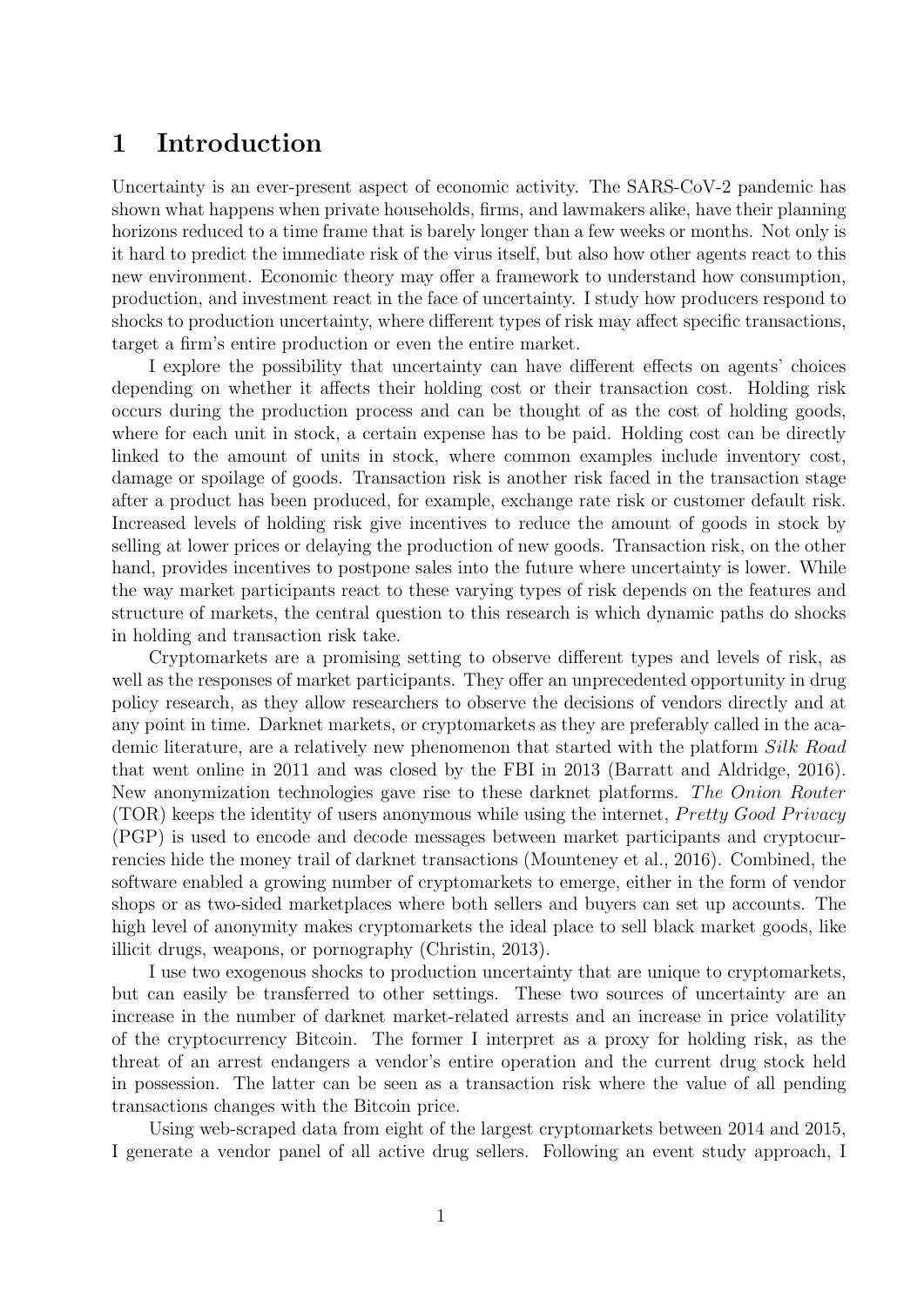# 1 Introduction

Uncertainty is an ever-present aspect of economic activity. The SARS-CoV-2 pandemic has shown what happens when private households, firms, and lawmakers alike, have their planning horizons reduced to a time frame that is barely longer than a few weeks or months. Not only is it hard to predict the immediate risk of the virus itself, but also how other agents react to this new environment. Economic theory may offer a framework to understand how consumption, production, and investment react in the face of uncertainty. I study how producers respond to shocks to production uncertainty, where different types of risk may affect specific transactions, target a firm's entire production or even the entire market.

I explore the possibility that uncertainty can have different effects on agents' choices depending on whether it affects their holding cost or their transaction cost. Holding risk occurs during the production process and can be thought of as the cost of holding goods, where for each unit in stock, a certain expense has to be paid. Holding cost can be directly linked to the amount of units in stock, where common examples include inventory cost, damage or spoilage of goods. Transaction risk is another risk faced in the transaction stage after a product has been produced, for example, exchange rate risk or customer default risk. Increased levels of holding risk give incentives to reduce the amount of goods in stock by selling at lower prices or delaying the production of new goods. Transaction risk, on the other hand, provides incentives to postpone sales into the future where uncertainty is lower. While the way market participants react to these varying types of risk depends on the features and structure of markets, the central question to this research is which dynamic paths do shocks in holding and transaction risk take.

Cryptomarkets are a promising setting to observe different types and levels of risk, as well as the responses of market participants. They offer an unprecedented opportunity in drug policy research, as they allow researchers to observe the decisions of vendors directly and at any point in time. Darknet markets, or cryptomarkets as they are preferably called in the academic literature, are a relatively new phenomenon that started with the platform *Silk Road* that went online in 2011 and was closed by the FBI in 2013 (Barratt and Aldridge, 2016). New anonymization technologies gave rise to these darknet platforms. *The Onion Router* (TOR) keeps the identity of users anonymous while using the internet, *Pretty Good Privacy* (PGP) is used to encode and decode messages between market participants and cryptocurrencies hide the money trail of darknet transactions (Mounteney et al., 2016). Combined, the software enabled a growing number of cryptomarkets to emerge, either in the form of vendor shops or as two-sided marketplaces where both sellers and buyers can set up accounts. The high level of anonymity makes cryptomarkets the ideal place to sell black market goods, like illicit drugs, weapons, or pornography (Christin, 2013).

I use two exogenous shocks to production uncertainty that are unique to cryptomarkets, but can easily be transferred to other settings. These two sources of uncertainty are an increase in the number of darknet market-related arrests and an increase in price volatility of the cryptocurrency Bitcoin. The former I interpret as a proxy for holding risk, as the threat of an arrest endangers a vendor's entire operation and the current drug stock held in possession. The latter can be seen as a transaction risk where the value of all pending transactions changes with the Bitcoin price.

Using web-scraped data from eight of the largest cryptomarkets between 2014 and 2015, I generate a vendor panel of all active drug sellers. Following an event study approach, I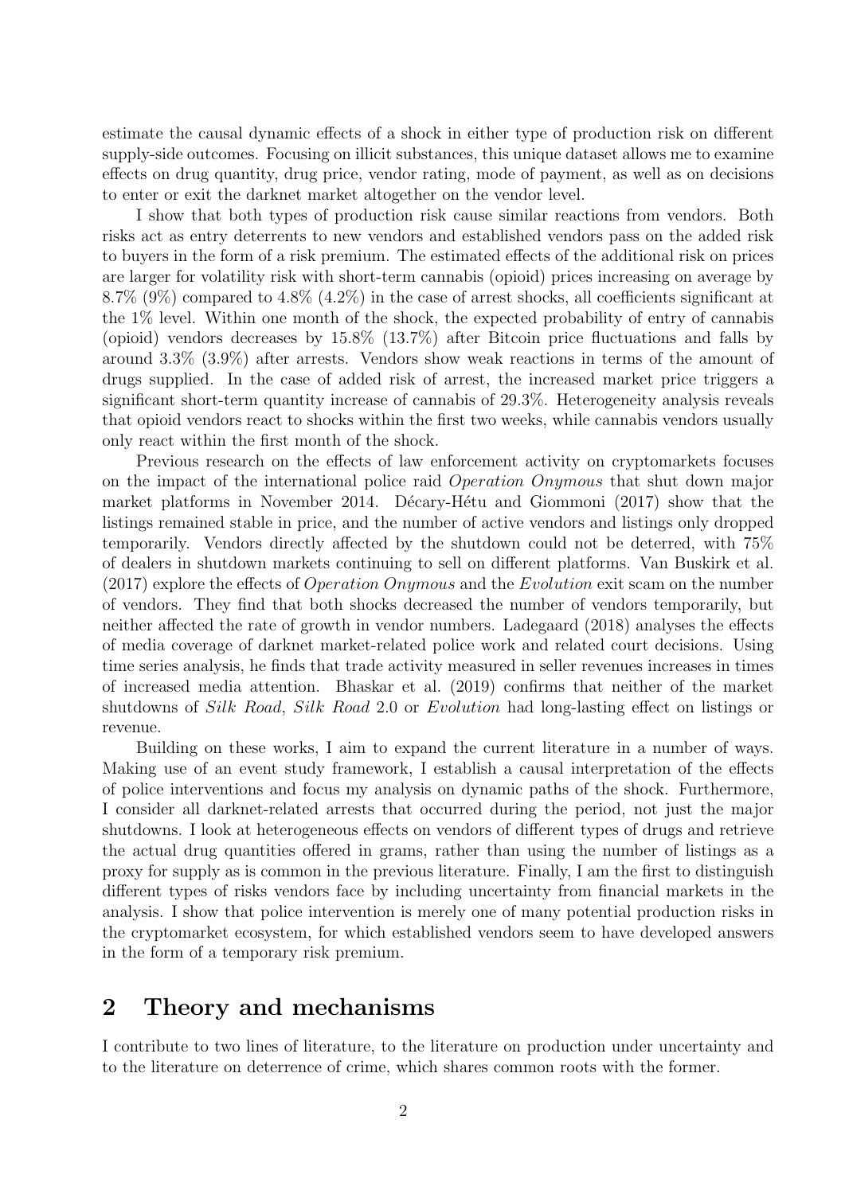estimate the causal dynamic effects of a shock in either type of production risk on different supply-side outcomes. Focusing on illicit substances, this unique dataset allows me to examine effects on drug quantity, drug price, vendor rating, mode of payment, as well as on decisions to enter or exit the darknet market altogether on the vendor level.

I show that both types of production risk cause similar reactions from vendors. Both risks act as entry deterrents to new vendors and established vendors pass on the added risk to buyers in the form of a risk premium. The estimated effects of the additional risk on prices are larger for volatility risk with short-term cannabis (opioid) prices increasing on average by 8.7% (9%) compared to 4.8% (4.2%) in the case of arrest shocks, all coefficients significant at the 1% level. Within one month of the shock, the expected probability of entry of cannabis (opioid) vendors decreases by 15.8% (13.7%) after Bitcoin price fluctuations and falls by around 3.3% (3.9%) after arrests. Vendors show weak reactions in terms of the amount of drugs supplied. In the case of added risk of arrest, the increased market price triggers a significant short-term quantity increase of cannabis of 29.3%. Heterogeneity analysis reveals that opioid vendors react to shocks within the first two weeks, while cannabis vendors usually only react within the first month of the shock.

Previous research on the effects of law enforcement activity on cryptomarkets focuses on the impact of the international police raid *Operation Onymous* that shut down major market platforms in November 2014. Décary-Hétu and Giommoni (2017) show that the listings remained stable in price, and the number of active vendors and listings only dropped temporarily. Vendors directly affected by the shutdown could not be deterred, with 75% of dealers in shutdown markets continuing to sell on different platforms. Van Buskirk et al. (2017) explore the effects of *Operation Onymous* and the *Evolution* exit scam on the number of vendors. They find that both shocks decreased the number of vendors temporarily, but neither affected the rate of growth in vendor numbers. Ladegaard (2018) analyses the effects of media coverage of darknet market-related police work and related court decisions. Using time series analysis, he finds that trade activity measured in seller revenues increases in times of increased media attention. Bhaskar et al. (2019) confirms that neither of the market shutdowns of *Silk Road*, *Silk Road* 2.0 or *Evolution* had long-lasting effect on listings or revenue.

Building on these works, I aim to expand the current literature in a number of ways. Making use of an event study framework, I establish a causal interpretation of the effects of police interventions and focus my analysis on dynamic paths of the shock. Furthermore, I consider all darknet-related arrests that occurred during the period, not just the major shutdowns. I look at heterogeneous effects on vendors of different types of drugs and retrieve the actual drug quantities offered in grams, rather than using the number of listings as a proxy for supply as is common in the previous literature. Finally, I am the first to distinguish different types of risks vendors face by including uncertainty from financial markets in the analysis. I show that police intervention is merely one of many potential production risks in the cryptomarket ecosystem, for which established vendors seem to have developed answers in the form of a temporary risk premium.

## 2 Theory and mechanisms

I contribute to two lines of literature, to the literature on production under uncertainty and to the literature on deterrence of crime, which shares common roots with the former.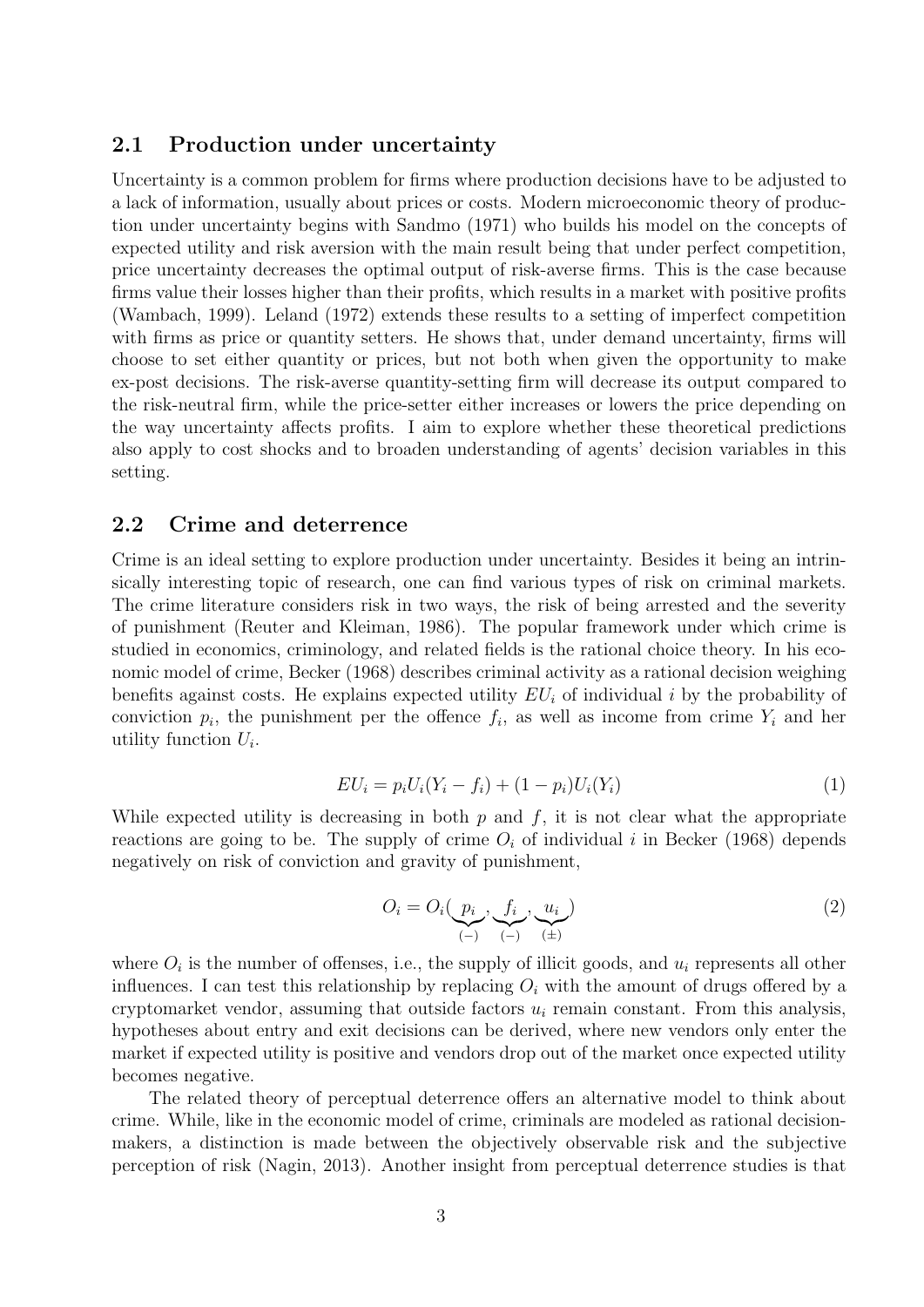## 2.1 Production under uncertainty

Uncertainty is a common problem for firms where production decisions have to be adjusted to a lack of information, usually about prices or costs. Modern microeconomic theory of production under uncertainty begins with Sandmo (1971) who builds his model on the concepts of expected utility and risk aversion with the main result being that under perfect competition, price uncertainty decreases the optimal output of risk-averse firms. This is the case because firms value their losses higher than their profits, which results in a market with positive profits (Wambach, 1999). Leland (1972) extends these results to a setting of imperfect competition with firms as price or quantity setters. He shows that, under demand uncertainty, firms will choose to set either quantity or prices, but not both when given the opportunity to make ex-post decisions. The risk-averse quantity-setting firm will decrease its output compared to the risk-neutral firm, while the price-setter either increases or lowers the price depending on the way uncertainty affects profits. I aim to explore whether these theoretical predictions also apply to cost shocks and to broaden understanding of agents' decision variables in this setting.

## 2.2 Crime and deterrence

Crime is an ideal setting to explore production under uncertainty. Besides it being an intrinsically interesting topic of research, one can find various types of risk on criminal markets. The crime literature considers risk in two ways, the risk of being arrested and the severity of punishment (Reuter and Kleiman, 1986). The popular framework under which crime is studied in economics, criminology, and related fields is the rational choice theory. In his economic model of crime, Becker (1968) describes criminal activity as a rational decision weighing benefits against costs. He explains expected utility $EU_i$ of individual $i$ by the probability of conviction $p_i$, the punishment per the offence $f_i$, as well as income from crime $Y_i$ and her utility function $U_i$.

$$EU_i = p_i U_i(Y_i - f_i) + (1 - p_i) U_i(Y_i) \tag{1}$$

While expected utility is decreasing in both $p$ and $f$, it is not clear what the appropriate reactions are going to be. The supply of crime $O_i$ of individual $i$ in Becker (1968) depends negatively on risk of conviction and gravity of punishment,

$$O_i = O_i(\underbrace{p_i}_{(-)}, \underbrace{f_i}_{(-)}, \underbrace{u_i}_{(\pm)}) \tag{2}$$

where $O_i$ is the number of offenses, i.e., the supply of illicit goods, and $u_i$ represents all other influences. I can test this relationship by replacing $O_i$ with the amount of drugs offered by a cryptomarket vendor, assuming that outside factors $u_i$ remain constant. From this analysis, hypotheses about entry and exit decisions can be derived, where new vendors only enter the market if expected utility is positive and vendors drop out of the market once expected utility becomes negative.

The related theory of perceptual deterrence offers an alternative model to think about crime. While, like in the economic model of crime, criminals are modeled as rational decision-makers, a distinction is made between the objectively observable risk and the subjective perception of risk (Nagin, 2013). Another insight from perceptual deterrence studies is that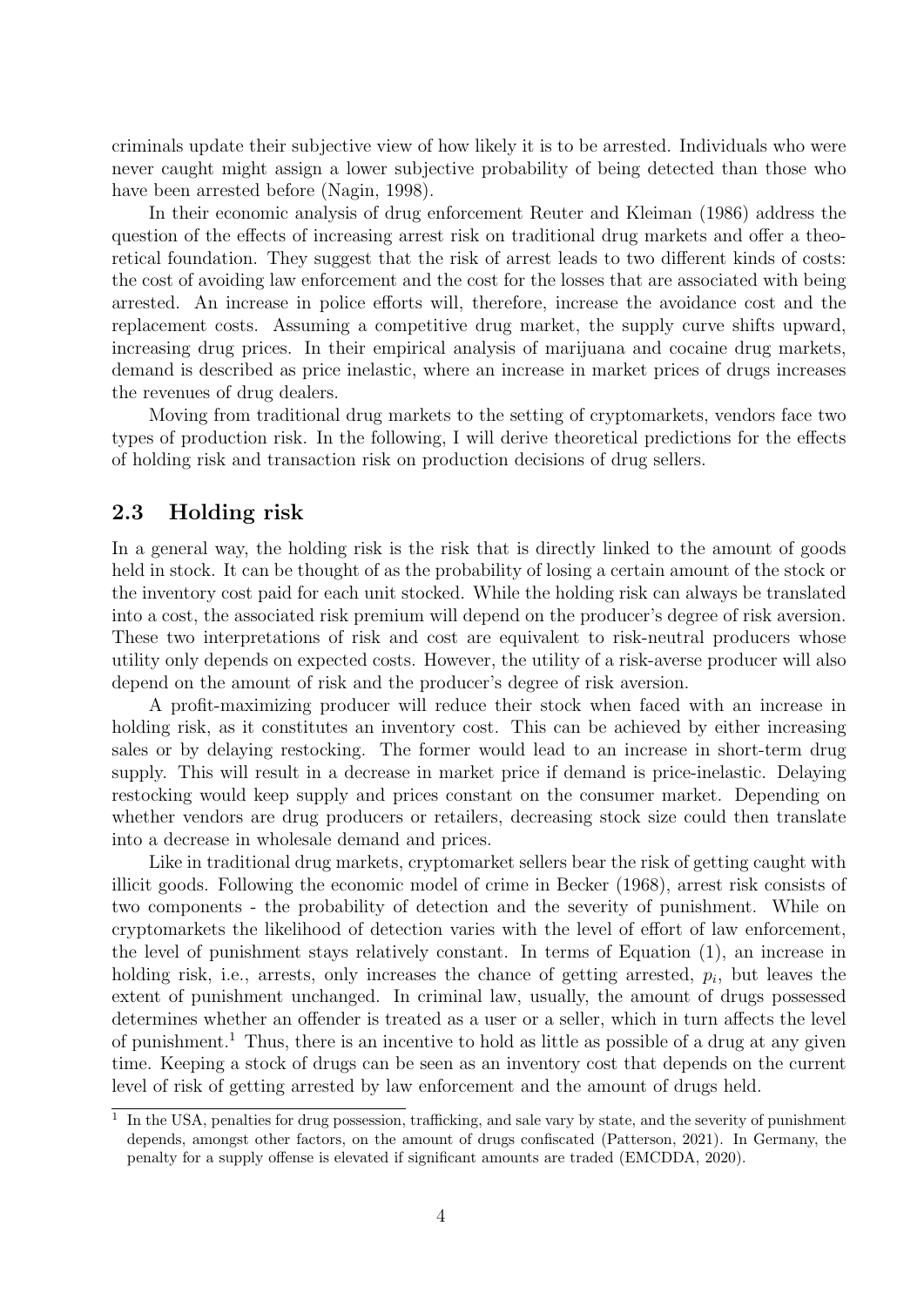criminals update their subjective view of how likely it is to be arrested. Individuals who were never caught might assign a lower subjective probability of being detected than those who have been arrested before (Nagin, 1998).

In their economic analysis of drug enforcement Reuter and Kleiman (1986) address the question of the effects of increasing arrest risk on traditional drug markets and offer a theoretical foundation. They suggest that the risk of arrest leads to two different kinds of costs: the cost of avoiding law enforcement and the cost for the losses that are associated with being arrested. An increase in police efforts will, therefore, increase the avoidance cost and the replacement costs. Assuming a competitive drug market, the supply curve shifts upward, increasing drug prices. In their empirical analysis of marijuana and cocaine drug markets, demand is described as price inelastic, where an increase in market prices of drugs increases the revenues of drug dealers.

Moving from traditional drug markets to the setting of cryptomarkets, vendors face two types of production risk. In the following, I will derive theoretical predictions for the effects of holding risk and transaction risk on production decisions of drug sellers.

## 2.3 Holding risk

In a general way, the holding risk is the risk that is directly linked to the amount of goods held in stock. It can be thought of as the probability of losing a certain amount of the stock or the inventory cost paid for each unit stocked. While the holding risk can always be translated into a cost, the associated risk premium will depend on the producer's degree of risk aversion. These two interpretations of risk and cost are equivalent to risk-neutral producers whose utility only depends on expected costs. However, the utility of a risk-averse producer will also depend on the amount of risk and the producer's degree of risk aversion.

A profit-maximizing producer will reduce their stock when faced with an increase in holding risk, as it constitutes an inventory cost. This can be achieved by either increasing sales or by delaying restocking. The former would lead to an increase in short-term drug supply. This will result in a decrease in market price if demand is price-inelastic. Delaying restocking would keep supply and prices constant on the consumer market. Depending on whether vendors are drug producers or retailers, decreasing stock size could then translate into a decrease in wholesale demand and prices.

Like in traditional drug markets, cryptomarket sellers bear the risk of getting caught with illicit goods. Following the economic model of crime in Becker (1968), arrest risk consists of two components - the probability of detection and the severity of punishment. While on cryptomarkets the likelihood of detection varies with the level of effort of law enforcement, the level of punishment stays relatively constant. In terms of Equation (1), an increase in holding risk, i.e., arrests, only increases the chance of getting arrested, $p_i$, but leaves the extent of punishment unchanged. In criminal law, usually, the amount of drugs possessed determines whether an offender is treated as a user or a seller, which in turn affects the level of punishment.[1] Thus, there is an incentive to hold as little as possible of a drug at any given time. Keeping a stock of drugs can be seen as an inventory cost that depends on the current level of risk of getting arrested by law enforcement and the amount of drugs held.

[1] In the USA, penalties for drug possession, trafficking, and sale vary by state, and the severity of punishment depends, amongst other factors, on the amount of drugs confiscated (Patterson, 2021). In Germany, the penalty for a supply offense is elevated if significant amounts are traded (EMCDDA, 2020).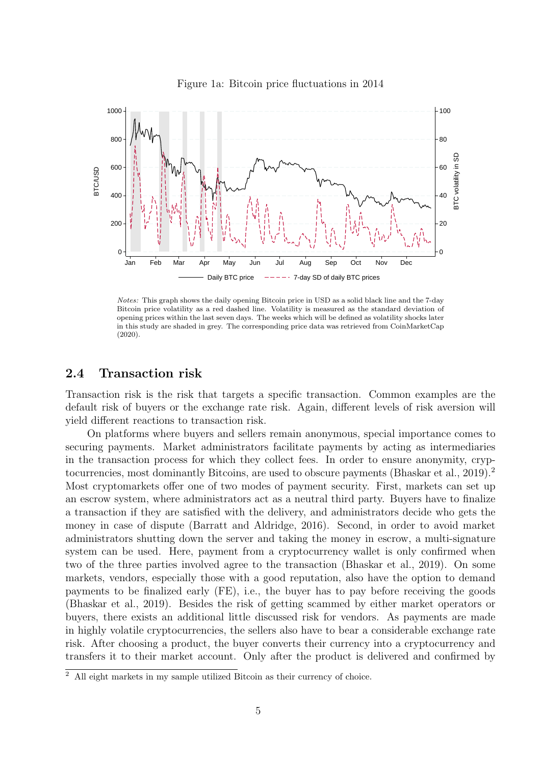Figure 1a: Bitcoin price fluctuations in 2014

*Notes:* This graph shows the daily opening Bitcoin price in USD as a solid black line and the 7-day Bitcoin price volatility as a red dashed line. Volatility is measured as the standard deviation of opening prices within the last seven days. The weeks which will be defined as volatility shocks later in this study are shaded in grey. The corresponding price data was retrieved from CoinMarketCap (2020).

## 2.4 Transaction risk

Transaction risk is the risk that targets a specific transaction. Common examples are the default risk of buyers or the exchange rate risk. Again, different levels of risk aversion will yield different reactions to transaction risk.

On platforms where buyers and sellers remain anonymous, special importance comes to securing payments. Market administrators facilitate payments by acting as intermediaries in the transaction process for which they collect fees. In order to ensure anonymity, cryptocurrencies, most dominantly Bitcoins, are used to obscure payments (Bhaskar et al., 2019).[2] Most cryptomarkets offer one of two modes of payment security. First, markets can set up an escrow system, where administrators act as a neutral third party. Buyers have to finalize a transaction if they are satisfied with the delivery, and administrators decide who gets the money in case of dispute (Barratt and Aldridge, 2016). Second, in order to avoid market administrators shutting down the server and taking the money in escrow, a multi-signature system can be used. Here, payment from a cryptocurrency wallet is only confirmed when two of the three parties involved agree to the transaction (Bhaskar et al., 2019). On some markets, vendors, especially those with a good reputation, also have the option to demand payments to be finalized early (FE), i.e., the buyer has to pay before receiving the goods (Bhaskar et al., 2019). Besides the risk of getting scammed by either market operators or buyers, there exists an additional little discussed risk for vendors. As payments are made in highly volatile cryptocurrencies, the sellers also have to bear a considerable exchange rate risk. After choosing a product, the buyer converts their currency into a cryptocurrency and transfers it to their market account. Only after the product is delivered and confirmed by

[2] All eight markets in my sample utilized Bitcoin as their currency of choice.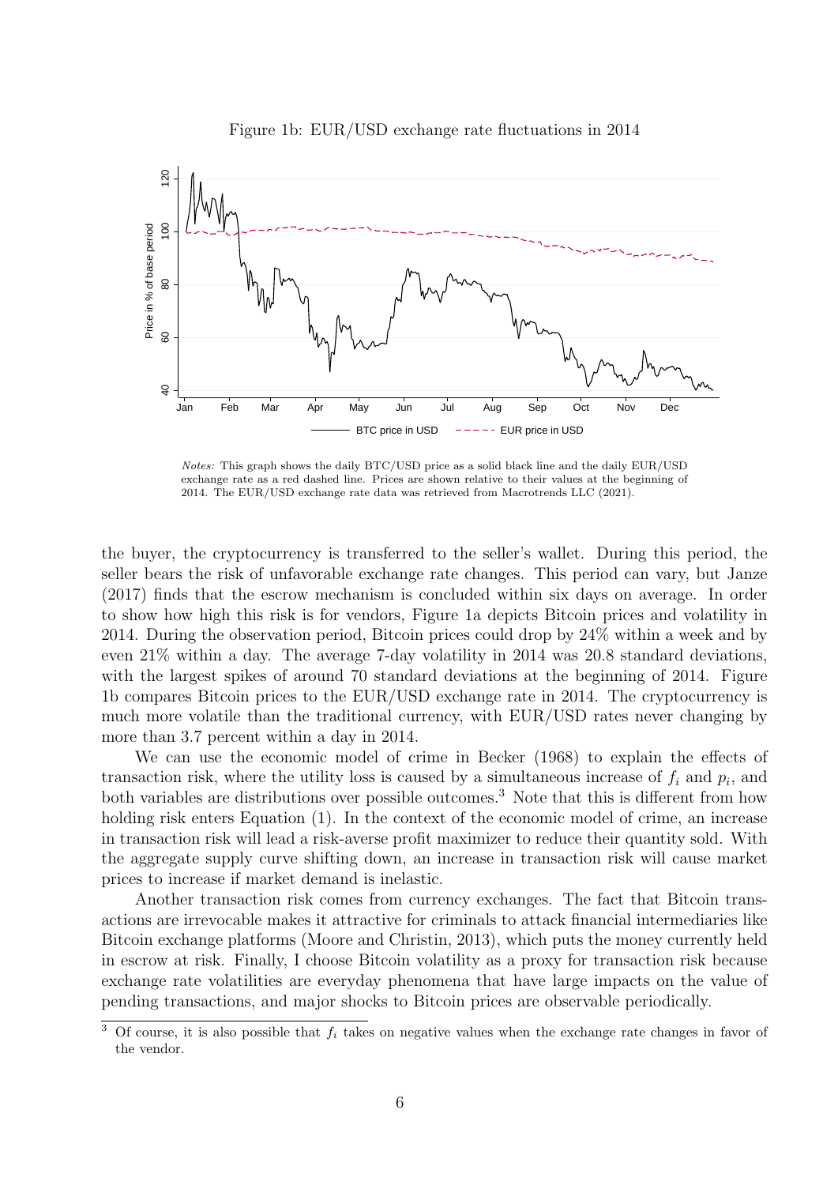Figure 1b: EUR/USD exchange rate fluctuations in 2014

*Notes:* This graph shows the daily BTC/USD price as a solid black line and the daily EUR/USD exchange rate as a red dashed line. Prices are shown relative to their values at the beginning of 2014. The EUR/USD exchange rate data was retrieved from Macrotrends LLC (2021).

the buyer, the cryptocurrency is transferred to the seller's wallet. During this period, the seller bears the risk of unfavorable exchange rate changes. This period can vary, but Janze (2017) finds that the escrow mechanism is concluded within six days on average. In order to show how high this risk is for vendors, Figure 1a depicts Bitcoin prices and volatility in 2014. During the observation period, Bitcoin prices could drop by 24% within a week and by even 21% within a day. The average 7-day volatility in 2014 was 20.8 standard deviations, with the largest spikes of around 70 standard deviations at the beginning of 2014. Figure 1b compares Bitcoin prices to the EUR/USD exchange rate in 2014. The cryptocurrency is much more volatile than the traditional currency, with EUR/USD rates never changing by more than 3.7 percent within a day in 2014.

We can use the economic model of crime in Becker (1968) to explain the effects of transaction risk, where the utility loss is caused by a simultaneous increase of $f_i$ and $p_i$, and both variables are distributions over possible outcomes.[3] Note that this is different from how holding risk enters Equation (1). In the context of the economic model of crime, an increase in transaction risk will lead a risk-averse profit maximizer to reduce their quantity sold. With the aggregate supply curve shifting down, an increase in transaction risk will cause market prices to increase if market demand is inelastic.

Another transaction risk comes from currency exchanges. The fact that Bitcoin transactions are irrevocable makes it attractive for criminals to attack financial intermediaries like Bitcoin exchange platforms (Moore and Christin, 2013), which puts the money currently held in escrow at risk. Finally, I choose Bitcoin volatility as a proxy for transaction risk because exchange rate volatilities are everyday phenomena that have large impacts on the value of pending transactions, and major shocks to Bitcoin prices are observable periodically.

[3] Of course, it is also possible that $f_i$ takes on negative values when the exchange rate changes in favor of the vendor.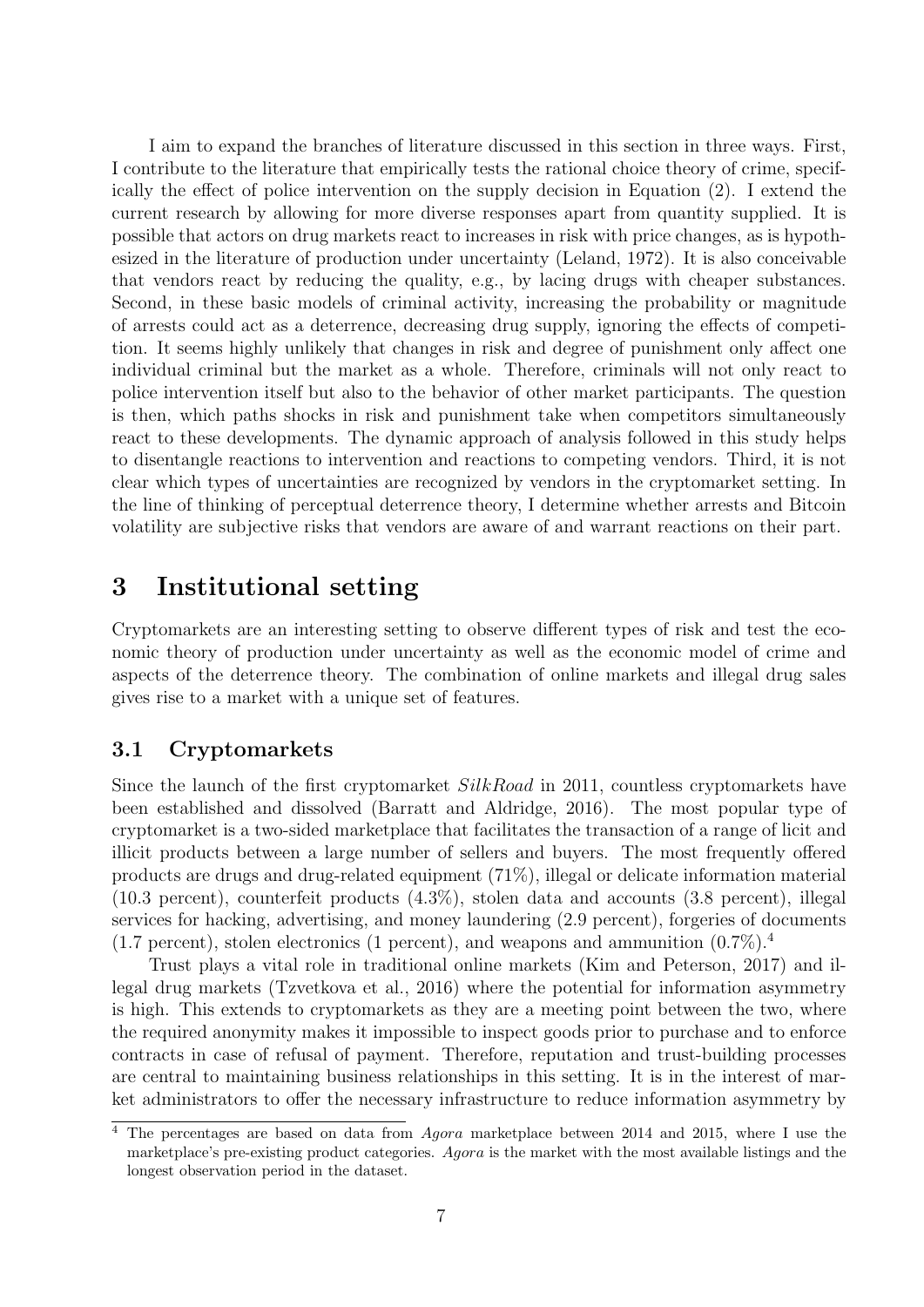I aim to expand the branches of literature discussed in this section in three ways. First, I contribute to the literature that empirically tests the rational choice theory of crime, specifically the effect of police intervention on the supply decision in Equation (2). I extend the current research by allowing for more diverse responses apart from quantity supplied. It is possible that actors on drug markets react to increases in risk with price changes, as is hypothesized in the literature of production under uncertainty (Leland, 1972). It is also conceivable that vendors react by reducing the quality, e.g., by lacing drugs with cheaper substances. Second, in these basic models of criminal activity, increasing the probability or magnitude of arrests could act as a deterrence, decreasing drug supply, ignoring the effects of competition. It seems highly unlikely that changes in risk and degree of punishment only affect one individual criminal but the market as a whole. Therefore, criminals will not only react to police intervention itself but also to the behavior of other market participants. The question is then, which paths shocks in risk and punishment take when competitors simultaneously react to these developments. The dynamic approach of analysis followed in this study helps to disentangle reactions to intervention and reactions to competing vendors. Third, it is not clear which types of uncertainties are recognized by vendors in the cryptomarket setting. In the line of thinking of perceptual deterrence theory, I determine whether arrests and Bitcoin volatility are subjective risks that vendors are aware of and warrant reactions on their part.

# 3 Institutional setting

Cryptomarkets are an interesting setting to observe different types of risk and test the economic theory of production under uncertainty as well as the economic model of crime and aspects of the deterrence theory. The combination of online markets and illegal drug sales gives rise to a market with a unique set of features.

## 3.1 Cryptomarkets

Since the launch of the first cryptomarket *SilkRoad* in 2011, countless cryptomarkets have been established and dissolved (Barratt and Aldridge, 2016). The most popular type of cryptomarket is a two-sided marketplace that facilitates the transaction of a range of licit and illicit products between a large number of sellers and buyers. The most frequently offered products are drugs and drug-related equipment (71%), illegal or delicate information material (10.3 percent), counterfeit products (4.3%), stolen data and accounts (3.8 percent), illegal services for hacking, advertising, and money laundering (2.9 percent), forgeries of documents (1.7 percent), stolen electronics (1 percent), and weapons and ammunition (0.7%).[4]

Trust plays a vital role in traditional online markets (Kim and Peterson, 2017) and illegal drug markets (Tzvetkova et al., 2016) where the potential for information asymmetry is high. This extends to cryptomarkets as they are a meeting point between the two, where the required anonymity makes it impossible to inspect goods prior to purchase and to enforce contracts in case of refusal of payment. Therefore, reputation and trust-building processes are central to maintaining business relationships in this setting. It is in the interest of market administrators to offer the necessary infrastructure to reduce information asymmetry by

[4] The percentages are based on data from *Agora* marketplace between 2014 and 2015, where I use the marketplace's pre-existing product categories. *Agora* is the market with the most available listings and the longest observation period in the dataset.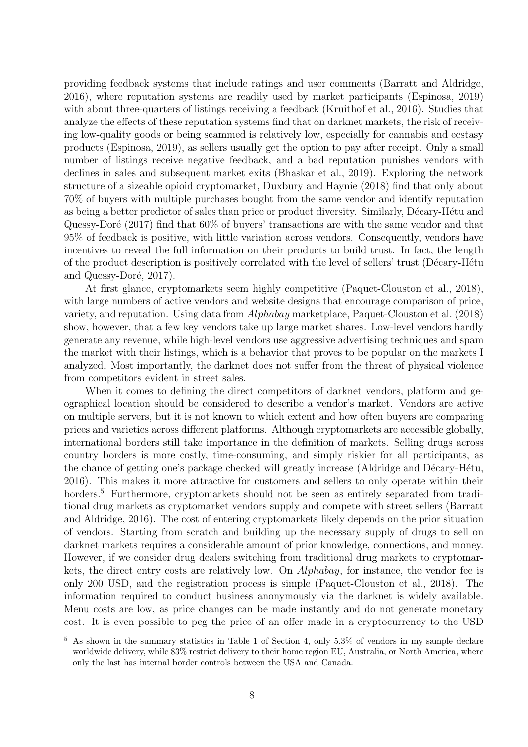providing feedback systems that include ratings and user comments (Barratt and Aldridge, 2016), where reputation systems are readily used by market participants (Espinosa, 2019) with about three-quarters of listings receiving a feedback (Kruithof et al., 2016). Studies that analyze the effects of these reputation systems find that on darknet markets, the risk of receiving low-quality goods or being scammed is relatively low, especially for cannabis and ecstasy products (Espinosa, 2019), as sellers usually get the option to pay after receipt. Only a small number of listings receive negative feedback, and a bad reputation punishes vendors with declines in sales and subsequent market exits (Bhaskar et al., 2019). Exploring the network structure of a sizeable opioid cryptomarket, Duxbury and Haynie (2018) find that only about 70% of buyers with multiple purchases bought from the same vendor and identify reputation as being a better predictor of sales than price or product diversity. Similarly, Décary-Hétu and Quessy-Doré (2017) find that 60% of buyers' transactions are with the same vendor and that 95% of feedback is positive, with little variation across vendors. Consequently, vendors have incentives to reveal the full information on their products to build trust. In fact, the length of the product description is positively correlated with the level of sellers' trust (Décary-Hétu and Quessy-Doré, 2017).

At first glance, cryptomarkets seem highly competitive (Paquet-Clouston et al., 2018), with large numbers of active vendors and website designs that encourage comparison of price, variety, and reputation. Using data from *Alphabay* marketplace, Paquet-Clouston et al. (2018) show, however, that a few key vendors take up large market shares. Low-level vendors hardly generate any revenue, while high-level vendors use aggressive advertising techniques and spam the market with their listings, which is a behavior that proves to be popular on the markets I analyzed. Most importantly, the darknet does not suffer from the threat of physical violence from competitors evident in street sales.

When it comes to defining the direct competitors of darknet vendors, platform and geographical location should be considered to describe a vendor's market. Vendors are active on multiple servers, but it is not known to which extent and how often buyers are comparing prices and varieties across different platforms. Although cryptomarkets are accessible globally, international borders still take importance in the definition of markets. Selling drugs across country borders is more costly, time-consuming, and simply riskier for all participants, as the chance of getting one's package checked will greatly increase (Aldridge and Décary-Hétu, 2016). This makes it more attractive for customers and sellers to only operate within their borders.[5] Furthermore, cryptomarkets should not be seen as entirely separated from traditional drug markets as cryptomarket vendors supply and compete with street sellers (Barratt and Aldridge, 2016). The cost of entering cryptomarkets likely depends on the prior situation of vendors. Starting from scratch and building up the necessary supply of drugs to sell on darknet markets requires a considerable amount of prior knowledge, connections, and money. However, if we consider drug dealers switching from traditional drug markets to cryptomarkets, the direct entry costs are relatively low. On *Alphabay*, for instance, the vendor fee is only 200 USD, and the registration process is simple (Paquet-Clouston et al., 2018). The information required to conduct business anonymously via the darknet is widely available. Menu costs are low, as price changes can be made instantly and do not generate monetary cost. It is even possible to peg the price of an offer made in a cryptocurrency to the USD

[5] As shown in the summary statistics in Table 1 of Section 4, only 5.3% of vendors in my sample declare worldwide delivery, while 83% restrict delivery to their home region EU, Australia, or North America, where only the last has internal border controls between the USA and Canada.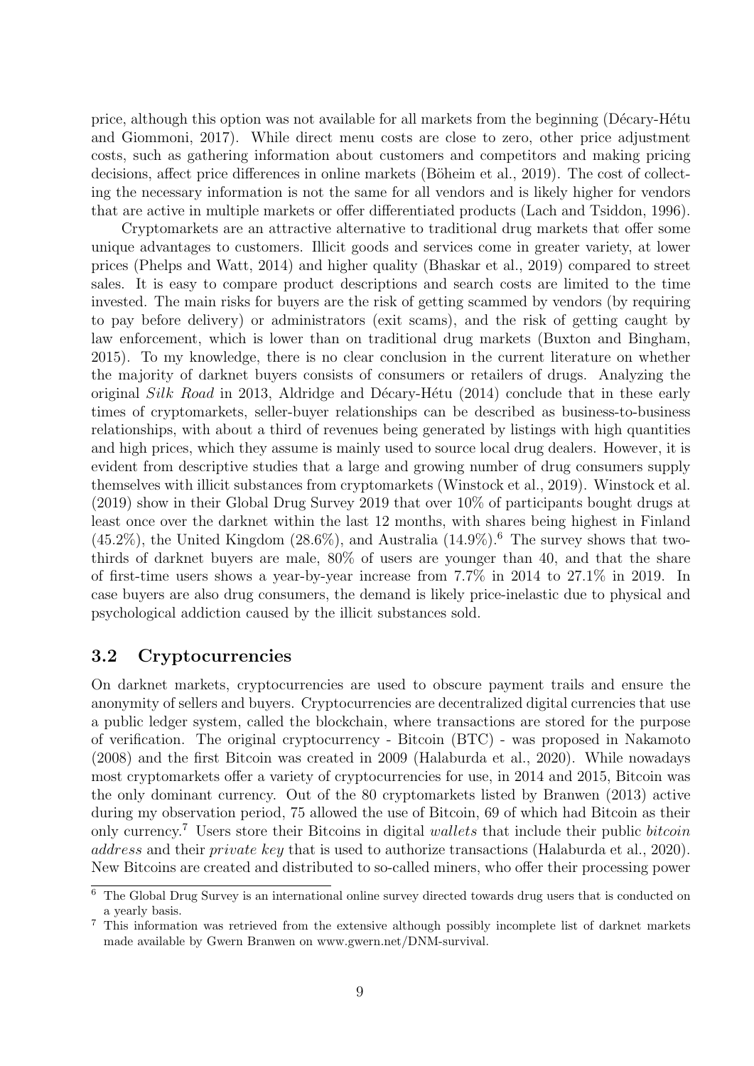price, although this option was not available for all markets from the beginning (Décary-Hétu and Giommoni, 2017). While direct menu costs are close to zero, other price adjustment costs, such as gathering information about customers and competitors and making pricing decisions, affect price differences in online markets (Böheim et al., 2019). The cost of collecting the necessary information is not the same for all vendors and is likely higher for vendors that are active in multiple markets or offer differentiated products (Lach and Tsiddon, 1996).

Cryptomarkets are an attractive alternative to traditional drug markets that offer some unique advantages to customers. Illicit goods and services come in greater variety, at lower prices (Phelps and Watt, 2014) and higher quality (Bhaskar et al., 2019) compared to street sales. It is easy to compare product descriptions and search costs are limited to the time invested. The main risks for buyers are the risk of getting scammed by vendors (by requiring to pay before delivery) or administrators (exit scams), and the risk of getting caught by law enforcement, which is lower than on traditional drug markets (Buxton and Bingham, 2015). To my knowledge, there is no clear conclusion in the current literature on whether the majority of darknet buyers consists of consumers or retailers of drugs. Analyzing the original *Silk Road* in 2013, Aldridge and Décary-Hétu (2014) conclude that in these early times of cryptomarkets, seller-buyer relationships can be described as business-to-business relationships, with about a third of revenues being generated by listings with high quantities and high prices, which they assume is mainly used to source local drug dealers. However, it is evident from descriptive studies that a large and growing number of drug consumers supply themselves with illicit substances from cryptomarkets (Winstock et al., 2019). Winstock et al. (2019) show in their Global Drug Survey 2019 that over 10% of participants bought drugs at least once over the darknet within the last 12 months, with shares being highest in Finland (45.2%), the United Kingdom (28.6%), and Australia (14.9%).[6] The survey shows that two-thirds of darknet buyers are male, 80% of users are younger than 40, and that the share of first-time users shows a year-by-year increase from 7.7% in 2014 to 27.1% in 2019. In case buyers are also drug consumers, the demand is likely price-inelastic due to physical and psychological addiction caused by the illicit substances sold.

### 3.2 Cryptocurrencies

On darknet markets, cryptocurrencies are used to obscure payment trails and ensure the anonymity of sellers and buyers. Cryptocurrencies are decentralized digital currencies that use a public ledger system, called the blockchain, where transactions are stored for the purpose of verification. The original cryptocurrency - Bitcoin (BTC) - was proposed in Nakamoto (2008) and the first Bitcoin was created in 2009 (Halaburda et al., 2020). While nowadays most cryptomarkets offer a variety of cryptocurrencies for use, in 2014 and 2015, Bitcoin was the only dominant currency. Out of the 80 cryptomarkets listed by Branwen (2013) active during my observation period, 75 allowed the use of Bitcoin, 69 of which had Bitcoin as their only currency.[7] Users store their Bitcoins in digital *wallets* that include their public *bitcoin address* and their *private key* that is used to authorize transactions (Halaburda et al., 2020). New Bitcoins are created and distributed to so-called miners, who offer their processing power

[6] The Global Drug Survey is an international online survey directed towards drug users that is conducted on a yearly basis.

[7] This information was retrieved from the extensive although possibly incomplete list of darknet markets made available by Gwern Branwen on www.gwern.net/DNM-survival.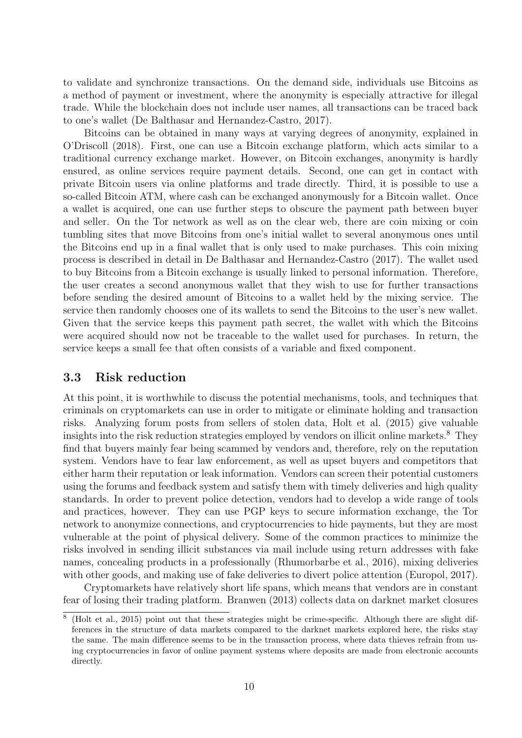to validate and synchronize transactions. On the demand side, individuals use Bitcoins as a method of payment or investment, where the anonymity is especially attractive for illegal trade. While the blockchain does not include user names, all transactions can be traced back to one's wallet (De Balthasar and Hernandez-Castro, 2017).

Bitcoins can be obtained in many ways at varying degrees of anonymity, explained in O'Driscoll (2018). First, one can use a Bitcoin exchange platform, which acts similar to a traditional currency exchange market. However, on Bitcoin exchanges, anonymity is hardly ensured, as online services require payment details. Second, one can get in contact with private Bitcoin users via online platforms and trade directly. Third, it is possible to use a so-called Bitcoin ATM, where cash can be exchanged anonymously for a Bitcoin wallet. Once a wallet is acquired, one can use further steps to obscure the payment path between buyer and seller. On the Tor network as well as on the clear web, there are coin mixing or coin tumbling sites that move Bitcoins from one's initial wallet to several anonymous ones until the Bitcoins end up in a final wallet that is only used to make purchases. This coin mixing process is described in detail in De Balthasar and Hernandez-Castro (2017). The wallet used to buy Bitcoins from a Bitcoin exchange is usually linked to personal information. Therefore, the user creates a second anonymous wallet that they wish to use for further transactions before sending the desired amount of Bitcoins to a wallet held by the mixing service. The service then randomly chooses one of its wallets to send the Bitcoins to the user's new wallet. Given that the service keeps this payment path secret, the wallet with which the Bitcoins were acquired should now not be traceable to the wallet used for purchases. In return, the service keeps a small fee that often consists of a variable and fixed component.

### 3.3 Risk reduction

At this point, it is worthwhile to discuss the potential mechanisms, tools, and techniques that criminals on cryptomarkets can use in order to mitigate or eliminate holding and transaction risks. Analyzing forum posts from sellers of stolen data, Holt et al. (2015) give valuable insights into the risk reduction strategies employed by vendors on illicit online markets.[8] They find that buyers mainly fear being scammed by vendors and, therefore, rely on the reputation system. Vendors have to fear law enforcement, as well as upset buyers and competitors that either harm their reputation or leak information. Vendors can screen their potential customers using the forums and feedback system and satisfy them with timely deliveries and high quality standards. In order to prevent police detection, vendors had to develop a wide range of tools and practices, however. They can use PGP keys to secure information exchange, the Tor network to anonymize connections, and cryptocurrencies to hide payments, but they are most vulnerable at the point of physical delivery. Some of the common practices to minimize the risks involved in sending illicit substances via mail include using return addresses with fake names, concealing products in a professionally (Rhumorbarbe et al., 2016), mixing deliveries with other goods, and making use of fake deliveries to divert police attention (Europol, 2017).

Cryptomarkets have relatively short life spans, which means that vendors are in constant fear of losing their trading platform. Branwen (2013) collects data on darknet market closures

[8] (Holt et al., 2015) point out that these strategies might be crime-specific. Although there are slight differences in the structure of data markets compared to the darknet markets explored here, the risks stay the same. The main difference seems to be in the transaction process, where data thieves refrain from using cryptocurrencies in favor of online payment systems where deposits are made from electronic accounts directly.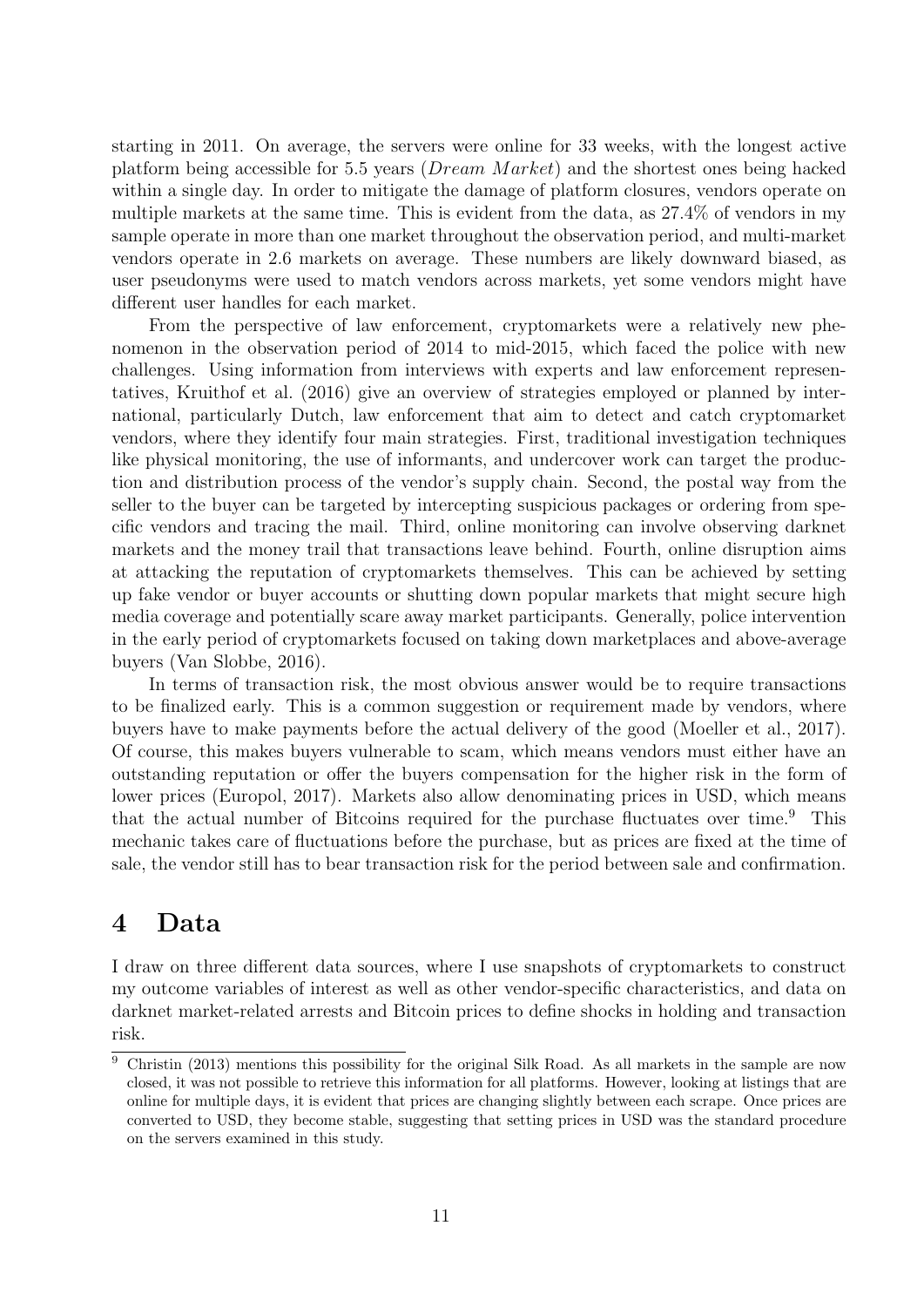starting in 2011. On average, the servers were online for 33 weeks, with the longest active platform being accessible for 5.5 years (*Dream Market*) and the shortest ones being hacked within a single day. In order to mitigate the damage of platform closures, vendors operate on multiple markets at the same time. This is evident from the data, as 27.4% of vendors in my sample operate in more than one market throughout the observation period, and multi-market vendors operate in 2.6 markets on average. These numbers are likely downward biased, as user pseudonyms were used to match vendors across markets, yet some vendors might have different user handles for each market.

From the perspective of law enforcement, cryptomarkets were a relatively new phenomenon in the observation period of 2014 to mid-2015, which faced the police with new challenges. Using information from interviews with experts and law enforcement representatives, Kruithof et al. (2016) give an overview of strategies employed or planned by international, particularly Dutch, law enforcement that aim to detect and catch cryptomarket vendors, where they identify four main strategies. First, traditional investigation techniques like physical monitoring, the use of informants, and undercover work can target the production and distribution process of the vendor's supply chain. Second, the postal way from the seller to the buyer can be targeted by intercepting suspicious packages or ordering from specific vendors and tracing the mail. Third, online monitoring can involve observing darknet markets and the money trail that transactions leave behind. Fourth, online disruption aims at attacking the reputation of cryptomarkets themselves. This can be achieved by setting up fake vendor or buyer accounts or shutting down popular markets that might secure high media coverage and potentially scare away market participants. Generally, police intervention in the early period of cryptomarkets focused on taking down marketplaces and above-average buyers (Van Slobbe, 2016).

In terms of transaction risk, the most obvious answer would be to require transactions to be finalized early. This is a common suggestion or requirement made by vendors, where buyers have to make payments before the actual delivery of the good (Moeller et al., 2017). Of course, this makes buyers vulnerable to scam, which means vendors must either have an outstanding reputation or offer the buyers compensation for the higher risk in the form of lower prices (Europol, 2017). Markets also allow denominating prices in USD, which means that the actual number of Bitcoins required for the purchase fluctuates over time.[9] This mechanic takes care of fluctuations before the purchase, but as prices are fixed at the time of sale, the vendor still has to bear transaction risk for the period between sale and confirmation.

# 4 Data

I draw on three different data sources, where I use snapshots of cryptomarkets to construct my outcome variables of interest as well as other vendor-specific characteristics, and data on darknet market-related arrests and Bitcoin prices to define shocks in holding and transaction risk.

[9] Christin (2013) mentions this possibility for the original Silk Road. As all markets in the sample are now closed, it was not possible to retrieve this information for all platforms. However, looking at listings that are online for multiple days, it is evident that prices are changing slightly between each scrape. Once prices are converted to USD, they become stable, suggesting that setting prices in USD was the standard procedure on the servers examined in this study.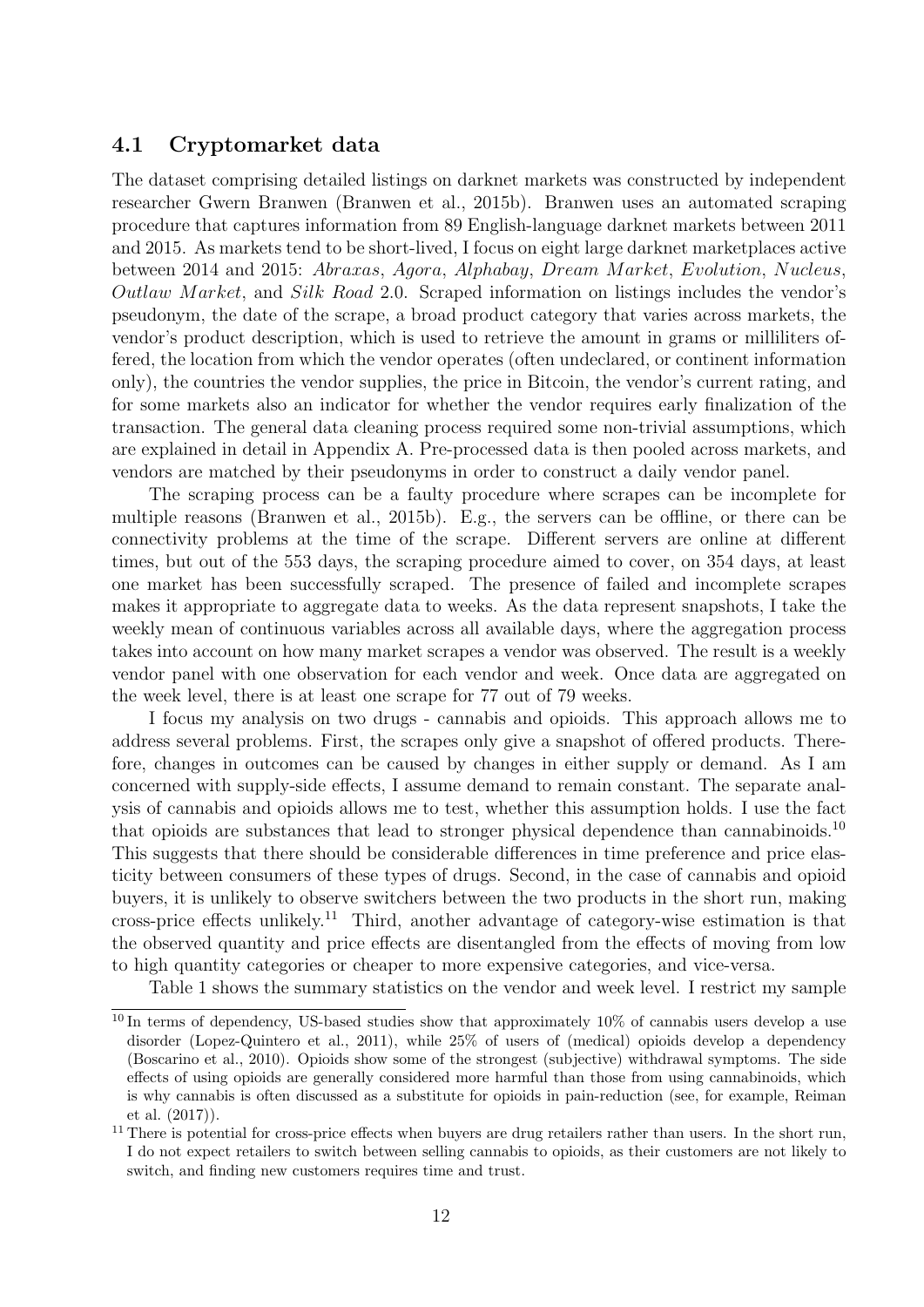### 4.1 Cryptomarket data

The dataset comprising detailed listings on darknet markets was constructed by independent researcher Gwern Branwen (Branwen et al., 2015b). Branwen uses an automated scraping procedure that captures information from 89 English-language darknet markets between 2011 and 2015. As markets tend to be short-lived, I focus on eight large darknet marketplaces active between 2014 and 2015: *Abraxas*, *Agora*, *Alphabay*, *Dream Market*, *Evolution*, *Nucleus*, *Outlaw Market*, and *Silk Road* 2.0. Scraped information on listings includes the vendor's pseudonym, the date of the scrape, a broad product category that varies across markets, the vendor's product description, which is used to retrieve the amount in grams or milliliters offered, the location from which the vendor operates (often undeclared, or continent information only), the countries the vendor supplies, the price in Bitcoin, the vendor's current rating, and for some markets also an indicator for whether the vendor requires early finalization of the transaction. The general data cleaning process required some non-trivial assumptions, which are explained in detail in Appendix A. Pre-processed data is then pooled across markets, and vendors are matched by their pseudonyms in order to construct a daily vendor panel.

The scraping process can be a faulty procedure where scrapes can be incomplete for multiple reasons (Branwen et al., 2015b). E.g., the servers can be offline, or there can be connectivity problems at the time of the scrape. Different servers are online at different times, but out of the 553 days, the scraping procedure aimed to cover, on 354 days, at least one market has been successfully scraped. The presence of failed and incomplete scrapes makes it appropriate to aggregate data to weeks. As the data represent snapshots, I take the weekly mean of continuous variables across all available days, where the aggregation process takes into account on how many market scrapes a vendor was observed. The result is a weekly vendor panel with one observation for each vendor and week. Once data are aggregated on the week level, there is at least one scrape for 77 out of 79 weeks.

I focus my analysis on two drugs - cannabis and opioids. This approach allows me to address several problems. First, the scrapes only give a snapshot of offered products. Therefore, changes in outcomes can be caused by changes in either supply or demand. As I am concerned with supply-side effects, I assume demand to remain constant. The separate analysis of cannabis and opioids allows me to test, whether this assumption holds. I use the fact that opioids are substances that lead to stronger physical dependence than cannabinoids.[10] This suggests that there should be considerable differences in time preference and price elasticity between consumers of these types of drugs. Second, in the case of cannabis and opioid buyers, it is unlikely to observe switchers between the two products in the short run, making cross-price effects unlikely.[11] Third, another advantage of category-wise estimation is that the observed quantity and price effects are disentangled from the effects of moving from low to high quantity categories or cheaper to more expensive categories, and vice-versa.

Table 1 shows the summary statistics on the vendor and week level. I restrict my sample

[10] In terms of dependency, US-based studies show that approximately 10% of cannabis users develop a use disorder (Lopez-Quintero et al., 2011), while 25% of users of (medical) opioids develop a dependency (Boscarino et al., 2010). Opioids show some of the strongest (subjective) withdrawal symptoms. The side effects of using opioids are generally considered more harmful than those from using cannabinoids, which is why cannabis is often discussed as a substitute for opioids in pain-reduction (see, for example, Reiman et al. (2017)).

[11] There is potential for cross-price effects when buyers are drug retailers rather than users. In the short run, I do not expect retailers to switch between selling cannabis to opioids, as their customers are not likely to switch, and finding new customers requires time and trust.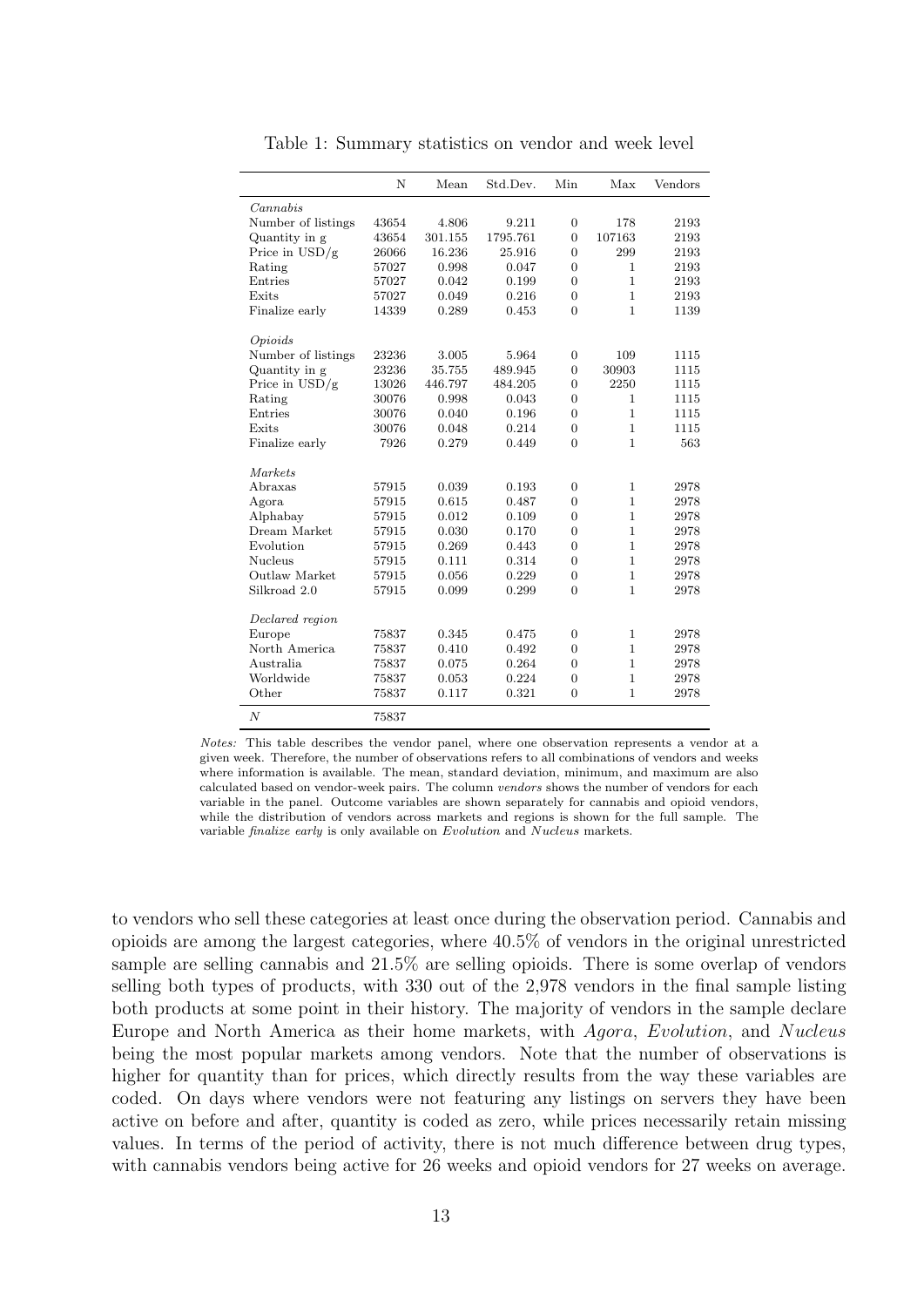Table 1: Summary statistics on vendor and week level

| | N | Mean | Std.Dev. | Min | Max | Vendors |
|---|---|---|---|---|---|---|
| *Cannabis* | | | | | | |
| Number of listings | 43654 | 4.806 | 9.211 | 0 | 178 | 2193 |
| Quantity in g | 43654 | 301.155 | 1795.761 | 0 | 107163 | 2193 |
| Price in USD/g | 26066 | 16.236 | 25.916 | 0 | 299 | 2193 |
| Rating | 57027 | 0.998 | 0.047 | 0 | 1 | 2193 |
| Entries | 57027 | 0.042 | 0.199 | 0 | 1 | 2193 |
| Exits | 57027 | 0.049 | 0.216 | 0 | 1 | 2193 |
| Finalize early | 14339 | 0.289 | 0.453 | 0 | 1 | 1139 |
| *Opioids* | | | | | | |
| Number of listings | 23236 | 3.005 | 5.964 | 0 | 109 | 1115 |
| Quantity in g | 23236 | 35.755 | 489.945 | 0 | 30903 | 1115 |
| Price in USD/g | 13026 | 446.797 | 484.205 | 0 | 2250 | 1115 |
| Rating | 30076 | 0.998 | 0.043 | 0 | 1 | 1115 |
| Entries | 30076 | 0.040 | 0.196 | 0 | 1 | 1115 |
| Exits | 30076 | 0.048 | 0.214 | 0 | 1 | 1115 |
| Finalize early | 7926 | 0.279 | 0.449 | 0 | 1 | 563 |
| *Markets* | | | | | | |
| Abraxas | 57915 | 0.039 | 0.193 | 0 | 1 | 2978 |
| Agora | 57915 | 0.615 | 0.487 | 0 | 1 | 2978 |
| Alphabay | 57915 | 0.012 | 0.109 | 0 | 1 | 2978 |
| Dream Market | 57915 | 0.030 | 0.170 | 0 | 1 | 2978 |
| Evolution | 57915 | 0.269 | 0.443 | 0 | 1 | 2978 |
| Nucleus | 57915 | 0.111 | 0.314 | 0 | 1 | 2978 |
| Outlaw Market | 57915 | 0.056 | 0.229 | 0 | 1 | 2978 |
| Silkroad 2.0 | 57915 | 0.099 | 0.299 | 0 | 1 | 2978 |
| *Declared region* | | | | | | |
| Europe | 75837 | 0.345 | 0.475 | 0 | 1 | 2978 |
| North America | 75837 | 0.410 | 0.492 | 0 | 1 | 2978 |
| Australia | 75837 | 0.075 | 0.264 | 0 | 1 | 2978 |
| Worldwide | 75837 | 0.053 | 0.224 | 0 | 1 | 2978 |
| Other | 75837 | 0.117 | 0.321 | 0 | 1 | 2978 |
| $N$ | 75837 | | | | | |

*Notes:* This table describes the vendor panel, where one observation represents a vendor at a given week. Therefore, the number of observations refers to all combinations of vendors and weeks where information is available. The mean, standard deviation, minimum, and maximum are also calculated based on vendor-week pairs. The column *vendors* shows the number of vendors for each variable in the panel. Outcome variables are shown separately for cannabis and opioid vendors, while the distribution of vendors across markets and regions is shown for the full sample. The variable *finalize early* is only available on *Evolution* and *Nucleus* markets.

to vendors who sell these categories at least once during the observation period. Cannabis and opioids are among the largest categories, where 40.5% of vendors in the original unrestricted sample are selling cannabis and 21.5% are selling opioids. There is some overlap of vendors selling both types of products, with 330 out of the 2,978 vendors in the final sample listing both products at some point in their history. The majority of vendors in the sample declare Europe and North America as their home markets, with *Agora*, *Evolution*, and *Nucleus* being the most popular markets among vendors. Note that the number of observations is higher for quantity than for prices, which directly results from the way these variables are coded. On days where vendors were not featuring any listings on servers they have been active on before and after, quantity is coded as zero, while prices necessarily retain missing values. In terms of the period of activity, there is not much difference between drug types, with cannabis vendors being active for 26 weeks and opioid vendors for 27 weeks on average.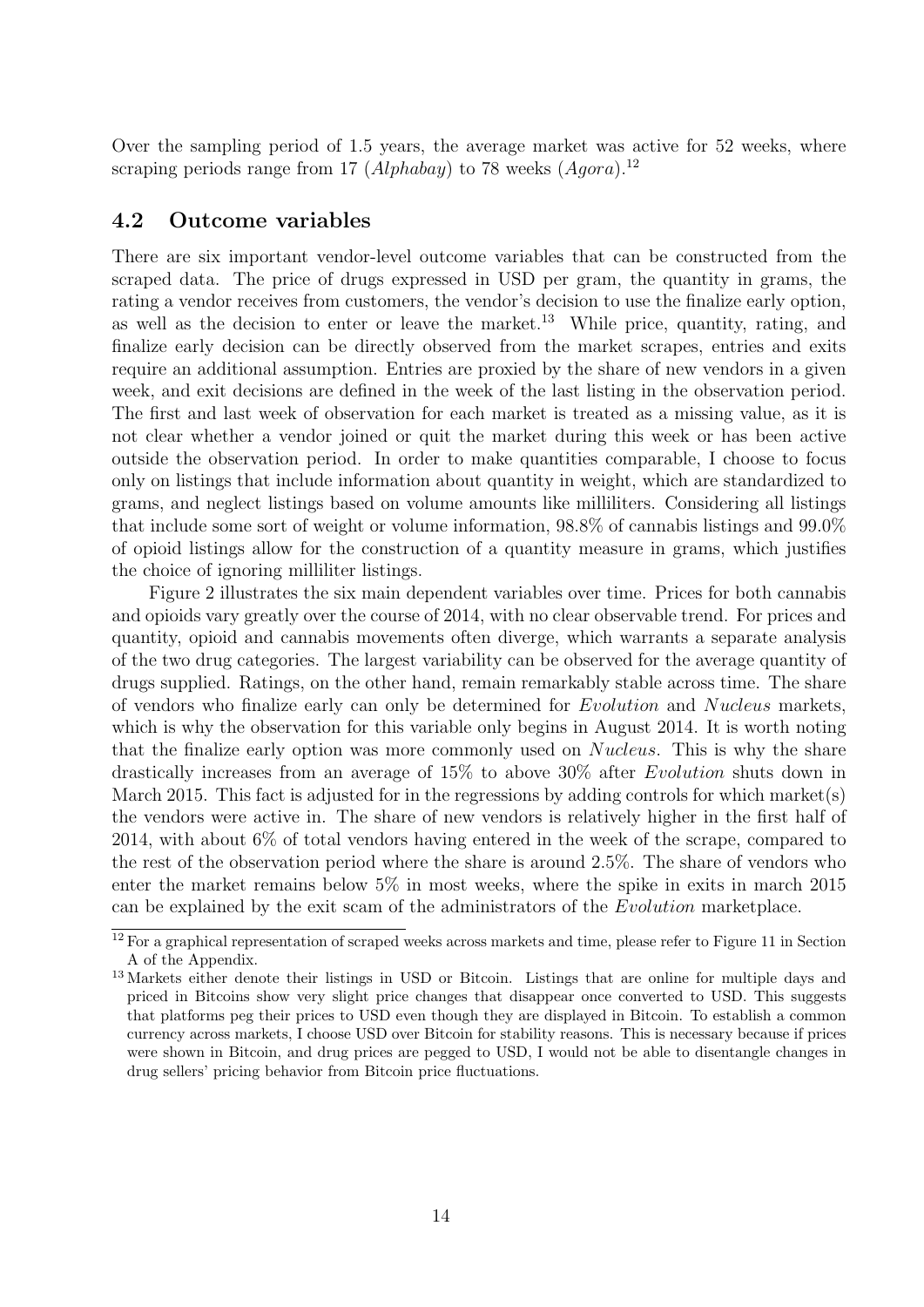Over the sampling period of 1.5 years, the average market was active for 52 weeks, where scraping periods range from 17 (*Alphabay*) to 78 weeks (*Agora*).[12]

## 4.2 Outcome variables

There are six important vendor-level outcome variables that can be constructed from the scraped data. The price of drugs expressed in USD per gram, the quantity in grams, the rating a vendor receives from customers, the vendor's decision to use the finalize early option, as well as the decision to enter or leave the market.[13] While price, quantity, rating, and finalize early decision can be directly observed from the market scrapes, entries and exits require an additional assumption. Entries are proxied by the share of new vendors in a given week, and exit decisions are defined in the week of the last listing in the observation period. The first and last week of observation for each market is treated as a missing value, as it is not clear whether a vendor joined or quit the market during this week or has been active outside the observation period. In order to make quantities comparable, I choose to focus only on listings that include information about quantity in weight, which are standardized to grams, and neglect listings based on volume amounts like milliliters. Considering all listings that include some sort of weight or volume information, 98.8% of cannabis listings and 99.0% of opioid listings allow for the construction of a quantity measure in grams, which justifies the choice of ignoring milliliter listings.

Figure 2 illustrates the six main dependent variables over time. Prices for both cannabis and opioids vary greatly over the course of 2014, with no clear observable trend. For prices and quantity, opioid and cannabis movements often diverge, which warrants a separate analysis of the two drug categories. The largest variability can be observed for the average quantity of drugs supplied. Ratings, on the other hand, remain remarkably stable across time. The share of vendors who finalize early can only be determined for *Evolution* and *Nucleus* markets, which is why the observation for this variable only begins in August 2014. It is worth noting that the finalize early option was more commonly used on *Nucleus*. This is why the share drastically increases from an average of 15% to above 30% after *Evolution* shuts down in March 2015. This fact is adjusted for in the regressions by adding controls for which market(s) the vendors were active in. The share of new vendors is relatively higher in the first half of 2014, with about 6% of total vendors having entered in the week of the scrape, compared to the rest of the observation period where the share is around 2.5%. The share of vendors who enter the market remains below 5% in most weeks, where the spike in exits in march 2015 can be explained by the exit scam of the administrators of the *Evolution* marketplace.

[12] For a graphical representation of scraped weeks across markets and time, please refer to Figure 11 in Section A of the Appendix.

[13] Markets either denote their listings in USD or Bitcoin. Listings that are online for multiple days and priced in Bitcoins show very slight price changes that disappear once converted to USD. This suggests that platforms peg their prices to USD even though they are displayed in Bitcoin. To establish a common currency across markets, I choose USD over Bitcoin for stability reasons. This is necessary because if prices were shown in Bitcoin, and drug prices are pegged to USD, I would not be able to disentangle changes in drug sellers' pricing behavior from Bitcoin price fluctuations.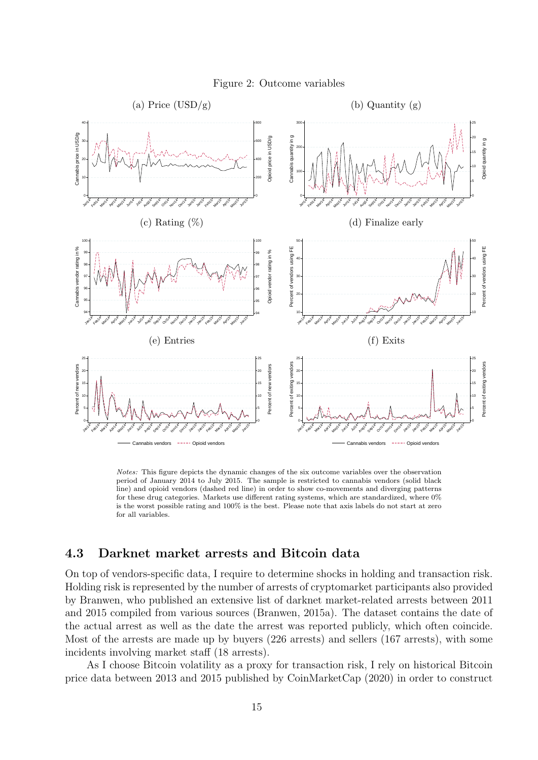Figure 2: Outcome variables

(a) Price (USD/g) (b) Quantity (g)

(c) Rating (%) (d) Finalize early

(e) Entries (f) Exits

*Notes:* This figure depicts the dynamic changes of the six outcome variables over the observation period of January 2014 to July 2015. The sample is restricted to cannabis vendors (solid black line) and opioid vendors (dashed red line) in order to show co-movements and diverging patterns for these drug categories. Markets use different rating systems, which are standardized, where 0% is the worst possible rating and 100% is the best. Please note that axis labels do not start at zero for all variables.

### 4.3 Darknet market arrests and Bitcoin data

On top of vendors-specific data, I require to determine shocks in holding and transaction risk. Holding risk is represented by the number of arrests of cryptomarket participants also provided by Branwen, who published an extensive list of darknet market-related arrests between 2011 and 2015 compiled from various sources (Branwen, 2015a). The dataset contains the date of the actual arrest as well as the date the arrest was reported publicly, which often coincide. Most of the arrests are made up by buyers (226 arrests) and sellers (167 arrests), with some incidents involving market staff (18 arrests).

As I choose Bitcoin volatility as a proxy for transaction risk, I rely on historical Bitcoin price data between 2013 and 2015 published by CoinMarketCap (2020) in order to construct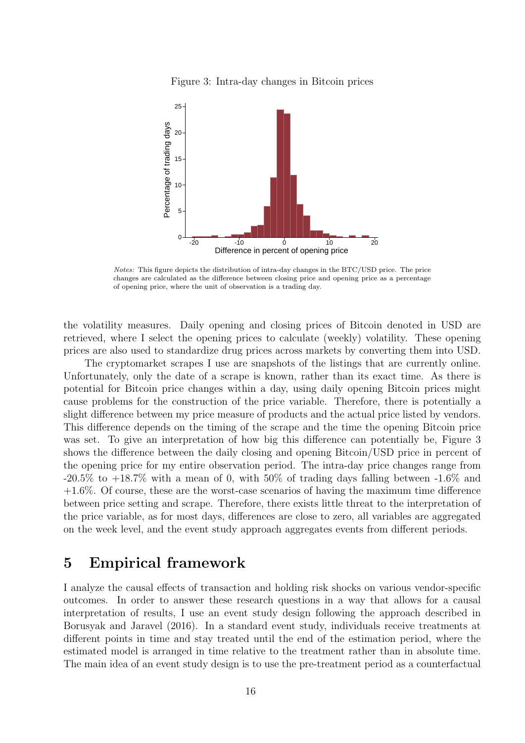Figure 3: Intra-day changes in Bitcoin prices

*Notes:* This figure depicts the distribution of intra-day changes in the BTC/USD price. The price changes are calculated as the difference between closing price and opening price as a percentage of opening price, where the unit of observation is a trading day.

the volatility measures. Daily opening and closing prices of Bitcoin denoted in USD are retrieved, where I select the opening prices to calculate (weekly) volatility. These opening prices are also used to standardize drug prices across markets by converting them into USD.

The cryptomarket scrapes I use are snapshots of the listings that are currently online. Unfortunately, only the date of a scrape is known, rather than its exact time. As there is potential for Bitcoin price changes within a day, using daily opening Bitcoin prices might cause problems for the construction of the price variable. Therefore, there is potentially a slight difference between my price measure of products and the actual price listed by vendors. This difference depends on the timing of the scrape and the time the opening Bitcoin price was set. To give an interpretation of how big this difference can potentially be, Figure 3 shows the difference between the daily closing and opening Bitcoin/USD price in percent of the opening price for my entire observation period. The intra-day price changes range from -20.5% to +18.7% with a mean of 0, with 50% of trading days falling between -1.6% and +1.6%. Of course, these are the worst-case scenarios of having the maximum time difference between price setting and scrape. Therefore, there exists little threat to the interpretation of the price variable, as for most days, differences are close to zero, all variables are aggregated on the week level, and the event study approach aggregates events from different periods.

# 5 Empirical framework

I analyze the causal effects of transaction and holding risk shocks on various vendor-specific outcomes. In order to answer these research questions in a way that allows for a causal interpretation of results, I use an event study design following the approach described in Borusyak and Jaravel (2016). In a standard event study, individuals receive treatments at different points in time and stay treated until the end of the estimation period, where the estimated model is arranged in time relative to the treatment rather than in absolute time. The main idea of an event study design is to use the pre-treatment period as a counterfactual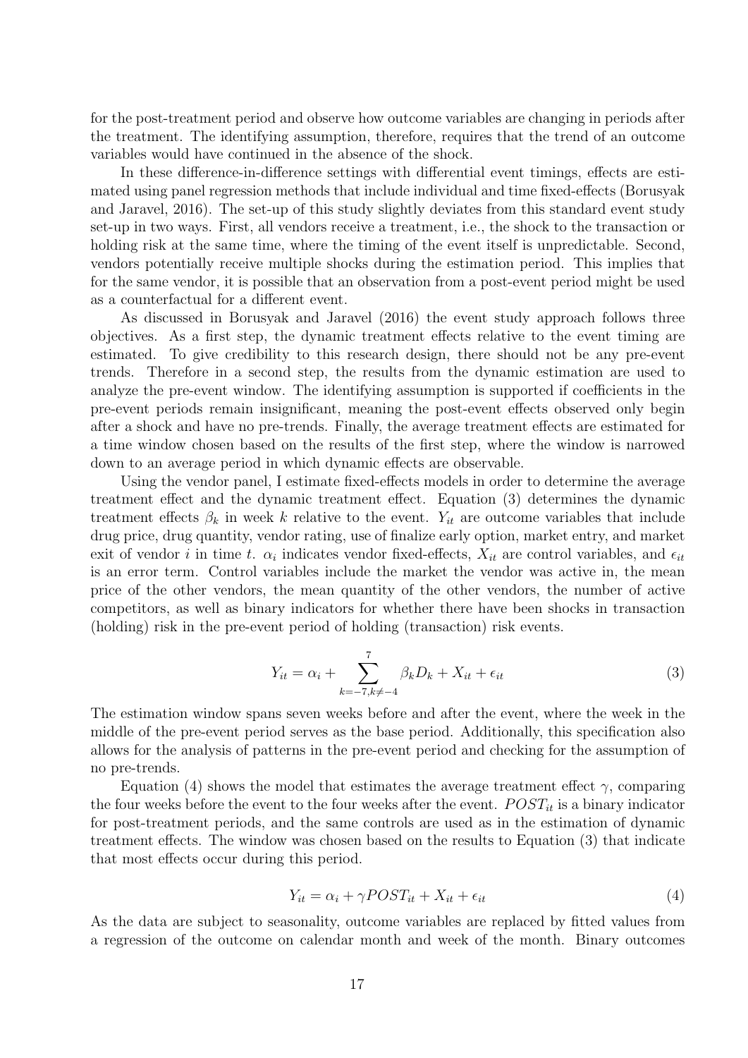for the post-treatment period and observe how outcome variables are changing in periods after the treatment. The identifying assumption, therefore, requires that the trend of an outcome variables would have continued in the absence of the shock.

In these difference-in-difference settings with differential event timings, effects are estimated using panel regression methods that include individual and time fixed-effects (Borusyak and Jaravel, 2016). The set-up of this study slightly deviates from this standard event study set-up in two ways. First, all vendors receive a treatment, i.e., the shock to the transaction or holding risk at the same time, where the timing of the event itself is unpredictable. Second, vendors potentially receive multiple shocks during the estimation period. This implies that for the same vendor, it is possible that an observation from a post-event period might be used as a counterfactual for a different event.

As discussed in Borusyak and Jaravel (2016) the event study approach follows three objectives. As a first step, the dynamic treatment effects relative to the event timing are estimated. To give credibility to this research design, there should not be any pre-event trends. Therefore in a second step, the results from the dynamic estimation are used to analyze the pre-event window. The identifying assumption is supported if coefficients in the pre-event periods remain insignificant, meaning the post-event effects observed only begin after a shock and have no pre-trends. Finally, the average treatment effects are estimated for a time window chosen based on the results of the first step, where the window is narrowed down to an average period in which dynamic effects are observable.

Using the vendor panel, I estimate fixed-effects models in order to determine the average treatment effect and the dynamic treatment effect. Equation (3) determines the dynamic treatment effects $\beta_k$ in week $k$ relative to the event. $Y_{it}$ are outcome variables that include drug price, drug quantity, vendor rating, use of finalize early option, market entry, and market exit of vendor $i$ in time $t$. $\alpha_i$ indicates vendor fixed-effects, $X_{it}$ are control variables, and $\epsilon_{it}$ is an error term. Control variables include the market the vendor was active in, the mean price of the other vendors, the mean quantity of the other vendors, the number of active competitors, as well as binary indicators for whether there have been shocks in transaction (holding) risk in the pre-event period of holding (transaction) risk events.

$$Y_{it} = \alpha_i + \sum_{k=-7, k \neq -4}^{7} \beta_k D_k + X_{it} + \epsilon_{it} \tag{3}$$

The estimation window spans seven weeks before and after the event, where the week in the middle of the pre-event period serves as the base period. Additionally, this specification also allows for the analysis of patterns in the pre-event period and checking for the assumption of no pre-trends.

Equation (4) shows the model that estimates the average treatment effect $\gamma$, comparing the four weeks before the event to the four weeks after the event. $POST_{it}$ is a binary indicator for post-treatment periods, and the same controls are used as in the estimation of dynamic treatment effects. The window was chosen based on the results to Equation (3) that indicate that most effects occur during this period.

$$Y_{it} = \alpha_i + \gamma POST_{it} + X_{it} + \epsilon_{it} \tag{4}$$

As the data are subject to seasonality, outcome variables are replaced by fitted values from a regression of the outcome on calendar month and week of the month. Binary outcomes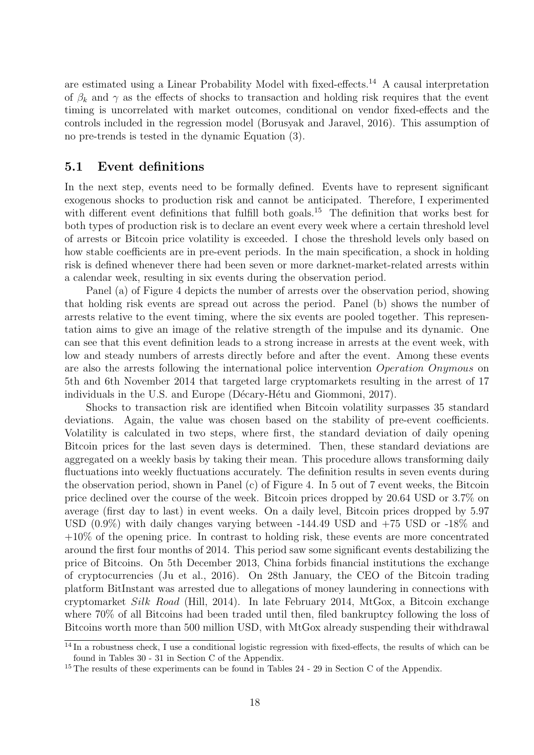are estimated using a Linear Probability Model with fixed-effects.[14] A causal interpretation of $\beta_k$ and $\gamma$ as the effects of shocks to transaction and holding risk requires that the event timing is uncorrelated with market outcomes, conditional on vendor fixed-effects and the controls included in the regression model (Borusyak and Jaravel, 2016). This assumption of no pre-trends is tested in the dynamic Equation (3).

## 5.1 Event definitions

In the next step, events need to be formally defined. Events have to represent significant exogenous shocks to production risk and cannot be anticipated. Therefore, I experimented with different event definitions that fulfill both goals.[15] The definition that works best for both types of production risk is to declare an event every week where a certain threshold level of arrests or Bitcoin price volatility is exceeded. I chose the threshold levels only based on how stable coefficients are in pre-event periods. In the main specification, a shock in holding risk is defined whenever there had been seven or more darknet-market-related arrests within a calendar week, resulting in six events during the observation period.

Panel (a) of Figure 4 depicts the number of arrests over the observation period, showing that holding risk events are spread out across the period. Panel (b) shows the number of arrests relative to the event timing, where the six events are pooled together. This representation aims to give an image of the relative strength of the impulse and its dynamic. One can see that this event definition leads to a strong increase in arrests at the event week, with low and steady numbers of arrests directly before and after the event. Among these events are also the arrests following the international police intervention *Operation Onymous* on 5th and 6th November 2014 that targeted large cryptomarkets resulting in the arrest of 17 individuals in the U.S. and Europe (Décary-Hétu and Giommoni, 2017).

Shocks to transaction risk are identified when Bitcoin volatility surpasses 35 standard deviations. Again, the value was chosen based on the stability of pre-event coefficients. Volatility is calculated in two steps, where first, the standard deviation of daily opening Bitcoin prices for the last seven days is determined. Then, these standard deviations are aggregated on a weekly basis by taking their mean. This procedure allows transforming daily fluctuations into weekly fluctuations accurately. The definition results in seven events during the observation period, shown in Panel (c) of Figure 4. In 5 out of 7 event weeks, the Bitcoin price declined over the course of the week. Bitcoin prices dropped by 20.64 USD or 3.7% on average (first day to last) in event weeks. On a daily level, Bitcoin prices dropped by 5.97 USD (0.9%) with daily changes varying between -144.49 USD and +75 USD or -18% and +10% of the opening price. In contrast to holding risk, these events are more concentrated around the first four months of 2014. This period saw some significant events destabilizing the price of Bitcoins. On 5th December 2013, China forbids financial institutions the exchange of cryptocurrencies (Ju et al., 2016). On 28th January, the CEO of the Bitcoin trading platform BitInstant was arrested due to allegations of money laundering in connections with cryptomarket *Silk Road* (Hill, 2014). In late February 2014, MtGox, a Bitcoin exchange where 70% of all Bitcoins had been traded until then, filed bankruptcy following the loss of Bitcoins worth more than 500 million USD, with MtGox already suspending their withdrawal

[14] In a robustness check, I use a conditional logistic regression with fixed-effects, the results of which can be found in Tables 30 - 31 in Section C of the Appendix.

[15] The results of these experiments can be found in Tables 24 - 29 in Section C of the Appendix.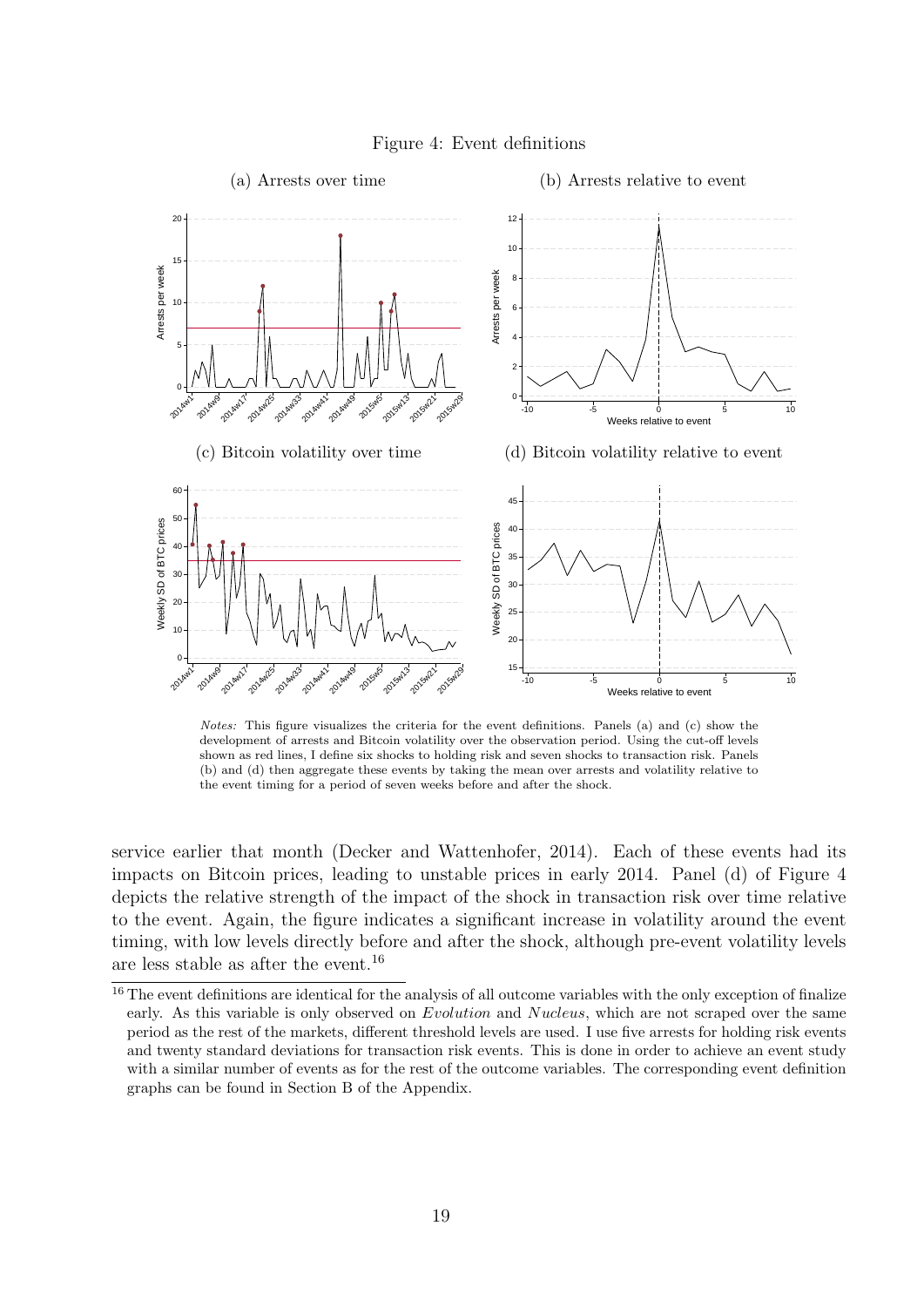Figure 4: Event definitions

(a) Arrests over time

(b) Arrests relative to event

(c) Bitcoin volatility over time

(d) Bitcoin volatility relative to event

*Notes:* This figure visualizes the criteria for the event definitions. Panels (a) and (c) show the development of arrests and Bitcoin volatility over the observation period. Using the cut-off levels shown as red lines, I define six shocks to holding risk and seven shocks to transaction risk. Panels (b) and (d) then aggregate these events by taking the mean over arrests and volatility relative to the event timing for a period of seven weeks before and after the shock.

service earlier that month (Decker and Wattenhofer, 2014). Each of these events had its impacts on Bitcoin prices, leading to unstable prices in early 2014. Panel (d) of Figure 4 depicts the relative strength of the impact of the shock in transaction risk over time relative to the event. Again, the figure indicates a significant increase in volatility around the event timing, with low levels directly before and after the shock, although pre-event volatility levels are less stable as after the event.[16]

[16] The event definitions are identical for the analysis of all outcome variables with the only exception of finalize early. As this variable is only observed on *Evolution* and *Nucleus*, which are not scraped over the same period as the rest of the markets, different threshold levels are used. I use five arrests for holding risk events and twenty standard deviations for transaction risk events. This is done in order to achieve an event study with a similar number of events as for the rest of the outcome variables. The corresponding event definition graphs can be found in Section B of the Appendix.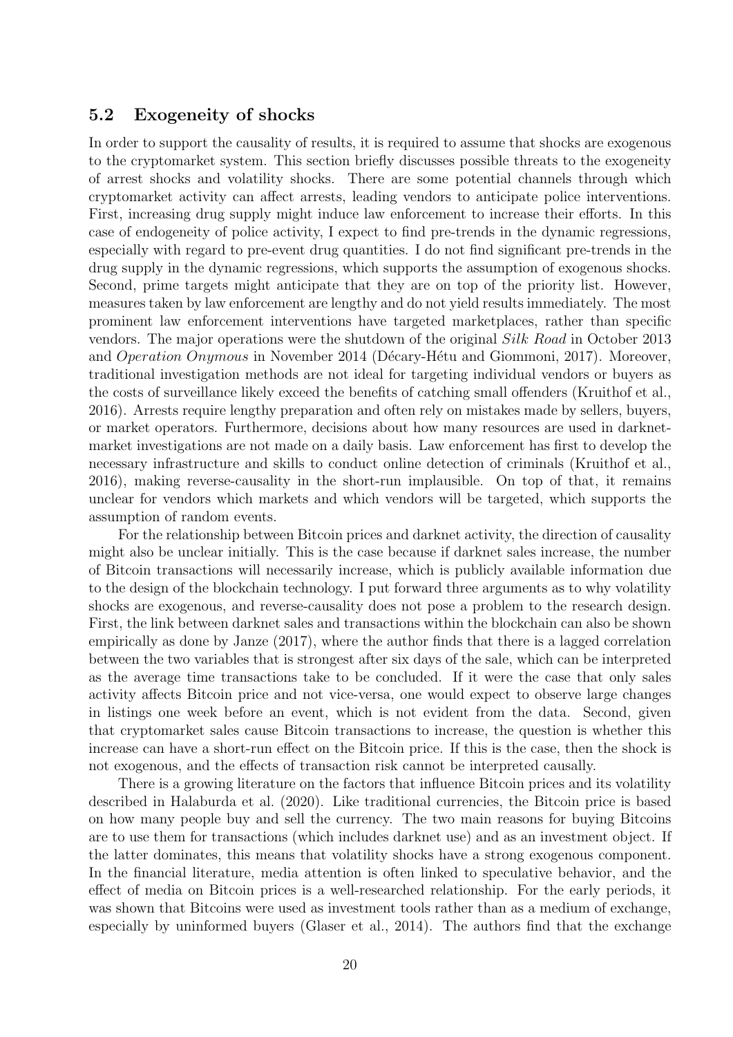## 5.2 Exogeneity of shocks

In order to support the causality of results, it is required to assume that shocks are exogenous to the cryptomarket system. This section briefly discusses possible threats to the exogeneity of arrest shocks and volatility shocks. There are some potential channels through which cryptomarket activity can affect arrests, leading vendors to anticipate police interventions. First, increasing drug supply might induce law enforcement to increase their efforts. In this case of endogeneity of police activity, I expect to find pre-trends in the dynamic regressions, especially with regard to pre-event drug quantities. I do not find significant pre-trends in the drug supply in the dynamic regressions, which supports the assumption of exogenous shocks. Second, prime targets might anticipate that they are on top of the priority list. However, measures taken by law enforcement are lengthy and do not yield results immediately. The most prominent law enforcement interventions have targeted marketplaces, rather than specific vendors. The major operations were the shutdown of the original *Silk Road* in October 2013 and *Operation Onymous* in November 2014 (Décary-Hétu and Giommoni, 2017). Moreover, traditional investigation methods are not ideal for targeting individual vendors or buyers as the costs of surveillance likely exceed the benefits of catching small offenders (Kruithof et al., 2016). Arrests require lengthy preparation and often rely on mistakes made by sellers, buyers, or market operators. Furthermore, decisions about how many resources are used in darknet-market investigations are not made on a daily basis. Law enforcement has first to develop the necessary infrastructure and skills to conduct online detection of criminals (Kruithof et al., 2016), making reverse-causality in the short-run implausible. On top of that, it remains unclear for vendors which markets and which vendors will be targeted, which supports the assumption of random events.

For the relationship between Bitcoin prices and darknet activity, the direction of causality might also be unclear initially. This is the case because if darknet sales increase, the number of Bitcoin transactions will necessarily increase, which is publicly available information due to the design of the blockchain technology. I put forward three arguments as to why volatility shocks are exogenous, and reverse-causality does not pose a problem to the research design. First, the link between darknet sales and transactions within the blockchain can also be shown empirically as done by Janze (2017), where the author finds that there is a lagged correlation between the two variables that is strongest after six days of the sale, which can be interpreted as the average time transactions take to be concluded. If it were the case that only sales activity affects Bitcoin price and not vice-versa, one would expect to observe large changes in listings one week before an event, which is not evident from the data. Second, given that cryptomarket sales cause Bitcoin transactions to increase, the question is whether this increase can have a short-run effect on the Bitcoin price. If this is the case, then the shock is not exogenous, and the effects of transaction risk cannot be interpreted causally.

There is a growing literature on the factors that influence Bitcoin prices and its volatility described in Halaburda et al. (2020). Like traditional currencies, the Bitcoin price is based on how many people buy and sell the currency. The two main reasons for buying Bitcoins are to use them for transactions (which includes darknet use) and as an investment object. If the latter dominates, this means that volatility shocks have a strong exogenous component. In the financial literature, media attention is often linked to speculative behavior, and the effect of media on Bitcoin prices is a well-researched relationship. For the early periods, it was shown that Bitcoins were used as investment tools rather than as a medium of exchange, especially by uninformed buyers (Glaser et al., 2014). The authors find that the exchange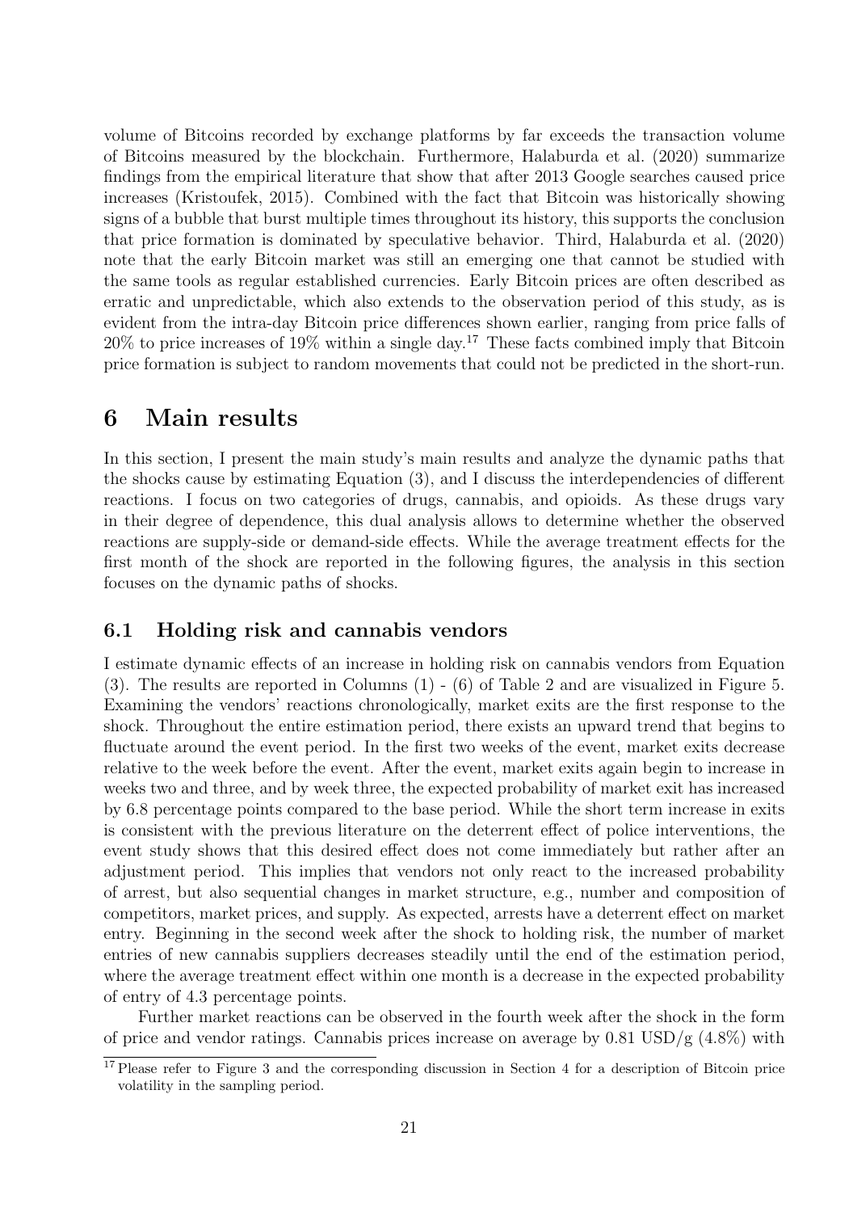volume of Bitcoins recorded by exchange platforms by far exceeds the transaction volume of Bitcoins measured by the blockchain. Furthermore, Halaburda et al. (2020) summarize findings from the empirical literature that show that after 2013 Google searches caused price increases (Kristoufek, 2015). Combined with the fact that Bitcoin was historically showing signs of a bubble that burst multiple times throughout its history, this supports the conclusion that price formation is dominated by speculative behavior. Third, Halaburda et al. (2020) note that the early Bitcoin market was still an emerging one that cannot be studied with the same tools as regular established currencies. Early Bitcoin prices are often described as erratic and unpredictable, which also extends to the observation period of this study, as is evident from the intra-day Bitcoin price differences shown earlier, ranging from price falls of 20% to price increases of 19% within a single day.[17] These facts combined imply that Bitcoin price formation is subject to random movements that could not be predicted in the short-run.

# 6 Main results

In this section, I present the main study's main results and analyze the dynamic paths that the shocks cause by estimating Equation (3), and I discuss the interdependencies of different reactions. I focus on two categories of drugs, cannabis, and opioids. As these drugs vary in their degree of dependence, this dual analysis allows to determine whether the observed reactions are supply-side or demand-side effects. While the average treatment effects for the first month of the shock are reported in the following figures, the analysis in this section focuses on the dynamic paths of shocks.

## 6.1 Holding risk and cannabis vendors

I estimate dynamic effects of an increase in holding risk on cannabis vendors from Equation (3). The results are reported in Columns (1) - (6) of Table 2 and are visualized in Figure 5. Examining the vendors' reactions chronologically, market exits are the first response to the shock. Throughout the entire estimation period, there exists an upward trend that begins to fluctuate around the event period. In the first two weeks of the event, market exits decrease relative to the week before the event. After the event, market exits again begin to increase in weeks two and three, and by week three, the expected probability of market exit has increased by 6.8 percentage points compared to the base period. While the short term increase in exits is consistent with the previous literature on the deterrent effect of police interventions, the event study shows that this desired effect does not come immediately but rather after an adjustment period. This implies that vendors not only react to the increased probability of arrest, but also sequential changes in market structure, e.g., number and composition of competitors, market prices, and supply. As expected, arrests have a deterrent effect on market entry. Beginning in the second week after the shock to holding risk, the number of market entries of new cannabis suppliers decreases steadily until the end of the estimation period, where the average treatment effect within one month is a decrease in the expected probability of entry of 4.3 percentage points.

Further market reactions can be observed in the fourth week after the shock in the form of price and vendor ratings. Cannabis prices increase on average by 0.81 USD/g (4.8%) with

[17] Please refer to Figure 3 and the corresponding discussion in Section 4 for a description of Bitcoin price volatility in the sampling period.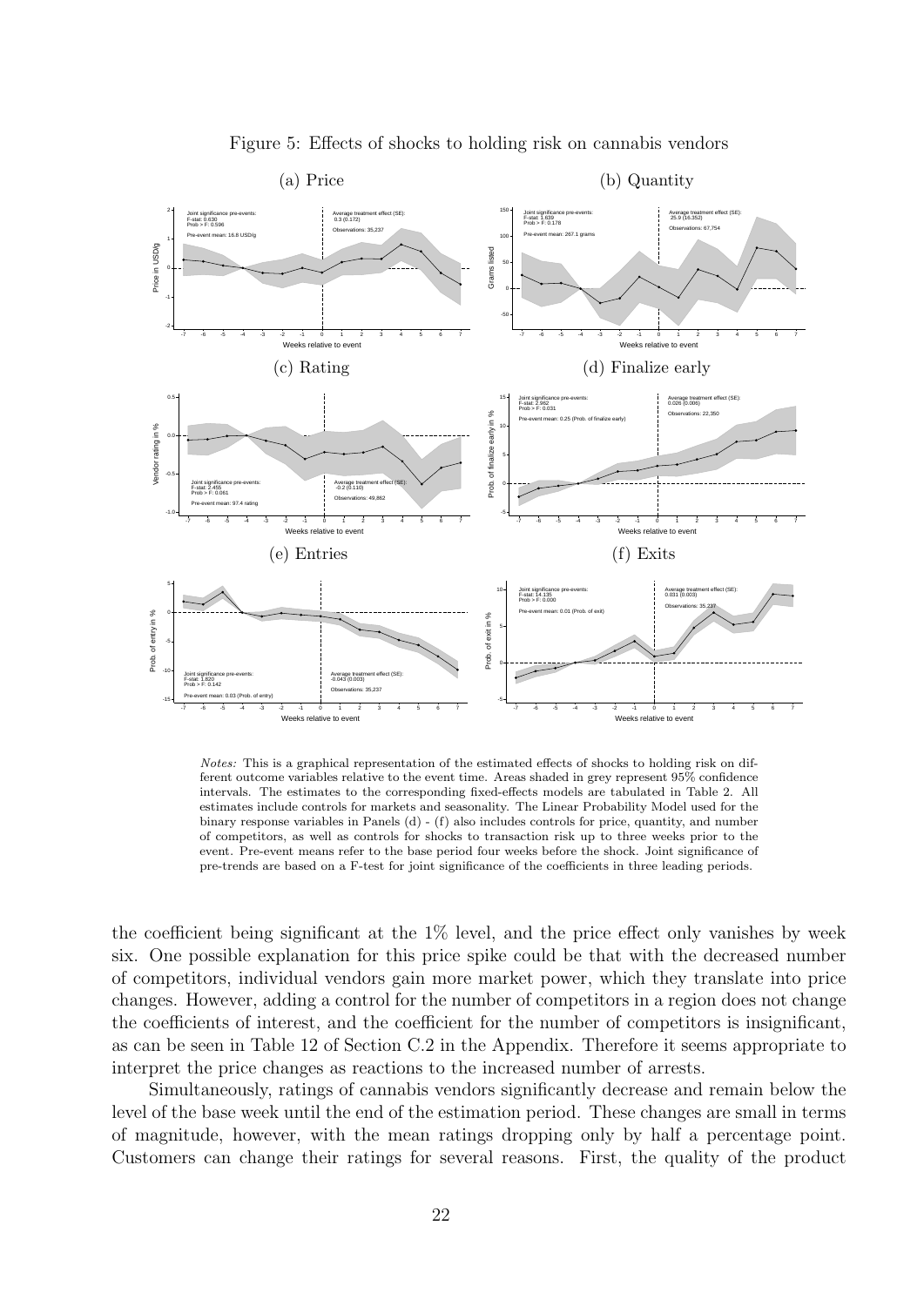Figure 5: Effects of shocks to holding risk on cannabis vendors

(a) Price

(b) Quantity

(c) Rating

(d) Finalize early

(e) Entries

(f) Exits

*Notes:* This is a graphical representation of the estimated effects of shocks to holding risk on different outcome variables relative to the event time. Areas shaded in grey represent 95% confidence intervals. The estimates to the corresponding fixed-effects models are tabulated in Table 2. All estimates include controls for markets and seasonality. The Linear Probability Model used for the binary response variables in Panels (d) - (f) also includes controls for price, quantity, and number of competitors, as well as controls for shocks to transaction risk up to three weeks prior to the event. Pre-event means refer to the base period four weeks before the shock. Joint significance of pre-trends are based on a F-test for joint significance of the coefficients in three leading periods.

the coefficient being significant at the 1% level, and the price effect only vanishes by week six. One possible explanation for this price spike could be that with the decreased number of competitors, individual vendors gain more market power, which they translate into price changes. However, adding a control for the number of competitors in a region does not change the coefficients of interest, and the coefficient for the number of competitors is insignificant, as can be seen in Table 12 of Section C.2 in the Appendix. Therefore it seems appropriate to interpret the price changes as reactions to the increased number of arrests.

Simultaneously, ratings of cannabis vendors significantly decrease and remain below the level of the base week until the end of the estimation period. These changes are small in terms of magnitude, however, with the mean ratings dropping only by half a percentage point. Customers can change their ratings for several reasons. First, the quality of the product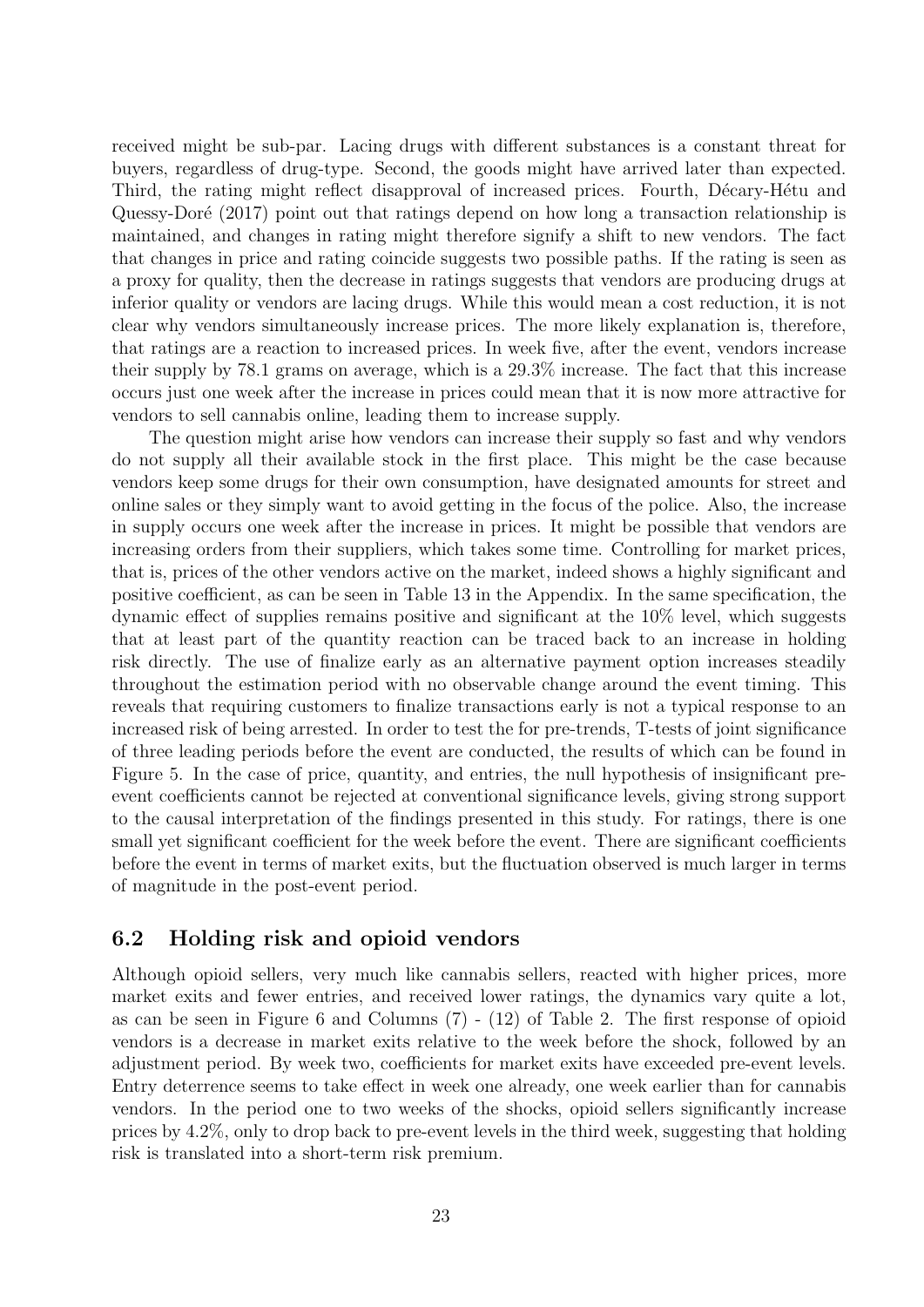received might be sub-par. Lacing drugs with different substances is a constant threat for buyers, regardless of drug-type. Second, the goods might have arrived later than expected. Third, the rating might reflect disapproval of increased prices. Fourth, Décary-Hétu and Quessy-Doré (2017) point out that ratings depend on how long a transaction relationship is maintained, and changes in rating might therefore signify a shift to new vendors. The fact that changes in price and rating coincide suggests two possible paths. If the rating is seen as a proxy for quality, then the decrease in ratings suggests that vendors are producing drugs at inferior quality or vendors are lacing drugs. While this would mean a cost reduction, it is not clear why vendors simultaneously increase prices. The more likely explanation is, therefore, that ratings are a reaction to increased prices. In week five, after the event, vendors increase their supply by 78.1 grams on average, which is a 29.3% increase. The fact that this increase occurs just one week after the increase in prices could mean that it is now more attractive for vendors to sell cannabis online, leading them to increase supply.

The question might arise how vendors can increase their supply so fast and why vendors do not supply all their available stock in the first place. This might be the case because vendors keep some drugs for their own consumption, have designated amounts for street and online sales or they simply want to avoid getting in the focus of the police. Also, the increase in supply occurs one week after the increase in prices. It might be possible that vendors are increasing orders from their suppliers, which takes some time. Controlling for market prices, that is, prices of the other vendors active on the market, indeed shows a highly significant and positive coefficient, as can be seen in Table 13 in the Appendix. In the same specification, the dynamic effect of supplies remains positive and significant at the 10% level, which suggests that at least part of the quantity reaction can be traced back to an increase in holding risk directly. The use of finalize early as an alternative payment option increases steadily throughout the estimation period with no observable change around the event timing. This reveals that requiring customers to finalize transactions early is not a typical response to an increased risk of being arrested. In order to test the for pre-trends, T-tests of joint significance of three leading periods before the event are conducted, the results of which can be found in Figure 5. In the case of price, quantity, and entries, the null hypothesis of insignificant pre-event coefficients cannot be rejected at conventional significance levels, giving strong support to the causal interpretation of the findings presented in this study. For ratings, there is one small yet significant coefficient for the week before the event. There are significant coefficients before the event in terms of market exits, but the fluctuation observed is much larger in terms of magnitude in the post-event period.

## 6.2 Holding risk and opioid vendors

Although opioid sellers, very much like cannabis sellers, reacted with higher prices, more market exits and fewer entries, and received lower ratings, the dynamics vary quite a lot, as can be seen in Figure 6 and Columns (7) - (12) of Table 2. The first response of opioid vendors is a decrease in market exits relative to the week before the shock, followed by an adjustment period. By week two, coefficients for market exits have exceeded pre-event levels. Entry deterrence seems to take effect in week one already, one week earlier than for cannabis vendors. In the period one to two weeks of the shocks, opioid sellers significantly increase prices by 4.2%, only to drop back to pre-event levels in the third week, suggesting that holding risk is translated into a short-term risk premium.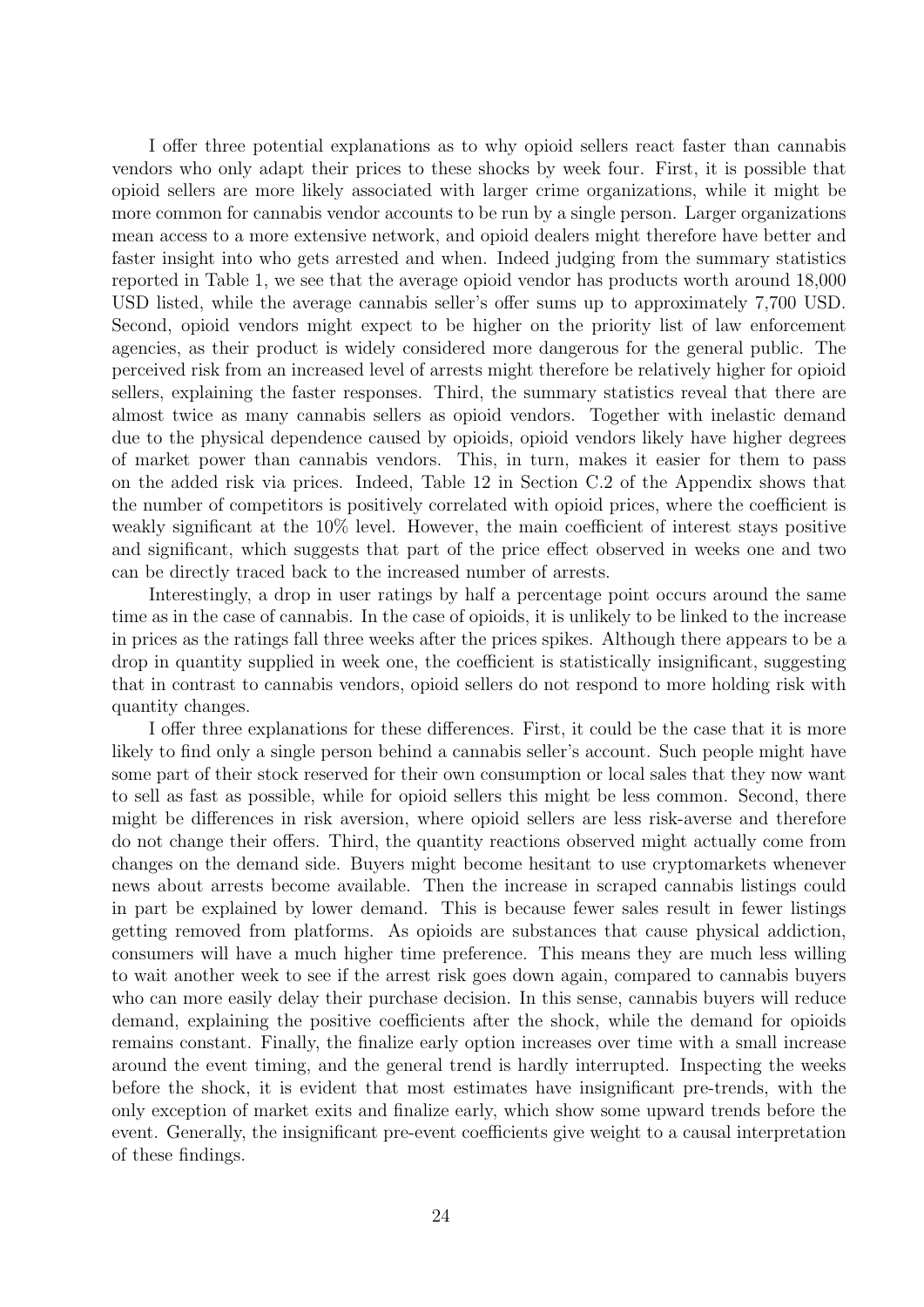I offer three potential explanations as to why opioid sellers react faster than cannabis vendors who only adapt their prices to these shocks by week four. First, it is possible that opioid sellers are more likely associated with larger crime organizations, while it might be more common for cannabis vendor accounts to be run by a single person. Larger organizations mean access to a more extensive network, and opioid dealers might therefore have better and faster insight into who gets arrested and when. Indeed judging from the summary statistics reported in Table 1, we see that the average opioid vendor has products worth around 18,000 USD listed, while the average cannabis seller's offer sums up to approximately 7,700 USD. Second, opioid vendors might expect to be higher on the priority list of law enforcement agencies, as their product is widely considered more dangerous for the general public. The perceived risk from an increased level of arrests might therefore be relatively higher for opioid sellers, explaining the faster responses. Third, the summary statistics reveal that there are almost twice as many cannabis sellers as opioid vendors. Together with inelastic demand due to the physical dependence caused by opioids, opioid vendors likely have higher degrees of market power than cannabis vendors. This, in turn, makes it easier for them to pass on the added risk via prices. Indeed, Table 12 in Section C.2 of the Appendix shows that the number of competitors is positively correlated with opioid prices, where the coefficient is weakly significant at the 10% level. However, the main coefficient of interest stays positive and significant, which suggests that part of the price effect observed in weeks one and two can be directly traced back to the increased number of arrests.

Interestingly, a drop in user ratings by half a percentage point occurs around the same time as in the case of cannabis. In the case of opioids, it is unlikely to be linked to the increase in prices as the ratings fall three weeks after the prices spikes. Although there appears to be a drop in quantity supplied in week one, the coefficient is statistically insignificant, suggesting that in contrast to cannabis vendors, opioid sellers do not respond to more holding risk with quantity changes.

I offer three explanations for these differences. First, it could be the case that it is more likely to find only a single person behind a cannabis seller's account. Such people might have some part of their stock reserved for their own consumption or local sales that they now want to sell as fast as possible, while for opioid sellers this might be less common. Second, there might be differences in risk aversion, where opioid sellers are less risk-averse and therefore do not change their offers. Third, the quantity reactions observed might actually come from changes on the demand side. Buyers might become hesitant to use cryptomarkets whenever news about arrests become available. Then the increase in scraped cannabis listings could in part be explained by lower demand. This is because fewer sales result in fewer listings getting removed from platforms. As opioids are substances that cause physical addiction, consumers will have a much higher time preference. This means they are much less willing to wait another week to see if the arrest risk goes down again, compared to cannabis buyers who can more easily delay their purchase decision. In this sense, cannabis buyers will reduce demand, explaining the positive coefficients after the shock, while the demand for opioids remains constant. Finally, the finalize early option increases over time with a small increase around the event timing, and the general trend is hardly interrupted. Inspecting the weeks before the shock, it is evident that most estimates have insignificant pre-trends, with the only exception of market exits and finalize early, which show some upward trends before the event. Generally, the insignificant pre-event coefficients give weight to a causal interpretation of these findings.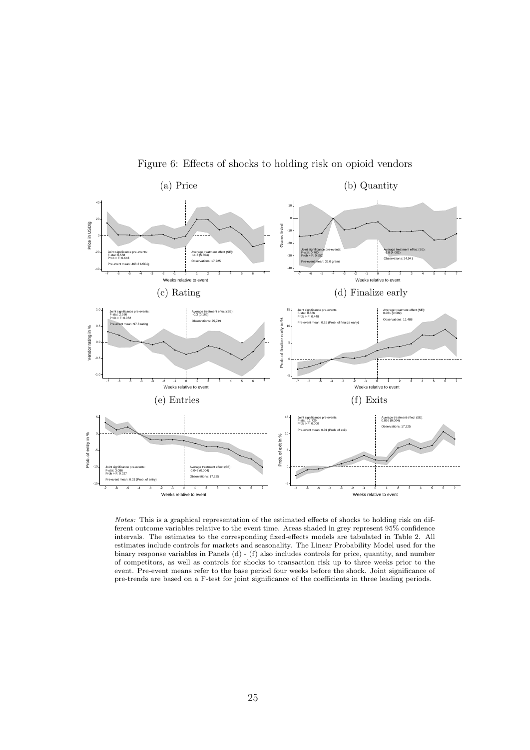Figure 6: Effects of shocks to holding risk on opioid vendors

(a) Price

Joint significance pre-events:
F-stat: 0.558
Prob > F: 0.643

Pre-event mean: 468.2 USD/g

Average treatment effect (SE):
11.3 (5.304)

Observations: 17,225

(b) Quantity

Joint significance pre-events:
F-stat: 0.700
Prob > F: 0.552

Pre-event mean: 33.0 grams

Average treatment effect (SE):
-1.8 (4.002)

Observations: 34,941

(c) Rating

Joint significance pre-events:
F-stat: 2.586
Prob > F: 0.052

Pre-event mean: 97.3 rating

Average treatment effect (SE):
-0.3 (0.163)

Observations: 25,749

(d) Finalize early

Joint significance pre-events:
F-stat: 0.886
Prob > F: 0.448

Pre-event mean: 0.25 (Prob. of finalize early)

Average treatment effect (SE):
0.031 (0.009)

Observations: 11,488

(e) Entries

Joint significance pre-events:
F-stat: 3.086
Prob > F: 0.027

Pre-event mean: 0.03 (Prob. of entry)

Average treatment effect (SE):
-0.042 (0.004)

Observations: 17,225

(f) Exits

Joint significance pre-events:
F-stat: 11.729
Prob > F: 0.000

Pre-event mean: 0.01 (Prob. of exit)

Average treatment effect (SE):
0.036 (0.004)

Observations: 17,225

*Notes:* This is a graphical representation of the estimated effects of shocks to holding risk on different outcome variables relative to the event time. Areas shaded in grey represent 95% confidence intervals. The estimates to the corresponding fixed-effects models are tabulated in Table 2. All estimates include controls for markets and seasonality. The Linear Probability Model used for the binary response variables in Panels (d) - (f) also includes controls for price, quantity, and number of competitors, as well as controls for shocks to transaction risk up to three weeks prior to the event. Pre-event means refer to the base period four weeks before the shock. Joint significance of pre-trends are based on a F-test for joint significance of the coefficients in three leading periods.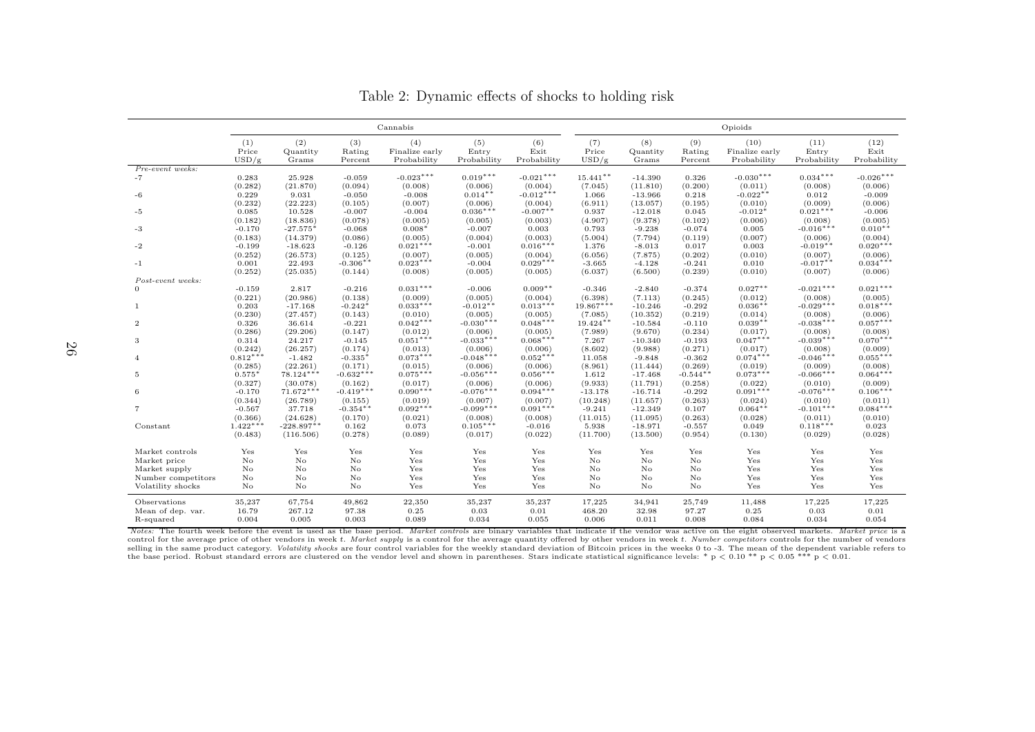# Table 2: Dynamic effects of shocks to holding risk

| | Cannabis | | | | | | Opioids | | | | | |
|---|---|---|---|---|---|---|---|---|---|---|---|---|
| | (1) Price USD/g | (2) Quantity Grams | (3) Rating Percent | (4) Finalize early Probability | (5) Entry Probability | (6) Exit Probability | (7) Price USD/g | (8) Quantity Grams | (9) Rating Percent | (10) Finalize early Probability | (11) Entry Probability | (12) Exit Probability |
| *Pre-event weeks:* | | | | | | | | | | | | |
| -7 | 0.283 | 25.928 | -0.059 | -0.023*** | 0.019*** | -0.021*** | 15.441** | -14.390 | 0.326 | -0.030*** | 0.034*** | -0.026*** |
| | (0.282) | (21.870) | (0.094) | (0.008) | (0.006) | (0.004) | (7.045) | (11.810) | (0.200) | (0.011) | (0.008) | (0.006) |
| -6 | 0.229 | 9.031 | -0.050 | -0.008 | 0.014** | -0.012*** | 1.066 | -13.966 | 0.218 | -0.022** | 0.012 | -0.009 |
| | (0.232) | (22.223) | (0.105) | (0.007) | (0.006) | (0.004) | (6.911) | (13.057) | (0.195) | (0.010) | (0.009) | (0.006) |
| -5 | 0.085 | 10.528 | -0.007 | -0.004 | 0.036*** | -0.007** | 0.937 | -12.018 | 0.045 | -0.012* | 0.021*** | -0.006 |
| | (0.182) | (18.836) | (0.078) | (0.005) | (0.005) | (0.003) | (4.907) | (9.378) | (0.102) | (0.006) | (0.008) | (0.005) |
| -3 | -0.170 | -27.575* | -0.068 | 0.008* | -0.007 | 0.003 | 0.793 | -9.238 | -0.074 | 0.005 | -0.016*** | 0.010** |
| | (0.183) | (14.379) | (0.086) | (0.005) | (0.004) | (0.003) | (5.004) | (7.794) | (0.119) | (0.007) | (0.006) | (0.004) |
| -2 | -0.199 | -18.623 | -0.126 | 0.021*** | -0.001 | 0.016*** | 1.376 | -8.013 | 0.017 | 0.003 | -0.019** | 0.020*** |
| | (0.252) | (26.573) | (0.125) | (0.007) | (0.005) | (0.004) | (6.056) | (7.875) | (0.202) | (0.010) | (0.007) | (0.006) |
| -1 | 0.001 | 22.493 | -0.306** | 0.023*** | -0.004 | 0.029*** | -3.665 | -4.128 | -0.241 | 0.010 | -0.017** | 0.034*** |
| | (0.252) | (25.035) | (0.144) | (0.008) | (0.005) | (0.005) | (6.037) | (6.500) | (0.239) | (0.010) | (0.007) | (0.006) |
| *Post-event weeks:* | | | | | | | | | | | | |
| 0 | -0.159 | 2.817 | -0.216 | 0.031*** | -0.006 | 0.009** | -0.346 | -2.840 | -0.374 | 0.027** | -0.021*** | 0.021*** |
| | (0.221) | (20.986) | (0.138) | (0.009) | (0.005) | (0.004) | (6.398) | (7.113) | (0.245) | (0.012) | (0.008) | (0.005) |
| 1 | 0.203 | -17.168 | -0.242* | 0.033*** | -0.012** | 0.013*** | 19.867*** | -10.246 | -0.292 | 0.036** | -0.029*** | 0.018*** |
| | (0.230) | (27.457) | (0.143) | (0.010) | (0.005) | (0.005) | (7.085) | (10.352) | (0.219) | (0.014) | (0.008) | (0.006) |
| 2 | 0.326 | 36.614 | -0.221 | 0.042*** | -0.030*** | 0.048*** | 19.424** | -10.584 | -0.110 | 0.039** | -0.038*** | 0.057*** |
| | (0.286) | (29.206) | (0.147) | (0.012) | (0.006) | (0.005) | (7.989) | (9.670) | (0.234) | (0.017) | (0.008) | (0.008) |
| 3 | 0.314 | 24.217 | -0.145 | 0.051*** | -0.033*** | 0.068*** | 7.267 | -10.340 | -0.193 | 0.047*** | -0.039*** | 0.070*** |
| | (0.242) | (26.257) | (0.174) | (0.013) | (0.006) | (0.006) | (8.602) | (9.988) | (0.271) | (0.017) | (0.008) | (0.009) |
| 4 | 0.812*** | -1.482 | -0.335* | 0.073*** | -0.048*** | 0.052*** | 11.058 | -9.848 | -0.362 | 0.074*** | -0.046*** | 0.055*** |
| | (0.285) | (22.261) | (0.171) | (0.015) | (0.006) | (0.006) | (8.961) | (11.444) | (0.269) | (0.019) | (0.009) | (0.008) |
| 5 | 0.575* | 78.124*** | -0.632*** | 0.075*** | -0.056*** | 0.056*** | 1.612 | -17.468 | -0.544** | 0.073*** | -0.066*** | 0.064*** |
| | (0.327) | (30.078) | (0.162) | (0.017) | (0.006) | (0.006) | (9.933) | (11.791) | (0.258) | (0.022) | (0.010) | (0.009) |
| 6 | -0.170 | 71.672*** | -0.419*** | 0.090*** | -0.076*** | 0.094*** | -13.178 | -16.714 | -0.292 | 0.091*** | -0.076*** | 0.106*** |
| | (0.344) | (26.789) | (0.155) | (0.019) | (0.007) | (0.007) | (10.248) | (11.657) | (0.263) | (0.024) | (0.010) | (0.011) |
| 7 | -0.567 | 37.718 | -0.354** | 0.092*** | -0.099*** | 0.091*** | -9.241 | -12.349 | 0.107 | 0.064** | -0.101*** | 0.084*** |
| | (0.366) | (24.628) | (0.170) | (0.021) | (0.008) | (0.008) | (11.015) | (11.095) | (0.263) | (0.028) | (0.011) | (0.010) |
| Constant | 1.422*** | -228.897** | 0.162 | 0.073 | 0.105*** | -0.016 | 5.938 | -18.971 | -0.557 | 0.049 | 0.118*** | 0.023 |
| | (0.483) | (116.506) | (0.278) | (0.089) | (0.017) | (0.022) | (11.700) | (13.500) | (0.954) | (0.130) | (0.029) | (0.028) |
| Market controls | Yes | Yes | Yes | Yes | Yes | Yes | Yes | Yes | Yes | Yes | Yes | Yes |
| Market price | No | No | No | Yes | Yes | Yes | No | No | No | Yes | Yes | Yes |
| Market supply | No | No | No | Yes | Yes | Yes | No | No | No | Yes | Yes | Yes |
| Number competitors | No | No | No | Yes | Yes | Yes | No | No | No | Yes | Yes | Yes |
| Volatility shocks | No | No | No | Yes | Yes | Yes | No | No | No | Yes | Yes | Yes |
| Observations | 35,237 | 67,754 | 49,862 | 22,350 | 35,237 | 35,237 | 17,225 | 34,941 | 25,749 | 11,488 | 17,225 | 17,225 |
| Mean of dep. var. | 16.79 | 267.12 | 97.38 | 0.25 | 0.03 | 0.01 | 468.20 | 32.98 | 97.27 | 0.25 | 0.03 | 0.01 |
| R-squared | 0.004 | 0.005 | 0.003 | 0.089 | 0.034 | 0.055 | 0.006 | 0.011 | 0.008 | 0.084 | 0.034 | 0.054 |

*Notes:* The fourth week before the event is used as the base period. *Market controls* are binary variables that indicate if the vendor was active on the eight observed markets. *Market price* is a control for the average price of other vendors in week $t$. *Market supply* is a control for the average quantity offered by other vendors in week $t$. *Number competitors* controls for the number of vendors selling in the same product category. *Volatility shocks* are four control variables for the weekly standard deviation of Bitcoin prices in the weeks 0 to -3. The mean of the dependent variable refers to the base period. Robust standard errors are clustered on the vendor level and shown in parentheses. Stars indicate statistical significance levels: * $p < 0.10$ ** $p < 0.05$ *** $p < 0.01$.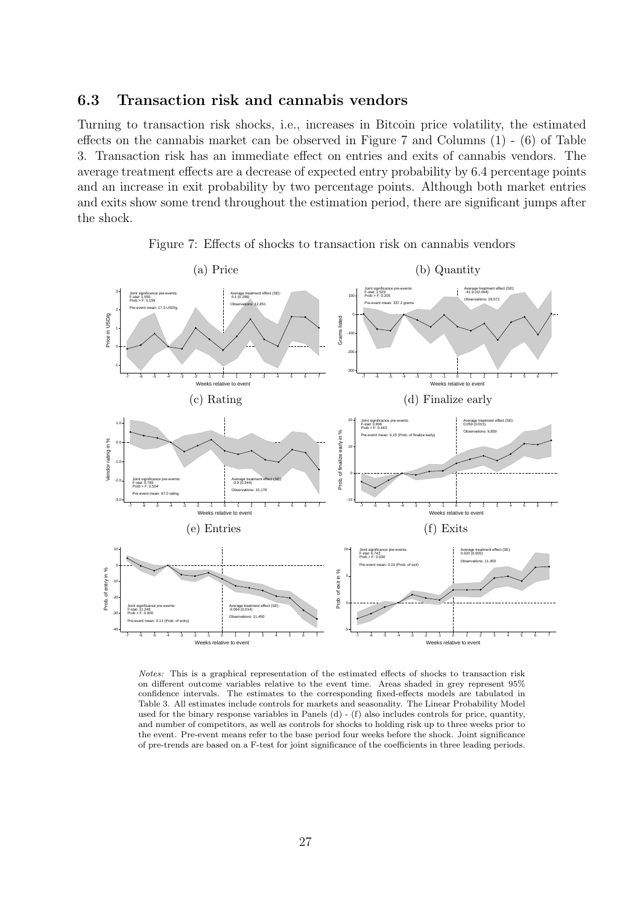### 6.3 Transaction risk and cannabis vendors

Turning to transaction risk shocks, i.e., increases in Bitcoin price volatility, the estimated effects on the cannabis market can be observed in Figure 7 and Columns (1) - (6) of Table 3. Transaction risk has an immediate effect on entries and exits of cannabis vendors. The average treatment effects are a decrease of expected entry probability by 6.4 percentage points and an increase in exit probability by two percentage points. Although both market entries and exits show some trend throughout the estimation period, there are significant jumps after the shock.

Figure 7: Effects of shocks to transaction risk on cannabis vendors

(a) Price

(b) Quantity

(c) Rating

(d) Finalize early

(e) Entries

(f) Exits

*Notes:* This is a graphical representation of the estimated effects of shocks to transaction risk on different outcome variables relative to the event time. Areas shaded in grey represent 95% confidence intervals. The estimates to the corresponding fixed-effects models are tabulated in Table 3. All estimates include controls for markets and seasonality. The Linear Probability Model used for the binary response variables in Panels (d) - (f) also includes controls for price, quantity, and number of competitors, as well as controls for shocks to holding risk up to three weeks prior to the event. Pre-event means refer to the base period four weeks before the shock. Joint significance of pre-trends are based on a F-test for joint significance of the coefficients in three leading periods.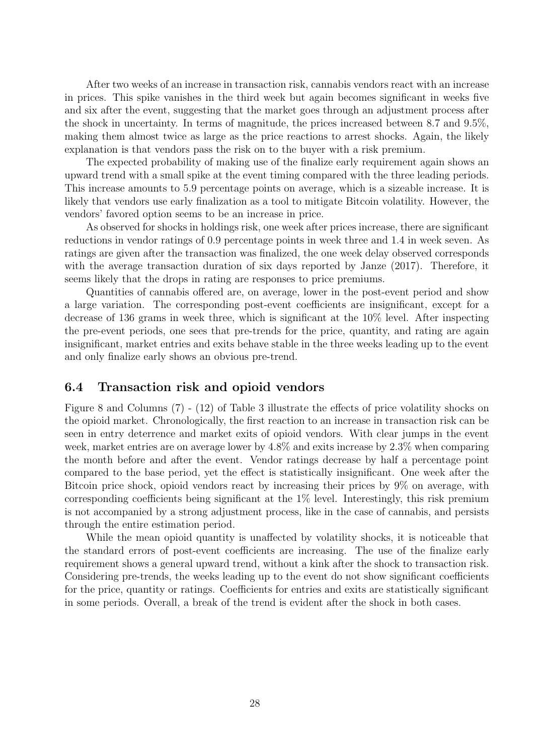After two weeks of an increase in transaction risk, cannabis vendors react with an increase in prices. This spike vanishes in the third week but again becomes significant in weeks five and six after the event, suggesting that the market goes through an adjustment process after the shock in uncertainty. In terms of magnitude, the prices increased between 8.7 and 9.5%, making them almost twice as large as the price reactions to arrest shocks. Again, the likely explanation is that vendors pass the risk on to the buyer with a risk premium.

The expected probability of making use of the finalize early requirement again shows an upward trend with a small spike at the event timing compared with the three leading periods. This increase amounts to 5.9 percentage points on average, which is a sizeable increase. It is likely that vendors use early finalization as a tool to mitigate Bitcoin volatility. However, the vendors' favored option seems to be an increase in price.

As observed for shocks in holdings risk, one week after prices increase, there are significant reductions in vendor ratings of 0.9 percentage points in week three and 1.4 in week seven. As ratings are given after the transaction was finalized, the one week delay observed corresponds with the average transaction duration of six days reported by Janze (2017). Therefore, it seems likely that the drops in rating are responses to price premiums.

Quantities of cannabis offered are, on average, lower in the post-event period and show a large variation. The corresponding post-event coefficients are insignificant, except for a decrease of 136 grams in week three, which is significant at the 10% level. After inspecting the pre-event periods, one sees that pre-trends for the price, quantity, and rating are again insignificant, market entries and exits behave stable in the three weeks leading up to the event and only finalize early shows an obvious pre-trend.

## 6.4 Transaction risk and opioid vendors

Figure 8 and Columns (7) - (12) of Table 3 illustrate the effects of price volatility shocks on the opioid market. Chronologically, the first reaction to an increase in transaction risk can be seen in entry deterrence and market exits of opioid vendors. With clear jumps in the event week, market entries are on average lower by 4.8% and exits increase by 2.3% when comparing the month before and after the event. Vendor ratings decrease by half a percentage point compared to the base period, yet the effect is statistically insignificant. One week after the Bitcoin price shock, opioid vendors react by increasing their prices by 9% on average, with corresponding coefficients being significant at the 1% level. Interestingly, this risk premium is not accompanied by a strong adjustment process, like in the case of cannabis, and persists through the entire estimation period.

While the mean opioid quantity is unaffected by volatility shocks, it is noticeable that the standard errors of post-event coefficients are increasing. The use of the finalize early requirement shows a general upward trend, without a kink after the shock to transaction risk. Considering pre-trends, the weeks leading up to the event do not show significant coefficients for the price, quantity or ratings. Coefficients for entries and exits are statistically significant in some periods. Overall, a break of the trend is evident after the shock in both cases.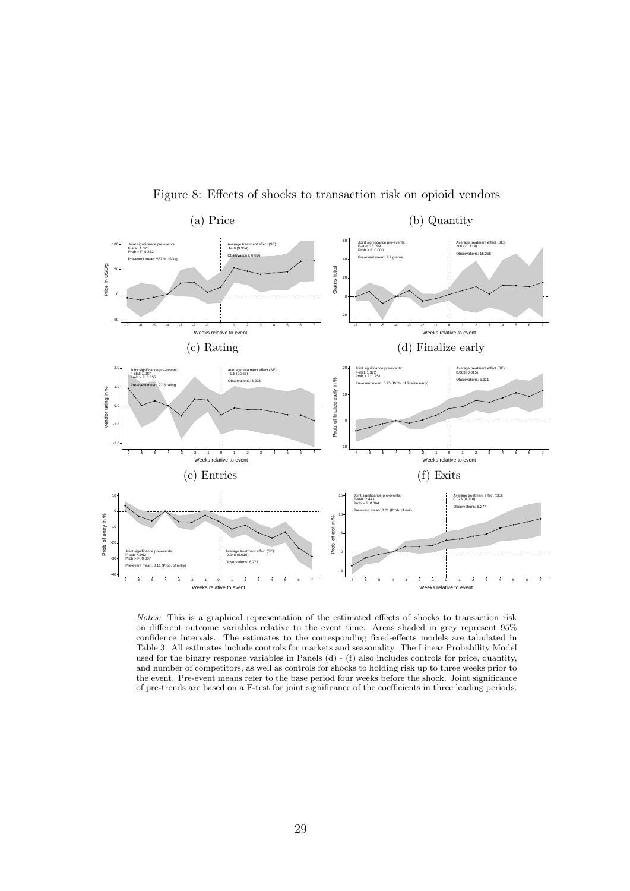Figure 8: Effects of shocks to transaction risk on opioid vendors

(a) Price

(b) Quantity

(c) Rating

(d) Finalize early

(e) Entries

(f) Exits

*Notes:* This is a graphical representation of the estimated effects of shocks to transaction risk on different outcome variables relative to the event time. Areas shaded in grey represent 95% confidence intervals. The estimates to the corresponding fixed-effects models are tabulated in Table 3. All estimates include controls for markets and seasonality. The Linear Probability Model used for the binary response variables in Panels (d) - (f) also includes controls for price, quantity, and number of competitors, as well as controls for shocks to holding risk up to three weeks prior to the event. Pre-event means refer to the base period four weeks before the shock. Joint significance of pre-trends are based on a F-test for joint significance of the coefficients in three leading periods.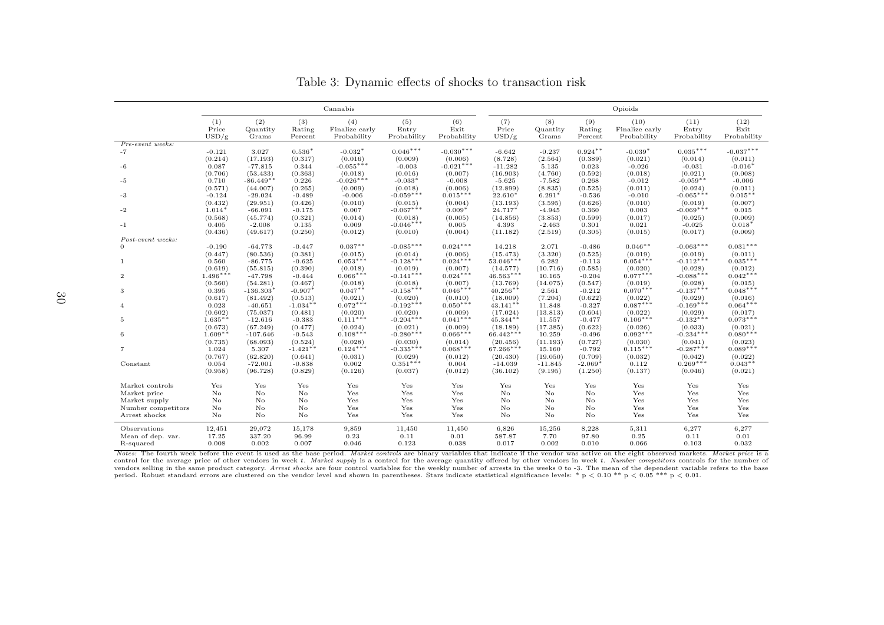# Table 3: Dynamic effects of shocks to transaction risk

| | Cannabis | | | | | | Opioids | | | | | |
|---|---|---|---|---|---|---|---|---|---|---|---|---|
| | (1) | (2) | (3) | (4) | (5) | (6) | (7) | (8) | (9) | (10) | (11) | (12) |
| | Price | Quantity | Rating | Finalize early | Entry | Exit | Price | Quantity | Rating | Finalize early | Entry | Exit |
| | USD/g | Grams | Percent | Probability | Probability | Probability | USD/g | Grams | Percent | Probability | Probability | Probability |
| *Pre-event weeks:* | | | | | | | | | | | | |
| -7 | -0.121 | 3.027 | 0.536* | -0.032* | 0.046*** | -0.030*** | -6.642 | -0.237 | 0.924** | -0.039* | 0.035*** | -0.037*** |
| | (0.214) | (17.193) | (0.317) | (0.016) | (0.009) | (0.006) | (8.728) | (2.564) | (0.389) | (0.021) | (0.014) | (0.011) |
| -6 | 0.087 | -77.815 | 0.344 | -0.055*** | -0.003 | -0.021*** | -11.282 | 5.135 | 0.023 | -0.026 | -0.031 | -0.016* |
| | (0.706) | (53.433) | (0.363) | (0.018) | (0.016) | (0.007) | (16.903) | (4.760) | (0.592) | (0.018) | (0.021) | (0.008) |
| -5 | 0.710 | -86.449** | 0.226 | -0.026*** | -0.033* | -0.008 | -5.625 | -7.582 | 0.268 | -0.012 | -0.059** | -0.006 |
| | (0.571) | (44.007) | (0.265) | (0.009) | (0.018) | (0.006) | (12.899) | (8.835) | (0.525) | (0.011) | (0.024) | (0.011) |
| -3 | -0.124 | -29.024 | -0.489 | -0.006 | -0.059*** | 0.015*** | 22.610* | 6.291* | -0.536 | -0.010 | -0.065*** | 0.015** |
| | (0.432) | (29.951) | (0.426) | (0.010) | (0.015) | (0.004) | (13.193) | (3.595) | (0.626) | (0.010) | (0.019) | (0.007) |
| -2 | 1.014* | -66.091 | -0.175 | 0.007 | -0.067*** | 0.009* | 24.717* | -4.945 | 0.360 | 0.003 | -0.069*** | 0.015 |
| | (0.568) | (45.774) | (0.321) | (0.014) | (0.018) | (0.005) | (14.856) | (3.853) | (0.599) | (0.017) | (0.025) | (0.009) |
| -1 | 0.405 | -2.008 | 0.135 | 0.009 | -0.046*** | 0.005 | 4.393 | -2.463 | 0.301 | 0.021 | -0.025 | 0.018* |
| | (0.436) | (49.617) | (0.250) | (0.012) | (0.010) | (0.004) | (11.182) | (2.519) | (0.305) | (0.015) | (0.017) | (0.009) |
| *Post-event weeks:* | | | | | | | | | | | | |
| 0 | -0.190 | -64.773 | -0.447 | 0.037** | -0.085*** | 0.024*** | 14.218 | 2.071 | -0.486 | 0.046** | -0.063*** | 0.031*** |
| | (0.447) | (80.536) | (0.381) | (0.015) | (0.014) | (0.006) | (15.473) | (3.320) | (0.525) | (0.019) | (0.019) | (0.011) |
| 1 | 0.560 | -86.775 | -0.625 | 0.053*** | -0.128*** | 0.024*** | 53.046*** | 6.282 | -0.113 | 0.054*** | -0.112*** | 0.035*** |
| | (0.619) | (55.815) | (0.390) | (0.018) | (0.019) | (0.007) | (14.577) | (10.716) | (0.585) | (0.020) | (0.028) | (0.012) |
| 2 | 1.496*** | -47.798 | -0.444 | 0.066*** | -0.141*** | 0.024*** | 46.563*** | 10.165 | -0.204 | 0.077*** | -0.088*** | 0.042*** |
| | (0.560) | (54.281) | (0.467) | (0.018) | (0.018) | (0.007) | (13.769) | (14.075) | (0.547) | (0.019) | (0.028) | (0.015) |
| 3 | 0.395 | -136.303* | -0.907* | 0.047** | -0.158*** | 0.046*** | 40.256** | 2.561 | -0.212 | 0.070*** | -0.137*** | 0.048*** |
| | (0.617) | (81.492) | (0.513) | (0.021) | (0.020) | (0.010) | (18.009) | (7.204) | (0.622) | (0.022) | (0.029) | (0.016) |
| 4 | 0.023 | -40.651 | -1.034** | 0.072*** | -0.192*** | 0.050*** | 43.141** | 11.848 | -0.327 | 0.087*** | -0.169*** | 0.064*** |
| | (0.602) | (75.037) | (0.481) | (0.020) | (0.020) | (0.009) | (17.024) | (13.813) | (0.604) | (0.022) | (0.029) | (0.017) |
| 5 | 1.635** | -12.616 | -0.383 | 0.111*** | -0.204*** | 0.041*** | 45.344** | 11.557 | -0.477 | 0.106*** | -0.132*** | 0.073*** |
| | (0.673) | (67.249) | (0.477) | (0.024) | (0.021) | (0.009) | (18.189) | (17.385) | (0.622) | (0.026) | (0.033) | (0.021) |
| 6 | 1.609** | -107.646 | -0.543 | 0.108*** | -0.280*** | 0.066*** | 66.442*** | 10.259 | -0.496 | 0.092*** | -0.234*** | 0.080*** |
| | (0.735) | (68.093) | (0.524) | (0.028) | (0.030) | (0.014) | (20.456) | (11.193) | (0.727) | (0.030) | (0.041) | (0.023) |
| 7 | 1.024 | 5.307 | -1.421** | 0.124*** | -0.335*** | 0.068*** | 67.266*** | 15.160 | -0.792 | 0.115*** | -0.287*** | 0.089*** |
| | (0.767) | (62.820) | (0.641) | (0.031) | (0.029) | (0.012) | (20.430) | (19.050) | (0.709) | (0.032) | (0.042) | (0.022) |
| Constant | 0.054 | -72.001 | -0.838 | 0.002 | 0.351*** | 0.004 | -14.039 | -11.845 | -2.069* | 0.112 | 0.269*** | 0.043** |
| | (0.958) | (96.728) | (0.829) | (0.126) | (0.037) | (0.012) | (36.102) | (9.195) | (1.250) | (0.137) | (0.046) | (0.021) |
| Market controls | Yes | Yes | Yes | Yes | Yes | Yes | Yes | Yes | Yes | Yes | Yes | Yes |
| Market price | No | No | No | Yes | Yes | Yes | No | No | No | Yes | Yes | Yes |
| Market supply | No | No | No | Yes | Yes | Yes | No | No | No | Yes | Yes | Yes |
| Number competitors | No | No | No | Yes | Yes | Yes | No | No | No | Yes | Yes | Yes |
| Arrest shocks | No | No | No | Yes | Yes | Yes | No | No | No | Yes | Yes | Yes |
| Observations | 12,451 | 29,072 | 15,178 | 9,859 | 11,450 | 11,450 | 6,826 | 15,256 | 8,228 | 5,311 | 6,277 | 6,277 |
| Mean of dep. var. | 17.25 | 337.20 | 96.99 | 0.23 | 0.11 | 0.01 | 587.87 | 7.70 | 97.80 | 0.25 | 0.11 | 0.01 |
| R-squared | 0.008 | 0.002 | 0.007 | 0.046 | 0.123 | 0.038 | 0.017 | 0.002 | 0.010 | 0.066 | 0.103 | 0.032 |

*Notes:* The fourth week before the event is used as the base period. *Market controls* are binary variables that indicate if the vendor was active on the eight observed markets. *Market price* is a control for the average price of other vendors in week $t$. *Market supply* is a control for the average quantity offered by other vendors in week $t$. *Number competitors* controls for the number of vendors selling in the same product category. *Arrest shocks* are four control variables for the weekly number of arrests in the weeks 0 to -3. The mean of the dependent variable refers to the base period. Robust standard errors are clustered on the vendor level and shown in parentheses. Stars indicate statistical significance levels: * $p < 0.10$ ** $p < 0.05$ *** $p < 0.01$.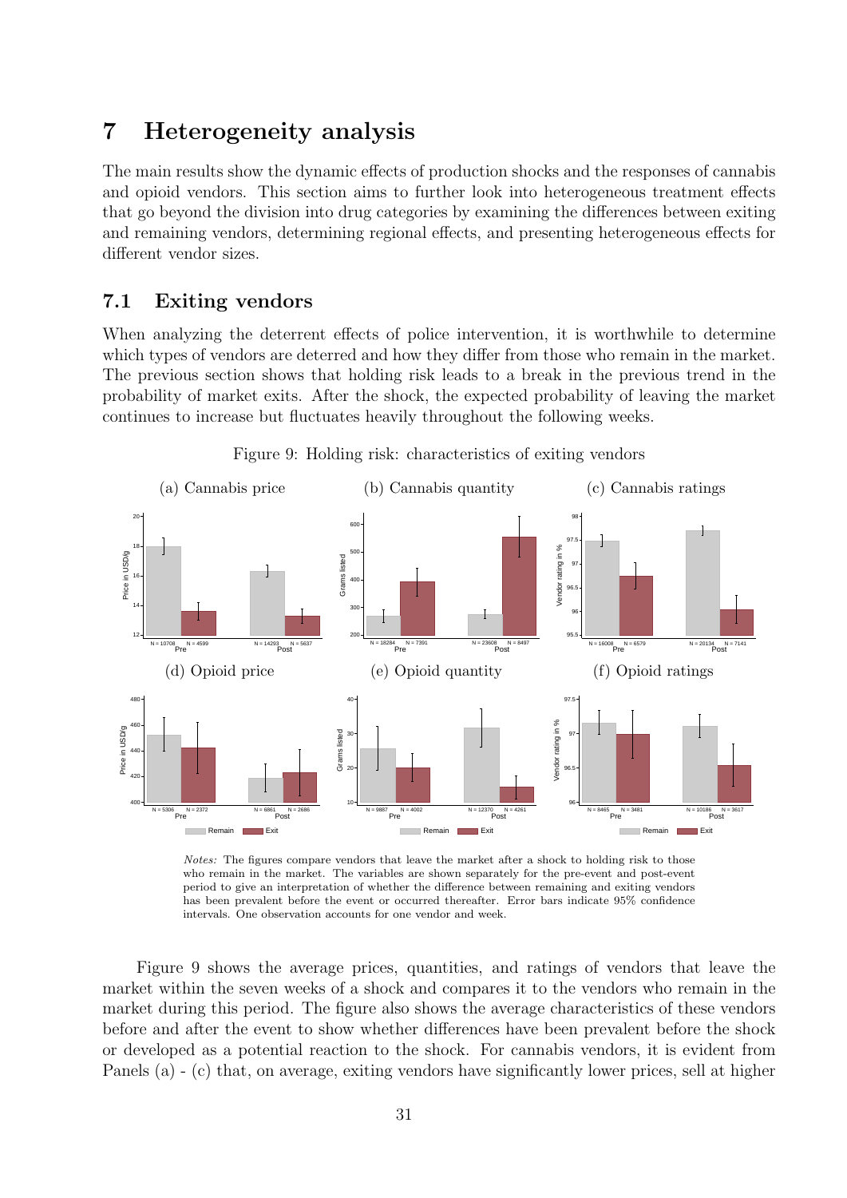# 7 Heterogeneity analysis

The main results show the dynamic effects of production shocks and the responses of cannabis and opioid vendors. This section aims to further look into heterogeneous treatment effects that go beyond the division into drug categories by examining the differences between exiting and remaining vendors, determining regional effects, and presenting heterogeneous effects for different vendor sizes.

## 7.1 Exiting vendors

When analyzing the deterrent effects of police intervention, it is worthwhile to determine which types of vendors are deterred and how they differ from those who remain in the market. The previous section shows that holding risk leads to a break in the previous trend in the probability of market exits. After the shock, the expected probability of leaving the market continues to increase but fluctuates heavily throughout the following weeks.

Figure 9: Holding risk: characteristics of exiting vendors

(a) Cannabis price (b) Cannabis quantity (c) Cannabis ratings

(d) Opioid price (e) Opioid quantity (f) Opioid ratings

*Notes:* The figures compare vendors that leave the market after a shock to holding risk to those who remain in the market. The variables are shown separately for the pre-event and post-event period to give an interpretation of whether the difference between remaining and exiting vendors has been prevalent before the event or occurred thereafter. Error bars indicate 95% confidence intervals. One observation accounts for one vendor and week.

Figure 9 shows the average prices, quantities, and ratings of vendors that leave the market within the seven weeks of a shock and compares it to the vendors who remain in the market during this period. The figure also shows the average characteristics of these vendors before and after the event to show whether differences have been prevalent before the shock or developed as a potential reaction to the shock. For cannabis vendors, it is evident from Panels (a) - (c) that, on average, exiting vendors have significantly lower prices, sell at higher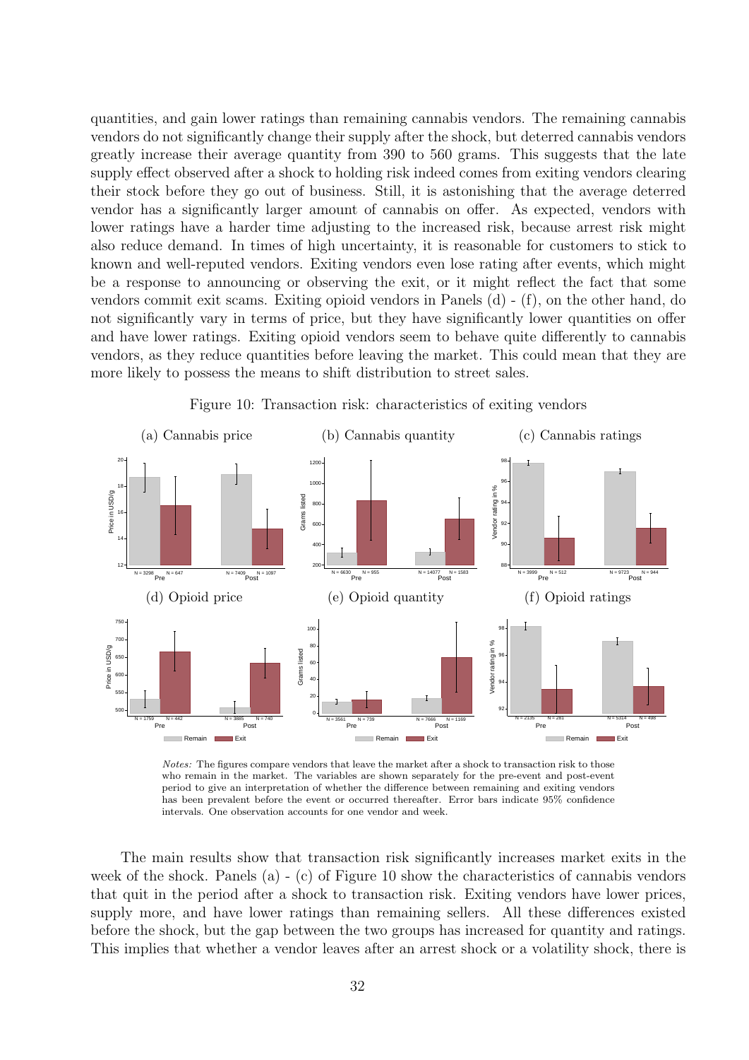quantities, and gain lower ratings than remaining cannabis vendors. The remaining cannabis vendors do not significantly change their supply after the shock, but deterred cannabis vendors greatly increase their average quantity from 390 to 560 grams. This suggests that the late supply effect observed after a shock to holding risk indeed comes from exiting vendors clearing their stock before they go out of business. Still, it is astonishing that the average deterred vendor has a significantly larger amount of cannabis on offer. As expected, vendors with lower ratings have a harder time adjusting to the increased risk, because arrest risk might also reduce demand. In times of high uncertainty, it is reasonable for customers to stick to known and well-reputed vendors. Exiting vendors even lose rating after events, which might be a response to announcing or observing the exit, or it might reflect the fact that some vendors commit exit scams. Exiting opioid vendors in Panels (d) - (f), on the other hand, do not significantly vary in terms of price, but they have significantly lower quantities on offer and have lower ratings. Exiting opioid vendors seem to behave quite differently to cannabis vendors, as they reduce quantities before leaving the market. This could mean that they are more likely to possess the means to shift distribution to street sales.

Figure 10: Transaction risk: characteristics of exiting vendors

(a) Cannabis price (b) Cannabis quantity (c) Cannabis ratings

(d) Opioid price (e) Opioid quantity (f) Opioid ratings

*Notes:* The figures compare vendors that leave the market after a shock to transaction risk to those who remain in the market. The variables are shown separately for the pre-event and post-event period to give an interpretation of whether the difference between remaining and exiting vendors has been prevalent before the event or occurred thereafter. Error bars indicate 95% confidence intervals. One observation accounts for one vendor and week.

The main results show that transaction risk significantly increases market exits in the week of the shock. Panels (a) - (c) of Figure 10 show the characteristics of cannabis vendors that quit in the period after a shock to transaction risk. Exiting vendors have lower prices, supply more, and have lower ratings than remaining sellers. All these differences existed before the shock, but the gap between the two groups has increased for quantity and ratings. This implies that whether a vendor leaves after an arrest shock or a volatility shock, there is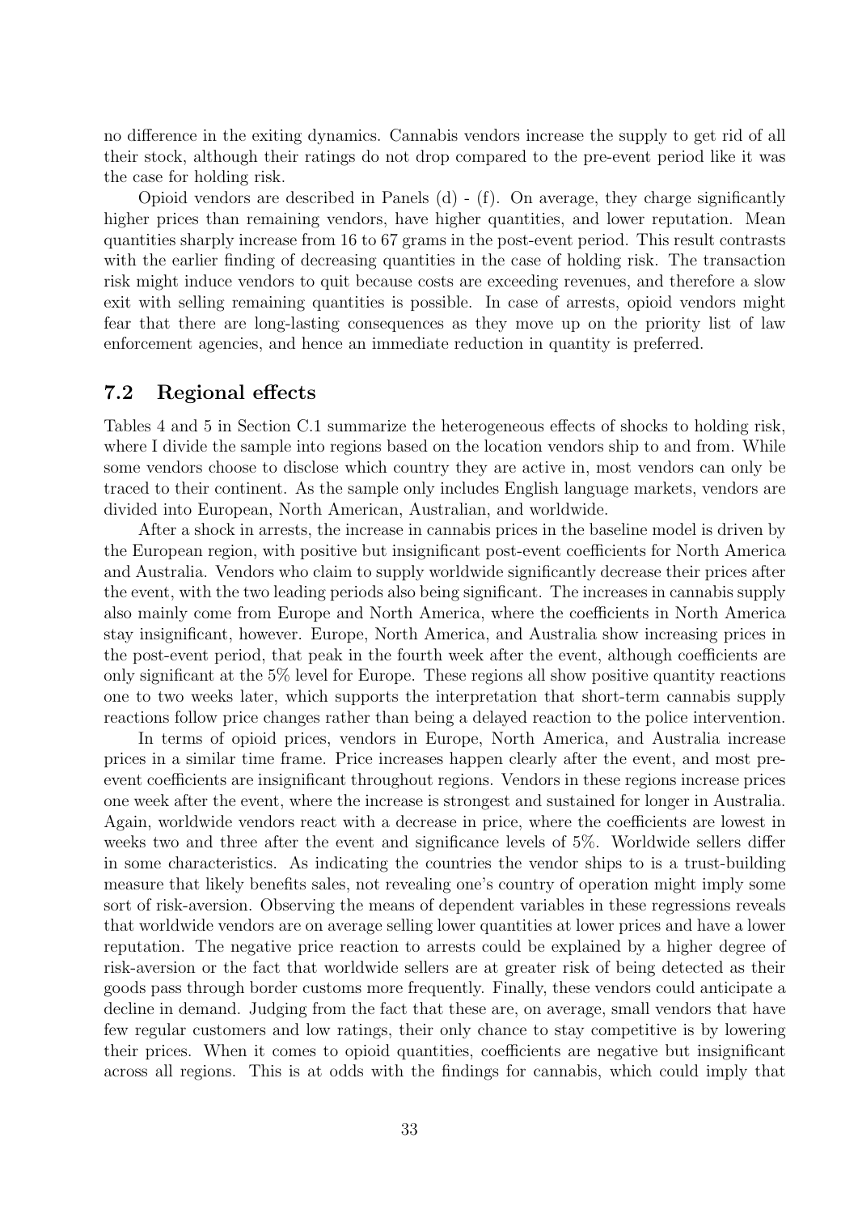no difference in the exiting dynamics. Cannabis vendors increase the supply to get rid of all their stock, although their ratings do not drop compared to the pre-event period like it was the case for holding risk.

Opioid vendors are described in Panels (d) - (f). On average, they charge significantly higher prices than remaining vendors, have higher quantities, and lower reputation. Mean quantities sharply increase from 16 to 67 grams in the post-event period. This result contrasts with the earlier finding of decreasing quantities in the case of holding risk. The transaction risk might induce vendors to quit because costs are exceeding revenues, and therefore a slow exit with selling remaining quantities is possible. In case of arrests, opioid vendors might fear that there are long-lasting consequences as they move up on the priority list of law enforcement agencies, and hence an immediate reduction in quantity is preferred.

## 7.2 Regional effects

Tables 4 and 5 in Section C.1 summarize the heterogeneous effects of shocks to holding risk, where I divide the sample into regions based on the location vendors ship to and from. While some vendors choose to disclose which country they are active in, most vendors can only be traced to their continent. As the sample only includes English language markets, vendors are divided into European, North American, Australian, and worldwide.

After a shock in arrests, the increase in cannabis prices in the baseline model is driven by the European region, with positive but insignificant post-event coefficients for North America and Australia. Vendors who claim to supply worldwide significantly decrease their prices after the event, with the two leading periods also being significant. The increases in cannabis supply also mainly come from Europe and North America, where the coefficients in North America stay insignificant, however. Europe, North America, and Australia show increasing prices in the post-event period, that peak in the fourth week after the event, although coefficients are only significant at the 5% level for Europe. These regions all show positive quantity reactions one to two weeks later, which supports the interpretation that short-term cannabis supply reactions follow price changes rather than being a delayed reaction to the police intervention.

In terms of opioid prices, vendors in Europe, North America, and Australia increase prices in a similar time frame. Price increases happen clearly after the event, and most pre-event coefficients are insignificant throughout regions. Vendors in these regions increase prices one week after the event, where the increase is strongest and sustained for longer in Australia. Again, worldwide vendors react with a decrease in price, where the coefficients are lowest in weeks two and three after the event and significance levels of 5%. Worldwide sellers differ in some characteristics. As indicating the countries the vendor ships to is a trust-building measure that likely benefits sales, not revealing one's country of operation might imply some sort of risk-aversion. Observing the means of dependent variables in these regressions reveals that worldwide vendors are on average selling lower quantities at lower prices and have a lower reputation. The negative price reaction to arrests could be explained by a higher degree of risk-aversion or the fact that worldwide sellers are at greater risk of being detected as their goods pass through border customs more frequently. Finally, these vendors could anticipate a decline in demand. Judging from the fact that these are, on average, small vendors that have few regular customers and low ratings, their only chance to stay competitive is by lowering their prices. When it comes to opioid quantities, coefficients are negative but insignificant across all regions. This is at odds with the findings for cannabis, which could imply that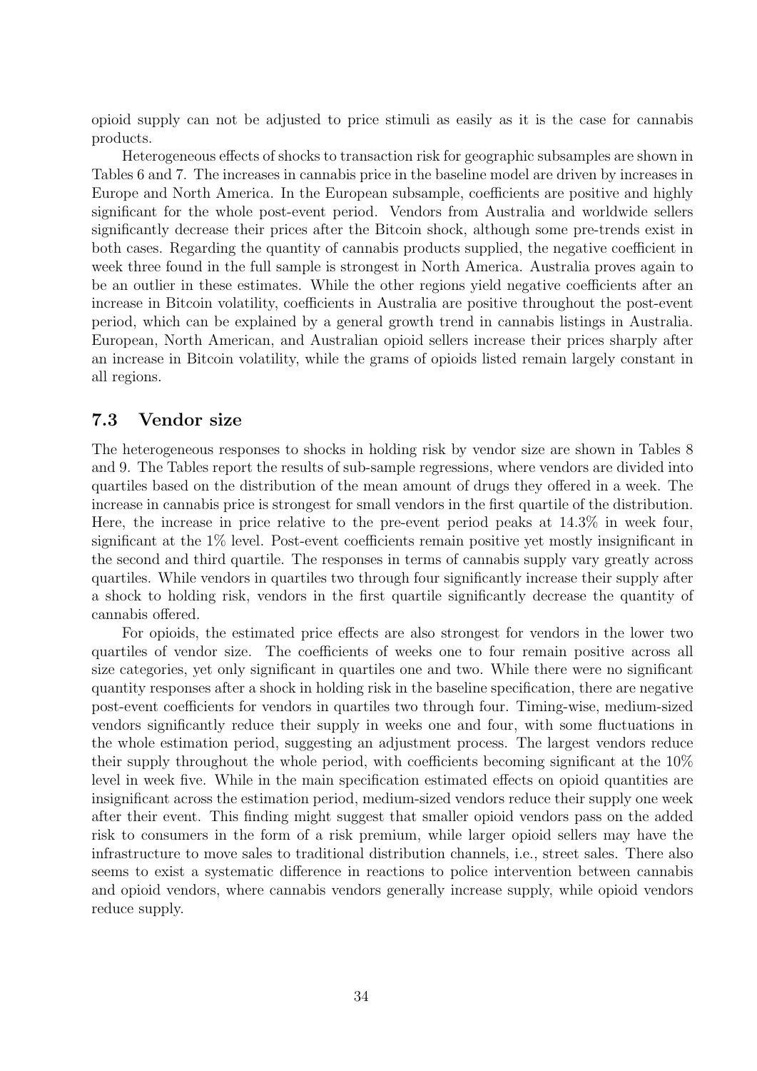opioid supply can not be adjusted to price stimuli as easily as it is the case for cannabis products.

Heterogeneous effects of shocks to transaction risk for geographic subsamples are shown in Tables 6 and 7. The increases in cannabis price in the baseline model are driven by increases in Europe and North America. In the European subsample, coefficients are positive and highly significant for the whole post-event period. Vendors from Australia and worldwide sellers significantly decrease their prices after the Bitcoin shock, although some pre-trends exist in both cases. Regarding the quantity of cannabis products supplied, the negative coefficient in week three found in the full sample is strongest in North America. Australia proves again to be an outlier in these estimates. While the other regions yield negative coefficients after an increase in Bitcoin volatility, coefficients in Australia are positive throughout the post-event period, which can be explained by a general growth trend in cannabis listings in Australia. European, North American, and Australian opioid sellers increase their prices sharply after an increase in Bitcoin volatility, while the grams of opioids listed remain largely constant in all regions.

### 7.3 Vendor size

The heterogeneous responses to shocks in holding risk by vendor size are shown in Tables 8 and 9. The Tables report the results of sub-sample regressions, where vendors are divided into quartiles based on the distribution of the mean amount of drugs they offered in a week. The increase in cannabis price is strongest for small vendors in the first quartile of the distribution. Here, the increase in price relative to the pre-event period peaks at 14.3% in week four, significant at the 1% level. Post-event coefficients remain positive yet mostly insignificant in the second and third quartile. The responses in terms of cannabis supply vary greatly across quartiles. While vendors in quartiles two through four significantly increase their supply after a shock to holding risk, vendors in the first quartile significantly decrease the quantity of cannabis offered.

For opioids, the estimated price effects are also strongest for vendors in the lower two quartiles of vendor size. The coefficients of weeks one to four remain positive across all size categories, yet only significant in quartiles one and two. While there were no significant quantity responses after a shock in holding risk in the baseline specification, there are negative post-event coefficients for vendors in quartiles two through four. Timing-wise, medium-sized vendors significantly reduce their supply in weeks one and four, with some fluctuations in the whole estimation period, suggesting an adjustment process. The largest vendors reduce their supply throughout the whole period, with coefficients becoming significant at the 10% level in week five. While in the main specification estimated effects on opioid quantities are insignificant across the estimation period, medium-sized vendors reduce their supply one week after their event. This finding might suggest that smaller opioid vendors pass on the added risk to consumers in the form of a risk premium, while larger opioid sellers may have the infrastructure to move sales to traditional distribution channels, i.e., street sales. There also seems to exist a systematic difference in reactions to police intervention between cannabis and opioid vendors, where cannabis vendors generally increase supply, while opioid vendors reduce supply.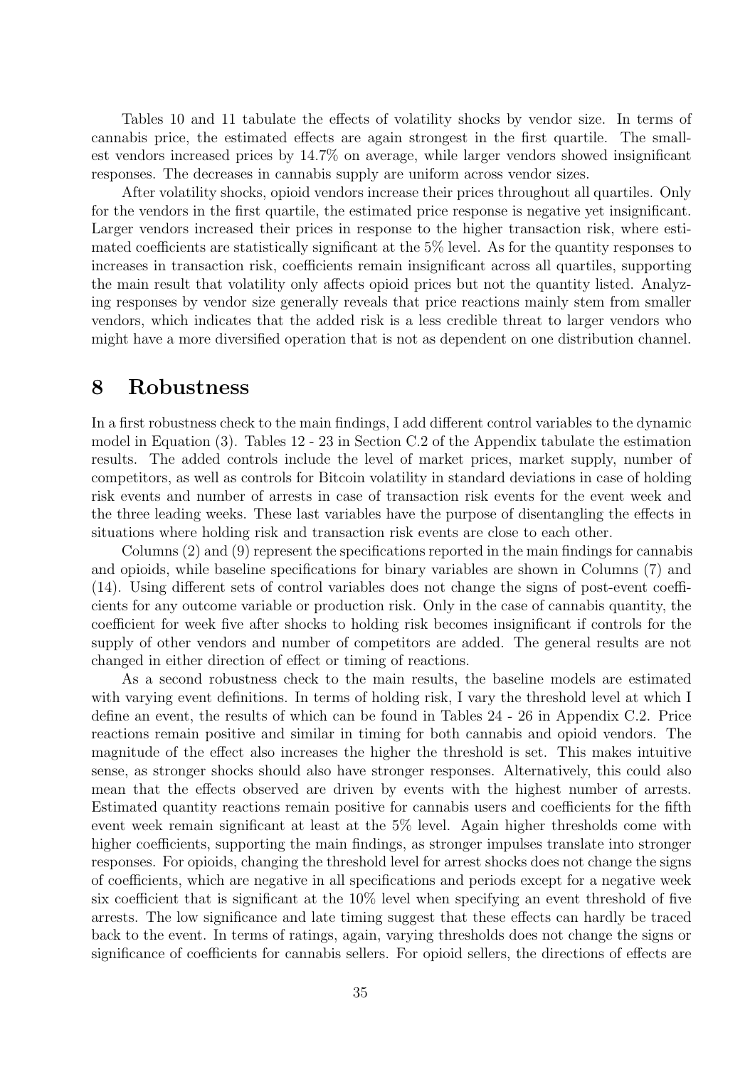Tables 10 and 11 tabulate the effects of volatility shocks by vendor size. In terms of cannabis price, the estimated effects are again strongest in the first quartile. The smallest vendors increased prices by 14.7% on average, while larger vendors showed insignificant responses. The decreases in cannabis supply are uniform across vendor sizes.

After volatility shocks, opioid vendors increase their prices throughout all quartiles. Only for the vendors in the first quartile, the estimated price response is negative yet insignificant. Larger vendors increased their prices in response to the higher transaction risk, where estimated coefficients are statistically significant at the 5% level. As for the quantity responses to increases in transaction risk, coefficients remain insignificant across all quartiles, supporting the main result that volatility only affects opioid prices but not the quantity listed. Analyzing responses by vendor size generally reveals that price reactions mainly stem from smaller vendors, which indicates that the added risk is a less credible threat to larger vendors who might have a more diversified operation that is not as dependent on one distribution channel.

# 8 Robustness

In a first robustness check to the main findings, I add different control variables to the dynamic model in Equation (3). Tables 12 - 23 in Section C.2 of the Appendix tabulate the estimation results. The added controls include the level of market prices, market supply, number of competitors, as well as controls for Bitcoin volatility in standard deviations in case of holding risk events and number of arrests in case of transaction risk events for the event week and the three leading weeks. These last variables have the purpose of disentangling the effects in situations where holding risk and transaction risk events are close to each other.

Columns (2) and (9) represent the specifications reported in the main findings for cannabis and opioids, while baseline specifications for binary variables are shown in Columns (7) and (14). Using different sets of control variables does not change the signs of post-event coefficients for any outcome variable or production risk. Only in the case of cannabis quantity, the coefficient for week five after shocks to holding risk becomes insignificant if controls for the supply of other vendors and number of competitors are added. The general results are not changed in either direction of effect or timing of reactions.

As a second robustness check to the main results, the baseline models are estimated with varying event definitions. In terms of holding risk, I vary the threshold level at which I define an event, the results of which can be found in Tables 24 - 26 in Appendix C.2. Price reactions remain positive and similar in timing for both cannabis and opioid vendors. The magnitude of the effect also increases the higher the threshold is set. This makes intuitive sense, as stronger shocks should also have stronger responses. Alternatively, this could also mean that the effects observed are driven by events with the highest number of arrests. Estimated quantity reactions remain positive for cannabis users and coefficients for the fifth event week remain significant at least at the 5% level. Again higher thresholds come with higher coefficients, supporting the main findings, as stronger impulses translate into stronger responses. For opioids, changing the threshold level for arrest shocks does not change the signs of coefficients, which are negative in all specifications and periods except for a negative week six coefficient that is significant at the 10% level when specifying an event threshold of five arrests. The low significance and late timing suggest that these effects can hardly be traced back to the event. In terms of ratings, again, varying thresholds does not change the signs or significance of coefficients for cannabis sellers. For opioid sellers, the directions of effects are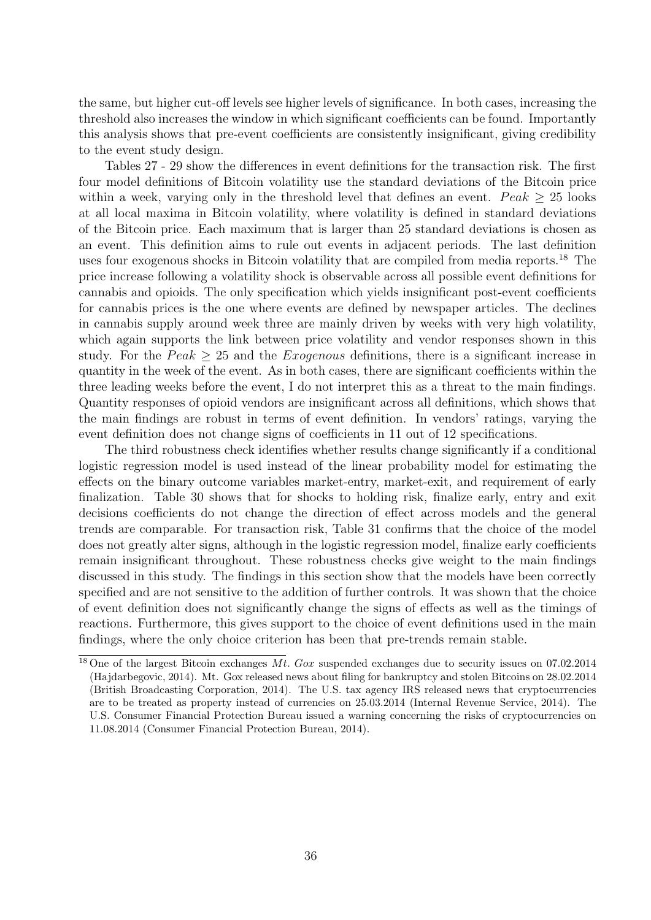the same, but higher cut-off levels see higher levels of significance. In both cases, increasing the threshold also increases the window in which significant coefficients can be found. Importantly this analysis shows that pre-event coefficients are consistently insignificant, giving credibility to the event study design.

Tables 27 - 29 show the differences in event definitions for the transaction risk. The first four model definitions of Bitcoin volatility use the standard deviations of the Bitcoin price within a week, varying only in the threshold level that defines an event. $Peak \geq 25$ looks at all local maxima in Bitcoin volatility, where volatility is defined in standard deviations of the Bitcoin price. Each maximum that is larger than 25 standard deviations is chosen as an event. This definition aims to rule out events in adjacent periods. The last definition uses four exogenous shocks in Bitcoin volatility that are compiled from media reports.[18] The price increase following a volatility shock is observable across all possible event definitions for cannabis and opioids. The only specification which yields insignificant post-event coefficients for cannabis prices is the one where events are defined by newspaper articles. The declines in cannabis supply around week three are mainly driven by weeks with very high volatility, which again supports the link between price volatility and vendor responses shown in this study. For the $Peak \geq 25$ and the *Exogenous* definitions, there is a significant increase in quantity in the week of the event. As in both cases, there are significant coefficients within the three leading weeks before the event, I do not interpret this as a threat to the main findings. Quantity responses of opioid vendors are insignificant across all definitions, which shows that the main findings are robust in terms of event definition. In vendors' ratings, varying the event definition does not change signs of coefficients in 11 out of 12 specifications.

The third robustness check identifies whether results change significantly if a conditional logistic regression model is used instead of the linear probability model for estimating the effects on the binary outcome variables market-entry, market-exit, and requirement of early finalization. Table 30 shows that for shocks to holding risk, finalize early, entry and exit decisions coefficients do not change the direction of effect across models and the general trends are comparable. For transaction risk, Table 31 confirms that the choice of the model does not greatly alter signs, although in the logistic regression model, finalize early coefficients remain insignificant throughout. These robustness checks give weight to the main findings discussed in this study. The findings in this section show that the models have been correctly specified and are not sensitive to the addition of further controls. It was shown that the choice of event definition does not significantly change the signs of effects as well as the timings of reactions. Furthermore, this gives support to the choice of event definitions used in the main findings, where the only choice criterion has been that pre-trends remain stable.

[18] One of the largest Bitcoin exchanges *Mt. Gox* suspended exchanges due to security issues on 07.02.2014 (Hajdarbegovic, 2014). Mt. Gox released news about filing for bankruptcy and stolen Bitcoins on 28.02.2014 (British Broadcasting Corporation, 2014). The U.S. tax agency IRS released news that cryptocurrencies are to be treated as property instead of currencies on 25.03.2014 (Internal Revenue Service, 2014). The U.S. Consumer Financial Protection Bureau issued a warning concerning the risks of cryptocurrencies on 11.08.2014 (Consumer Financial Protection Bureau, 2014).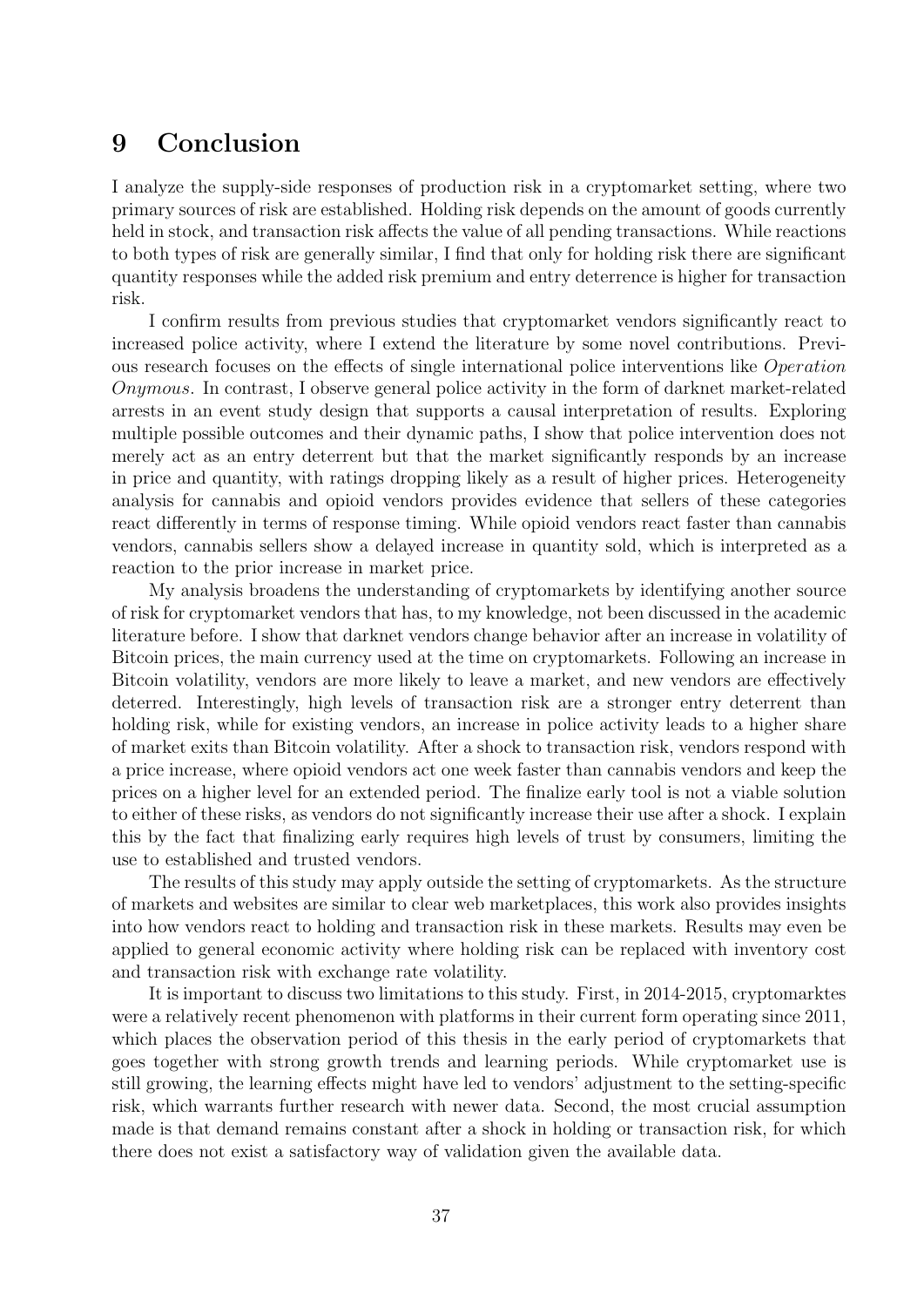# 9 Conclusion

I analyze the supply-side responses of production risk in a cryptomarket setting, where two primary sources of risk are established. Holding risk depends on the amount of goods currently held in stock, and transaction risk affects the value of all pending transactions. While reactions to both types of risk are generally similar, I find that only for holding risk there are significant quantity responses while the added risk premium and entry deterrence is higher for transaction risk.

I confirm results from previous studies that cryptomarket vendors significantly react to increased police activity, where I extend the literature by some novel contributions. Previous research focuses on the effects of single international police interventions like *Operation Onymous*. In contrast, I observe general police activity in the form of darknet market-related arrests in an event study design that supports a causal interpretation of results. Exploring multiple possible outcomes and their dynamic paths, I show that police intervention does not merely act as an entry deterrent but that the market significantly responds by an increase in price and quantity, with ratings dropping likely as a result of higher prices. Heterogeneity analysis for cannabis and opioid vendors provides evidence that sellers of these categories react differently in terms of response timing. While opioid vendors react faster than cannabis vendors, cannabis sellers show a delayed increase in quantity sold, which is interpreted as a reaction to the prior increase in market price.

My analysis broadens the understanding of cryptomarkets by identifying another source of risk for cryptomarket vendors that has, to my knowledge, not been discussed in the academic literature before. I show that darknet vendors change behavior after an increase in volatility of Bitcoin prices, the main currency used at the time on cryptomarkets. Following an increase in Bitcoin volatility, vendors are more likely to leave a market, and new vendors are effectively deterred. Interestingly, high levels of transaction risk are a stronger entry deterrent than holding risk, while for existing vendors, an increase in police activity leads to a higher share of market exits than Bitcoin volatility. After a shock to transaction risk, vendors respond with a price increase, where opioid vendors act one week faster than cannabis vendors and keep the prices on a higher level for an extended period. The finalize early tool is not a viable solution to either of these risks, as vendors do not significantly increase their use after a shock. I explain this by the fact that finalizing early requires high levels of trust by consumers, limiting the use to established and trusted vendors.

The results of this study may apply outside the setting of cryptomarkets. As the structure of markets and websites are similar to clear web marketplaces, this work also provides insights into how vendors react to holding and transaction risk in these markets. Results may even be applied to general economic activity where holding risk can be replaced with inventory cost and transaction risk with exchange rate volatility.

It is important to discuss two limitations to this study. First, in 2014-2015, cryptomarktes were a relatively recent phenomenon with platforms in their current form operating since 2011, which places the observation period of this thesis in the early period of cryptomarkets that goes together with strong growth trends and learning periods. While cryptomarket use is still growing, the learning effects might have led to vendors' adjustment to the setting-specific risk, which warrants further research with newer data. Second, the most crucial assumption made is that demand remains constant after a shock in holding or transaction risk, for which there does not exist a satisfactory way of validation given the available data.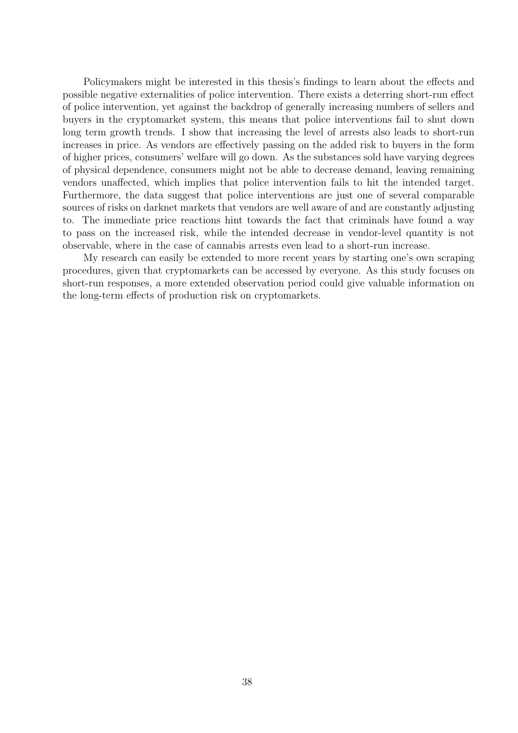Policymakers might be interested in this thesis's findings to learn about the effects and possible negative externalities of police intervention. There exists a deterring short-run effect of police intervention, yet against the backdrop of generally increasing numbers of sellers and buyers in the cryptomarket system, this means that police interventions fail to shut down long term growth trends. I show that increasing the level of arrests also leads to short-run increases in price. As vendors are effectively passing on the added risk to buyers in the form of higher prices, consumers' welfare will go down. As the substances sold have varying degrees of physical dependence, consumers might not be able to decrease demand, leaving remaining vendors unaffected, which implies that police intervention fails to hit the intended target. Furthermore, the data suggest that police interventions are just one of several comparable sources of risks on darknet markets that vendors are well aware of and are constantly adjusting to. The immediate price reactions hint towards the fact that criminals have found a way to pass on the increased risk, while the intended decrease in vendor-level quantity is not observable, where in the case of cannabis arrests even lead to a short-run increase.

My research can easily be extended to more recent years by starting one's own scraping procedures, given that cryptomarkets can be accessed by everyone. As this study focuses on short-run responses, a more extended observation period could give valuable information on the long-term effects of production risk on cryptomarkets.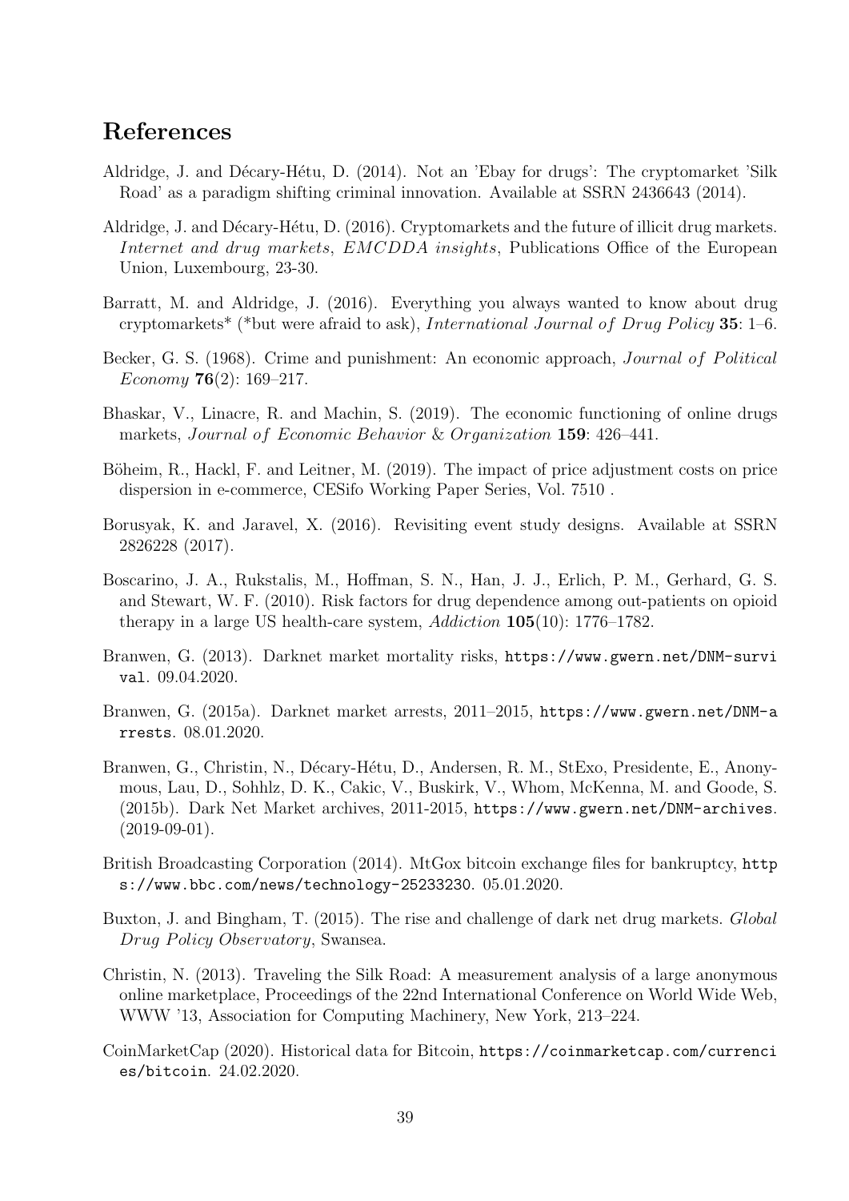## References

Aldridge, J. and Décary-Hétu, D. (2014). Not an 'Ebay for drugs': The cryptomarket 'Silk Road' as a paradigm shifting criminal innovation. Available at SSRN 2436643 (2014).

Aldridge, J. and Décary-Hétu, D. (2016). Cryptomarkets and the future of illicit drug markets. *Internet and drug markets*, *EMCDDA insights*, Publications Office of the European Union, Luxembourg, 23-30.

Barratt, M. and Aldridge, J. (2016). Everything you always wanted to know about drug cryptomarkets* (*but were afraid to ask), *International Journal of Drug Policy* **35**: 1–6.

Becker, G. S. (1968). Crime and punishment: An economic approach, *Journal of Political Economy* **76**(2): 169–217.

Bhaskar, V., Linacre, R. and Machin, S. (2019). The economic functioning of online drugs markets, *Journal of Economic Behavior & Organization* **159**: 426–441.

Böheim, R., Hackl, F. and Leitner, M. (2019). The impact of price adjustment costs on price dispersion in e-commerce, CESifo Working Paper Series, Vol. 7510 .

Borusyak, K. and Jaravel, X. (2016). Revisiting event study designs. Available at SSRN 2826228 (2017).

Boscarino, J. A., Rukstalis, M., Hoffman, S. N., Han, J. J., Erlich, P. M., Gerhard, G. S. and Stewart, W. F. (2010). Risk factors for drug dependence among out-patients on opioid therapy in a large US health-care system, *Addiction* **105**(10): 1776–1782.

Branwen, G. (2013). Darknet market mortality risks, https://www.gwern.net/DNM-survival. 09.04.2020.

Branwen, G. (2015a). Darknet market arrests, 2011–2015, https://www.gwern.net/DNM-arrests. 08.01.2020.

Branwen, G., Christin, N., Décary-Hétu, D., Andersen, R. M., StExo, Presidente, E., Anonymous, Lau, D., Sohhlz, D. K., Cakic, V., Buskirk, V., Whom, McKenna, M. and Goode, S. (2015b). Dark Net Market archives, 2011-2015, https://www.gwern.net/DNM-archives. (2019-09-01).

British Broadcasting Corporation (2014). MtGox bitcoin exchange files for bankruptcy, https://www.bbc.com/news/technology-25233230. 05.01.2020.

Buxton, J. and Bingham, T. (2015). The rise and challenge of dark net drug markets. *Global Drug Policy Observatory*, Swansea.

Christin, N. (2013). Traveling the Silk Road: A measurement analysis of a large anonymous online marketplace, Proceedings of the 22nd International Conference on World Wide Web, WWW '13, Association for Computing Machinery, New York, 213–224.

CoinMarketCap (2020). Historical data for Bitcoin, https://coinmarketcap.com/currencies/bitcoin. 24.02.2020.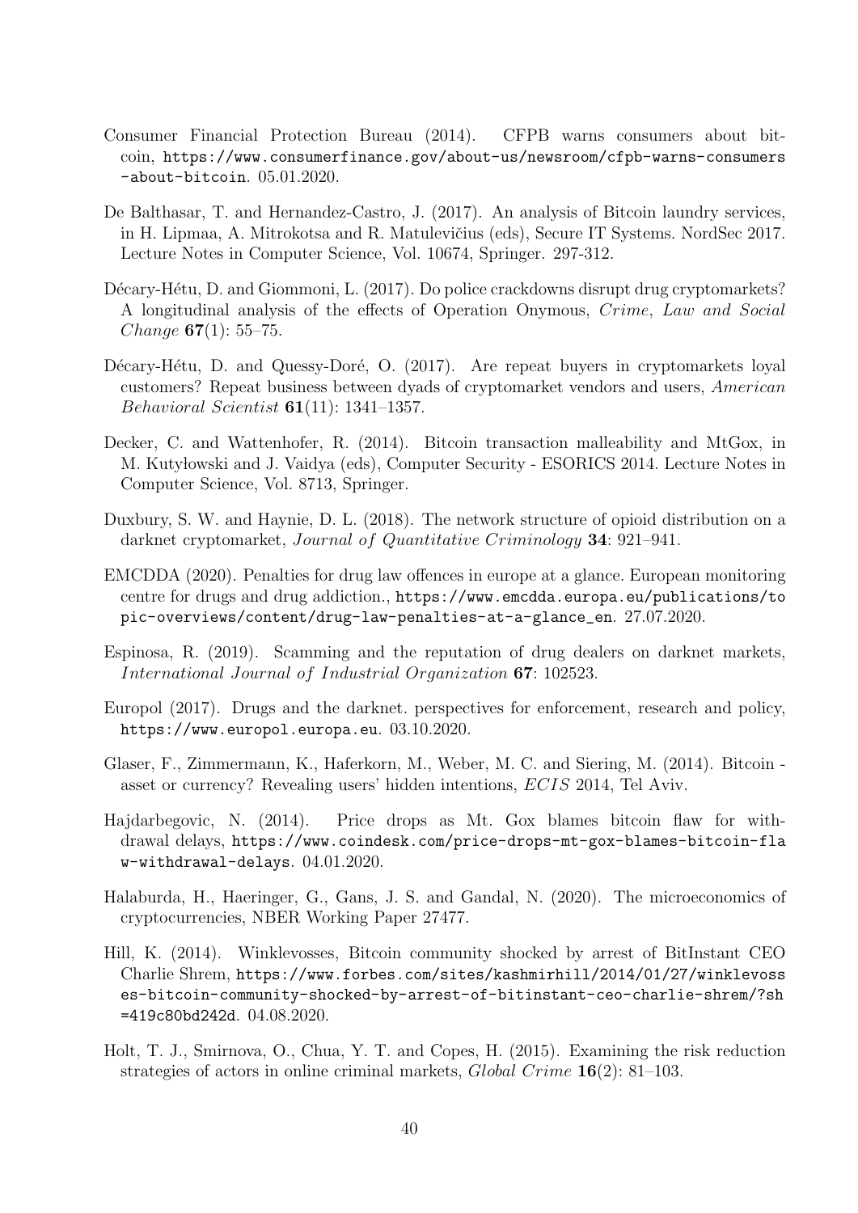Consumer Financial Protection Bureau (2014). CFPB warns consumers about bitcoin, https://www.consumerfinance.gov/about-us/newsroom/cfpb-warns-consumers-about-bitcoin. 05.01.2020.

De Balthasar, T. and Hernandez-Castro, J. (2017). An analysis of Bitcoin laundry services, in H. Lipmaa, A. Mitrokotsa and R. Matulevičius (eds), Secure IT Systems. NordSec 2017. Lecture Notes in Computer Science, Vol. 10674, Springer. 297-312.

Décary-Hétu, D. and Giommoni, L. (2017). Do police crackdowns disrupt drug cryptomarkets? A longitudinal analysis of the effects of Operation Onymous, *Crime, Law and Social Change* **67**(1): 55–75.

Décary-Hétu, D. and Quessy-Doré, O. (2017). Are repeat buyers in cryptomarkets loyal customers? Repeat business between dyads of cryptomarket vendors and users, *American Behavioral Scientist* **61**(11): 1341–1357.

Decker, C. and Wattenhofer, R. (2014). Bitcoin transaction malleability and MtGox, in M. Kutyłowski and J. Vaidya (eds), Computer Security - ESORICS 2014. Lecture Notes in Computer Science, Vol. 8713, Springer.

Duxbury, S. W. and Haynie, D. L. (2018). The network structure of opioid distribution on a darknet cryptomarket, *Journal of Quantitative Criminology* **34**: 921–941.

EMCDDA (2020). Penalties for drug law offences in europe at a glance. European monitoring centre for drugs and drug addiction., https://www.emcdda.europa.eu/publications/topic-overviews/content/drug-law-penalties-at-a-glance_en. 27.07.2020.

Espinosa, R. (2019). Scamming and the reputation of drug dealers on darknet markets, *International Journal of Industrial Organization* **67**: 102523.

Europol (2017). Drugs and the darknet. perspectives for enforcement, research and policy, https://www.europol.europa.eu. 03.10.2020.

Glaser, F., Zimmermann, K., Haferkorn, M., Weber, M. C. and Siering, M. (2014). Bitcoin - asset or currency? Revealing users' hidden intentions, *ECIS* 2014, Tel Aviv.

Hajdarbegovic, N. (2014). Price drops as Mt. Gox blames bitcoin flaw for withdrawal delays, https://www.coindesk.com/price-drops-mt-gox-blames-bitcoin-flaw-withdrawal-delays. 04.01.2020.

Halaburda, H., Haeringer, G., Gans, J. S. and Gandal, N. (2020). The microeconomics of cryptocurrencies, NBER Working Paper 27477.

Hill, K. (2014). Winklevosses, Bitcoin community shocked by arrest of BitInstant CEO Charlie Shrem, https://www.forbes.com/sites/kashmirhill/2014/01/27/winklevosses-bitcoin-community-shocked-by-arrest-of-bitinstant-ceo-charlie-shrem/?sh=419c80bd242d. 04.08.2020.

Holt, T. J., Smirnova, O., Chua, Y. T. and Copes, H. (2015). Examining the risk reduction strategies of actors in online criminal markets, *Global Crime* **16**(2): 81–103.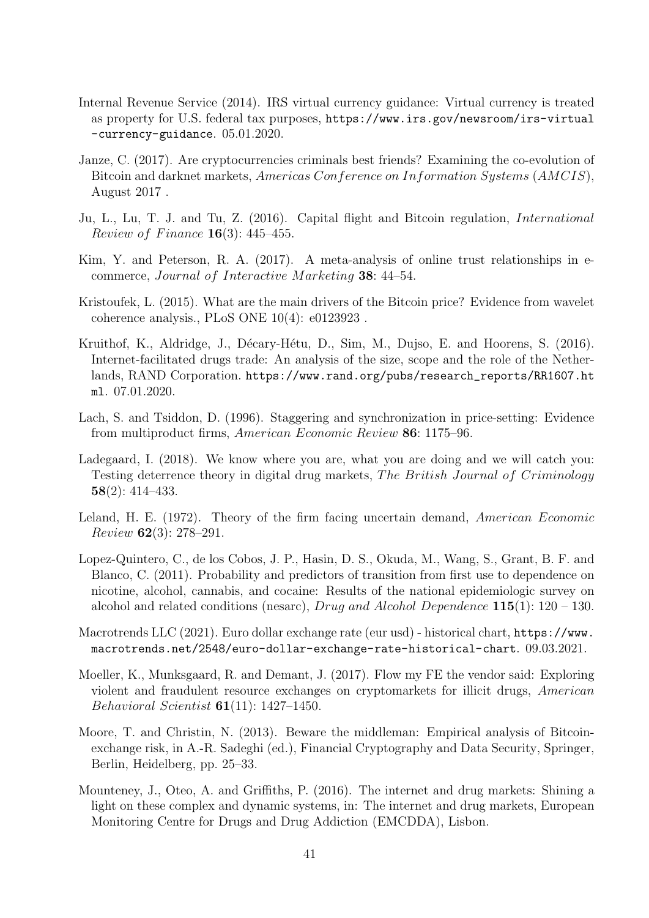Internal Revenue Service (2014). IRS virtual currency guidance: Virtual currency is treated as property for U.S. federal tax purposes, https://www.irs.gov/newsroom/irs-virtual-currency-guidance. 05.01.2020.

Janze, C. (2017). Are cryptocurrencies criminals best friends? Examining the co-evolution of Bitcoin and darknet markets, *Americas Conference on Information Systems (AMCIS)*, August 2017 .

Ju, L., Lu, T. J. and Tu, Z. (2016). Capital flight and Bitcoin regulation, *International Review of Finance* **16**(3): 445–455.

Kim, Y. and Peterson, R. A. (2017). A meta-analysis of online trust relationships in e-commerce, *Journal of Interactive Marketing* **38**: 44–54.

Kristoufek, L. (2015). What are the main drivers of the Bitcoin price? Evidence from wavelet coherence analysis., PLoS ONE 10(4): e0123923 .

Kruithof, K., Aldridge, J., Décary-Hétu, D., Sim, M., Dujso, E. and Hoorens, S. (2016). Internet-facilitated drugs trade: An analysis of the size, scope and the role of the Netherlands, RAND Corporation. https://www.rand.org/pubs/research_reports/RR1607.html. 07.01.2020.

Lach, S. and Tsiddon, D. (1996). Staggering and synchronization in price-setting: Evidence from multiproduct firms, *American Economic Review* **86**: 1175–96.

Ladegaard, I. (2018). We know where you are, what you are doing and we will catch you: Testing deterrence theory in digital drug markets, *The British Journal of Criminology* **58**(2): 414–433.

Leland, H. E. (1972). Theory of the firm facing uncertain demand, *American Economic Review* **62**(3): 278–291.

Lopez-Quintero, C., de los Cobos, J. P., Hasin, D. S., Okuda, M., Wang, S., Grant, B. F. and Blanco, C. (2011). Probability and predictors of transition from first use to dependence on nicotine, alcohol, cannabis, and cocaine: Results of the national epidemiologic survey on alcohol and related conditions (nesarc), *Drug and Alcohol Dependence* **115**(1): 120 – 130.

Macrotrends LLC (2021). Euro dollar exchange rate (eur usd) - historical chart, https://www.macrotrends.net/2548/euro-dollar-exchange-rate-historical-chart. 09.03.2021.

Moeller, K., Munksgaard, R. and Demant, J. (2017). Flow my FE the vendor said: Exploring violent and fraudulent resource exchanges on cryptomarkets for illicit drugs, *American Behavioral Scientist* **61**(11): 1427–1450.

Moore, T. and Christin, N. (2013). Beware the middleman: Empirical analysis of Bitcoin-exchange risk, in A.-R. Sadeghi (ed.), Financial Cryptography and Data Security, Springer, Berlin, Heidelberg, pp. 25–33.

Mounteney, J., Oteo, A. and Griffiths, P. (2016). The internet and drug markets: Shining a light on these complex and dynamic systems, in: The internet and drug markets, European Monitoring Centre for Drugs and Drug Addiction (EMCDDA), Lisbon.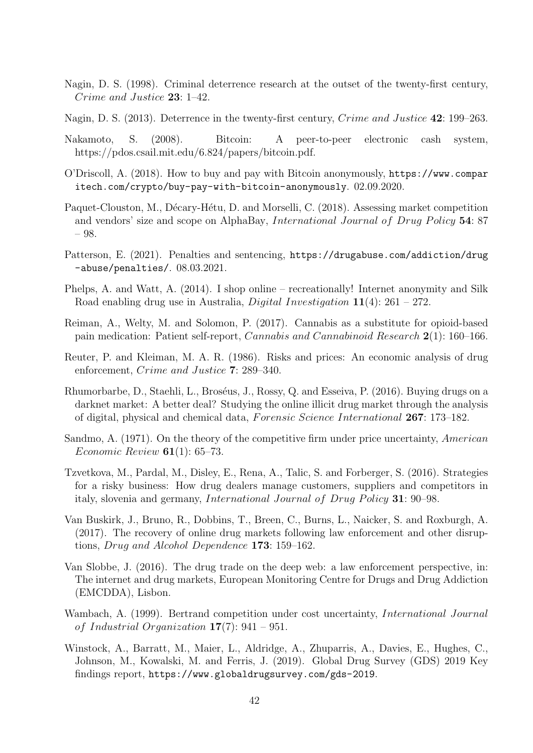Nagin, D. S. (1998). Criminal deterrence research at the outset of the twenty-first century, *Crime and Justice* **23**: 1–42.

Nagin, D. S. (2013). Deterrence in the twenty-first century, *Crime and Justice* **42**: 199–263.

Nakamoto, S. (2008). Bitcoin: A peer-to-peer electronic cash system, https://pdos.csail.mit.edu/6.824/papers/bitcoin.pdf.

O'Driscoll, A. (2018). How to buy and pay with Bitcoin anonymously, `https://www.comparitech.com/crypto/buy-pay-with-bitcoin-anonymously`. 02.09.2020.

Paquet-Clouston, M., Décary-Hétu, D. and Morselli, C. (2018). Assessing market competition and vendors' size and scope on AlphaBay, *International Journal of Drug Policy* **54**: 87 – 98.

Patterson, E. (2021). Penalties and sentencing, `https://drugabuse.com/addiction/drug-abuse/penalties/`. 08.03.2021.

Phelps, A. and Watt, A. (2014). I shop online – recreationally! Internet anonymity and Silk Road enabling drug use in Australia, *Digital Investigation* **11**(4): 261 – 272.

Reiman, A., Welty, M. and Solomon, P. (2017). Cannabis as a substitute for opioid-based pain medication: Patient self-report, *Cannabis and Cannabinoid Research* **2**(1): 160–166.

Reuter, P. and Kleiman, M. A. R. (1986). Risks and prices: An economic analysis of drug enforcement, *Crime and Justice* **7**: 289–340.

Rhumorbarbe, D., Staehli, L., Broséus, J., Rossy, Q. and Esseiva, P. (2016). Buying drugs on a darknet market: A better deal? Studying the online illicit drug market through the analysis of digital, physical and chemical data, *Forensic Science International* **267**: 173–182.

Sandmo, A. (1971). On the theory of the competitive firm under price uncertainty, *American Economic Review* **61**(1): 65–73.

Tzvetkova, M., Pardal, M., Disley, E., Rena, A., Talic, S. and Forberger, S. (2016). Strategies for a risky business: How drug dealers manage customers, suppliers and competitors in italy, slovenia and germany, *International Journal of Drug Policy* **31**: 90–98.

Van Buskirk, J., Bruno, R., Dobbins, T., Breen, C., Burns, L., Naicker, S. and Roxburgh, A. (2017). The recovery of online drug markets following law enforcement and other disruptions, *Drug and Alcohol Dependence* **173**: 159–162.

Van Slobbe, J. (2016). The drug trade on the deep web: a law enforcement perspective, in: The internet and drug markets, European Monitoring Centre for Drugs and Drug Addiction (EMCDDA), Lisbon.

Wambach, A. (1999). Bertrand competition under cost uncertainty, *International Journal of Industrial Organization* **17**(7): 941 – 951.

Winstock, A., Barratt, M., Maier, L., Aldridge, A., Zhuparris, A., Davies, E., Hughes, C., Johnson, M., Kowalski, M. and Ferris, J. (2019). Global Drug Survey (GDS) 2019 Key findings report, `https://www.globaldrugsurvey.com/gds-2019`.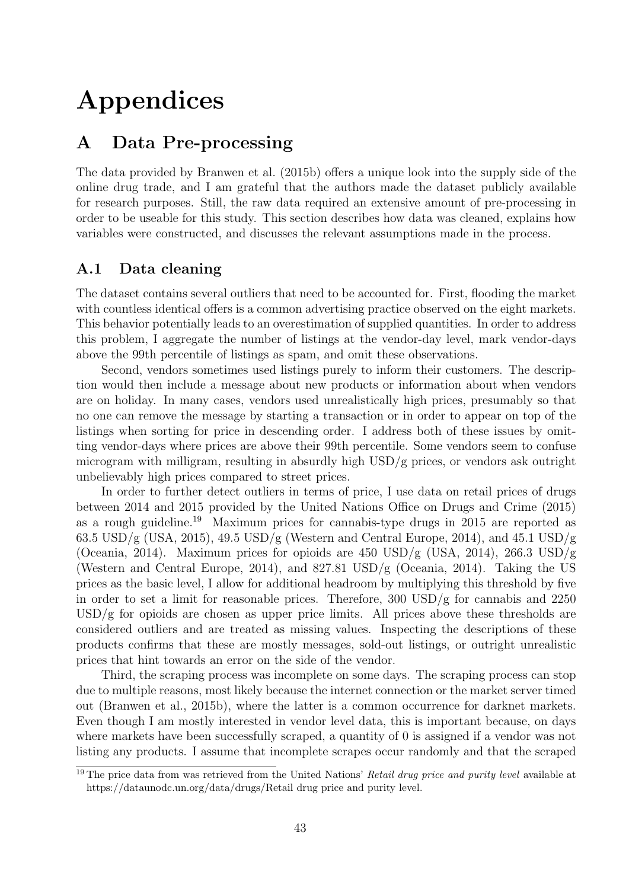# Appendices

## A Data Pre-processing

The data provided by Branwen et al. (2015b) offers a unique look into the supply side of the online drug trade, and I am grateful that the authors made the dataset publicly available for research purposes. Still, the raw data required an extensive amount of pre-processing in order to be useable for this study. This section describes how data was cleaned, explains how variables were constructed, and discusses the relevant assumptions made in the process.

### A.1 Data cleaning

The dataset contains several outliers that need to be accounted for. First, flooding the market with countless identical offers is a common advertising practice observed on the eight markets. This behavior potentially leads to an overestimation of supplied quantities. In order to address this problem, I aggregate the number of listings at the vendor-day level, mark vendor-days above the 99th percentile of listings as spam, and omit these observations.

Second, vendors sometimes used listings purely to inform their customers. The description would then include a message about new products or information about when vendors are on holiday. In many cases, vendors used unrealistically high prices, presumably so that no one can remove the message by starting a transaction or in order to appear on top of the listings when sorting for price in descending order. I address both of these issues by omitting vendor-days where prices are above their 99th percentile. Some vendors seem to confuse microgram with milligram, resulting in absurdly high USD/g prices, or vendors ask outright unbelievably high prices compared to street prices.

In order to further detect outliers in terms of price, I use data on retail prices of drugs between 2014 and 2015 provided by the United Nations Office on Drugs and Crime (2015) as a rough guideline.[19] Maximum prices for cannabis-type drugs in 2015 are reported as 63.5 USD/g (USA, 2015), 49.5 USD/g (Western and Central Europe, 2014), and 45.1 USD/g (Oceania, 2014). Maximum prices for opioids are 450 USD/g (USA, 2014), 266.3 USD/g (Western and Central Europe, 2014), and 827.81 USD/g (Oceania, 2014). Taking the US prices as the basic level, I allow for additional headroom by multiplying this threshold by five in order to set a limit for reasonable prices. Therefore, 300 USD/g for cannabis and 2250 USD/g for opioids are chosen as upper price limits. All prices above these thresholds are considered outliers and are treated as missing values. Inspecting the descriptions of these products confirms that these are mostly messages, sold-out listings, or outright unrealistic prices that hint towards an error on the side of the vendor.

Third, the scraping process was incomplete on some days. The scraping process can stop due to multiple reasons, most likely because the internet connection or the market server timed out (Branwen et al., 2015b), where the latter is a common occurrence for darknet markets. Even though I am mostly interested in vendor level data, this is important because, on days where markets have been successfully scraped, a quantity of 0 is assigned if a vendor was not listing any products. I assume that incomplete scrapes occur randomly and that the scraped

[19] The price data from was retrieved from the United Nations' *Retail drug price and purity level* available at https://dataunodc.un.org/data/drugs/Retail drug price and purity level.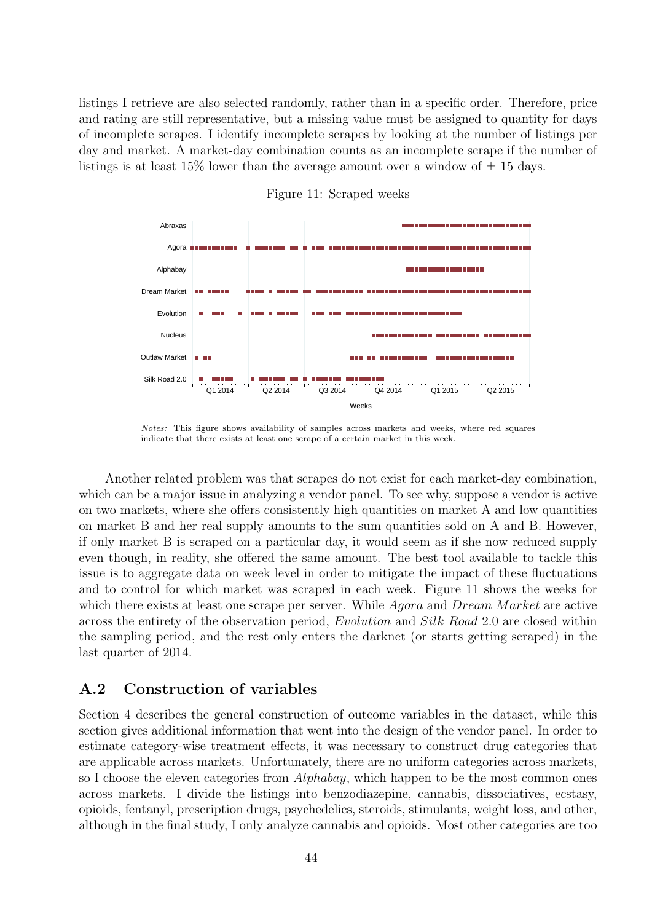listings I retrieve are also selected randomly, rather than in a specific order. Therefore, price and rating are still representative, but a missing value must be assigned to quantity for days of incomplete scrapes. I identify incomplete scrapes by looking at the number of listings per day and market. A market-day combination counts as an incomplete scrape if the number of listings is at least 15% lower than the average amount over a window of ± 15 days.

Figure 11: Scraped weeks

*Notes:* This figure shows availability of samples across markets and weeks, where red squares indicate that there exists at least one scrape of a certain market in this week.

Another related problem was that scrapes do not exist for each market-day combination, which can be a major issue in analyzing a vendor panel. To see why, suppose a vendor is active on two markets, where she offers consistently high quantities on market A and low quantities on market B and her real supply amounts to the sum quantities sold on A and B. However, if only market B is scraped on a particular day, it would seem as if she now reduced supply even though, in reality, she offered the same amount. The best tool available to tackle this issue is to aggregate data on week level in order to mitigate the impact of these fluctuations and to control for which market was scraped in each week. Figure 11 shows the weeks for which there exists at least one scrape per server. While *Agora* and *Dream Market* are active across the entirety of the observation period, *Evolution* and *Silk Road* 2.0 are closed within the sampling period, and the rest only enters the darknet (or starts getting scraped) in the last quarter of 2014.

## A.2 Construction of variables

Section 4 describes the general construction of outcome variables in the dataset, while this section gives additional information that went into the design of the vendor panel. In order to estimate category-wise treatment effects, it was necessary to construct drug categories that are applicable across markets. Unfortunately, there are no uniform categories across markets, so I choose the eleven categories from *Alphabay*, which happen to be the most common ones across markets. I divide the listings into benzodiazepine, cannabis, dissociatives, ecstasy, opioids, fentanyl, prescription drugs, psychedelics, steroids, stimulants, weight loss, and other, although in the final study, I only analyze cannabis and opioids. Most other categories are too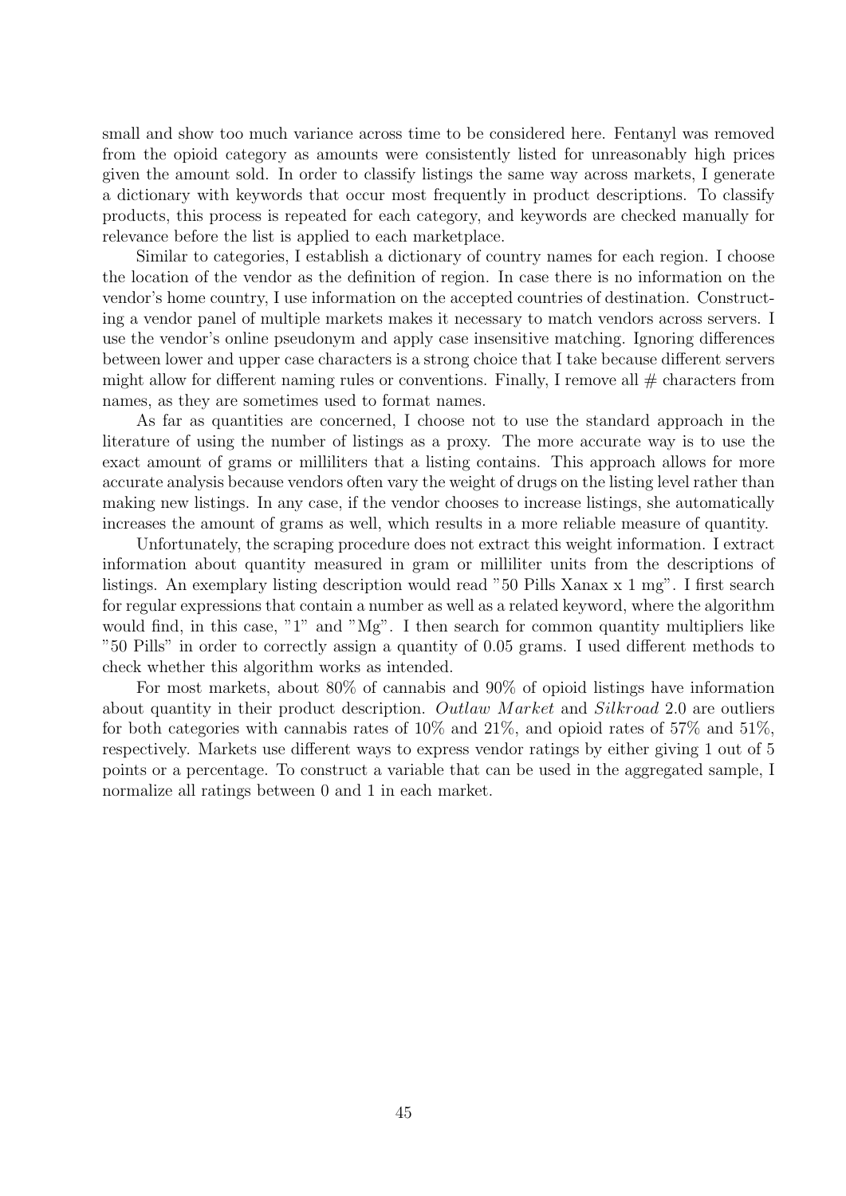small and show too much variance across time to be considered here. Fentanyl was removed from the opioid category as amounts were consistently listed for unreasonably high prices given the amount sold. In order to classify listings the same way across markets, I generate a dictionary with keywords that occur most frequently in product descriptions. To classify products, this process is repeated for each category, and keywords are checked manually for relevance before the list is applied to each marketplace.

Similar to categories, I establish a dictionary of country names for each region. I choose the location of the vendor as the definition of region. In case there is no information on the vendor's home country, I use information on the accepted countries of destination. Constructing a vendor panel of multiple markets makes it necessary to match vendors across servers. I use the vendor's online pseudonym and apply case insensitive matching. Ignoring differences between lower and upper case characters is a strong choice that I take because different servers might allow for different naming rules or conventions. Finally, I remove all # characters from names, as they are sometimes used to format names.

As far as quantities are concerned, I choose not to use the standard approach in the literature of using the number of listings as a proxy. The more accurate way is to use the exact amount of grams or milliliters that a listing contains. This approach allows for more accurate analysis because vendors often vary the weight of drugs on the listing level rather than making new listings. In any case, if the vendor chooses to increase listings, she automatically increases the amount of grams as well, which results in a more reliable measure of quantity.

Unfortunately, the scraping procedure does not extract this weight information. I extract information about quantity measured in gram or milliliter units from the descriptions of listings. An exemplary listing description would read "50 Pills Xanax x 1 mg". I first search for regular expressions that contain a number as well as a related keyword, where the algorithm would find, in this case, "1" and "Mg". I then search for common quantity multipliers like "50 Pills" in order to correctly assign a quantity of 0.05 grams. I used different methods to check whether this algorithm works as intended.

For most markets, about 80% of cannabis and 90% of opioid listings have information about quantity in their product description. *Outlaw Market* and *Silkroad* 2.0 are outliers for both categories with cannabis rates of 10% and 21%, and opioid rates of 57% and 51%, respectively. Markets use different ways to express vendor ratings by either giving 1 out of 5 points or a percentage. To construct a variable that can be used in the aggregated sample, I normalize all ratings between 0 and 1 in each market.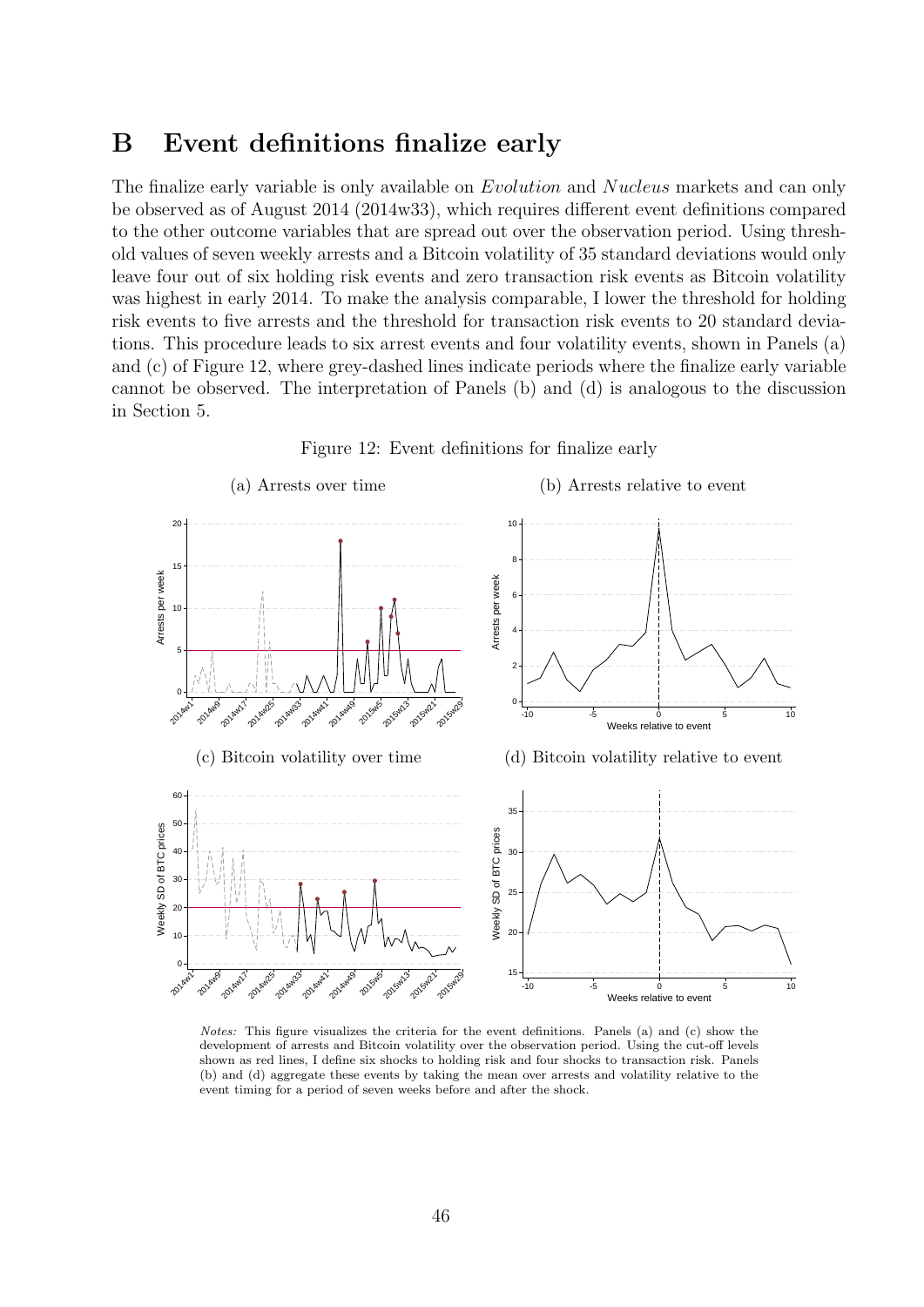# B Event definitions finalize early

The finalize early variable is only available on *Evolution* and *Nucleus* markets and can only be observed as of August 2014 (2014w33), which requires different event definitions compared to the other outcome variables that are spread out over the observation period. Using threshold values of seven weekly arrests and a Bitcoin volatility of 35 standard deviations would only leave four out of six holding risk events and zero transaction risk events as Bitcoin volatility was highest in early 2014. To make the analysis comparable, I lower the threshold for holding risk events to five arrests and the threshold for transaction risk events to 20 standard deviations. This procedure leads to six arrest events and four volatility events, shown in Panels (a) and (c) of Figure 12, where grey-dashed lines indicate periods where the finalize early variable cannot be observed. The interpretation of Panels (b) and (d) is analogous to the discussion in Section 5.

Figure 12: Event definitions for finalize early

(a) Arrests over time

(b) Arrests relative to event

(c) Bitcoin volatility over time

(d) Bitcoin volatility relative to event

*Notes:* This figure visualizes the criteria for the event definitions. Panels (a) and (c) show the development of arrests and Bitcoin volatility over the observation period. Using the cut-off levels shown as red lines, I define six shocks to holding risk and four shocks to transaction risk. Panels (b) and (d) aggregate these events by taking the mean over arrests and volatility relative to the event timing for a period of seven weeks before and after the shock.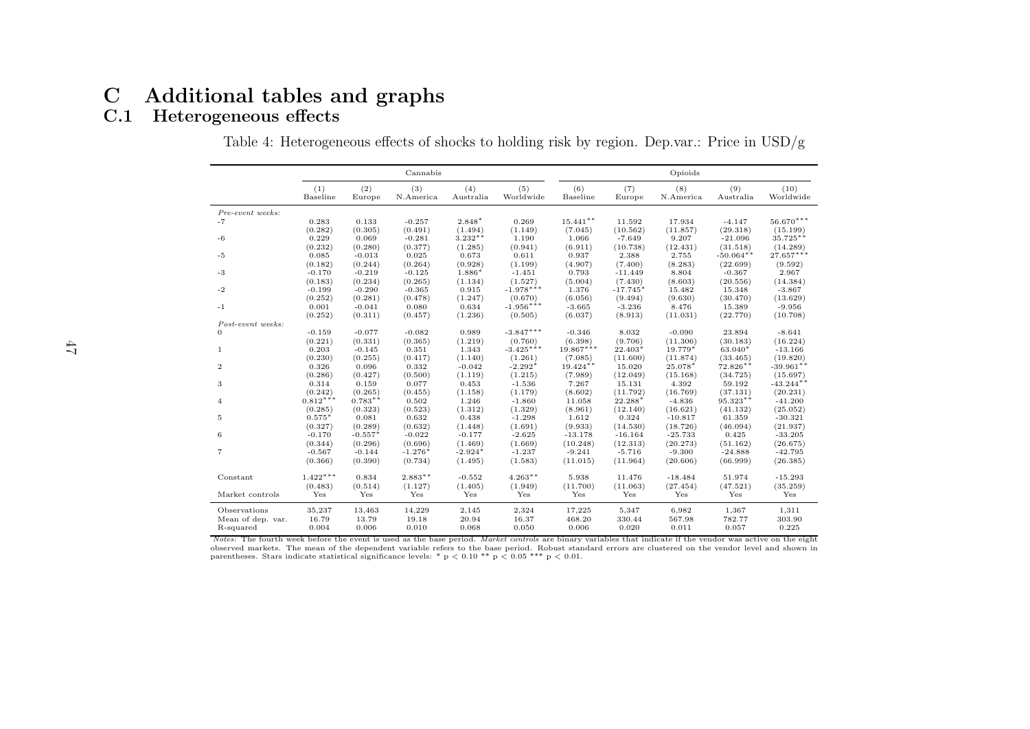# C Additional tables and graphs

## C.1 Heterogeneous effects

Table 4: Heterogeneous effects of shocks to holding risk by region. Dep.var.: Price in USD/g

| | Cannabis | | | | | Opioids | | | | |
|---|---|---|---|---|---|---|---|---|---|---|
| | (1) Baseline | (2) Europe | (3) N.America | (4) Australia | (5) Worldwide | (6) Baseline | (7) Europe | (8) N.America | (9) Australia | (10) Worldwide |
| *Pre-event weeks:* | | | | | | | | | | |
| -7 | 0.283 | 0.133 | -0.257 | 2.848* | 0.269 | 15.441** | 11.592 | 17.934 | -4.147 | 56.670*** |
| | (0.282) | (0.305) | (0.491) | (1.494) | (1.149) | (7.045) | (10.562) | (11.857) | (29.318) | (15.199) |
| -6 | 0.229 | 0.069 | -0.281 | 3.232** | 1.190 | 1.066 | -7.649 | 9.207 | -21.096 | 35.725** |
| | (0.232) | (0.280) | (0.377) | (1.285) | (0.941) | (6.911) | (10.738) | (12.431) | (31.518) | (14.289) |
| -5 | 0.085 | -0.013 | 0.025 | 0.673 | 0.611 | 0.937 | 2.388 | 2.755 | -50.064** | 27.657*** |
| | (0.182) | (0.244) | (0.264) | (0.928) | (1.199) | (4.907) | (7.400) | (8.283) | (22.699) | (9.592) |
| -3 | -0.170 | -0.219 | -0.125 | 1.886* | -1.451 | 0.793 | -11.449 | 8.804 | -0.367 | 2.967 |
| | (0.183) | (0.234) | (0.265) | (1.134) | (1.527) | (5.004) | (7.430) | (8.603) | (20.556) | (14.384) |
| -2 | -0.199 | -0.290 | -0.365 | 0.915 | -1.978*** | 1.376 | -17.745* | 15.482 | 15.348 | -3.867 |
| | (0.252) | (0.281) | (0.478) | (1.247) | (0.670) | (6.056) | (9.494) | (9.630) | (30.470) | (13.629) |
| -1 | 0.001 | -0.041 | 0.080 | 0.634 | -1.956*** | -3.665 | -3.236 | 8.476 | 15.389 | -9.956 |
| | (0.252) | (0.311) | (0.457) | (1.236) | (0.505) | (6.037) | (8.913) | (11.031) | (22.770) | (10.708) |
| *Post-event weeks:* | | | | | | | | | | |
| 0 | -0.159 | -0.077 | -0.082 | 0.989 | -3.847*** | -0.346 | 8.032 | -0.090 | 23.894 | -8.641 |
| | (0.221) | (0.331) | (0.365) | (1.219) | (0.760) | (6.398) | (9.706) | (11.306) | (30.183) | (16.224) |
| 1 | 0.203 | -0.145 | 0.351 | 1.343 | -3.425*** | 19.867*** | 22.403* | 19.779* | 63.040* | -13.166 |
| | (0.230) | (0.255) | (0.417) | (1.140) | (1.261) | (7.085) | (11.600) | (11.874) | (33.465) | (19.820) |
| 2 | 0.326 | 0.096 | 0.332 | -0.042 | -2.292* | 19.424** | 15.020 | 25.078* | 72.826** | -39.961** |
| | (0.286) | (0.427) | (0.500) | (1.119) | (1.215) | (7.989) | (12.049) | (15.168) | (34.725) | (15.697) |
| 3 | 0.314 | 0.159 | 0.077 | 0.453 | -1.536 | 7.267 | 15.131 | 4.392 | 59.192 | -43.244** |
| | (0.242) | (0.265) | (0.455) | (1.158) | (1.179) | (8.602) | (11.792) | (16.769) | (37.131) | (20.231) |
| 4 | 0.812*** | 0.783** | 0.502 | 1.246 | -1.860 | 11.058 | 22.288* | -4.836 | 95.323** | -41.200 |
| | (0.285) | (0.323) | (0.523) | (1.312) | (1.329) | (8.961) | (12.140) | (16.621) | (41.132) | (25.052) |
| 5 | 0.575* | 0.081 | 0.632 | 0.438 | -1.298 | 1.612 | 0.324 | -10.817 | 61.359 | -30.321 |
| | (0.327) | (0.289) | (0.632) | (1.448) | (1.691) | (9.933) | (14.530) | (18.726) | (46.094) | (21.937) |
| 6 | -0.170 | -0.557* | -0.022 | -0.177 | -2.625 | -13.178 | -16.164 | -25.733 | 0.425 | -33.205 |
| | (0.344) | (0.296) | (0.696) | (1.469) | (1.669) | (10.248) | (12.313) | (20.273) | (51.162) | (26.675) |
| 7 | -0.567 | -0.144 | -1.276* | -2.924* | -1.237 | -9.241 | -5.716 | -9.300 | -24.888 | -42.795 |
| | (0.366) | (0.390) | (0.734) | (1.495) | (1.583) | (11.015) | (11.964) | (20.606) | (66.999) | (26.385) |
| Constant | 1.422*** | 0.834 | 2.883** | -0.552 | 4.263** | 5.938 | 11.476 | -18.484 | 51.974 | -15.293 |
| | (0.483) | (0.514) | (1.127) | (1.405) | (1.949) | (11.700) | (11.063) | (27.454) | (47.521) | (35.259) |
| Market controls | Yes | Yes | Yes | Yes | Yes | Yes | Yes | Yes | Yes | Yes |
| Observations | 35,237 | 13,463 | 14,229 | 2,145 | 2,324 | 17,225 | 5,347 | 6,982 | 1,367 | 1,311 |
| Mean of dep. var. | 16.79 | 13.79 | 19.18 | 20.94 | 16.37 | 468.20 | 330.44 | 567.98 | 782.77 | 303.90 |
| R-squared | 0.004 | 0.006 | 0.010 | 0.068 | 0.050 | 0.006 | 0.020 | 0.011 | 0.057 | 0.225 |

*Notes:* The fourth week before the event is used as the base period. *Market controls* are binary variables that indicate if the vendor was active on the eight observed markets. The mean of the dependent variable refers to the base period. Robust standard errors are clustered on the vendor level and shown in parentheses. Stars indicate statistical significance levels: * $p < 0.10$ ** $p < 0.05$ *** $p < 0.01$.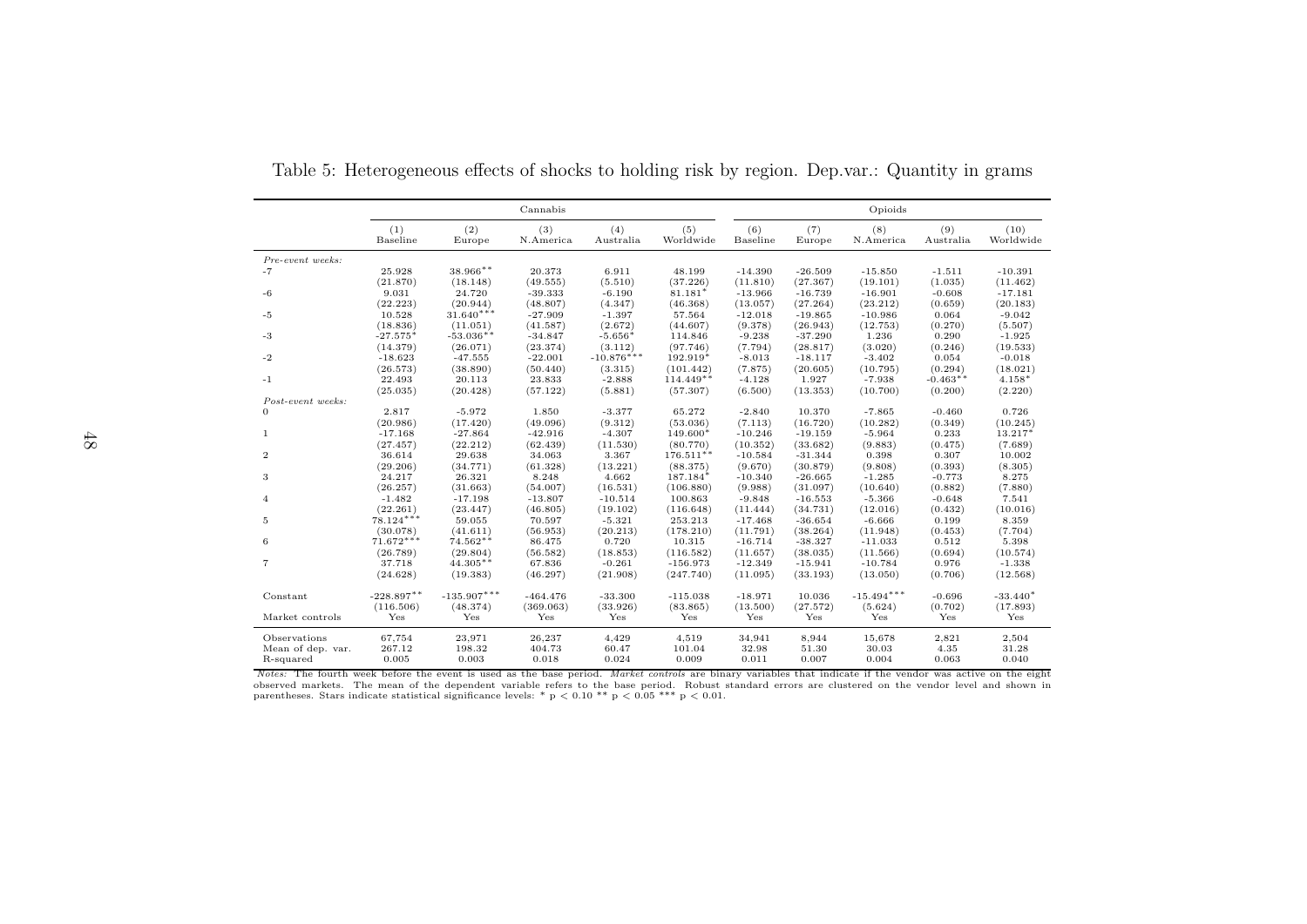Table 5: Heterogeneous effects of shocks to holding risk by region. Dep.var.: Quantity in grams

| | Cannabis | | | | | Opioids | | | | |
|---|---|---|---|---|---|---|---|---|---|---|
| | (1) Baseline | (2) Europe | (3) N.America | (4) Australia | (5) Worldwide | (6) Baseline | (7) Europe | (8) N.America | (9) Australia | (10) Worldwide |
| *Pre-event weeks:* | | | | | | | | | | |
| -7 | 25.928 | 38.966** | 20.373 | 6.911 | 48.199 | -14.390 | -26.509 | -15.850 | -1.511 | -10.391 |
| | (21.870) | (18.148) | (49.555) | (5.510) | (37.226) | (11.810) | (27.367) | (19.101) | (1.035) | (11.462) |
| -6 | 9.031 | 24.720 | -39.333 | -6.190 | 81.181* | -13.966 | -16.739 | -16.901 | -0.608 | -17.181 |
| | (22.223) | (20.944) | (48.807) | (4.347) | (46.368) | (13.057) | (27.264) | (23.212) | (0.659) | (20.183) |
| -5 | 10.528 | 31.640*** | -27.909 | -1.397 | 57.564 | -12.018 | -19.865 | -10.986 | 0.064 | -9.042 |
| | (18.836) | (11.051) | (41.587) | (2.672) | (44.607) | (9.378) | (26.943) | (12.753) | (0.270) | (5.507) |
| -3 | -27.575* | -53.036** | -34.847 | -5.656* | 114.846 | -9.238 | -37.290 | 1.236 | 0.290 | -1.925 |
| | (14.379) | (26.071) | (23.374) | (3.112) | (97.746) | (7.794) | (28.817) | (3.020) | (0.246) | (19.533) |
| -2 | -18.623 | -47.555 | -22.001 | -10.876*** | 192.919* | -8.013 | -18.117 | -3.402 | 0.054 | -0.018 |
| | (26.573) | (38.890) | (50.440) | (3.315) | (101.442) | (7.875) | (20.605) | (10.795) | (0.294) | (18.021) |
| -1 | 22.493 | 20.113 | 23.833 | -2.888 | 114.449** | -4.128 | 1.927 | -7.938 | -0.463** | 4.158* |
| | (25.035) | (20.428) | (57.122) | (5.881) | (57.307) | (6.500) | (13.353) | (10.700) | (0.200) | (2.220) |
| *Post-event weeks:* | | | | | | | | | | |
| 0 | 2.817 | -5.972 | 1.850 | -3.377 | 65.272 | -2.840 | 10.370 | -7.865 | -0.460 | 0.726 |
| | (20.986) | (17.420) | (49.096) | (9.312) | (53.036) | (7.113) | (16.720) | (10.282) | (0.349) | (10.245) |
| 1 | -17.168 | -27.864 | -42.916 | -4.307 | 149.600* | -10.246 | -19.159 | -5.964 | 0.233 | 13.217* |
| | (27.457) | (22.212) | (62.439) | (11.530) | (80.770) | (10.352) | (33.682) | (9.883) | (0.475) | (7.689) |
| 2 | 36.614 | 29.638 | 34.063 | 3.367 | 176.511** | -10.584 | -31.344 | 0.398 | 0.307 | 10.002 |
| | (29.206) | (34.771) | (61.328) | (13.221) | (88.375) | (9.670) | (30.879) | (9.808) | (0.393) | (8.305) |
| 3 | 24.217 | 26.321 | 8.248 | 4.662 | 187.184* | -10.340 | -26.665 | -1.285 | -0.773 | 8.275 |
| | (26.257) | (31.663) | (54.007) | (16.531) | (106.880) | (9.988) | (31.097) | (10.640) | (0.882) | (7.880) |
| 4 | -1.482 | -17.198 | -13.807 | -10.514 | 100.863 | -9.848 | -16.553 | -5.366 | -0.648 | 7.541 |
| | (22.261) | (23.447) | (46.805) | (19.102) | (116.648) | (11.444) | (34.731) | (12.016) | (0.432) | (10.016) |
| 5 | 78.124*** | 59.055 | 70.597 | -5.321 | 253.213 | -17.468 | -36.654 | -6.666 | 0.199 | 8.359 |
| | (30.078) | (41.611) | (56.953) | (20.213) | (178.210) | (11.791) | (38.264) | (11.948) | (0.453) | (7.704) |
| 6 | 71.672*** | 74.562** | 86.475 | 0.720 | 10.315 | -16.714 | -38.327 | -11.033 | 0.512 | 5.398 |
| | (26.789) | (29.804) | (56.582) | (18.853) | (116.582) | (11.657) | (38.035) | (11.566) | (0.694) | (10.574) |
| 7 | 37.718 | 44.305** | 67.836 | -0.261 | -156.973 | -12.349 | -15.941 | -10.784 | 0.976 | -1.338 |
| | (24.628) | (19.383) | (46.297) | (21.908) | (247.740) | (11.095) | (33.193) | (13.050) | (0.706) | (12.568) |
| Constant | -228.897** | -135.907*** | -464.476 | -33.300 | -115.038 | -18.971 | 10.036 | -15.494*** | -0.696 | -33.440* |
| | (116.506) | (48.374) | (369.063) | (33.926) | (83.865) | (13.500) | (27.572) | (5.624) | (0.702) | (17.893) |
| Market controls | Yes | Yes | Yes | Yes | Yes | Yes | Yes | Yes | Yes | Yes |
| Observations | 67,754 | 23,971 | 26,237 | 4,429 | 4,519 | 34,941 | 8,944 | 15,678 | 2,821 | 2,504 |
| Mean of dep. var. | 267.12 | 198.32 | 404.73 | 60.47 | 101.04 | 32.98 | 51.30 | 30.03 | 4.35 | 31.28 |
| R-squared | 0.005 | 0.003 | 0.018 | 0.024 | 0.009 | 0.011 | 0.007 | 0.004 | 0.063 | 0.040 |

*Notes:* The fourth week before the event is used as the base period. *Market controls* are binary variables that indicate if the vendor was active on the eight observed markets. The mean of the dependent variable refers to the base period. Robust standard errors are clustered on the vendor level and shown in parentheses. Stars indicate statistical significance levels: * $p < 0.10$ ** $p < 0.05$ *** $p < 0.01$.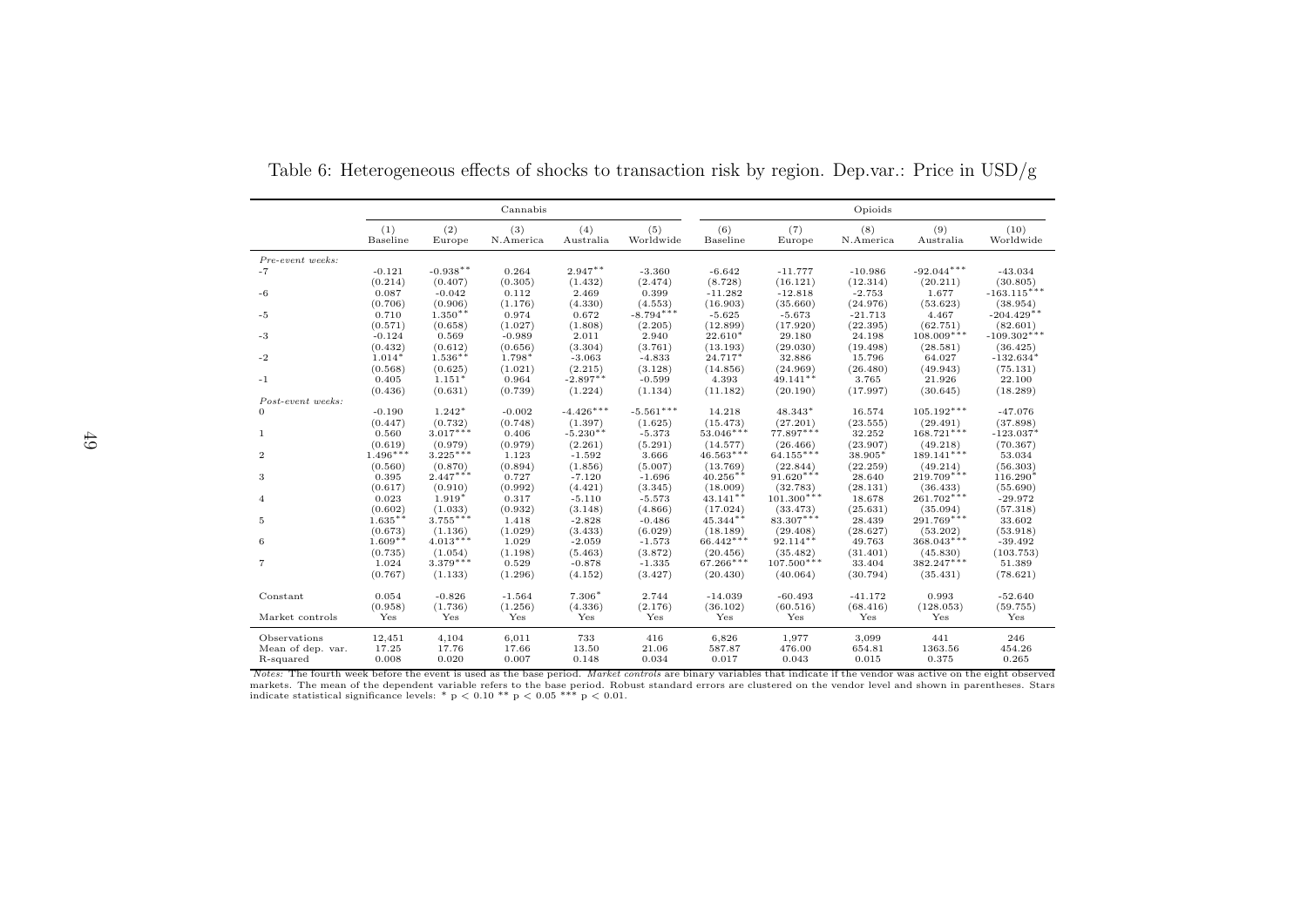Table 6: Heterogeneous effects of shocks to transaction risk by region. Dep.var.: Price in USD/g

| | Cannabis | | | | | Opioids | | | | |
|---|---|---|---|---|---|---|---|---|---|---|
| | (1) Baseline | (2) Europe | (3) N.America | (4) Australia | (5) Worldwide | (6) Baseline | (7) Europe | (8) N.America | (9) Australia | (10) Worldwide |
| *Pre-event weeks:* | | | | | | | | | | |
| -7 | -0.121 | -0.938** | 0.264 | 2.947** | -3.360 | -6.642 | -11.777 | -10.986 | -92.044*** | -43.034 |
| | (0.214) | (0.407) | (0.305) | (1.432) | (2.474) | (8.728) | (16.121) | (12.314) | (20.211) | (30.805) |
| -6 | 0.087 | -0.042 | 0.112 | 2.469 | 0.399 | -11.282 | -12.818 | -2.753 | 1.677 | -163.115*** |
| | (0.706) | (0.906) | (1.176) | (4.330) | (4.553) | (16.903) | (35.660) | (24.976) | (53.623) | (38.954) |
| -5 | 0.710 | 1.350** | 0.974 | 0.672 | -8.794*** | -5.625 | -5.673 | -21.713 | 4.467 | -204.429** |
| | (0.571) | (0.658) | (1.027) | (1.808) | (2.205) | (12.899) | (17.920) | (22.395) | (62.751) | (82.601) |
| -3 | -0.124 | 0.569 | -0.989 | 2.011 | 2.940 | 22.610* | 29.180 | 24.198 | 108.009*** | -109.302*** |
| | (0.432) | (0.612) | (0.656) | (3.304) | (3.761) | (13.193) | (29.030) | (19.498) | (28.581) | (36.425) |
| -2 | 1.014* | 1.536** | 1.798* | -3.063 | -4.833 | 24.717* | 32.886 | 15.796 | 64.027 | -132.634* |
| | (0.568) | (0.625) | (1.021) | (2.215) | (3.128) | (14.856) | (24.969) | (26.480) | (49.943) | (75.131) |
| -1 | 0.405 | 1.151* | 0.964 | -2.897** | -0.599 | 4.393 | 49.141** | 3.765 | 21.926 | 22.100 |
| | (0.436) | (0.631) | (0.739) | (1.224) | (1.134) | (11.182) | (20.190) | (17.997) | (30.645) | (18.289) |
| *Post-event weeks:* | | | | | | | | | | |
| 0 | -0.190 | 1.242* | -0.002 | -4.426*** | -5.561*** | 14.218 | 48.343* | 16.574 | 105.192*** | -47.076 |
| | (0.447) | (0.732) | (0.748) | (1.397) | (1.625) | (15.473) | (27.201) | (23.555) | (29.491) | (37.898) |
| 1 | 0.560 | 3.017*** | 0.406 | -5.230** | -5.373 | 53.046*** | 77.897*** | 32.252 | 168.721*** | -123.037* |
| | (0.619) | (0.979) | (0.979) | (2.261) | (5.291) | (14.577) | (26.466) | (23.907) | (49.218) | (70.367) |
| 2 | 1.496*** | 3.225*** | 1.123 | -1.592 | 3.666 | 46.563*** | 64.155*** | 38.905* | 189.141*** | 53.034 |
| | (0.560) | (0.870) | (0.894) | (1.856) | (5.007) | (13.769) | (22.844) | (22.259) | (49.214) | (56.303) |
| 3 | 0.395 | 2.447*** | 0.727 | -7.120 | -1.696 | 40.256** | 91.620*** | 28.640 | 219.709*** | 116.290* |
| | (0.617) | (0.910) | (0.992) | (4.421) | (3.345) | (18.009) | (32.783) | (28.131) | (36.433) | (55.690) |
| 4 | 0.023 | 1.919* | 0.317 | -5.110 | -5.573 | 43.141** | 101.300*** | 18.678 | 261.702*** | -29.972 |
| | (0.602) | (1.033) | (0.932) | (3.148) | (4.866) | (17.024) | (33.473) | (25.631) | (35.094) | (57.318) |
| 5 | 1.635** | 3.755*** | 1.418 | -2.828 | -0.486 | 45.344** | 83.307*** | 28.439 | 291.769*** | 33.602 |
| | (0.673) | (1.136) | (1.029) | (3.433) | (6.029) | (18.189) | (29.408) | (28.627) | (53.202) | (53.918) |
| 6 | 1.609** | 4.013*** | 1.029 | -2.059 | -1.573 | 66.442*** | 92.114** | 49.763 | 368.043*** | -39.492 |
| | (0.735) | (1.054) | (1.198) | (5.463) | (3.872) | (20.456) | (35.482) | (31.401) | (45.830) | (103.753) |
| 7 | 1.024 | 3.379*** | 0.529 | -0.878 | -1.335 | 67.266*** | 107.500*** | 33.404 | 382.247*** | 51.389 |
| | (0.767) | (1.133) | (1.296) | (4.152) | (3.427) | (20.430) | (40.064) | (30.794) | (35.431) | (78.621) |
| Constant | 0.054 | -0.826 | -1.564 | 7.306* | 2.744 | -14.039 | -60.493 | -41.172 | 0.993 | -52.640 |
| | (0.958) | (1.736) | (1.256) | (4.336) | (2.176) | (36.102) | (60.516) | (68.416) | (128.053) | (59.755) |
| Market controls | Yes | Yes | Yes | Yes | Yes | Yes | Yes | Yes | Yes | Yes |
| Observations | 12,451 | 4,104 | 6,011 | 733 | 416 | 6,826 | 1,977 | 3,099 | 441 | 246 |
| Mean of dep. var. | 17.25 | 17.76 | 17.66 | 13.50 | 21.06 | 587.87 | 476.00 | 654.81 | 1363.56 | 454.26 |
| R-squared | 0.008 | 0.020 | 0.007 | 0.148 | 0.034 | 0.017 | 0.043 | 0.015 | 0.375 | 0.265 |

*Notes:* The fourth week before the event is used as the base period. *Market controls* are binary variables that indicate if the vendor was active on the eight observed markets. The mean of the dependent variable refers to the base period. Robust standard errors are clustered on the vendor level and shown in parentheses. Stars indicate statistical significance levels: * $p < 0.10$ ** $p < 0.05$ *** $p < 0.01$.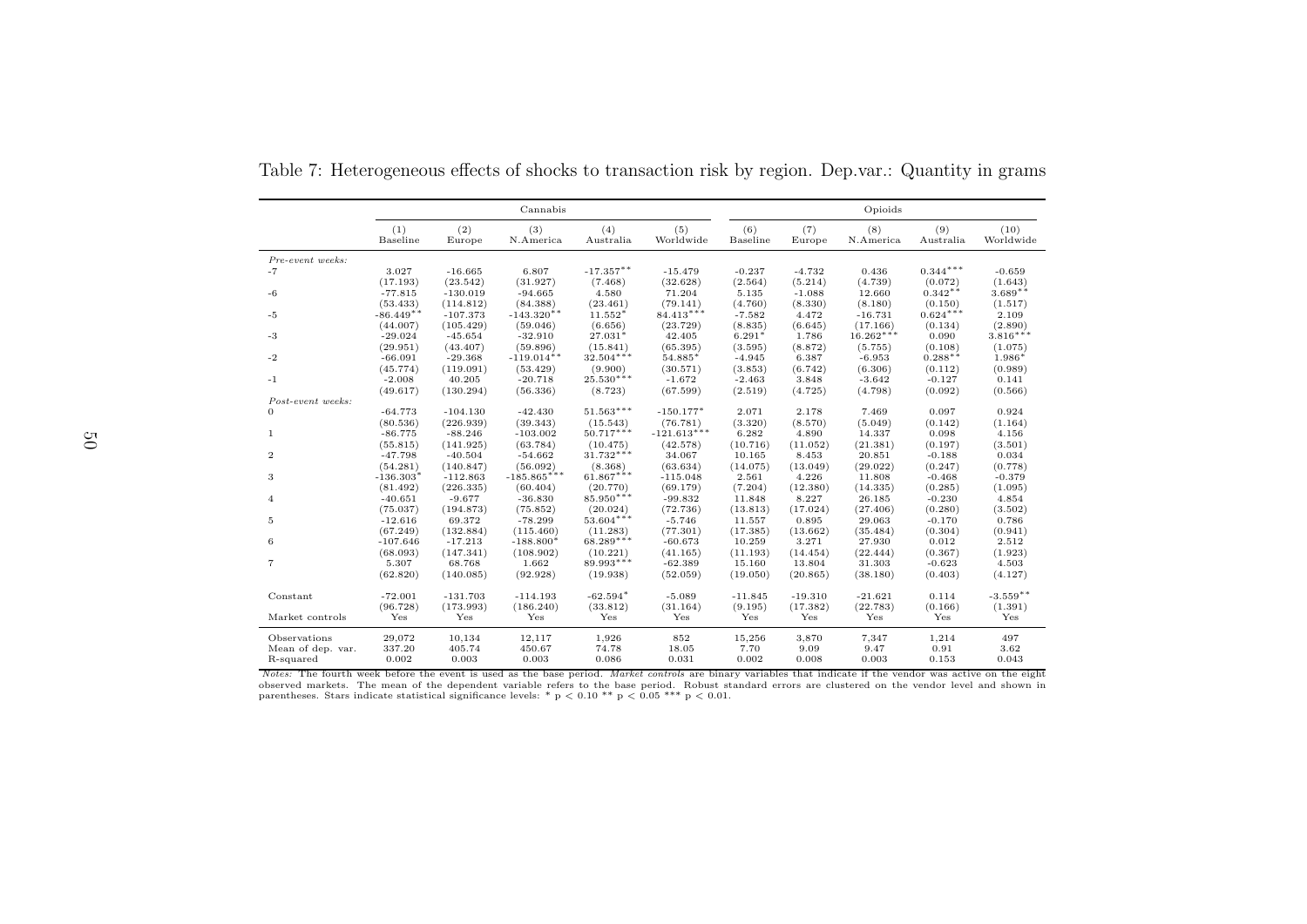Table 7: Heterogeneous effects of shocks to transaction risk by region. Dep.var.: Quantity in grams

| | Cannabis | | | | | Opioids | | | | |
|---|---|---|---|---|---|---|---|---|---|---|
| | (1) Baseline | (2) Europe | (3) N.America | (4) Australia | (5) Worldwide | (6) Baseline | (7) Europe | (8) N.America | (9) Australia | (10) Worldwide |
| *Pre-event weeks:* | | | | | | | | | | |
| -7 | 3.027 | -16.665 | 6.807 | -17.357** | -15.479 | -0.237 | -4.732 | 0.436 | 0.344*** | -0.659 |
| | (17.193) | (23.542) | (31.927) | (7.468) | (32.628) | (2.564) | (5.214) | (4.739) | (0.072) | (1.643) |
| -6 | -77.815 | -130.019 | -94.665 | 4.580 | 71.204 | 5.135 | -1.088 | 12.660 | 0.342** | 3.689** |
| | (53.433) | (114.812) | (84.388) | (23.461) | (79.141) | (4.760) | (8.330) | (8.180) | (0.150) | (1.517) |
| -5 | -86.449** | -107.373 | -143.320** | 11.552* | 84.413*** | -7.582 | 4.472 | -16.731 | 0.624*** | 2.109 |
| | (44.007) | (105.429) | (59.046) | (6.656) | (23.729) | (8.835) | (6.645) | (17.166) | (0.134) | (2.890) |
| -3 | -29.024 | -45.654 | -32.910 | 27.031* | 42.405 | 6.291* | 1.786 | 16.262*** | 0.090 | 3.816*** |
| | (29.951) | (43.407) | (59.896) | (15.841) | (65.395) | (3.595) | (8.872) | (5.755) | (0.108) | (1.075) |
| -2 | -66.091 | -29.368 | -119.014** | 32.504*** | 54.885* | -4.945 | 6.387 | -6.953 | 0.288** | 1.986* |
| | (45.774) | (119.091) | (53.429) | (9.900) | (30.571) | (3.853) | (6.742) | (6.306) | (0.112) | (0.989) |
| -1 | -2.008 | 40.205 | -20.718 | 25.530*** | -1.672 | -2.463 | 3.848 | -3.642 | -0.127 | 0.141 |
| | (49.617) | (130.294) | (56.336) | (8.723) | (67.599) | (2.519) | (4.725) | (4.798) | (0.092) | (0.566) |
| *Post-event weeks:* | | | | | | | | | | |
| 0 | -64.773 | -104.130 | -42.430 | 51.563*** | -150.177* | 2.071 | 2.178 | 7.469 | 0.097 | 0.924 |
| | (80.536) | (226.939) | (39.343) | (15.543) | (76.781) | (3.320) | (8.570) | (5.049) | (0.142) | (1.164) |
| 1 | -86.775 | -88.246 | -103.002 | 50.717*** | -121.613*** | 6.282 | 4.890 | 14.337 | 0.098 | 4.156 |
| | (55.815) | (141.925) | (63.784) | (10.475) | (42.578) | (10.716) | (11.052) | (21.381) | (0.197) | (3.501) |
| 2 | -47.798 | -40.504 | -54.662 | 31.732*** | 34.067 | 10.165 | 8.453 | 20.851 | -0.188 | 0.034 |
| | (54.281) | (140.847) | (56.092) | (8.368) | (63.634) | (14.075) | (13.049) | (29.022) | (0.247) | (0.778) |
| 3 | -136.303* | -112.863 | -185.865*** | 61.867*** | -115.048 | 2.561 | 4.226 | 11.808 | -0.468 | -0.379 |
| | (81.492) | (226.335) | (60.404) | (20.770) | (69.179) | (7.204) | (12.380) | (14.335) | (0.285) | (1.095) |
| 4 | -40.651 | -9.677 | -36.830 | 85.950*** | -99.832 | 11.848 | 8.227 | 26.185 | -0.230 | 4.854 |
| | (75.037) | (194.873) | (75.852) | (20.024) | (72.736) | (13.813) | (17.024) | (27.406) | (0.280) | (3.502) |
| 5 | -12.616 | 69.372 | -78.299 | 53.604*** | -5.746 | 11.557 | 0.895 | 29.063 | -0.170 | 0.786 |
| | (67.249) | (132.884) | (115.460) | (11.283) | (77.301) | (17.385) | (13.662) | (35.484) | (0.304) | (0.941) |
| 6 | -107.646 | -17.213 | -188.800* | 68.289*** | -60.673 | 10.259 | 3.271 | 27.930 | 0.012 | 2.512 |
| | (68.093) | (147.341) | (108.902) | (10.221) | (41.165) | (11.193) | (14.454) | (22.444) | (0.367) | (1.923) |
| 7 | 5.307 | 68.768 | 1.662 | 89.993*** | -62.389 | 15.160 | 13.804 | 31.303 | -0.623 | 4.503 |
| | (62.820) | (140.085) | (92.928) | (19.938) | (52.059) | (19.050) | (20.865) | (38.180) | (0.403) | (4.127) |
| Constant | -72.001 | -131.703 | -114.193 | -62.594* | -5.089 | -11.845 | -19.310 | -21.621 | 0.114 | -3.559** |
| | (96.728) | (173.993) | (186.240) | (33.812) | (31.164) | (9.195) | (17.382) | (22.783) | (0.166) | (1.391) |
| Market controls | Yes | Yes | Yes | Yes | Yes | Yes | Yes | Yes | Yes | Yes |
| Observations | 29,072 | 10,134 | 12,117 | 1,926 | 852 | 15,256 | 3,870 | 7,347 | 1,214 | 497 |
| Mean of dep. var. | 337.20 | 405.74 | 450.67 | 74.78 | 18.05 | 7.70 | 9.09 | 9.47 | 0.91 | 3.62 |
| R-squared | 0.002 | 0.003 | 0.003 | 0.086 | 0.031 | 0.002 | 0.008 | 0.003 | 0.153 | 0.043 |

*Notes:* The fourth week before the event is used as the base period. *Market controls* are binary variables that indicate if the vendor was active on the eight observed markets. The mean of the dependent variable refers to the base period. Robust standard errors are clustered on the vendor level and shown in parentheses. Stars indicate statistical significance levels: * $p < 0.10$ ** $p < 0.05$ *** $p < 0.01$.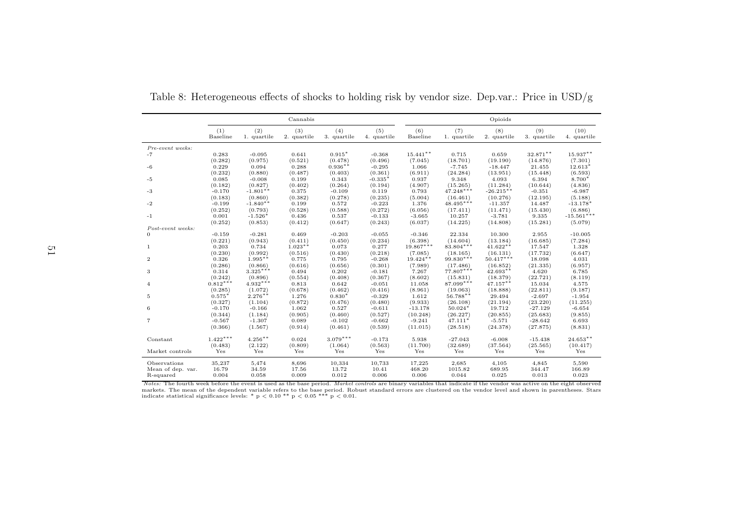Table 8: Heterogeneous effects of shocks to holding risk by vendor size. Dep.var.: Price in USD/g

| | Cannabis | | | | | Opioids | | | | |
|---|---|---|---|---|---|---|---|---|---|---|
| | (1) Baseline | (2) 1. quartile | (3) 2. quartile | (4) 3. quartile | (5) 4. quartile | (6) Baseline | (7) 1. quartile | (8) 2. quartile | (9) 3. quartile | (10) 4. quartile |
| *Pre-event weeks:* | | | | | | | | | | |
| -7 | 0.283 | -0.095 | 0.641 | 0.915* | -0.368 | 15.441** | 0.715 | 0.659 | 32.871** | 15.937** |
| | (0.282) | (0.975) | (0.521) | (0.478) | (0.496) | (7.045) | (18.701) | (19.190) | (14.876) | (7.301) |
| -6 | 0.229 | 0.094 | 0.288 | 0.936** | -0.295 | 1.066 | -7.745 | -18.447 | 21.455 | 12.613* |
| | (0.232) | (0.880) | (0.487) | (0.403) | (0.361) | (6.911) | (24.284) | (13.951) | (15.448) | (6.593) |
| -5 | 0.085 | -0.008 | 0.199 | 0.343 | -0.335* | 0.937 | 9.348 | 4.093 | 6.394 | 8.700* |
| | (0.182) | (0.827) | (0.402) | (0.264) | (0.194) | (4.907) | (15.265) | (11.284) | (10.644) | (4.836) |
| -3 | -0.170 | -1.801** | 0.375 | -0.109 | 0.119 | 0.793 | 47.248*** | -26.215** | -0.351 | -6.987 |
| | (0.183) | (0.860) | (0.382) | (0.278) | (0.235) | (5.004) | (16.461) | (10.276) | (12.195) | (5.188) |
| -2 | -0.199 | -1.840** | 0.199 | 0.572 | -0.223 | 1.376 | 48.495*** | -11.357 | 14.487 | -13.178* |
| | (0.252) | (0.793) | (0.528) | (0.588) | (0.272) | (6.056) | (17.411) | (11.471) | (15.430) | (6.886) |
| -1 | 0.001 | -1.526* | 0.436 | 0.537 | -0.133 | -3.665 | 10.257 | -3.781 | 9.335 | -15.561*** |
| | (0.252) | (0.853) | (0.412) | (0.647) | (0.243) | (6.037) | (14.225) | (14.808) | (15.281) | (5.079) |
| *Post-event weeks:* | | | | | | | | | | |
| 0 | -0.159 | -0.281 | 0.469 | -0.203 | -0.055 | -0.346 | 22.334 | 10.300 | 2.955 | -10.005 |
| | (0.221) | (0.943) | (0.411) | (0.450) | (0.234) | (6.398) | (14.604) | (13.184) | (16.685) | (7.284) |
| 1 | 0.203 | 0.734 | 1.023** | 0.073 | 0.277 | 19.867*** | 83.804*** | 41.622** | 17.547 | 1.328 |
| | (0.230) | (0.992) | (0.516) | (0.430) | (0.218) | (7.085) | (18.165) | (16.131) | (17.732) | (6.647) |
| 2 | 0.326 | 1.995** | 0.775 | 0.795 | -0.268 | 19.424** | 99.830*** | 50.417*** | 18.098 | 4.031 |
| | (0.286) | (0.866) | (0.616) | (0.656) | (0.301) | (7.989) | (17.486) | (16.852) | (21.335) | (6.957) |
| 3 | 0.314 | 3.325*** | 0.494 | 0.202 | -0.181 | 7.267 | 77.807*** | 42.693** | 4.620 | 6.785 |
| | (0.242) | (0.896) | (0.554) | (0.408) | (0.367) | (8.602) | (15.831) | (18.379) | (22.721) | (8.119) |
| 4 | 0.812*** | 4.932*** | 0.813 | 0.642 | -0.051 | 11.058 | 87.099*** | 47.157** | 15.034 | 4.575 |
| | (0.285) | (1.072) | (0.678) | (0.462) | (0.416) | (8.961) | (19.063) | (18.888) | (22.811) | (9.187) |
| 5 | 0.575* | 2.276** | 1.276 | 0.830* | -0.329 | 1.612 | 56.788** | 29.494 | -2.697 | -1.954 |
| | (0.327) | (1.104) | (0.872) | (0.476) | (0.480) | (9.933) | (26.108) | (21.194) | (23.220) | (11.255) |
| 6 | -0.170 | -0.166 | 1.062 | 0.527 | -0.611 | -13.178 | 50.024* | 19.712 | -27.129 | -6.654 |
| | (0.344) | (1.184) | (0.905) | (0.460) | (0.527) | (10.248) | (26.227) | (20.855) | (25.683) | (9.855) |
| 7 | -0.567 | -1.307 | 0.089 | -0.102 | -0.662 | -9.241 | 47.111* | -5.571 | -28.642 | 6.693 |
| | (0.366) | (1.567) | (0.914) | (0.461) | (0.539) | (11.015) | (28.518) | (24.378) | (27.875) | (8.831) |
| Constant | 1.422*** | 4.256** | 0.024 | 3.079*** | -0.173 | 5.938 | -27.043 | -6.008 | -15.438 | 24.653** |
| | (0.483) | (2.122) | (0.809) | (1.064) | (0.563) | (11.700) | (32.689) | (37.564) | (25.565) | (10.417) |
| Market controls | Yes | Yes | Yes | Yes | Yes | Yes | Yes | Yes | Yes | Yes |
| Observations | 35,237 | 5,474 | 8,696 | 10,334 | 10,733 | 17,225 | 2,685 | 4,105 | 4,845 | 5,590 |
| Mean of dep. var. | 16.79 | 34.59 | 17.56 | 13.72 | 10.41 | 468.20 | 1015.82 | 689.95 | 344.47 | 166.89 |
| R-squared | 0.004 | 0.058 | 0.009 | 0.012 | 0.006 | 0.006 | 0.044 | 0.025 | 0.013 | 0.023 |

*Notes:* The fourth week before the event is used as the base period. *Market controls* are binary variables that indicate if the vendor was active on the eight observed markets. The mean of the dependent variable refers to the base period. Robust standard errors are clustered on the vendor level and shown in parentheses. Stars indicate statistical significance levels: * $p < 0.10$ ** $p < 0.05$ *** $p < 0.01$.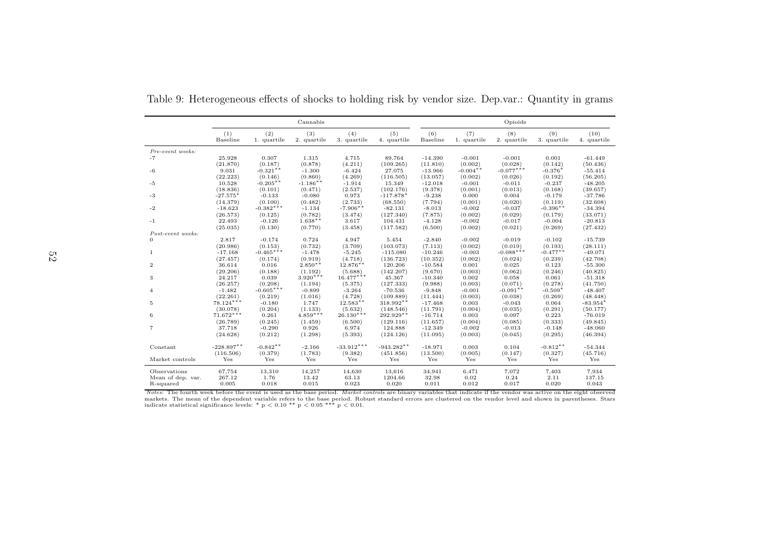Table 9: Heterogeneous effects of shocks to holding risk by vendor size. Dep.var.: Quantity in grams

| | Cannabis | | | | | Opioids | | | | |
|---|---|---|---|---|---|---|---|---|---|---|
| | (1) Baseline | (2) 1. quartile | (3) 2. quartile | (4) 3. quartile | (5) 4. quartile | (6) Baseline | (7) 1. quartile | (8) 2. quartile | (9) 3. quartile | (10) 4. quartile |
| *Pre-event weeks:* | | | | | | | | | | |
| -7 | 25.928 | 0.307 | 1.315 | 4.715 | 89.764 | -14.390 | -0.001 | -0.001 | 0.001 | -61.449 |
| | (21.870) | (0.187) | (0.878) | (4.211) | (109.265) | (11.810) | (0.002) | (0.028) | (0.142) | (50.436) |
| -6 | 9.031 | -0.321** | -1.300 | -6.424 | 27.075 | -13.966 | -0.004** | -0.077*** | -0.376* | -55.414 |
| | (22.223) | (0.146) | (0.860) | (4.269) | (116.505) | (13.057) | (0.002) | (0.026) | (0.192) | (56.205) |
| -5 | 10.528 | -0.205** | -1.186** | -1.914 | 15.349 | -12.018 | -0.001 | -0.011 | -0.237 | -48.205 |
| | (18.836) | (0.101) | (0.471) | (2.537) | (102.176) | (9.378) | (0.001) | (0.013) | (0.168) | (39.657) |
| -3 | -27.575* | -0.133 | -0.080 | 0.973 | -117.878* | -9.238 | 0.000 | 0.004 | -0.179 | -37.786 |
| | (14.379) | (0.100) | (0.482) | (2.733) | (68.550) | (7.794) | (0.001) | (0.020) | (0.119) | (32.608) |
| -2 | -18.623 | -0.382*** | -1.134 | -7.906** | -82.131 | -8.013 | -0.002 | -0.037 | -0.396** | -34.394 |
| | (26.573) | (0.125) | (0.782) | (3.474) | (127.340) | (7.875) | (0.002) | (0.029) | (0.179) | (33.071) |
| -1 | 22.493 | -0.126 | 1.638** | 3.617 | 104.431 | -4.128 | -0.002 | -0.017 | -0.004 | -20.813 |
| | (25.035) | (0.130) | (0.770) | (3.458) | (117.582) | (6.500) | (0.002) | (0.021) | (0.269) | (27.432) |
| *Post-event weeks:* | | | | | | | | | | |
| 0 | 2.817 | -0.174 | 0.724 | 4.947 | 5.454 | -2.840 | -0.002 | -0.019 | -0.102 | -15.739 |
| | (20.986) | (0.153) | (0.732) | (3.709) | (103.073) | (7.113) | (0.002) | (0.019) | (0.193) | (28.111) |
| 1 | -17.168 | -0.465*** | -1.478 | -5.245 | -115.080 | -10.246 | -0.003 | -0.088*** | -0.477** | -49.071 |
| | (27.457) | (0.174) | (0.919) | (4.718) | (136.723) | (10.352) | (0.002) | (0.024) | (0.239) | (42.708) |
| 2 | 36.614 | 0.016 | 2.850** | 12.876** | 120.206 | -10.584 | 0.001 | 0.025 | 0.123 | -55.300 |
| | (29.206) | (0.188) | (1.192) | (5.688) | (142.207) | (9.670) | (0.003) | (0.062) | (0.246) | (40.825) |
| 3 | 24.217 | 0.039 | 3.920*** | 16.477*** | 45.367 | -10.340 | 0.002 | 0.058 | 0.061 | -51.318 |
| | (26.257) | (0.208) | (1.194) | (5.375) | (127.333) | (9.988) | (0.003) | (0.071) | (0.278) | (41.750) |
| 4 | -1.482 | -0.605*** | -0.899 | -3.264 | -70.536 | -9.848 | -0.001 | -0.091** | -0.509* | -48.407 |
| | (22.261) | (0.219) | (1.016) | (4.728) | (109.889) | (11.444) | (0.003) | (0.038) | (0.269) | (48.448) |
| 5 | 78.124*** | -0.180 | 1.747 | 12.583** | 318.992** | -17.468 | 0.003 | -0.043 | 0.064 | -83.954* |
| | (30.078) | (0.204) | (1.133) | (5.632) | (148.546) | (11.791) | (0.004) | (0.035) | (0.291) | (50.177) |
| 6 | 71.672*** | 0.261 | 4.859*** | 26.130*** | 292.929** | -16.714 | 0.003 | 0.097 | 0.223 | -76.019 |
| | (26.789) | (0.245) | (1.459) | (6.500) | (129.116) | (11.657) | (0.004) | (0.085) | (0.333) | (49.845) |
| 7 | 37.718 | -0.290 | 0.926 | 6.974 | 124.888 | -12.349 | -0.002 | -0.013 | -0.148 | -48.060 |
| | (24.628) | (0.212) | (1.298) | (5.393) | (124.126) | (11.095) | (0.003) | (0.045) | (0.295) | (46.394) |
| Constant | -228.897** | -0.842** | -2.166 | -33.912*** | -943.282** | -18.971 | 0.003 | 0.104 | -0.812** | -54.344 |
| | (116.506) | (0.379) | (1.783) | (9.382) | (451.856) | (13.500) | (0.005) | (0.147) | (0.327) | (45.716) |
| Market controls | Yes | Yes | Yes | Yes | Yes | Yes | Yes | Yes | Yes | Yes |
| Observations | 67,754 | 13,310 | 14,257 | 14,630 | 13,616 | 34,941 | 6,471 | 7,072 | 7,403 | 7,934 |
| Mean of dep. var. | 267.12 | 1.76 | 13.42 | 63.13 | 1204.66 | 32.98 | 0.02 | 0.24 | 2.11 | 137.15 |
| R-squared | 0.005 | 0.018 | 0.015 | 0.023 | 0.020 | 0.011 | 0.012 | 0.017 | 0.020 | 0.043 |

*Notes:* The fourth week before the event is used as the base period. *Market controls* are binary variables that indicate if the vendor was active on the eight observed markets. The mean of the dependent variable refers to the base period. Robust standard errors are clustered on the vendor level and shown in parentheses. Stars indicate statistical significance levels: * $p < 0.10$ ** $p < 0.05$ *** $p < 0.01$.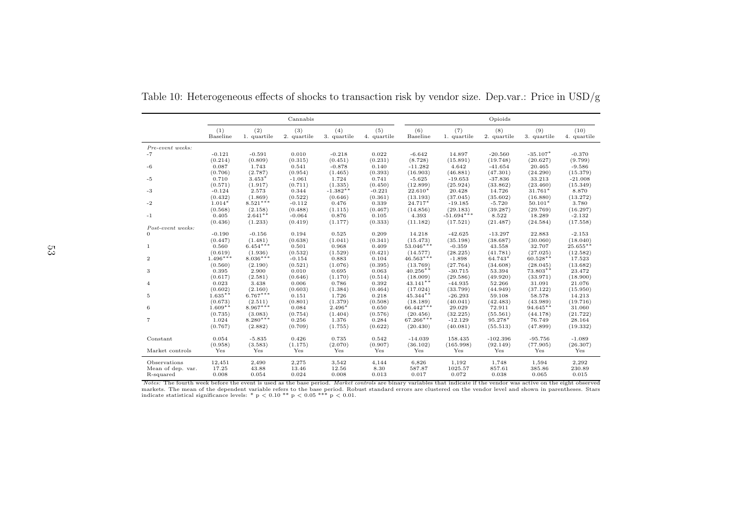Table 10: Heterogeneous effects of shocks to transaction risk by vendor size. Dep.var.: Price in USD/g

| | Cannabis | | | | | Opioids | | | | |
|---|---|---|---|---|---|---|---|---|---|---|
| | (1) Baseline | (2) 1. quartile | (3) 2. quartile | (4) 3. quartile | (5) 4. quartile | (6) Baseline | (7) 1. quartile | (8) 2. quartile | (9) 3. quartile | (10) 4. quartile |
| *Pre-event weeks:* | | | | | | | | | | |
| -7 | -0.121 | -0.591 | 0.010 | -0.218 | 0.022 | -6.642 | 14.897 | -20.560 | -35.107* | -0.370 |
| | (0.214) | (0.809) | (0.315) | (0.451) | (0.231) | (8.728) | (15.891) | (19.748) | (20.627) | (9.799) |
| -6 | 0.087 | 1.743 | 0.541 | -0.878 | 0.140 | -11.282 | 4.642 | -41.654 | 20.465 | -9.586 |
| | (0.706) | (2.787) | (0.954) | (1.465) | (0.393) | (16.903) | (46.881) | (47.301) | (24.290) | (15.379) |
| -5 | 0.710 | 3.453* | -1.061 | 1.724 | 0.741 | -5.625 | -19.653 | -37.836 | 33.213 | -21.008 |
| | (0.571) | (1.917) | (0.711) | (1.335) | (0.450) | (12.899) | (25.924) | (33.862) | (23.460) | (15.349) |
| -3 | -0.124 | 2.573 | 0.344 | -1.382** | -0.221 | 22.610* | 20.428 | 14.726 | 31.761* | 8.870 |
| | (0.432) | (1.869) | (0.522) | (0.646) | (0.361) | (13.193) | (37.045) | (35.602) | (16.880) | (13.272) |
| -2 | 1.014* | 8.521*** | -0.112 | 0.476 | 0.339 | 24.717* | -19.185 | -5.720 | 50.101* | 3.780 |
| | (0.568) | (2.158) | (0.488) | (1.115) | (0.467) | (14.856) | (29.183) | (39.287) | (29.769) | (16.297) |
| -1 | 0.405 | 2.641** | -0.064 | 0.876 | 0.105 | 4.393 | -51.694*** | 8.522 | 18.289 | -2.132 |
| | (0.436) | (1.233) | (0.419) | (1.177) | (0.333) | (11.182) | (17.521) | (21.487) | (24.584) | (17.558) |
| *Post-event weeks:* | | | | | | | | | | |
| 0 | -0.190 | -0.156 | 0.194 | 0.525 | 0.209 | 14.218 | -42.625 | -13.297 | 22.883 | -2.153 |
| | (0.447) | (1.481) | (0.638) | (1.041) | (0.341) | (15.473) | (35.198) | (38.687) | (30.060) | (18.040) |
| 1 | 0.560 | 6.454*** | 0.501 | 0.968 | 0.409 | 53.046*** | -0.359 | 43.558 | 32.707 | 25.655** |
| | (0.619) | (1.936) | (0.532) | (1.529) | (0.421) | (14.577) | (28.225) | (41.781) | (27.025) | (12.582) |
| 2 | 1.496*** | 8.036*** | -0.154 | 0.883 | 0.104 | 46.563*** | -1.898 | 64.743* | 60.528** | 17.523 |
| | (0.560) | (2.190) | (0.521) | (1.076) | (0.395) | (13.769) | (27.764) | (34.608) | (28.045) | (13.682) |
| 3 | 0.395 | 2.900 | 0.010 | 0.695 | 0.063 | 40.256** | -30.715 | 53.394 | 73.803** | 23.472 |
| | (0.617) | (2.581) | (0.646) | (1.170) | (0.514) | (18.009) | (29.586) | (49.920) | (33.971) | (18.900) |
| 4 | 0.023 | 3.438 | 0.006 | 0.786 | 0.392 | 43.141** | -44.935 | 52.266 | 31.091 | 21.076 |
| | (0.602) | (2.160) | (0.603) | (1.384) | (0.464) | (17.024) | (33.799) | (44.949) | (37.122) | (15.950) |
| 5 | 1.635** | 6.767*** | 0.151 | 1.726 | 0.218 | 45.344** | -26.293 | 59.108 | 58.578 | 14.213 |
| | (0.673) | (2.511) | (0.801) | (1.379) | (0.508) | (18.189) | (40.041) | (42.483) | (43.989) | (19.716) |
| 6 | 1.609** | 8.967*** | 0.084 | 2.496* | 0.650 | 66.442*** | 29.029 | 72.911 | 94.645** | 31.060 |
| | (0.735) | (3.083) | (0.754) | (1.404) | (0.576) | (20.456) | (32.225) | (55.561) | (44.178) | (21.722) |
| 7 | 1.024 | 8.280*** | 0.256 | 1.376 | 0.284 | 67.266*** | -12.129 | 95.278* | 76.749 | 28.164 |
| | (0.767) | (2.882) | (0.709) | (1.755) | (0.622) | (20.430) | (40.081) | (55.513) | (47.899) | (19.332) |
| Constant | 0.054 | -5.835 | 0.426 | 0.735 | 0.542 | -14.039 | 158.435 | -102.396 | -95.756 | -1.089 |
| | (0.958) | (3.583) | (1.175) | (2.070) | (0.907) | (36.102) | (165.998) | (92.149) | (77.905) | (26.307) |
| Market controls | Yes | Yes | Yes | Yes | Yes | Yes | Yes | Yes | Yes | Yes |
| Observations | 12,451 | 2,490 | 2,275 | 3,542 | 4,144 | 6,826 | 1,192 | 1,748 | 1,594 | 2,292 |
| Mean of dep. var. | 17.25 | 43.88 | 13.46 | 12.56 | 8.30 | 587.87 | 1025.57 | 857.61 | 385.86 | 230.89 |
| R-squared | 0.008 | 0.054 | 0.024 | 0.008 | 0.013 | 0.017 | 0.072 | 0.038 | 0.065 | 0.015 |

*Notes:* The fourth week before the event is used as the base period. *Market controls* are binary variables that indicate if the vendor was active on the eight observed markets. The mean of the dependent variable refers to the base period. Robust standard errors are clustered on the vendor level and shown in parentheses. Stars indicate statistical significance levels: * $p < 0.10$ ** $p < 0.05$ *** $p < 0.01$.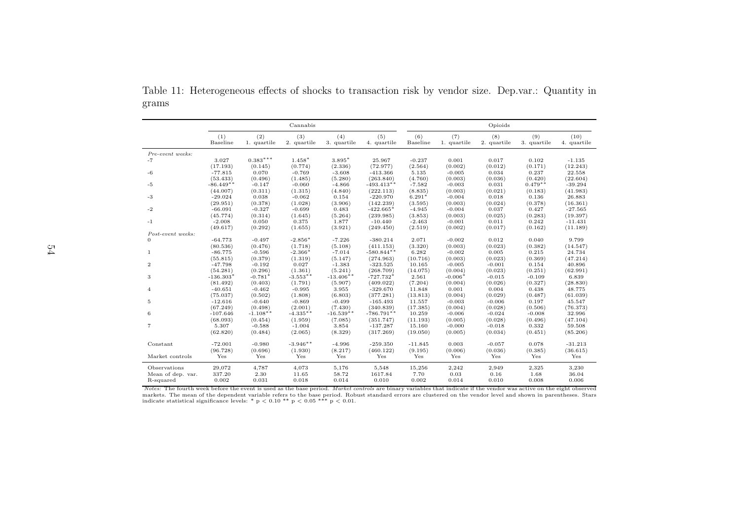Table 11: Heterogeneous effects of shocks to transaction risk by vendor size. Dep.var.: Quantity in grams

| | Cannabis | | | | | Opioids | | | | |
|---|---|---|---|---|---|---|---|---|---|---|
| | (1) Baseline | (2) 1. quartile | (3) 2. quartile | (4) 3. quartile | (5) 4. quartile | (6) Baseline | (7) 1. quartile | (8) 2. quartile | (9) 3. quartile | (10) 4. quartile |
| *Pre-event weeks:* | | | | | | | | | | |
| -7 | 3.027 | 0.383*** | 1.458* | 3.895* | 25.967 | -0.237 | 0.001 | 0.017 | 0.102 | -1.135 |
| | (17.193) | (0.145) | (0.774) | (2.336) | (72.977) | (2.564) | (0.002) | (0.012) | (0.171) | (12.243) |
| -6 | -77.815 | 0.070 | -0.769 | -3.608 | -413.366 | 5.135 | -0.005 | 0.034 | 0.237 | 22.558 |
| | (53.433) | (0.496) | (1.485) | (5.280) | (263.840) | (4.760) | (0.003) | (0.036) | (0.420) | (22.604) |
| -5 | -86.449** | -0.147 | -0.060 | -4.866 | -493.413** | -7.582 | -0.003 | 0.031 | 0.479** | -39.294 |
| | (44.007) | (0.311) | (1.315) | (4.840) | (222.113) | (8.835) | (0.003) | (0.021) | (0.183) | (41.983) |
| -3 | -29.024 | 0.038 | -0.062 | 0.154 | -220.970 | 6.291* | -0.004 | 0.018 | 0.136 | 26.883 |
| | (29.951) | (0.378) | (1.028) | (3.906) | (142.239) | (3.595) | (0.003) | (0.024) | (0.378) | (16.361) |
| -2 | -66.091 | -0.327 | -0.699 | 0.483 | -422.665* | -4.945 | -0.004 | 0.037 | 0.427 | -27.565 |
| | (45.774) | (0.314) | (1.645) | (5.264) | (239.985) | (3.853) | (0.003) | (0.025) | (0.283) | (19.397) |
| -1 | -2.008 | 0.050 | 0.375 | 1.877 | -10.440 | -2.463 | -0.001 | 0.011 | 0.242 | -11.431 |
| | (49.617) | (0.292) | (1.655) | (3.921) | (249.450) | (2.519) | (0.002) | (0.017) | (0.162) | (11.189) |
| *Post-event weeks:* | | | | | | | | | | |
| 0 | -64.773 | -0.497 | -2.856* | -7.226 | -380.214 | 2.071 | -0.002 | 0.012 | 0.040 | 9.799 |
| | (80.536) | (0.476) | (1.718) | (5.108) | (411.153) | (3.320) | (0.003) | (0.023) | (0.382) | (14.547) |
| 1 | -86.775 | -0.596 | -2.366* | -7.014 | -580.844** | 6.282 | -0.002 | 0.005 | 0.215 | 24.734 |
| | (55.815) | (0.379) | (1.319) | (5.147) | (274.963) | (10.716) | (0.003) | (0.023) | (0.369) | (47.214) |
| 2 | -47.798 | -0.192 | 0.027 | -1.383 | -323.525 | 10.165 | -0.005 | -0.001 | 0.154 | 40.896 |
| | (54.281) | (0.296) | (1.361) | (5.241) | (268.709) | (14.075) | (0.004) | (0.023) | (0.251) | (62.991) |
| 3 | -136.303* | -0.781* | -3.553** | -13.406** | -727.732* | 2.561 | -0.006* | -0.015 | -0.109 | 6.839 |
| | (81.492) | (0.403) | (1.791) | (5.907) | (409.022) | (7.204) | (0.004) | (0.026) | (0.327) | (28.830) |
| 4 | -40.651 | -0.462 | -0.995 | 3.955 | -329.670 | 11.848 | 0.001 | 0.004 | 0.438 | 48.775 |
| | (75.037) | (0.502) | (1.808) | (6.803) | (377.281) | (13.813) | (0.004) | (0.029) | (0.487) | (61.039) |
| 5 | -12.616 | -0.640 | -0.869 | -0.499 | -165.493 | 11.557 | -0.003 | -0.006 | 0.197 | 45.547 |
| | (67.249) | (0.498) | (2.001) | (7.430) | (340.839) | (17.385) | (0.004) | (0.028) | (0.506) | (76.373) |
| 6 | -107.646 | -1.108** | -4.335** | -16.539** | -786.791** | 10.259 | -0.006 | -0.024 | -0.008 | 32.996 |
| | (68.093) | (0.454) | (1.959) | (7.085) | (351.747) | (11.193) | (0.005) | (0.028) | (0.496) | (47.104) |
| 7 | 5.307 | -0.588 | -1.004 | 3.854 | -137.287 | 15.160 | -0.000 | -0.018 | 0.332 | 59.508 |
| | (62.820) | (0.484) | (2.065) | (8.329) | (317.269) | (19.050) | (0.005) | (0.034) | (0.451) | (85.206) |
| Constant | -72.001 | -0.980 | -3.946** | -4.996 | -259.350 | -11.845 | 0.003 | -0.057 | 0.078 | -31.213 |
| | (96.728) | (0.696) | (1.930) | (8.217) | (460.122) | (9.195) | (0.006) | (0.036) | (0.385) | (36.615) |
| Market controls | Yes | Yes | Yes | Yes | Yes | Yes | Yes | Yes | Yes | Yes |
| Observations | 29,072 | 4,787 | 4,073 | 5,176 | 5,548 | 15,256 | 2,242 | 2,949 | 2,325 | 3,230 |
| Mean of dep. var. | 337.20 | 2.30 | 11.65 | 58.72 | 1617.84 | 7.70 | 0.03 | 0.16 | 1.68 | 36.04 |
| R-squared | 0.002 | 0.031 | 0.018 | 0.014 | 0.010 | 0.002 | 0.014 | 0.010 | 0.008 | 0.006 |

*Notes:* The fourth week before the event is used as the base period. *Market controls* are binary variables that indicate if the vendor was active on the eight observed markets. The mean of the dependent variable refers to the base period. Robust standard errors are clustered on the vendor level and shown in parentheses. Stars indicate statistical significance levels: * $p < 0.10$ ** $p < 0.05$ *** $p < 0.01$.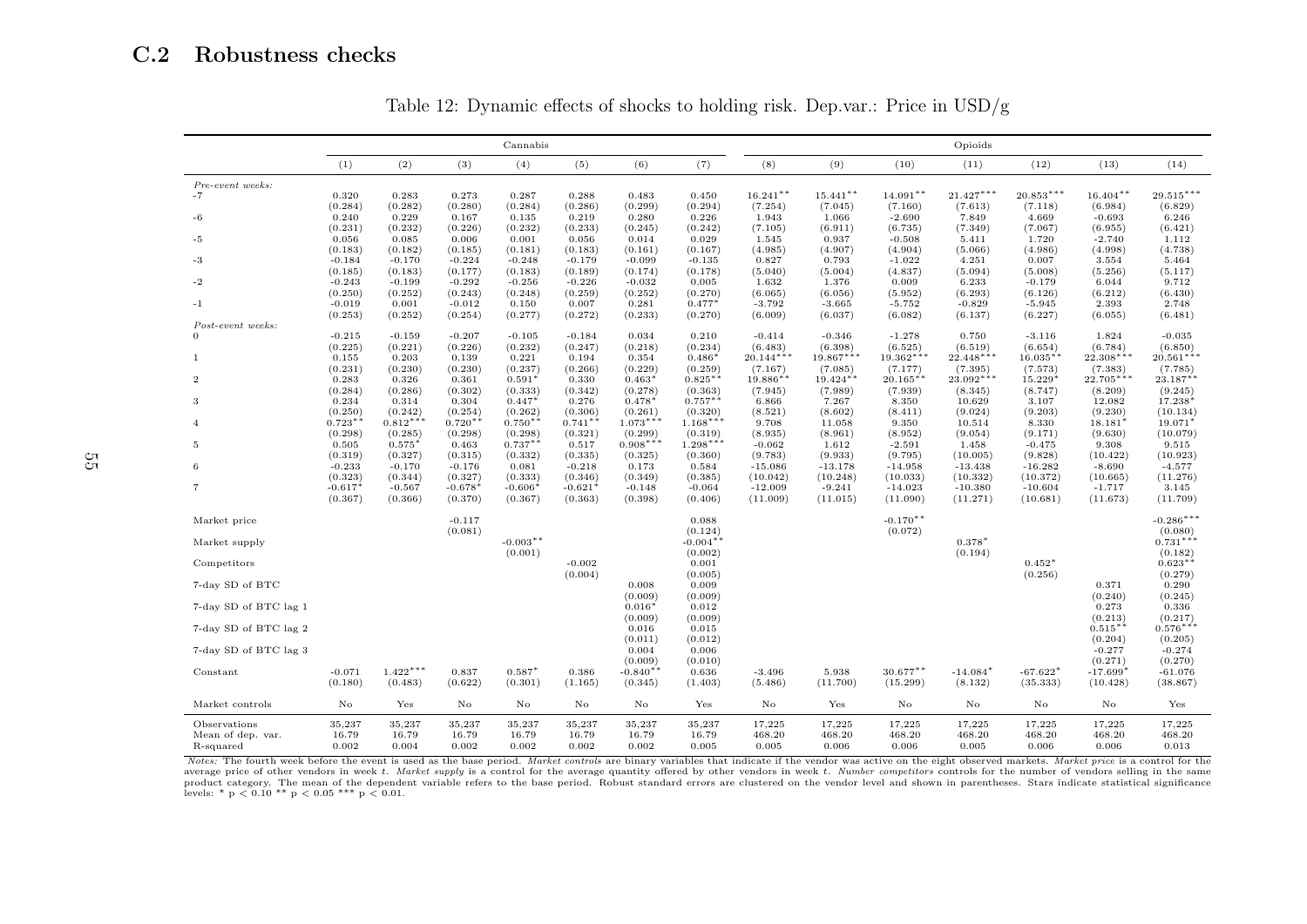## C.2 Robustness checks

Table 12: Dynamic effects of shocks to holding risk. Dep.var.: Price in USD/g

| | Cannabis | | | | | | | Opioids | | | | | | |
|---|---|---|---|---|---|---|---|---|---|---|---|---|---|---|
| | (1) | (2) | (3) | (4) | (5) | (6) | (7) | (8) | (9) | (10) | (11) | (12) | (13) | (14) |
| *Pre-event weeks:* | | | | | | | | | | | | | | |
| -7 | 0.320 | 0.283 | 0.273 | 0.287 | 0.288 | 0.483 | 0.450 | 16.241** | 15.441** | 14.091** | 21.427*** | 20.853*** | 16.404** | 29.515*** |
| | (0.284) | (0.282) | (0.280) | (0.284) | (0.286) | (0.299) | (0.294) | (7.254) | (7.045) | (7.160) | (7.613) | (7.118) | (6.984) | (6.829) |
| -6 | 0.240 | 0.229 | 0.167 | 0.135 | 0.219 | 0.280 | 0.226 | 1.943 | 1.066 | -2.690 | 7.849 | 4.669 | -0.693 | 6.246 |
| | (0.231) | (0.232) | (0.226) | (0.232) | (0.233) | (0.245) | (0.242) | (7.105) | (6.911) | (6.735) | (7.349) | (7.067) | (6.955) | (6.421) |
| -5 | 0.056 | 0.085 | 0.006 | 0.001 | 0.056 | 0.014 | 0.029 | 1.545 | 0.937 | -0.508 | 5.411 | 1.720 | -2.740 | 1.112 |
| | (0.183) | (0.182) | (0.185) | (0.181) | (0.183) | (0.161) | (0.167) | (4.985) | (4.907) | (4.904) | (5.066) | (4.986) | (4.998) | (4.738) |
| -3 | -0.184 | -0.170 | -0.224 | -0.248 | -0.179 | -0.099 | -0.135 | 0.827 | 0.793 | -1.022 | 4.251 | 0.007 | 3.554 | 5.464 |
| | (0.185) | (0.183) | (0.177) | (0.183) | (0.189) | (0.174) | (0.178) | (5.040) | (5.004) | (4.837) | (5.094) | (5.008) | (5.256) | (5.117) |
| -2 | -0.243 | -0.199 | -0.292 | -0.256 | -0.226 | -0.032 | 0.005 | 1.632 | 1.376 | 0.009 | 6.233 | -0.179 | 6.044 | 9.712 |
| | (0.250) | (0.252) | (0.243) | (0.248) | (0.259) | (0.252) | (0.270) | (6.065) | (6.056) | (5.952) | (6.293) | (6.126) | (6.212) | (6.430) |
| -1 | -0.019 | 0.001 | -0.012 | 0.150 | 0.007 | 0.281 | 0.477* | -3.792 | -3.665 | -5.752 | -0.829 | -5.945 | 2.393 | 2.748 |
| | (0.253) | (0.252) | (0.254) | (0.277) | (0.272) | (0.233) | (0.270) | (6.009) | (6.037) | (6.082) | (6.137) | (6.227) | (6.055) | (6.481) |
| *Post-event weeks:* | | | | | | | | | | | | | | |
| 0 | -0.215 | -0.159 | -0.207 | -0.105 | -0.184 | 0.034 | 0.210 | -0.414 | -0.346 | -1.278 | 0.750 | -3.116 | 1.824 | -0.035 |
| | (0.225) | (0.221) | (0.226) | (0.232) | (0.247) | (0.218) | (0.234) | (6.483) | (6.398) | (6.525) | (6.519) | (6.654) | (6.784) | (6.850) |
| 1 | 0.155 | 0.203 | 0.139 | 0.221 | 0.194 | 0.354 | 0.486* | 20.144*** | 19.867*** | 19.362*** | 22.448*** | 16.035** | 22.308*** | 20.561*** |
| | (0.231) | (0.230) | (0.230) | (0.237) | (0.266) | (0.229) | (0.259) | (7.167) | (7.085) | (7.177) | (7.395) | (7.573) | (7.383) | (7.785) |
| 2 | 0.283 | 0.326 | 0.361 | 0.591* | 0.330 | 0.463* | 0.825** | 19.886** | 19.424** | 20.165** | 23.092*** | 15.229* | 22.705*** | 23.187** |
| | (0.284) | (0.286) | (0.302) | (0.333) | (0.342) | (0.278) | (0.363) | (7.945) | (7.989) | (7.939) | (8.345) | (8.747) | (8.209) | (9.245) |
| 3 | 0.234 | 0.314 | 0.304 | 0.447* | 0.276 | 0.478* | 0.757** | 6.866 | 7.267 | 8.350 | 10.629 | 3.107 | 12.082 | 17.238* |
| | (0.250) | (0.242) | (0.254) | (0.262) | (0.306) | (0.261) | (0.320) | (8.521) | (8.602) | (8.411) | (9.024) | (9.203) | (9.230) | (10.134) |
| 4 | 0.723** | 0.812*** | 0.720** | 0.750** | 0.741** | 1.073*** | 1.168*** | 9.708 | 11.058 | 9.350 | 10.514 | 8.330 | 18.181* | 19.071* |
| | (0.298) | (0.285) | (0.298) | (0.298) | (0.321) | (0.299) | (0.319) | (8.935) | (8.961) | (8.952) | (9.054) | (9.171) | (9.630) | (10.079) |
| 5 | 0.505 | 0.575* | 0.463 | 0.737** | 0.517 | 0.908*** | 1.298*** | -0.062 | 1.612 | -2.591 | 1.458 | -0.475 | 9.308 | 9.515 |
| | (0.319) | (0.327) | (0.315) | (0.332) | (0.335) | (0.325) | (0.360) | (9.783) | (9.933) | (9.795) | (10.005) | (9.828) | (10.422) | (10.923) |
| 6 | -0.233 | -0.170 | -0.176 | 0.081 | -0.218 | 0.173 | 0.584 | -15.086 | -13.178 | -14.958 | -13.438 | -16.282 | -8.690 | -4.577 |
| | (0.323) | (0.344) | (0.327) | (0.333) | (0.346) | (0.349) | (0.385) | (10.042) | (10.248) | (10.033) | (10.332) | (10.372) | (10.665) | (11.276) |
| 7 | -0.617* | -0.567 | -0.678* | -0.606* | -0.621* | -0.148 | -0.064 | -12.009 | -9.241 | -14.023 | -10.380 | -10.604 | -1.717 | 3.145 |
| | (0.367) | (0.366) | (0.370) | (0.367) | (0.363) | (0.398) | (0.406) | (11.009) | (11.015) | (11.090) | (11.271) | (10.681) | (11.673) | (11.709) |
| Market price | | | -0.117 | | | | 0.088 | | | -0.170** | | | | -0.286*** |
| | | | (0.081) | | | | (0.124) | | | (0.072) | | | | (0.080) |
| Market supply | | | | -0.003** | | | -0.004** | | | | 0.378* | | | 0.731*** |
| | | | | (0.001) | | | (0.002) | | | | (0.194) | | | (0.182) |
| Competitors | | | | | -0.002 | | 0.001 | | | | | 0.452* | | 0.623** |
| | | | | | (0.004) | | (0.005) | | | | | (0.256) | | (0.279) |
| 7-day SD of BTC | | | | | | 0.008 | 0.009 | | | | | | 0.371 | 0.290 |
| | | | | | | (0.009) | (0.009) | | | | | | (0.240) | (0.245) |
| 7-day SD of BTC lag 1 | | | | | | 0.016* | 0.012 | | | | | | 0.273 | 0.336 |
| | | | | | | (0.009) | (0.009) | | | | | | (0.213) | (0.217) |
| 7-day SD of BTC lag 2 | | | | | | 0.016 | 0.015 | | | | | | 0.515** | 0.576*** |
| | | | | | | (0.011) | (0.012) | | | | | | (0.204) | (0.205) |
| 7-day SD of BTC lag 3 | | | | | | 0.004 | 0.006 | | | | | | -0.277 | -0.274 |
| | | | | | | (0.009) | (0.010) | | | | | | (0.271) | (0.270) |
| Constant | -0.071 | 1.422*** | 0.837 | 0.587* | 0.386 | -0.840** | 0.636 | -3.496 | 5.938 | 30.677** | -14.084* | -67.622* | -17.699* | -61.076 |
| | (0.180) | (0.483) | (0.622) | (0.301) | (1.165) | (0.345) | (1.403) | (5.486) | (11.700) | (15.299) | (8.132) | (35.333) | (10.428) | (38.867) |
| Market controls | No | Yes | No | No | No | No | Yes | No | Yes | No | No | No | No | Yes |
| Observations | 35,237 | 35,237 | 35,237 | 35,237 | 35,237 | 35,237 | 35,237 | 17,225 | 17,225 | 17,225 | 17,225 | 17,225 | 17,225 | 17,225 |
| Mean of dep. var. | 16.79 | 16.79 | 16.79 | 16.79 | 16.79 | 16.79 | 16.79 | 468.20 | 468.20 | 468.20 | 468.20 | 468.20 | 468.20 | 468.20 |
| R-squared | 0.002 | 0.004 | 0.002 | 0.002 | 0.002 | 0.002 | 0.005 | 0.005 | 0.006 | 0.006 | 0.005 | 0.006 | 0.006 | 0.013 |

*Notes:* The fourth week before the event is used as the base period. *Market controls* are binary variables that indicate if the vendor was active on the eight observed markets. *Market price* is a control for the average price of other vendors in week $t$. *Market supply* is a control for the average quantity offered by other vendors in week $t$. *Number competitors* controls for the number of vendors selling in the same product category. The mean of the dependent variable refers to the base period. Robust standard errors are clustered on the vendor level and shown in parentheses. Stars indicate statistical significance levels: * $p < 0.10$ ** $p < 0.05$ *** $p < 0.01$.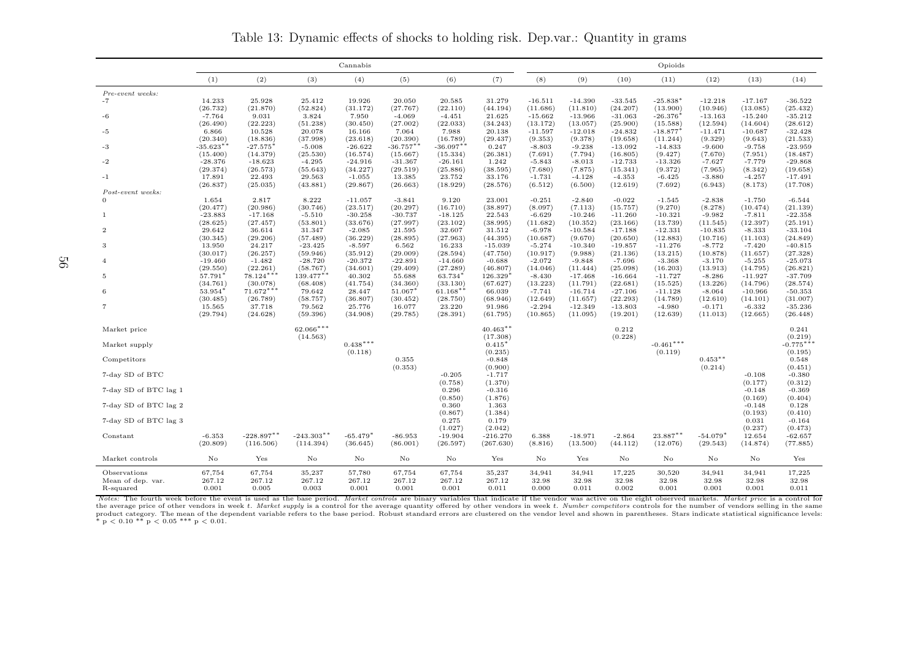Table 13: Dynamic effects of shocks to holding risk. Dep.var.: Quantity in grams

| | Cannabis | | | | | | | Opioids | | | | | | |
|---|---|---|---|---|---|---|---|---|---|---|---|---|---|---|
| | (1) | (2) | (3) | (4) | (5) | (6) | (7) | (8) | (9) | (10) | (11) | (12) | (13) | (14) |
| *Pre-event weeks:* | | | | | | | | | | | | | | |
| -7 | 14.233 | 25.928 | 25.412 | 19.926 | 20.050 | 20.585 | 31.279 | -16.511 | -14.390 | -33.545 | -25.838* | -12.218 | -17.167 | -36.522 |
| | (26.732) | (21.870) | (52.824) | (31.172) | (27.767) | (22.110) | (44.194) | (11.686) | (11.810) | (24.207) | (13.900) | (10.946) | (13.085) | (25.432) |
| -6 | -7.764 | 9.031 | 3.824 | 7.950 | -4.069 | -4.451 | 21.625 | -15.662 | -13.966 | -31.063 | -26.376* | -13.163 | -15.240 | -35.212 |
| | (26.490) | (22.223) | (51.238) | (30.450) | (27.002) | (22.033) | (34.243) | (13.172) | (13.057) | (25.900) | (15.588) | (12.594) | (14.604) | (28.612) |
| -5 | 6.866 | 10.528 | 20.078 | 16.166 | 7.064 | 7.988 | 20.138 | -11.597 | -12.018 | -24.832 | -18.877* | -11.471 | -10.687 | -32.428 |
| | (20.340) | (18.836) | (37.998) | (23.618) | (20.390) | (16.789) | (29.437) | (9.353) | (9.378) | (19.658) | (11.244) | (9.329) | (9.643) | (21.533) |
| -3 | -35.623** | -27.575* | -5.008 | -26.622 | -36.757** | -36.097** | 0.247 | -8.803 | -9.238 | -13.092 | -14.833 | -9.600 | -9.758 | -23.959 |
| | (15.400) | (14.379) | (25.530) | (16.574) | (15.667) | (15.334) | (26.381) | (7.691) | (7.794) | (16.805) | (9.427) | (7.670) | (7.951) | (18.487) |
| -2 | -28.376 | -18.623 | -4.295 | -24.916 | -31.367 | -26.161 | 1.242 | -5.843 | -8.013 | -12.733 | -13.326 | -7.627 | -7.779 | -29.868 |
| | (29.374) | (26.573) | (55.643) | (34.227) | (29.519) | (25.886) | (38.595) | (7.680) | (7.875) | (15.341) | (9.372) | (7.965) | (8.342) | (19.658) |
| -1 | 17.891 | 22.493 | 29.563 | -1.055 | 13.385 | 23.752 | 33.176 | -1.731 | -4.128 | -4.353 | -6.425 | -3.880 | -4.257 | -17.491 |
| | (26.837) | (25.035) | (43.881) | (29.867) | (26.663) | (18.929) | (28.576) | (6.512) | (6.500) | (12.619) | (7.692) | (6.943) | (8.173) | (17.708) |
| *Post-event weeks:* | | | | | | | | | | | | | | |
| 0 | 1.654 | 2.817 | 8.222 | -11.057 | -3.841 | 9.120 | 23.001 | -0.251 | -2.840 | -0.022 | -1.545 | -2.838 | -1.750 | -6.544 |
| | (20.477) | (20.986) | (30.746) | (23.517) | (20.297) | (16.710) | (38.897) | (8.097) | (7.113) | (15.757) | (9.270) | (8.278) | (10.474) | (21.139) |
| 1 | -23.883 | -17.168 | -5.510 | -30.258 | -30.737 | -18.125 | 22.543 | -6.629 | -10.246 | -11.260 | -10.321 | -9.982 | -7.811 | -22.358 |
| | (28.625) | (27.457) | (53.801) | (33.676) | (27.997) | (23.102) | (38.995) | (11.682) | (10.352) | (23.166) | (13.739) | (11.545) | (12.397) | (25.191) |
| 2 | 29.642 | 36.614 | 31.347 | -2.085 | 21.595 | 32.607 | 31.512 | -6.978 | -10.584 | -17.188 | -12.331 | -10.835 | -8.333 | -33.104 |
| | (30.345) | (29.206) | (57.489) | (36.229) | (28.895) | (27.963) | (44.395) | (10.687) | (9.670) | (20.650) | (12.883) | (10.716) | (11.103) | (24.849) |
| 3 | 13.950 | 24.217 | -23.425 | -8.597 | 6.562 | 16.233 | -15.039 | -5.274 | -10.340 | -19.857 | -11.276 | -8.772 | -7.420 | -40.815 |
| | (30.017) | (26.257) | (59.946) | (35.912) | (29.009) | (28.594) | (47.750) | (10.917) | (9.988) | (21.136) | (13.215) | (10.878) | (11.657) | (27.328) |
| 4 | -19.460 | -1.482 | -28.720 | -20.372 | -22.891 | -14.660 | -0.688 | -2.072 | -9.848 | -7.696 | -3.368 | -3.170 | -5.255 | -25.073 |
| | (29.550) | (22.261) | (58.767) | (34.601) | (29.409) | (27.289) | (46.807) | (14.046) | (11.444) | (25.098) | (16.203) | (13.913) | (14.795) | (26.821) |
| 5 | 57.791* | 78.124*** | 139.477** | 40.302 | 55.688 | 63.734* | 126.329* | -8.430 | -17.468 | -16.664 | -11.727 | -8.286 | -11.927 | -37.709 |
| | (34.761) | (30.078) | (68.408) | (41.754) | (34.360) | (33.130) | (67.627) | (13.223) | (11.791) | (22.681) | (15.525) | (13.226) | (14.796) | (28.574) |
| 6 | 53.954* | 71.672*** | 79.642 | 28.447 | 51.067* | 61.168** | 66.039 | -7.741 | -16.714 | -27.106 | -11.128 | -8.064 | -10.966 | -50.353 |
| | (30.485) | (26.789) | (58.757) | (36.807) | (30.452) | (28.750) | (68.946) | (12.649) | (11.657) | (22.293) | (14.789) | (12.610) | (14.101) | (31.007) |
| 7 | 15.565 | 37.718 | 79.562 | 25.776 | 16.077 | 23.220 | 91.986 | -2.294 | -12.349 | -13.803 | -4.980 | -0.171 | -6.332 | -35.236 |
| | (29.794) | (24.628) | (59.396) | (34.908) | (29.785) | (28.391) | (61.795) | (10.865) | (11.095) | (19.201) | (12.639) | (11.013) | (12.665) | (26.448) |
| Market price | | | 62.066*** | | | | 40.463** | | | 0.212 | | | | 0.241 |
| | | | (14.563) | | | | (17.308) | | | (0.228) | | | | (0.219) |
| Market supply | | | | 0.438*** | | | 0.415* | | | | -0.461*** | | | -0.775*** |
| | | | | (0.118) | | | (0.235) | | | | (0.119) | | | (0.195) |
| Competitors | | | | | 0.355 | | -0.848 | | | | | 0.453** | | 0.548 |
| | | | | | (0.353) | | (0.900) | | | | | (0.214) | | (0.451) |
| 7-day SD of BTC | | | | | | -0.205 | -1.717 | | | | | | -0.108 | -0.380 |
| | | | | | | (0.758) | (1.370) | | | | | | (0.177) | (0.312) |
| 7-day SD of BTC lag 1 | | | | | | 0.296 | -0.316 | | | | | | -0.148 | -0.369 |
| | | | | | | (0.850) | (1.876) | | | | | | (0.169) | (0.404) |
| 7-day SD of BTC lag 2 | | | | | | 0.360 | 1.363 | | | | | | -0.148 | 0.128 |
| | | | | | | (0.867) | (1.384) | | | | | | (0.193) | (0.410) |
| 7-day SD of BTC lag 3 | | | | | | 0.275 | 0.179 | | | | | | 0.031 | -0.164 |
| | | | | | | (1.027) | (2.042) | | | | | | (0.237) | (0.473) |
| Constant | -6.353 | -228.897** | -243.303** | -65.479* | -86.953 | -19.904 | -216.270 | 6.388 | -18.971 | -2.864 | 23.887** | -54.079* | 12.654 | -62.657 |
| | (20.809) | (116.506) | (114.394) | (36.645) | (86.001) | (26.597) | (267.630) | (8.816) | (13.500) | (44.112) | (12.076) | (29.543) | (14.874) | (77.885) |
| Market controls | No | Yes | No | No | No | No | Yes | No | Yes | No | No | No | No | Yes |
| Observations | 67,754 | 67,754 | 35,237 | 57,780 | 67,754 | 67,754 | 35,237 | 34,941 | 34,941 | 17,225 | 30,520 | 34,941 | 34,941 | 17,225 |
| Mean of dep. var. | 267.12 | 267.12 | 267.12 | 267.12 | 267.12 | 267.12 | 267.12 | 32.98 | 32.98 | 32.98 | 32.98 | 32.98 | 32.98 | 32.98 |
| R-squared | 0.001 | 0.005 | 0.003 | 0.001 | 0.001 | 0.001 | 0.011 | 0.000 | 0.011 | 0.002 | 0.001 | 0.001 | 0.001 | 0.011 |

*Notes:* The fourth week before the event is used as the base period. *Market controls* are binary variables that indicate if the vendor was active on the eight observed markets. *Market price* is a control for the average price of other vendors in week *t*. *Market supply* is a control for the average quantity offered by other vendors in week *t*. *Number competitors* controls for the number of vendors selling in the same product category. The mean of the dependent variable refers to the base period. Robust standard errors are clustered on the vendor level and shown in parentheses. Stars indicate statistical significance levels: * $p < 0.10$ ** $p < 0.05$ *** $p < 0.01$.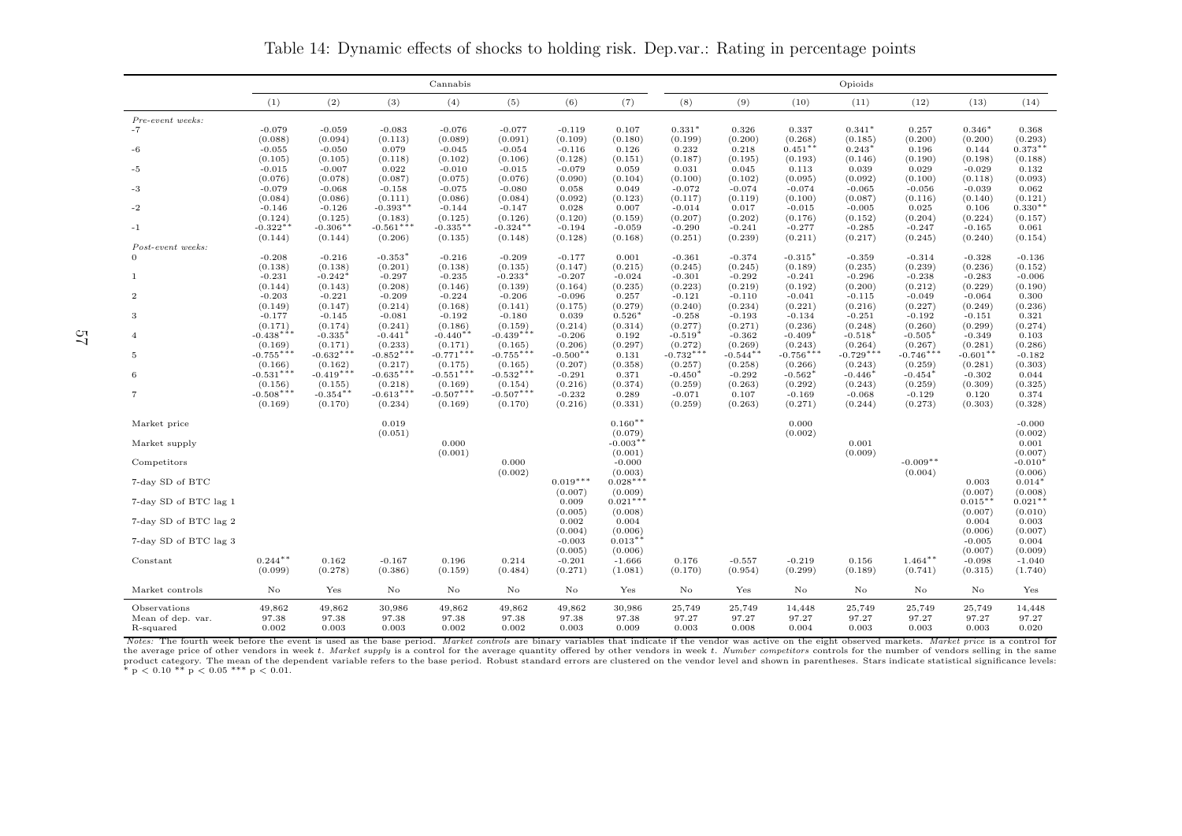Table 14: Dynamic effects of shocks to holding risk. Dep.var.: Rating in percentage points

| | Cannabis | | | | | | | Opioids | | | | | | |
|---|---|---|---|---|---|---|---|---|---|---|---|---|---|---|
| | (1) | (2) | (3) | (4) | (5) | (6) | (7) | (8) | (9) | (10) | (11) | (12) | (13) | (14) |
| *Pre-event weeks:* | | | | | | | | | | | | | | |
| -7 | -0.079 | -0.059 | -0.083 | -0.076 | -0.077 | -0.119 | 0.107 | 0.331* | 0.326 | 0.337 | 0.341* | 0.257 | 0.346* | 0.368 |
| | (0.088) | (0.094) | (0.113) | (0.089) | (0.091) | (0.109) | (0.180) | (0.199) | (0.200) | (0.268) | (0.185) | (0.200) | (0.200) | (0.293) |
| -6 | -0.055 | -0.050 | 0.079 | -0.045 | -0.054 | -0.116 | 0.126 | 0.232 | 0.218 | 0.451** | 0.243* | 0.196 | 0.144 | 0.373** |
| | (0.105) | (0.105) | (0.118) | (0.102) | (0.106) | (0.128) | (0.151) | (0.187) | (0.195) | (0.193) | (0.146) | (0.190) | (0.198) | (0.188) |
| -5 | -0.015 | -0.007 | 0.022 | -0.010 | -0.015 | -0.079 | 0.059 | 0.031 | 0.045 | 0.113 | 0.039 | 0.029 | -0.029 | 0.132 |
| | (0.076) | (0.078) | (0.087) | (0.075) | (0.076) | (0.090) | (0.104) | (0.100) | (0.102) | (0.095) | (0.092) | (0.100) | (0.118) | (0.093) |
| -3 | -0.079 | -0.068 | -0.158 | -0.075 | -0.080 | 0.058 | 0.049 | -0.072 | -0.074 | -0.074 | -0.065 | -0.056 | -0.039 | 0.062 |
| | (0.084) | (0.086) | (0.111) | (0.086) | (0.084) | (0.092) | (0.123) | (0.117) | (0.119) | (0.100) | (0.087) | (0.116) | (0.140) | (0.121) |
| -2 | -0.146 | -0.126 | -0.393** | -0.144 | -0.147 | 0.028 | 0.007 | -0.014 | 0.017 | -0.015 | -0.005 | 0.025 | 0.106 | 0.330** |
| | (0.124) | (0.125) | (0.183) | (0.125) | (0.126) | (0.120) | (0.159) | (0.207) | (0.202) | (0.176) | (0.152) | (0.204) | (0.224) | (0.157) |
| -1 | -0.322** | -0.306** | -0.561*** | -0.335** | -0.324** | -0.194 | -0.059 | -0.290 | -0.241 | -0.277 | -0.285 | -0.247 | -0.165 | 0.061 |
| | (0.144) | (0.144) | (0.206) | (0.135) | (0.148) | (0.128) | (0.168) | (0.251) | (0.239) | (0.211) | (0.217) | (0.245) | (0.240) | (0.154) |
| *Post-event weeks:* | | | | | | | | | | | | | | |
| 0 | -0.208 | -0.216 | -0.353* | -0.216 | -0.209 | -0.177 | 0.001 | -0.361 | -0.374 | -0.315* | -0.359 | -0.314 | -0.328 | -0.136 |
| | (0.138) | (0.138) | (0.201) | (0.138) | (0.135) | (0.147) | (0.215) | (0.245) | (0.245) | (0.189) | (0.235) | (0.239) | (0.236) | (0.152) |
| 1 | -0.231 | -0.242* | -0.297 | -0.235 | -0.233* | -0.207 | -0.024 | -0.301 | -0.292 | -0.241 | -0.296 | -0.238 | -0.283 | -0.006 |
| | (0.144) | (0.143) | (0.208) | (0.146) | (0.139) | (0.164) | (0.235) | (0.223) | (0.219) | (0.192) | (0.200) | (0.212) | (0.229) | (0.190) |
| 2 | -0.203 | -0.221 | -0.209 | -0.224 | -0.206 | -0.096 | 0.257 | -0.121 | -0.110 | -0.041 | -0.115 | -0.049 | -0.064 | 0.300 |
| | (0.149) | (0.147) | (0.214) | (0.168) | (0.141) | (0.175) | (0.279) | (0.240) | (0.234) | (0.221) | (0.216) | (0.227) | (0.249) | (0.236) |
| 3 | -0.177 | -0.145 | -0.081 | -0.192 | -0.180 | 0.039 | 0.526* | -0.258 | -0.193 | -0.134 | -0.251 | -0.192 | -0.151 | 0.321 |
| | (0.171) | (0.174) | (0.241) | (0.186) | (0.159) | (0.214) | (0.314) | (0.277) | (0.271) | (0.236) | (0.248) | (0.260) | (0.299) | (0.274) |
| 4 | -0.438*** | -0.335* | -0.441* | -0.440** | -0.439*** | -0.206 | 0.192 | -0.519* | -0.362 | -0.409* | -0.518* | -0.505* | -0.349 | 0.103 |
| | (0.169) | (0.171) | (0.233) | (0.171) | (0.165) | (0.206) | (0.297) | (0.272) | (0.269) | (0.243) | (0.264) | (0.267) | (0.281) | (0.286) |
| 5 | -0.755*** | -0.632*** | -0.852*** | -0.771*** | -0.755*** | -0.500** | 0.131 | -0.732*** | -0.544** | -0.756*** | -0.729*** | -0.746*** | -0.601** | -0.182 |
| | (0.166) | (0.162) | (0.217) | (0.175) | (0.165) | (0.207) | (0.358) | (0.257) | (0.258) | (0.266) | (0.243) | (0.259) | (0.281) | (0.303) |
| 6 | -0.531*** | -0.419*** | -0.635*** | -0.551*** | -0.532*** | -0.291 | 0.371 | -0.450* | -0.292 | -0.562* | -0.446* | -0.454* | -0.302 | 0.044 |
| | (0.156) | (0.155) | (0.218) | (0.169) | (0.154) | (0.216) | (0.374) | (0.259) | (0.263) | (0.292) | (0.243) | (0.259) | (0.309) | (0.325) |
| 7 | -0.508*** | -0.354** | -0.613*** | -0.507*** | -0.507*** | -0.232 | 0.289 | -0.071 | 0.107 | -0.169 | -0.068 | -0.129 | 0.120 | 0.374 |
| | (0.169) | (0.170) | (0.234) | (0.169) | (0.170) | (0.216) | (0.331) | (0.259) | (0.263) | (0.271) | (0.244) | (0.273) | (0.303) | (0.328) |
| Market price | | | 0.019 | | | | 0.160** | | | 0.000 | | | | -0.000 |
| | | | (0.051) | | | | (0.079) | | | (0.002) | | | | (0.002) |
| Market supply | | | | 0.000 | | | -0.003** | | | | 0.001 | | | 0.001 |
| | | | | (0.001) | | | (0.001) | | | | (0.009) | | | (0.007) |
| Competitors | | | | | 0.000 | | -0.000 | | | | | -0.009** | | -0.010* |
| | | | | | (0.002) | | (0.003) | | | | | (0.004) | | (0.006) |
| 7-day SD of BTC | | | | | | 0.019*** | 0.028*** | | | | | | 0.003 | 0.014* |
| | | | | | | (0.007) | (0.009) | | | | | | (0.007) | (0.008) |
| 7-day SD of BTC lag 1 | | | | | | 0.009 | 0.021*** | | | | | | 0.015** | 0.021** |
| | | | | | | (0.005) | (0.008) | | | | | | (0.007) | (0.010) |
| 7-day SD of BTC lag 2 | | | | | | 0.002 | 0.004 | | | | | | 0.004 | 0.003 |
| | | | | | | (0.004) | (0.006) | | | | | | (0.006) | (0.007) |
| 7-day SD of BTC lag 3 | | | | | | -0.003 | 0.013** | | | | | | -0.005 | 0.004 |
| | | | | | | (0.005) | (0.006) | | | | | | (0.007) | (0.009) |
| Constant | 0.244** | 0.162 | -0.167 | 0.196 | 0.214 | -0.201 | -1.666 | 0.176 | -0.557 | -0.219 | 0.156 | 1.464** | -0.098 | -1.040 |
| | (0.099) | (0.278) | (0.386) | (0.159) | (0.484) | (0.271) | (1.081) | (0.170) | (0.954) | (0.299) | (0.189) | (0.741) | (0.315) | (1.740) |
| Market controls | No | Yes | No | No | No | No | Yes | No | Yes | No | No | No | No | Yes |
| Observations | 49,862 | 49,862 | 30,986 | 49,862 | 49,862 | 49,862 | 30,986 | 25,749 | 25,749 | 14,448 | 25,749 | 25,749 | 25,749 | 14,448 |
| Mean of dep. var. | 97.38 | 97.38 | 97.38 | 97.38 | 97.38 | 97.38 | 97.38 | 97.27 | 97.27 | 97.27 | 97.27 | 97.27 | 97.27 | 97.27 |
| R-squared | 0.002 | 0.003 | 0.003 | 0.002 | 0.002 | 0.003 | 0.009 | 0.003 | 0.008 | 0.004 | 0.003 | 0.003 | 0.003 | 0.020 |

*Notes:* The fourth week before the event is used as the base period. *Market controls* are binary variables that indicate if the vendor was active on the eight observed markets. *Market price* is a control for the average price of other vendors in week $t$. *Market supply* is a control for the average quantity offered by other vendors in week $t$. *Number competitors* controls for the number of vendors selling in the same product category. The mean of the dependent variable refers to the base period. Robust standard errors are clustered on the vendor level and shown in parentheses. Stars indicate statistical significance levels: * $p < 0.10$ ** $p < 0.05$ *** $p < 0.01$.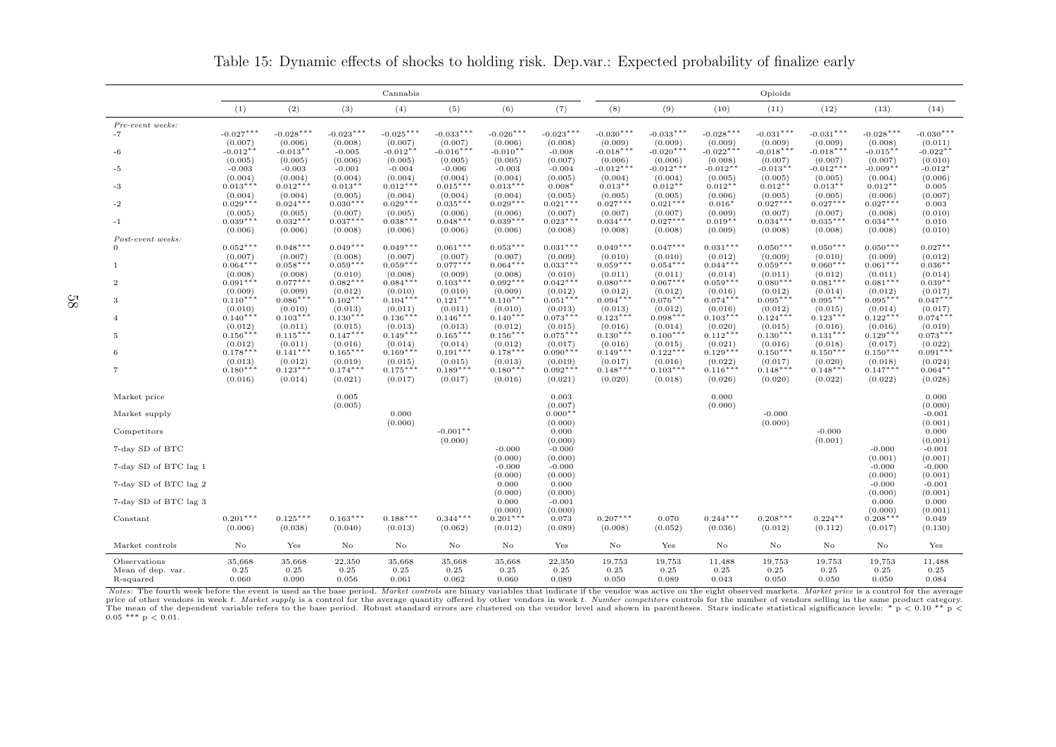Table 15: Dynamic effects of shocks to holding risk. Dep.var.: Expected probability of finalize early

| | Cannabis | | | | | | | Opioids | | | | | | |
|---|---|---|---|---|---|---|---|---|---|---|---|---|---|---|
| | (1) | (2) | (3) | (4) | (5) | (6) | (7) | (8) | (9) | (10) | (11) | (12) | (13) | (14) |
| *Pre-event weeks:* | | | | | | | | | | | | | | |
| -7 | -0.027$^{***}$ | -0.028$^{***}$ | -0.023$^{***}$ | -0.025$^{***}$ | -0.033$^{***}$ | -0.026$^{***}$ | -0.023$^{***}$ | -0.030$^{***}$ | -0.033$^{***}$ | -0.028$^{***}$ | -0.031$^{***}$ | -0.031$^{***}$ | -0.028$^{***}$ | -0.030$^{***}$ |
| | (0.007) | (0.006) | (0.008) | (0.007) | (0.007) | (0.006) | (0.008) | (0.009) | (0.009) | (0.009) | (0.009) | (0.009) | (0.008) | (0.011) |
| -6 | -0.012$^{**}$ | -0.013$^{**}$ | -0.005 | -0.012$^{**}$ | -0.016$^{***}$ | -0.010$^{**}$ | -0.008 | -0.018$^{***}$ | -0.020$^{***}$ | -0.022$^{***}$ | -0.018$^{***}$ | -0.018$^{***}$ | -0.015$^{**}$ | -0.022$^{**}$ |
| | (0.005) | (0.005) | (0.006) | (0.005) | (0.005) | (0.005) | (0.007) | (0.006) | (0.006) | (0.008) | (0.007) | (0.007) | (0.007) | (0.010) |
| -5 | -0.003 | -0.003 | -0.001 | -0.004 | -0.006 | -0.003 | -0.004 | -0.012$^{***}$ | -0.012$^{***}$ | -0.012$^{**}$ | -0.013$^{**}$ | -0.012$^{***}$ | -0.009$^{**}$ | -0.012$^{*}$ |
| | (0.004) | (0.004) | (0.004) | (0.004) | (0.004) | (0.004) | (0.005) | (0.004) | (0.004) | (0.005) | (0.005) | (0.005) | (0.004) | (0.006) |
| -3 | 0.013$^{***}$ | 0.012$^{***}$ | 0.013$^{**}$ | 0.012$^{***}$ | 0.015$^{***}$ | 0.013$^{***}$ | 0.008$^{*}$ | 0.013$^{**}$ | 0.012$^{**}$ | 0.012$^{**}$ | 0.012$^{**}$ | 0.013$^{**}$ | 0.012$^{**}$ | 0.005 |
| | (0.004) | (0.004) | (0.005) | (0.004) | (0.004) | (0.004) | (0.005) | (0.005) | (0.005) | (0.006) | (0.005) | (0.005) | (0.006) | (0.007) |
| -2 | 0.029$^{***}$ | 0.024$^{***}$ | 0.030$^{***}$ | 0.029$^{***}$ | 0.035$^{***}$ | 0.029$^{***}$ | 0.021$^{***}$ | 0.027$^{***}$ | 0.021$^{***}$ | 0.016$^{*}$ | 0.027$^{***}$ | 0.027$^{***}$ | 0.027$^{***}$ | 0.003 |
| | (0.005) | (0.005) | (0.007) | (0.005) | (0.006) | (0.006) | (0.007) | (0.007) | (0.007) | (0.009) | (0.007) | (0.007) | (0.008) | (0.010) |
| -1 | 0.039$^{***}$ | 0.032$^{***}$ | 0.037$^{***}$ | 0.038$^{***}$ | 0.048$^{***}$ | 0.039$^{***}$ | 0.023$^{***}$ | 0.034$^{***}$ | 0.027$^{***}$ | 0.019$^{**}$ | 0.034$^{***}$ | 0.035$^{***}$ | 0.034$^{***}$ | 0.010 |
| | (0.006) | (0.006) | (0.008) | (0.006) | (0.006) | (0.006) | (0.008) | (0.008) | (0.008) | (0.009) | (0.008) | (0.008) | (0.008) | (0.010) |
| *Post-event weeks:* | | | | | | | | | | | | | | |
| 0 | 0.052$^{***}$ | 0.048$^{***}$ | 0.049$^{***}$ | 0.049$^{***}$ | 0.061$^{***}$ | 0.053$^{***}$ | 0.031$^{***}$ | 0.049$^{***}$ | 0.047$^{***}$ | 0.031$^{***}$ | 0.050$^{***}$ | 0.050$^{***}$ | 0.050$^{***}$ | 0.027$^{**}$ |
| | (0.007) | (0.007) | (0.008) | (0.007) | (0.007) | (0.007) | (0.009) | (0.010) | (0.010) | (0.012) | (0.009) | (0.010) | (0.009) | (0.012) |
| 1 | 0.064$^{***}$ | 0.058$^{***}$ | 0.059$^{***}$ | 0.059$^{***}$ | 0.077$^{***}$ | 0.064$^{***}$ | 0.033$^{***}$ | 0.059$^{***}$ | 0.054$^{***}$ | 0.044$^{***}$ | 0.059$^{***}$ | 0.060$^{***}$ | 0.061$^{***}$ | 0.036$^{**}$ |
| | (0.008) | (0.008) | (0.010) | (0.008) | (0.009) | (0.008) | (0.010) | (0.011) | (0.011) | (0.014) | (0.011) | (0.012) | (0.011) | (0.014) |
| 2 | 0.091$^{***}$ | 0.077$^{***}$ | 0.082$^{***}$ | 0.084$^{***}$ | 0.103$^{***}$ | 0.092$^{***}$ | 0.042$^{***}$ | 0.080$^{***}$ | 0.067$^{***}$ | 0.059$^{***}$ | 0.080$^{***}$ | 0.081$^{***}$ | 0.081$^{***}$ | 0.039$^{**}$ |
| | (0.009) | (0.009) | (0.012) | (0.010) | (0.010) | (0.009) | (0.012) | (0.012) | (0.012) | (0.016) | (0.012) | (0.014) | (0.012) | (0.017) |
| 3 | 0.110$^{***}$ | 0.086$^{***}$ | 0.102$^{***}$ | 0.104$^{***}$ | 0.121$^{***}$ | 0.110$^{***}$ | 0.051$^{***}$ | 0.094$^{***}$ | 0.076$^{***}$ | 0.074$^{***}$ | 0.095$^{***}$ | 0.095$^{***}$ | 0.095$^{***}$ | 0.047$^{***}$ |
| | (0.010) | (0.010) | (0.013) | (0.011) | (0.011) | (0.010) | (0.013) | (0.013) | (0.012) | (0.016) | (0.012) | (0.015) | (0.014) | (0.017) |
| 4 | 0.140$^{***}$ | 0.103$^{***}$ | 0.130$^{***}$ | 0.136$^{***}$ | 0.146$^{***}$ | 0.140$^{***}$ | 0.073$^{***}$ | 0.123$^{***}$ | 0.098$^{***}$ | 0.103$^{***}$ | 0.124$^{***}$ | 0.123$^{***}$ | 0.122$^{***}$ | 0.074$^{***}$ |
| | (0.012) | (0.011) | (0.015) | (0.013) | (0.013) | (0.012) | (0.015) | (0.016) | (0.014) | (0.020) | (0.015) | (0.016) | (0.016) | (0.019) |
| 5 | 0.156$^{***}$ | 0.115$^{***}$ | 0.147$^{***}$ | 0.149$^{***}$ | 0.165$^{***}$ | 0.156$^{***}$ | 0.075$^{***}$ | 0.130$^{***}$ | 0.100$^{***}$ | 0.112$^{***}$ | 0.130$^{***}$ | 0.131$^{***}$ | 0.129$^{***}$ | 0.073$^{***}$ |
| | (0.012) | (0.011) | (0.016) | (0.014) | (0.014) | (0.012) | (0.017) | (0.016) | (0.015) | (0.021) | (0.016) | (0.018) | (0.017) | (0.022) |
| 6 | 0.178$^{***}$ | 0.141$^{***}$ | 0.165$^{***}$ | 0.169$^{***}$ | 0.191$^{***}$ | 0.178$^{***}$ | 0.090$^{***}$ | 0.149$^{***}$ | 0.122$^{***}$ | 0.129$^{***}$ | 0.150$^{***}$ | 0.150$^{***}$ | 0.150$^{***}$ | 0.091$^{***}$ |
| | (0.013) | (0.012) | (0.019) | (0.015) | (0.015) | (0.013) | (0.019) | (0.017) | (0.016) | (0.022) | (0.017) | (0.020) | (0.018) | (0.024) |
| 7 | 0.180$^{***}$ | 0.123$^{***}$ | 0.174$^{***}$ | 0.175$^{***}$ | 0.189$^{***}$ | 0.180$^{***}$ | 0.092$^{***}$ | 0.148$^{***}$ | 0.103$^{***}$ | 0.116$^{***}$ | 0.148$^{***}$ | 0.148$^{***}$ | 0.147$^{***}$ | 0.064$^{**}$ |
| | (0.016) | (0.014) | (0.021) | (0.017) | (0.017) | (0.016) | (0.021) | (0.020) | (0.018) | (0.026) | (0.020) | (0.022) | (0.022) | (0.028) |
| Market price | | | 0.005 | | | | 0.003 | | | 0.000 | | | | 0.000 |
| | | | (0.005) | | | | (0.007) | | | (0.000) | | | | (0.000) |
| Market supply | | | | 0.000 | | | 0.000$^{**}$ | | | | -0.000 | | | -0.001 |
| | | | | (0.000) | | | (0.000) | | | | (0.000) | | | (0.001) |
| Competitors | | | | | -0.001$^{**}$ | | 0.000 | | | | | -0.000 | | 0.000 |
| | | | | | (0.000) | | (0.000) | | | | | (0.001) | | (0.001) |
| 7-day SD of BTC | | | | | | -0.000 | -0.000 | | | | | | -0.000 | -0.001 |
| | | | | | | (0.000) | (0.000) | | | | | | (0.001) | (0.001) |
| 7-day SD of BTC lag 1 | | | | | | -0.000 | -0.000 | | | | | | -0.000 | -0.000 |
| | | | | | | (0.000) | (0.000) | | | | | | (0.000) | (0.001) |
| 7-day SD of BTC lag 2 | | | | | | 0.000 | 0.000 | | | | | | -0.000 | -0.001 |
| | | | | | | (0.000) | (0.000) | | | | | | (0.000) | (0.001) |
| 7-day SD of BTC lag 3 | | | | | | 0.000 | -0.001 | | | | | | 0.000 | 0.000 |
| | | | | | | (0.000) | (0.000) | | | | | | (0.000) | (0.001) |
| Constant | 0.201$^{***}$ | 0.125$^{***}$ | 0.163$^{***}$ | 0.188$^{***}$ | 0.344$^{***}$ | 0.201$^{***}$ | 0.073 | 0.207$^{***}$ | 0.070 | 0.244$^{***}$ | 0.208$^{***}$ | 0.224$^{**}$ | 0.208$^{***}$ | 0.049 |
| | (0.006) | (0.038) | (0.040) | (0.013) | (0.062) | (0.012) | (0.089) | (0.008) | (0.052) | (0.036) | (0.012) | (0.112) | (0.017) | (0.130) |
| Market controls | No | Yes | No | No | No | No | Yes | No | Yes | No | No | No | No | Yes |
| Observations | 35,668 | 35,668 | 22,350 | 35,668 | 35,668 | 35,668 | 22,350 | 19,753 | 19,753 | 11,488 | 19,753 | 19,753 | 19,753 | 11,488 |
| Mean of dep. var. | 0.25 | 0.25 | 0.25 | 0.25 | 0.25 | 0.25 | 0.25 | 0.25 | 0.25 | 0.25 | 0.25 | 0.25 | 0.25 | 0.25 |
| R-squared | 0.060 | 0.090 | 0.056 | 0.061 | 0.062 | 0.060 | 0.089 | 0.050 | 0.089 | 0.043 | 0.050 | 0.050 | 0.050 | 0.084 |

*Notes:* The fourth week before the event is used as the base period. *Market controls* are binary variables that indicate if the vendor was active on the eight observed markets. *Market price* is a control for the average price of other vendors in week $t$. *Market supply* is a control for the average quantity offered by other vendors in week $t$. *Number competitors* controls for the number of vendors selling in the same product category. The mean of the dependent variable refers to the base period. Robust standard errors are clustered on the vendor level and shown in parentheses. Stars indicate statistical significance levels: * $p < 0.10$ ** $p < 0.05$ *** $p < 0.01$.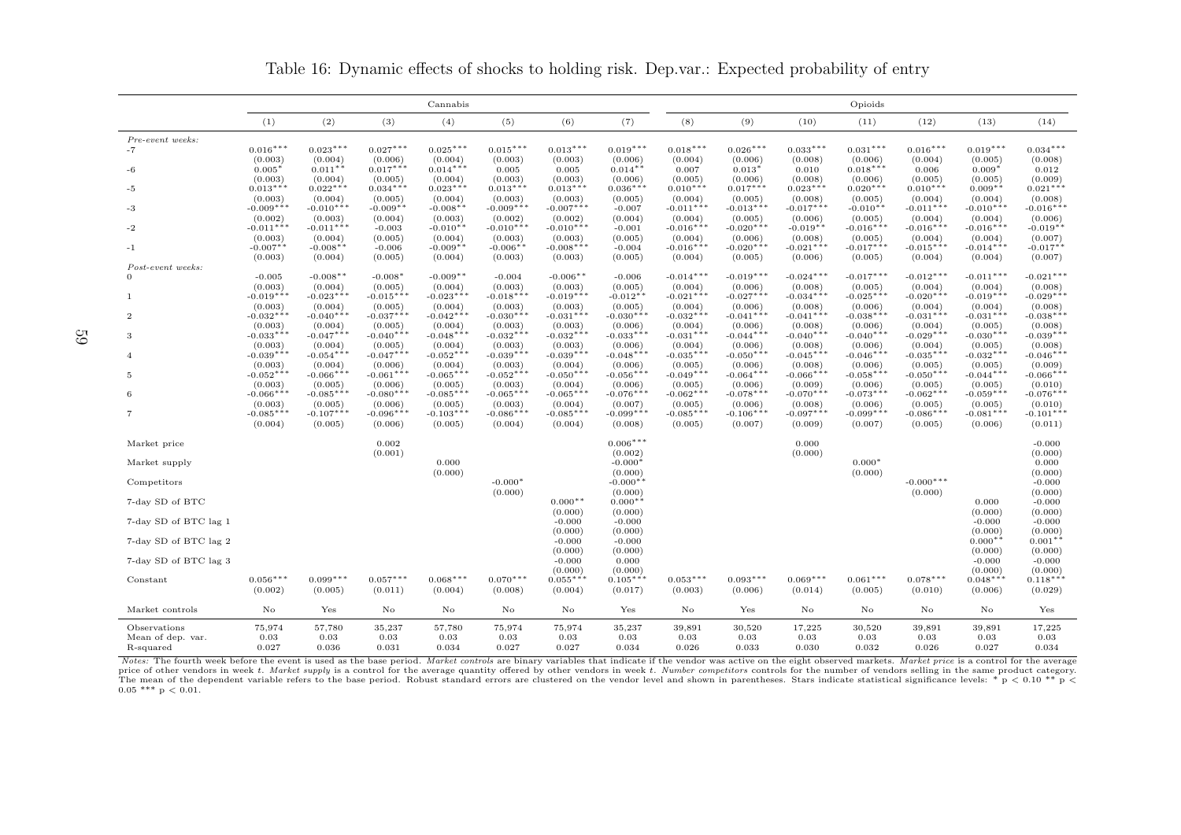Table 16: Dynamic effects of shocks to holding risk. Dep.var.: Expected probability of entry

| | Cannabis | | | | | | | Opioids | | | | | | |
|---|---|---|---|---|---|---|---|---|---|---|---|---|---|---|
| | (1) | (2) | (3) | (4) | (5) | (6) | (7) | (8) | (9) | (10) | (11) | (12) | (13) | (14) |
| *Pre-event weeks:* | | | | | | | | | | | | | | |
| -7 | 0.016*** | 0.023*** | 0.027*** | 0.025*** | 0.015*** | 0.013*** | 0.019*** | 0.018*** | 0.026*** | 0.033*** | 0.031*** | 0.016*** | 0.019*** | 0.034*** |
| | (0.003) | (0.004) | (0.006) | (0.004) | (0.003) | (0.003) | (0.006) | (0.004) | (0.006) | (0.008) | (0.006) | (0.004) | (0.005) | (0.008) |
| -6 | 0.005* | 0.011** | 0.017*** | 0.014*** | 0.005 | 0.005 | 0.014** | 0.007 | 0.013* | 0.010 | 0.018*** | 0.006 | 0.009* | 0.012 |
| | (0.003) | (0.004) | (0.005) | (0.004) | (0.003) | (0.003) | (0.006) | (0.005) | (0.006) | (0.008) | (0.006) | (0.005) | (0.005) | (0.009) |
| -5 | 0.013*** | 0.022*** | 0.034*** | 0.023*** | 0.013*** | 0.013*** | 0.036*** | 0.010*** | 0.017*** | 0.023*** | 0.020*** | 0.010*** | 0.009** | 0.021*** |
| | (0.003) | (0.004) | (0.005) | (0.004) | (0.003) | (0.003) | (0.005) | (0.004) | (0.005) | (0.008) | (0.005) | (0.004) | (0.004) | (0.008) |
| -3 | -0.009*** | -0.010*** | -0.009** | -0.008** | -0.009*** | -0.007*** | -0.007 | -0.011*** | -0.013*** | -0.017*** | -0.010** | -0.011*** | -0.010*** | -0.016*** |
| | (0.002) | (0.003) | (0.004) | (0.003) | (0.002) | (0.002) | (0.004) | (0.004) | (0.005) | (0.006) | (0.005) | (0.004) | (0.004) | (0.006) |
| -2 | -0.011*** | -0.011*** | -0.003 | -0.010** | -0.010*** | -0.010*** | -0.001 | -0.016*** | -0.020*** | -0.019** | -0.016*** | -0.016*** | -0.016*** | -0.019** |
| | (0.003) | (0.004) | (0.005) | (0.004) | (0.003) | (0.003) | (0.005) | (0.004) | (0.006) | (0.008) | (0.005) | (0.004) | (0.004) | (0.007) |
| -1 | -0.007** | -0.008** | -0.006 | -0.009** | -0.006** | -0.008*** | -0.004 | -0.016*** | -0.020*** | -0.021*** | -0.017*** | -0.015*** | -0.014*** | -0.017** |
| | (0.003) | (0.004) | (0.005) | (0.004) | (0.003) | (0.003) | (0.005) | (0.004) | (0.005) | (0.006) | (0.005) | (0.004) | (0.004) | (0.007) |
| *Post-event weeks:* | | | | | | | | | | | | | | |
| 0 | -0.005 | -0.008** | -0.008* | -0.009** | -0.004 | -0.006** | -0.006 | -0.014*** | -0.019*** | -0.024*** | -0.017*** | -0.012*** | -0.011*** | -0.021*** |
| | (0.003) | (0.004) | (0.005) | (0.004) | (0.003) | (0.003) | (0.005) | (0.004) | (0.006) | (0.008) | (0.005) | (0.004) | (0.004) | (0.008) |
| 1 | -0.019*** | -0.023*** | -0.015*** | -0.023*** | -0.018*** | -0.019*** | -0.012** | -0.021*** | -0.027*** | -0.034*** | -0.025*** | -0.020*** | -0.019*** | -0.029*** |
| | (0.003) | (0.004) | (0.005) | (0.004) | (0.003) | (0.003) | (0.005) | (0.004) | (0.006) | (0.008) | (0.006) | (0.004) | (0.004) | (0.008) |
| 2 | -0.032*** | -0.040*** | -0.037*** | -0.042*** | -0.030*** | -0.031*** | -0.030*** | -0.032*** | -0.041*** | -0.041*** | -0.038*** | -0.031*** | -0.031*** | -0.038*** |
| | (0.003) | (0.004) | (0.005) | (0.004) | (0.003) | (0.003) | (0.006) | (0.004) | (0.006) | (0.008) | (0.006) | (0.004) | (0.005) | (0.008) |
| 3 | -0.033*** | -0.047*** | -0.040*** | -0.048*** | -0.032*** | -0.032*** | -0.033*** | -0.031*** | -0.044*** | -0.040*** | -0.040*** | -0.029*** | -0.030*** | -0.039*** |
| | (0.003) | (0.004) | (0.005) | (0.004) | (0.003) | (0.003) | (0.006) | (0.004) | (0.006) | (0.008) | (0.006) | (0.004) | (0.005) | (0.008) |
| 4 | -0.039*** | -0.054*** | -0.047*** | -0.052*** | -0.039*** | -0.039*** | -0.048*** | -0.035*** | -0.050*** | -0.045*** | -0.046*** | -0.035*** | -0.032*** | -0.046*** |
| | (0.003) | (0.004) | (0.006) | (0.004) | (0.003) | (0.004) | (0.006) | (0.005) | (0.006) | (0.008) | (0.006) | (0.005) | (0.005) | (0.009) |
| 5 | -0.052*** | -0.066*** | -0.061*** | -0.065*** | -0.052*** | -0.050*** | -0.056*** | -0.049*** | -0.064*** | -0.066*** | -0.058*** | -0.050*** | -0.044*** | -0.066*** |
| | (0.003) | (0.005) | (0.006) | (0.005) | (0.003) | (0.004) | (0.006) | (0.005) | (0.006) | (0.009) | (0.006) | (0.005) | (0.005) | (0.010) |
| 6 | -0.066*** | -0.085*** | -0.080*** | -0.085*** | -0.065*** | -0.065*** | -0.076*** | -0.062*** | -0.078*** | -0.070*** | -0.073*** | -0.062*** | -0.059*** | -0.076*** |
| | (0.003) | (0.005) | (0.006) | (0.005) | (0.003) | (0.004) | (0.007) | (0.005) | (0.006) | (0.008) | (0.006) | (0.005) | (0.005) | (0.010) |
| 7 | -0.085*** | -0.107*** | -0.096*** | -0.103*** | -0.086*** | -0.085*** | -0.099*** | -0.085*** | -0.106*** | -0.097*** | -0.099*** | -0.086*** | -0.081*** | -0.101*** |
| | (0.004) | (0.005) | (0.006) | (0.005) | (0.004) | (0.004) | (0.008) | (0.005) | (0.007) | (0.009) | (0.007) | (0.005) | (0.006) | (0.011) |
| Market price | | | 0.002 | | | | 0.006*** | | | 0.000 | | | | -0.000 |
| | | | (0.001) | | | | (0.002) | | | (0.000) | | | | (0.000) |
| Market supply | | | | 0.000 | | | -0.000* | | | | 0.000* | | | 0.000 |
| | | | | (0.000) | | | (0.000) | | | | (0.000) | | | (0.000) |
| Competitors | | | | | -0.000* | | -0.000** | | | | | -0.000*** | | -0.000 |
| | | | | | (0.000) | | (0.000) | | | | | (0.000) | | (0.000) |
| 7-day SD of BTC | | | | | | 0.000** | 0.000** | | | | | | 0.000 | -0.000 |
| | | | | | | (0.000) | (0.000) | | | | | | (0.000) | (0.000) |
| 7-day SD of BTC lag 1 | | | | | | -0.000 | -0.000 | | | | | | -0.000 | -0.000 |
| | | | | | | (0.000) | (0.000) | | | | | | (0.000) | (0.000) |
| 7-day SD of BTC lag 2 | | | | | | -0.000 | -0.000 | | | | | | 0.000** | 0.001** |
| | | | | | | (0.000) | (0.000) | | | | | | (0.000) | (0.000) |
| 7-day SD of BTC lag 3 | | | | | | -0.000 | 0.000 | | | | | | -0.000 | -0.000 |
| | | | | | | (0.000) | (0.000) | | | | | | (0.000) | (0.000) |
| Constant | 0.056*** | 0.099*** | 0.057*** | 0.068*** | 0.070*** | 0.055*** | 0.105*** | 0.053*** | 0.093*** | 0.069*** | 0.061*** | 0.078*** | 0.048*** | 0.118*** |
| | (0.002) | (0.005) | (0.011) | (0.004) | (0.008) | (0.004) | (0.017) | (0.003) | (0.006) | (0.014) | (0.005) | (0.010) | (0.006) | (0.029) |
| Market controls | No | Yes | No | No | No | No | Yes | No | Yes | No | No | No | No | Yes |
| Observations | 75,974 | 57,780 | 35,237 | 57,780 | 75,974 | 75,974 | 35,237 | 39,891 | 30,520 | 17,225 | 30,520 | 39,891 | 39,891 | 17,225 |
| Mean of dep. var. | 0.03 | 0.03 | 0.03 | 0.03 | 0.03 | 0.03 | 0.03 | 0.03 | 0.03 | 0.03 | 0.03 | 0.03 | 0.03 | 0.03 |
| R-squared | 0.027 | 0.036 | 0.031 | 0.034 | 0.027 | 0.027 | 0.034 | 0.026 | 0.033 | 0.030 | 0.032 | 0.026 | 0.027 | 0.034 |

*Notes:* The fourth week before the event is used as the base period. *Market controls* are binary variables that indicate if the vendor was active on the eight observed markets. *Market price* is a control for the average price of other vendors in week $t$. *Market supply* is a control for the average quantity offered by other vendors in week $t$. *Number competitors* controls for the number of vendors selling in the same product category. The mean of the dependent variable refers to the base period. Robust standard errors are clustered on the vendor level and shown in parentheses. Stars indicate statistical significance levels: * $p < 0.10$ ** $p < 0.05$ *** $p < 0.01$.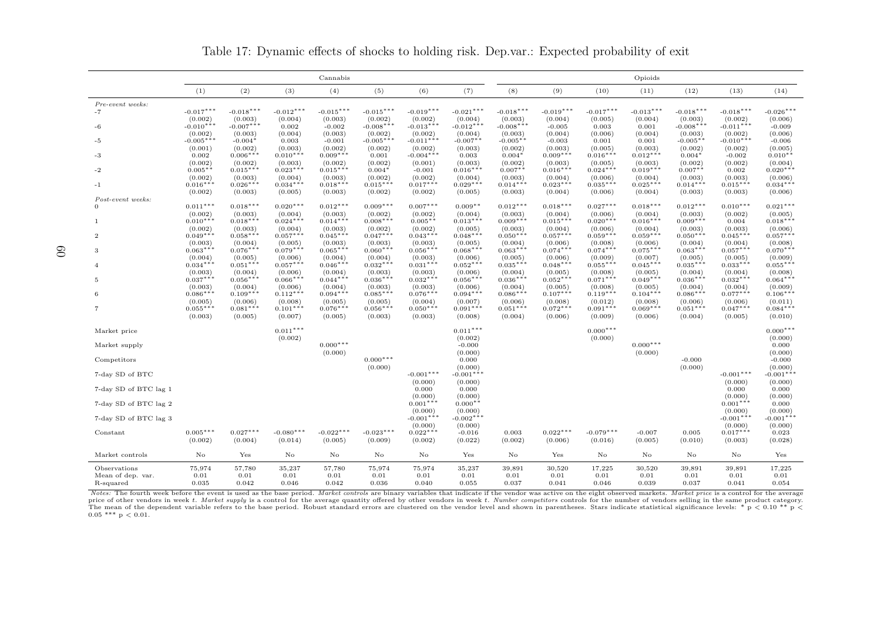Table 17: Dynamic effects of shocks to holding risk. Dep.var.: Expected probability of exit

| | Cannabis | | | | | | | Opioids | | | | | | |
|---|---|---|---|---|---|---|---|---|---|---|---|---|---|---|
| | (1) | (2) | (3) | (4) | (5) | (6) | (7) | (8) | (9) | (10) | (11) | (12) | (13) | (14) |
| *Pre-event weeks:* | | | | | | | | | | | | | | |
| -7 | -0.017*** | -0.018*** | -0.012*** | -0.015*** | -0.015*** | -0.019*** | -0.021*** | -0.018*** | -0.019*** | -0.017*** | -0.013*** | -0.018*** | -0.018*** | -0.026*** |
| | (0.002) | (0.003) | (0.004) | (0.003) | (0.002) | (0.002) | (0.004) | (0.003) | (0.004) | (0.005) | (0.004) | (0.003) | (0.002) | (0.006) |
| -6 | -0.010*** | -0.007*** | 0.002 | -0.002 | -0.008*** | -0.013*** | -0.012*** | -0.008*** | -0.005 | 0.003 | 0.001 | -0.008*** | -0.011*** | -0.009 |
| | (0.002) | (0.003) | (0.004) | (0.003) | (0.002) | (0.002) | (0.004) | (0.003) | (0.004) | (0.006) | (0.004) | (0.003) | (0.002) | (0.006) |
| -5 | -0.005*** | -0.004* | 0.003 | -0.001 | -0.005*** | -0.011*** | -0.007** | -0.005** | -0.003 | 0.001 | 0.001 | -0.005** | -0.010*** | -0.006 |
| | (0.001) | (0.002) | (0.003) | (0.002) | (0.002) | (0.002) | (0.003) | (0.002) | (0.003) | (0.005) | (0.003) | (0.002) | (0.002) | (0.005) |
| -3 | 0.002 | 0.006*** | 0.010*** | 0.009*** | 0.001 | -0.004*** | 0.003 | 0.004* | 0.009*** | 0.016*** | 0.012*** | 0.004* | -0.002 | 0.010** |
| | (0.002) | (0.002) | (0.003) | (0.002) | (0.002) | (0.001) | (0.003) | (0.002) | (0.003) | (0.005) | (0.003) | (0.002) | (0.002) | (0.004) |
| -2 | 0.005** | 0.015*** | 0.023*** | 0.015*** | 0.004* | -0.001 | 0.016*** | 0.007** | 0.016*** | 0.024*** | 0.019*** | 0.007** | 0.002 | 0.020*** |
| | (0.002) | (0.003) | (0.004) | (0.003) | (0.002) | (0.002) | (0.004) | (0.003) | (0.004) | (0.006) | (0.004) | (0.003) | (0.003) | (0.006) |
| -1 | 0.016*** | 0.026*** | 0.034*** | 0.018*** | 0.015*** | 0.017*** | 0.029*** | 0.014*** | 0.023*** | 0.035*** | 0.025*** | 0.014*** | 0.015*** | 0.034*** |
| | (0.002) | (0.003) | (0.005) | (0.003) | (0.002) | (0.002) | (0.005) | (0.003) | (0.004) | (0.006) | (0.004) | (0.003) | (0.003) | (0.006) |
| *Post-event weeks:* | | | | | | | | | | | | | | |
| 0 | 0.011*** | 0.018*** | 0.020*** | 0.012*** | 0.009*** | 0.007*** | 0.009** | 0.012*** | 0.018*** | 0.027*** | 0.018*** | 0.012*** | 0.010*** | 0.021*** |
| | (0.002) | (0.003) | (0.004) | (0.003) | (0.002) | (0.002) | (0.004) | (0.003) | (0.004) | (0.006) | (0.004) | (0.003) | (0.002) | (0.005) |
| 1 | 0.010*** | 0.018*** | 0.024*** | 0.014*** | 0.008*** | 0.005** | 0.013*** | 0.009*** | 0.015*** | 0.020*** | 0.016*** | 0.009*** | 0.004 | 0.018*** |
| | (0.002) | (0.003) | (0.004) | (0.003) | (0.002) | (0.002) | (0.005) | (0.003) | (0.004) | (0.006) | (0.004) | (0.003) | (0.003) | (0.006) |
| 2 | 0.049*** | 0.058*** | 0.057*** | 0.045*** | 0.047*** | 0.043*** | 0.048*** | 0.050*** | 0.057*** | 0.059*** | 0.059*** | 0.050*** | 0.045*** | 0.057*** |
| | (0.003) | (0.004) | (0.005) | (0.003) | (0.003) | (0.003) | (0.005) | (0.004) | (0.006) | (0.008) | (0.006) | (0.004) | (0.004) | (0.008) |
| 3 | 0.063*** | 0.076*** | 0.079*** | 0.065*** | 0.060*** | 0.056*** | 0.068*** | 0.063*** | 0.074*** | 0.074*** | 0.075*** | 0.063*** | 0.057*** | 0.070*** |
| | (0.004) | (0.005) | (0.006) | (0.004) | (0.004) | (0.003) | (0.006) | (0.005) | (0.006) | (0.009) | (0.007) | (0.005) | (0.005) | (0.009) |
| 4 | 0.034*** | 0.051*** | 0.057*** | 0.046*** | 0.032*** | 0.031*** | 0.052*** | 0.035*** | 0.048*** | 0.055*** | 0.045*** | 0.035*** | 0.033*** | 0.055*** |
| | (0.003) | (0.004) | (0.006) | (0.004) | (0.003) | (0.003) | (0.006) | (0.004) | (0.005) | (0.008) | (0.005) | (0.004) | (0.004) | (0.008) |
| 5 | 0.037*** | 0.056*** | 0.066*** | 0.044*** | 0.036*** | 0.032*** | 0.056*** | 0.036*** | 0.052*** | 0.071*** | 0.049*** | 0.036*** | 0.032*** | 0.064*** |
| | (0.003) | (0.004) | (0.006) | (0.004) | (0.003) | (0.003) | (0.006) | (0.004) | (0.005) | (0.008) | (0.005) | (0.004) | (0.004) | (0.009) |
| 6 | 0.086*** | 0.109*** | 0.112*** | 0.094*** | 0.085*** | 0.076*** | 0.094*** | 0.086*** | 0.107*** | 0.119*** | 0.104*** | 0.086*** | 0.077*** | 0.106*** |
| | (0.005) | (0.006) | (0.008) | (0.005) | (0.005) | (0.004) | (0.007) | (0.006) | (0.008) | (0.012) | (0.008) | (0.006) | (0.006) | (0.011) |
| 7 | 0.055*** | 0.081*** | 0.101*** | 0.076*** | 0.056*** | 0.050*** | 0.091*** | 0.051*** | 0.072*** | 0.091*** | 0.069*** | 0.051*** | 0.047*** | 0.084*** |
| | (0.003) | (0.005) | (0.007) | (0.005) | (0.003) | (0.003) | (0.008) | (0.004) | (0.006) | (0.009) | (0.006) | (0.004) | (0.005) | (0.010) |
| Market price | | | 0.011*** | | | | 0.011*** | | | 0.000*** | | | | 0.000*** |
| | | | (0.002) | | | | (0.002) | | | (0.000) | | | | (0.000) |
| Market supply | | | | 0.000*** | | | -0.000 | | | | 0.000*** | | | 0.000 |
| | | | | (0.000) | | | (0.000) | | | | (0.000) | | | (0.000) |
| Competitors | | | | | 0.000*** | | 0.000 | | | | | -0.000 | | -0.000 |
| | | | | | (0.000) | | (0.000) | | | | | (0.000) | | (0.000) |
| 7-day SD of BTC | | | | | | -0.001*** | -0.001*** | | | | | | -0.001*** | -0.001*** |
| | | | | | | (0.000) | (0.000) | | | | | | (0.000) | (0.000) |
| 7-day SD of BTC lag 1 | | | | | | 0.000 | 0.000 | | | | | | 0.000 | 0.000 |
| | | | | | | (0.000) | (0.000) | | | | | | (0.000) | (0.000) |
| 7-day SD of BTC lag 2 | | | | | | 0.001*** | 0.000** | | | | | | 0.001*** | 0.000 |
| | | | | | | (0.000) | (0.000) | | | | | | (0.000) | (0.000) |
| 7-day SD of BTC lag 3 | | | | | | -0.001*** | -0.002*** | | | | | | -0.001*** | -0.001*** |
| | | | | | | (0.000) | (0.000) | | | | | | (0.000) | (0.000) |
| Constant | 0.005*** | 0.027*** | -0.080*** | -0.022*** | -0.023*** | 0.022*** | -0.016 | 0.003 | 0.022*** | -0.079*** | -0.007 | 0.005 | 0.017*** | 0.023 |
| | (0.002) | (0.004) | (0.014) | (0.005) | (0.009) | (0.002) | (0.022) | (0.002) | (0.006) | (0.016) | (0.005) | (0.010) | (0.003) | (0.028) |
| Market controls | No | Yes | No | No | No | No | Yes | No | Yes | No | No | No | No | Yes |
| Observations | 75,974 | 57,780 | 35,237 | 57,780 | 75,974 | 75,974 | 35,237 | 39,891 | 30,520 | 17,225 | 30,520 | 39,891 | 39,891 | 17,225 |
| Mean of dep. var. | 0.01 | 0.01 | 0.01 | 0.01 | 0.01 | 0.01 | 0.01 | 0.01 | 0.01 | 0.01 | 0.01 | 0.01 | 0.01 | 0.01 |
| R-squared | 0.035 | 0.042 | 0.046 | 0.042 | 0.036 | 0.040 | 0.055 | 0.037 | 0.041 | 0.046 | 0.039 | 0.037 | 0.041 | 0.054 |

*Notes:* The fourth week before the event is used as the base period. *Market controls* are binary variables that indicate if the vendor was active on the eight observed markets. *Market price* is a control for the average price of other vendors in week $t$. *Market supply* is a control for the average quantity offered by other vendors in week $t$. *Number competitors* controls for the number of vendors selling in the same product category. The mean of the dependent variable refers to the base period. Robust standard errors are clustered on the vendor level and shown in parentheses. Stars indicate statistical significance levels: * $p < 0.10$ ** $p < 0.05$ *** $p < 0.01$.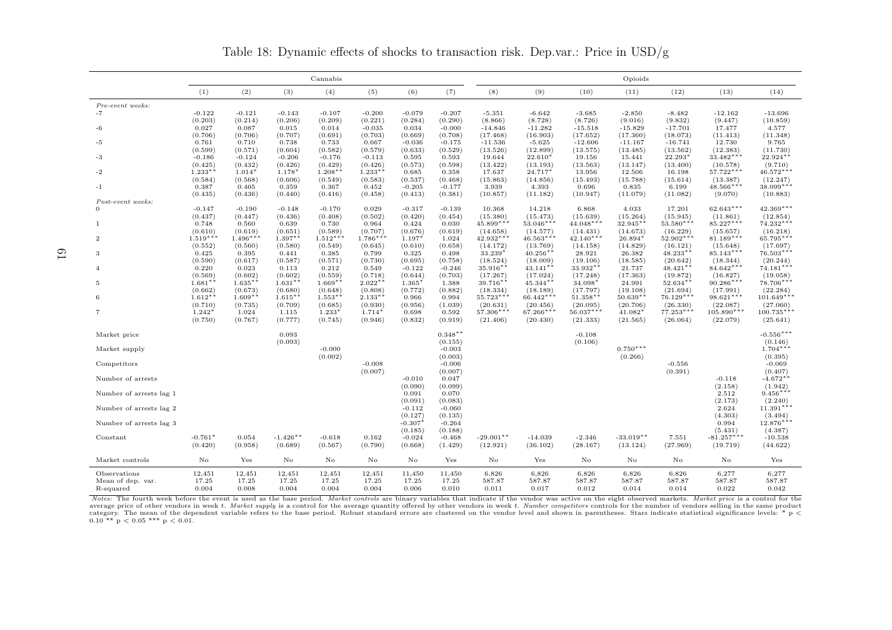Table 18: Dynamic effects of shocks to transaction risk. Dep.var.: Price in USD/g

| | Cannabis | | | | | | | Opioids | | | | | | |
|---|---|---|---|---|---|---|---|---|---|---|---|---|---|---|
| | (1) | (2) | (3) | (4) | (5) | (6) | (7) | (8) | (9) | (10) | (11) | (12) | (13) | (14) |
| *Pre-event weeks:* | | | | | | | | | | | | | | |
| -7 | -0.122 | -0.121 | -0.143 | -0.107 | -0.200 | -0.079 | -0.207 | -5.351 | -6.642 | -3.685 | -2.850 | -8.482 | -12.162 | -13.696 |
| | (0.203) | (0.214) | (0.206) | (0.209) | (0.221) | (0.284) | (0.290) | (8.866) | (8.728) | (8.726) | (9.016) | (9.832) | (9.447) | (10.859) |
| -6 | 0.027 | 0.087 | 0.015 | 0.014 | -0.035 | 0.034 | -0.000 | -14.846 | -11.282 | -15.518 | -15.829 | -17.701 | 17.477 | 4.577 |
| | (0.706) | (0.706) | (0.707) | (0.691) | (0.703) | (0.669) | (0.708) | (17.468) | (16.903) | (17.652) | (17.360) | (18.073) | (11.413) | (11.348) |
| -5 | 0.761 | 0.710 | 0.738 | 0.733 | 0.667 | -0.036 | -0.175 | -11.536 | -5.625 | -12.606 | -11.167 | -16.741 | 12.730 | 9.765 |
| | (0.599) | (0.571) | (0.604) | (0.582) | (0.579) | (0.633) | (0.529) | (13.526) | (12.899) | (13.575) | (13.485) | (13.562) | (12.383) | (11.730) |
| -3 | -0.186 | -0.124 | -0.206 | -0.176 | -0.113 | 0.595 | 0.593 | 19.644 | 22.610* | 19.156 | 15.441 | 22.293* | 33.482*** | 22.924** |
| | (0.425) | (0.432) | (0.426) | (0.429) | (0.426) | (0.573) | (0.598) | (13.422) | (13.193) | (13.563) | (13.147) | (13.400) | (10.578) | (9.710) |
| -2 | 1.233** | 1.014* | 1.178* | 1.208** | 1.233** | 0.685 | 0.358 | 17.637 | 24.717* | 13.956 | 12.506 | 16.198 | 57.722*** | 46.572*** |
| | (0.584) | (0.568) | (0.606) | (0.549) | (0.583) | (0.537) | (0.468) | (15.863) | (14.856) | (15.493) | (15.788) | (15.614) | (13.387) | (12.247) |
| -1 | 0.387 | 0.405 | 0.359 | 0.367 | 0.452 | -0.205 | -0.177 | 3.939 | 4.393 | 0.696 | 0.835 | 6.199 | 48.566*** | 38.099*** |
| | (0.435) | (0.436) | (0.440) | (0.416) | (0.458) | (0.413) | (0.381) | (10.857) | (11.182) | (10.947) | (11.079) | (11.082) | (9.070) | (10.883) |
| *Post-event weeks:* | | | | | | | | | | | | | | |
| 0 | -0.147 | -0.190 | -0.148 | -0.170 | 0.029 | -0.317 | -0.139 | 10.368 | 14.218 | 6.868 | 4.033 | 17.201 | 62.643*** | 42.369*** |
| | (0.437) | (0.447) | (0.436) | (0.408) | (0.502) | (0.420) | (0.454) | (15.380) | (15.473) | (15.639) | (15.264) | (15.945) | (11.861) | (12.854) |
| 1 | 0.748 | 0.560 | 0.639 | 0.730 | 0.964 | 0.424 | 0.030 | 45.899*** | 53.046*** | 44.048*** | 32.945** | 53.580*** | 85.227*** | 74.232*** |
| | (0.610) | (0.619) | (0.651) | (0.589) | (0.707) | (0.676) | (0.619) | (14.658) | (14.577) | (14.431) | (14.673) | (16.229) | (15.657) | (16.218) |
| 2 | 1.519*** | 1.496*** | 1.397** | 1.512*** | 1.786*** | 1.197* | 1.024 | 42.932*** | 46.563*** | 42.140*** | 26.894* | 52.902*** | 81.189*** | 65.795*** |
| | (0.552) | (0.560) | (0.580) | (0.549) | (0.645) | (0.610) | (0.658) | (14.172) | (13.769) | (14.158) | (14.829) | (16.121) | (15.648) | (17.697) |
| 3 | 0.425 | 0.395 | 0.441 | 0.385 | 0.799 | 0.325 | 0.498 | 33.239* | 40.256** | 28.921 | 26.382 | 48.233** | 85.143*** | 76.503*** |
| | (0.590) | (0.617) | (0.587) | (0.571) | (0.730) | (0.695) | (0.758) | (18.524) | (18.009) | (19.106) | (18.585) | (20.642) | (18.344) | (20.244) |
| 4 | 0.220 | 0.023 | 0.113 | 0.212 | 0.549 | -0.122 | -0.246 | 35.916** | 43.141** | 33.932** | 21.737 | 48.421** | 84.642*** | 74.181*** |
| | (0.569) | (0.602) | (0.602) | (0.559) | (0.718) | (0.644) | (0.703) | (17.267) | (17.024) | (17.248) | (17.363) | (19.872) | (16.827) | (19.058) |
| 5 | 1.681** | 1.635** | 1.631** | 1.669** | 2.022** | 1.365* | 1.388 | 39.716** | 45.344** | 34.098* | 24.991 | 52.634** | 90.286*** | 78.706*** |
| | (0.662) | (0.673) | (0.680) | (0.648) | (0.808) | (0.772) | (0.882) | (18.334) | (18.189) | (17.797) | (19.108) | (21.694) | (17.991) | (22.284) |
| 6 | 1.612** | 1.609** | 1.615** | 1.553** | 2.133** | 0.966 | 0.994 | 55.723*** | 66.442*** | 51.358** | 50.639** | 76.129*** | 98.621*** | 101.649*** |
| | (0.710) | (0.735) | (0.709) | (0.685) | (0.930) | (0.956) | (1.039) | (20.631) | (20.456) | (20.095) | (20.706) | (26.330) | (22.087) | (27.060) |
| 7 | 1.242* | 1.024 | 1.115 | 1.233* | 1.714* | 0.698 | 0.592 | 57.306*** | 67.266*** | 56.037*** | 41.082* | 77.253*** | 105.890*** | 100.735*** |
| | (0.750) | (0.767) | (0.777) | (0.745) | (0.946) | (0.832) | (0.919) | (21.406) | (20.430) | (21.333) | (21.565) | (26.064) | (22.079) | (25.641) |
| Market price | | | 0.093 | | | | 0.348** | | | -0.108 | | | | -0.556*** |
| | | | (0.093) | | | | (0.155) | | | (0.106) | | | | (0.146) |
| Market supply | | | | -0.000 | | | -0.003 | | | | 0.750*** | | | 1.704*** |
| | | | | (0.002) | | | (0.003) | | | | (0.266) | | | (0.395) |
| Competitors | | | | | -0.008 | | -0.006 | | | | | -0.556 | | -0.069 |
| | | | | | (0.007) | | (0.007) | | | | | (0.391) | | (0.407) |
| Number of arrests | | | | | | -0.010 | 0.047 | | | | | | -0.118 | -4.672** |
| | | | | | | (0.090) | (0.099) | | | | | | (2.158) | (1.942) |
| Number of arrests lag 1 | | | | | | 0.091 | 0.070 | | | | | | 2.512 | 9.456*** |
| | | | | | | (0.091) | (0.083) | | | | | | (2.173) | (2.240) |
| Number of arrests lag 2 | | | | | | -0.112 | -0.060 | | | | | | 2.624 | 11.391*** |
| | | | | | | (0.127) | (0.135) | | | | | | (4.303) | (3.494) |
| Number of arrests lag 3 | | | | | | -0.307* | -0.264 | | | | | | 0.994 | 12.876*** |
| | | | | | | (0.185) | (0.188) | | | | | | (5.431) | (4.387) |
| Constant | -0.761* | 0.054 | -1.426** | -0.618 | 0.162 | -0.024 | -0.468 | -29.001** | -14.039 | -2.346 | -33.019** | 7.551 | -81.257*** | -10.538 |
| | (0.420) | (0.958) | (0.689) | (0.567) | (0.790) | (0.668) | (1.429) | (12.921) | (36.102) | (28.167) | (13.124) | (27.969) | (19.719) | (44.622) |
| Market controls | No | Yes | No | No | No | No | Yes | No | Yes | No | No | No | No | Yes |
| Observations | 12,451 | 12,451 | 12,451 | 12,451 | 12,451 | 11,450 | 11,450 | 6,826 | 6,826 | 6,826 | 6,826 | 6,826 | 6,277 | 6,277 |
| Mean of dep. var. | 17.25 | 17.25 | 17.25 | 17.25 | 17.25 | 17.25 | 17.25 | 587.87 | 587.87 | 587.87 | 587.87 | 587.87 | 587.87 | 587.87 |
| R-squared | 0.004 | 0.008 | 0.004 | 0.004 | 0.004 | 0.006 | 0.010 | 0.011 | 0.017 | 0.012 | 0.014 | 0.014 | 0.022 | 0.042 |

*Notes:* The fourth week before the event is used as the base period. *Market controls* are binary variables that indicate if the vendor was active on the eight observed markets. *Market price* is a control for the average price of other vendors in week $t$. *Market supply* is a control for the average quantity offered by other vendors in week $t$. *Number competitors* controls for the number of vendors selling in the same product category. The mean of the dependent variable refers to the base period. Robust standard errors are clustered on the vendor level and shown in parentheses. Stars indicate statistical significance levels: * $p < 0.10$ ** $p < 0.05$ *** $p < 0.01$.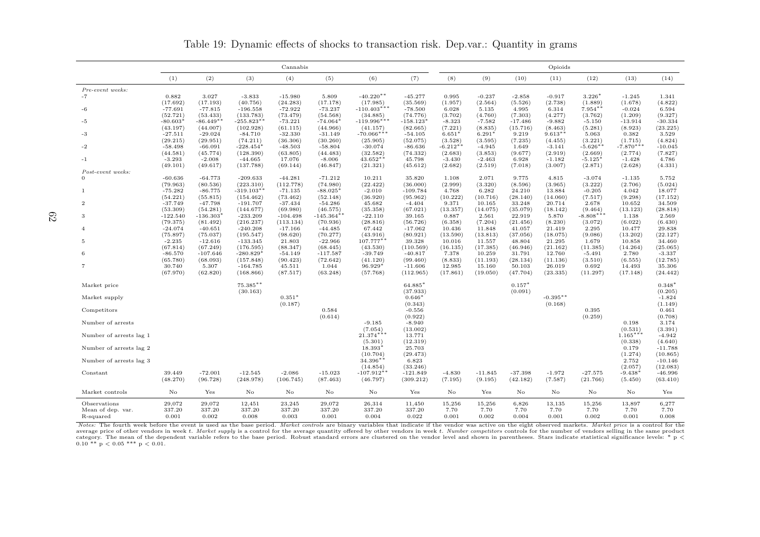Table 19: Dynamic effects of shocks to transaction risk. Dep.var.: Quantity in grams

| | Cannabis | | | | | | | Opioids | | | | | | |
|---|---|---|---|---|---|---|---|---|---|---|---|---|---|---|
| | (1) | (2) | (3) | (4) | (5) | (6) | (7) | (8) | (9) | (10) | (11) | (12) | (13) | (14) |
| *Pre-event weeks:* | | | | | | | | | | | | | | |
| -7 | 0.882 | 3.027 | -3.833 | -15.980 | 5.809 | -40.220** | -45.277 | 0.995 | -0.237 | -2.858 | -0.917 | 3.226* | -1.245 | 1.341 |
| | (17.692) | (17.193) | (40.756) | (24.283) | (17.178) | (17.985) | (35.569) | (1.957) | (2.564) | (5.526) | (2.738) | (1.889) | (1.678) | (4.822) |
| -6 | -77.691 | -77.815 | -196.558 | -72.922 | -73.237 | -110.403*** | -78.500 | 6.028 | 5.135 | 4.995 | 6.314 | 7.954** | -0.024 | 6.594 |
| | (52.721) | (53.433) | (133.783) | (73.479) | (54.568) | (34.885) | (74.776) | (3.702) | (4.760) | (7.303) | (4.277) | (3.762) | (1.209) | (9.327) |
| -5 | -80.603* | -86.449** | -255.823** | -73.221 | -74.064* | -119.996*** | -158.123* | -8.323 | -7.582 | -17.486 | -9.882 | -5.150 | -13.914 | -30.334 |
| | (43.197) | (44.007) | (102.928) | (61.115) | (44.966) | (41.157) | (82.665) | (7.221) | (8.835) | (15.716) | (8.463) | (5.281) | (8.923) | (23.225) |
| -3 | -27.511 | -29.024 | -84.710 | -32.330 | -31.149 | -70.066*** | -54.105 | 6.651* | 6.291* | 9.219 | 9.613** | 5.063 | 0.382 | 3.529 |
| | (29.215) | (29.951) | (74.211) | (36.306) | (30.260) | (25.905) | (52.075) | (3.528) | (3.595) | (7.235) | (4.455) | (3.221) | (1.715) | (4.824) |
| -2 | -58.498 | -66.091 | -228.454* | -48.503 | -58.804 | -30.074 | -86.636 | -6.212** | -4.945 | 1.649 | -3.141 | -5.626** | -7.870*** | -10.045 |
| | (44.581) | (45.774) | (128.390) | (63.805) | (44.483) | (32.582) | (74.332) | (2.683) | (3.853) | (9.677) | (2.919) | (2.669) | (2.774) | (7.827) |
| -1 | -3.293 | -2.008 | -44.665 | 17.076 | -8.006 | 43.652** | 45.798 | -3.430 | -2.463 | 6.928 | -1.182 | -5.125* | -1.428 | 4.786 |
| | (49.101) | (49.617) | (137.788) | (69.144) | (46.847) | (21.321) | (45.612) | (2.682) | (2.519) | (7.018) | (3.007) | (2.871) | (2.628) | (4.331) |
| *Post-event weeks:* | | | | | | | | | | | | | | |
| 0 | -60.636 | -64.773 | -209.633 | -44.281 | -71.212 | 10.211 | 35.820 | 1.108 | 2.071 | 9.775 | 4.815 | -3.074 | -1.135 | 5.752 |
| | (79.963) | (80.536) | (223.310) | (112.778) | (74.980) | (22.422) | (36.000) | (2.999) | (3.320) | (8.596) | (3.965) | (3.222) | (2.706) | (5.024) |
| 1 | -75.282 | -86.775 | -319.103** | -71.135 | -88.025* | -2.010 | -109.784 | 4.768 | 6.282 | 24.210 | 13.884 | -0.205 | 4.042 | 18.077 |
| | (54.221) | (55.815) | (154.462) | (73.462) | (52.148) | (36.920) | (95.962) | (10.222) | (10.716) | (28.140) | (14.060) | (7.517) | (9.298) | (17.152) |
| 2 | -37.749 | -47.798 | -191.707 | -37.434 | -54.286 | 45.682 | -4.404 | 9.371 | 10.165 | 33.248 | 20.714 | 2.678 | 10.652 | 34.509 |
| | (53.309) | (54.281) | (144.677) | (69.980) | (46.575) | (35.358) | (67.021) | (13.357) | (14.075) | (35.079) | (18.142) | (9.464) | (13.123) | (28.818) |
| 3 | -122.540 | -136.303* | -233.209 | -104.498 | -145.364** | -22.110 | 39.165 | 0.887 | 2.561 | 22.919 | 5.870 | -8.808*** | 1.138 | 2.569 |
| | (79.375) | (81.492) | (216.237) | (113.134) | (70.936) | (28.816) | (56.726) | (6.358) | (7.204) | (21.456) | (8.230) | (3.072) | (6.022) | (6.430) |
| 4 | -24.074 | -40.651 | -240.208 | -17.166 | -44.485 | 67.442 | -17.062 | 10.436 | 11.848 | 41.057 | 21.419 | 2.295 | 10.477 | 29.838 |
| | (75.897) | (75.037) | (195.547) | (98.620) | (70.277) | (43.916) | (80.921) | (13.590) | (13.813) | (37.056) | (18.075) | (9.086) | (13.202) | (22.127) |
| 5 | -2.235 | -12.616 | -133.345 | 21.803 | -22.966 | 107.777** | 39.328 | 10.016 | 11.557 | 48.804 | 21.295 | 1.679 | 10.858 | 34.460 |
| | (67.814) | (67.249) | (176.595) | (88.347) | (68.445) | (43.530) | (110.569) | (16.135) | (17.385) | (46.946) | (21.162) | (11.385) | (14.264) | (25.065) |
| 6 | -86.570 | -107.646 | -280.829* | -54.149 | -117.587 | -39.749 | -40.817 | 7.378 | 10.259 | 31.791 | 12.760 | -5.491 | 2.780 | -3.337 |
| | (65.780) | (68.093) | (157.848) | (90.423) | (72.642) | (41.120) | (99.460) | (8.833) | (11.193) | (28.134) | (11.136) | (3.510) | (6.555) | (12.785) |
| 7 | 30.740 | 5.307 | -164.785 | 45.511 | 1.044 | 96.929* | -11.606 | 12.985 | 15.160 | 50.103 | 26.019 | 0.692 | 14.493 | 35.306 |
| | (67.970) | (62.820) | (168.866) | (87.517) | (63.248) | (57.768) | (112.965) | (17.861) | (19.050) | (47.704) | (23.335) | (11.297) | (17.148) | (24.442) |
| Market price | | | 75.385** | | | | 64.885* | | | 0.157* | | | | 0.348* |
| | | | (30.163) | | | | (37.933) | | | (0.091) | | | | (0.205) |
| Market supply | | | | 0.351* | | | 0.646* | | | | -0.395** | | | -1.824 |
| | | | | (0.187) | | | (0.343) | | | | (0.168) | | | (1.149) |
| Competitors | | | | | 0.584 | | -0.556 | | | | | 0.395 | | 0.461 |
| | | | | | (0.614) | | (0.922) | | | | | (0.259) | | (0.708) |
| Number of arrests | | | | | | -9.185 | -8.940 | | | | | | 0.198 | 3.174 |
| | | | | | | (7.054) | (13.002) | | | | | | (0.531) | (3.391) |
| Number of arrests lag 1 | | | | | | 21.374*** | 13.771 | | | | | | 1.165*** | -4.942 |
| | | | | | | (5.301) | (12.319) | | | | | | (0.338) | (4.640) |
| Number of arrests lag 2 | | | | | | 18.393* | 25.703 | | | | | | 0.179 | -11.788 |
| | | | | | | (10.704) | (29.473) | | | | | | (1.274) | (10.865) |
| Number of arrests lag 3 | | | | | | 34.396** | 6.823 | | | | | | 2.752 | -10.146 |
| | | | | | | (14.854) | (33.246) | | | | | | (2.057) | (12.083) |
| Constant | 39.449 | -72.001 | -12.545 | -2.086 | -15.023 | -107.912** | -121.849 | -4.830 | -11.845 | -37.398 | -1.972 | -27.575 | -9.438* | -46.996 |
| | (48.270) | (96.728) | (248.978) | (106.745) | (87.463) | (46.797) | (309.212) | (7.195) | (9.195) | (42.182) | (7.587) | (21.766) | (5.450) | (63.410) |
| Market controls | No | Yes | No | No | No | No | Yes | No | Yes | No | No | No | No | Yes |
| Observations | 29,072 | 29,072 | 12,451 | 23,245 | 29,072 | 26,314 | 11,450 | 15,256 | 15,256 | 6,826 | 13,135 | 15,256 | 13,897 | 6,277 |
| Mean of dep. var. | 337.20 | 337.20 | 337.20 | 337.20 | 337.20 | 337.20 | 337.20 | 7.70 | 7.70 | 7.70 | 7.70 | 7.70 | 7.70 | 7.70 |
| R-squared | 0.001 | 0.002 | 0.008 | 0.003 | 0.001 | 0.004 | 0.022 | 0.001 | 0.002 | 0.004 | 0.001 | 0.002 | 0.001 | 0.008 |

*Notes:* The fourth week before the event is used as the base period. *Market controls* are binary variables that indicate if the vendor was active on the eight observed markets. *Market price* is a control for the average price of other vendors in week $t$. *Market supply* is a control for the average quantity offered by other vendors in week $t$. *Number competitors* controls for the number of vendors selling in the same product category. The mean of the dependent variable refers to the base period. Robust standard errors are clustered on the vendor level and shown in parentheses. Stars indicate statistical significance levels: * $p < 0.10$ ** $p < 0.05$ *** $p < 0.01$.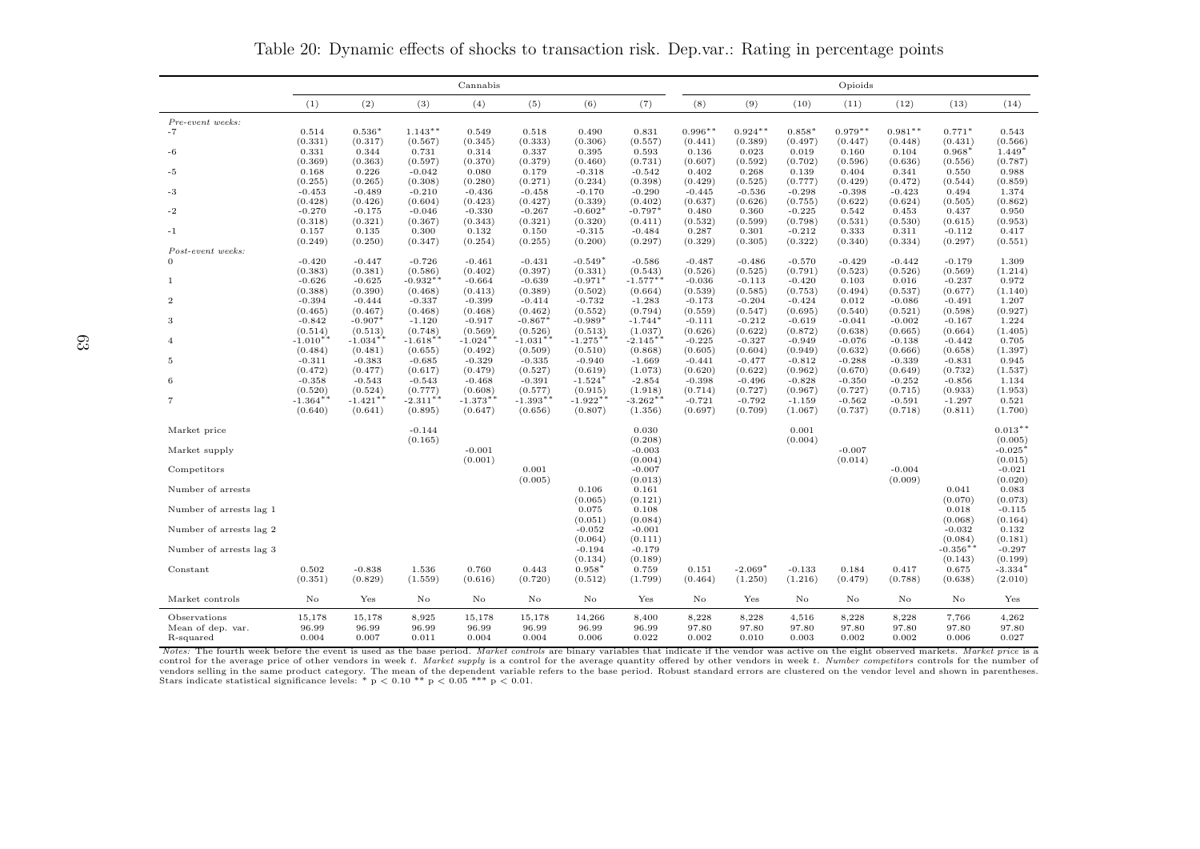Table 20: Dynamic effects of shocks to transaction risk. Dep.var.: Rating in percentage points

| | Cannabis | | | | | | | Opioids | | | | | | |
|---|---|---|---|---|---|---|---|---|---|---|---|---|---|---|
| | (1) | (2) | (3) | (4) | (5) | (6) | (7) | (8) | (9) | (10) | (11) | (12) | (13) | (14) |
| *Pre-event weeks:* | | | | | | | | | | | | | | |
| -7 | 0.514 | 0.536* | 1.143** | 0.549 | 0.518 | 0.490 | 0.831 | 0.996** | 0.924** | 0.858* | 0.979** | 0.981** | 0.771* | 0.543 |
| | (0.331) | (0.317) | (0.567) | (0.345) | (0.333) | (0.306) | (0.557) | (0.441) | (0.389) | (0.497) | (0.447) | (0.448) | (0.431) | (0.566) |
| -6 | 0.331 | 0.344 | 0.731 | 0.314 | 0.337 | 0.395 | 0.593 | 0.136 | 0.023 | 0.019 | 0.160 | 0.104 | 0.968* | 1.449* |
| | (0.369) | (0.363) | (0.597) | (0.370) | (0.379) | (0.460) | (0.731) | (0.607) | (0.592) | (0.702) | (0.596) | (0.636) | (0.556) | (0.787) |
| -5 | 0.168 | 0.226 | -0.042 | 0.080 | 0.179 | -0.318 | -0.542 | 0.402 | 0.268 | 0.139 | 0.404 | 0.341 | 0.550 | 0.988 |
| | (0.255) | (0.265) | (0.308) | (0.280) | (0.271) | (0.234) | (0.398) | (0.429) | (0.525) | (0.777) | (0.429) | (0.472) | (0.544) | (0.859) |
| -3 | -0.453 | -0.489 | -0.210 | -0.436 | -0.458 | -0.170 | -0.290 | -0.445 | -0.536 | -0.298 | -0.398 | -0.423 | 0.494 | 1.374 |
| | (0.428) | (0.426) | (0.604) | (0.423) | (0.427) | (0.339) | (0.402) | (0.637) | (0.626) | (0.755) | (0.622) | (0.624) | (0.505) | (0.862) |
| -2 | -0.270 | -0.175 | -0.046 | -0.330 | -0.267 | -0.602* | -0.797* | 0.480 | 0.360 | -0.225 | 0.542 | 0.453 | 0.437 | 0.950 |
| | (0.318) | (0.321) | (0.367) | (0.343) | (0.321) | (0.320) | (0.411) | (0.532) | (0.599) | (0.798) | (0.531) | (0.530) | (0.615) | (0.953) |
| -1 | 0.157 | 0.135 | 0.300 | 0.132 | 0.150 | -0.315 | -0.484 | 0.287 | 0.301 | -0.212 | 0.333 | 0.311 | -0.112 | 0.417 |
| | (0.249) | (0.250) | (0.347) | (0.254) | (0.255) | (0.200) | (0.297) | (0.329) | (0.305) | (0.322) | (0.340) | (0.334) | (0.297) | (0.551) |
| *Post-event weeks:* | | | | | | | | | | | | | | |
| 0 | -0.420 | -0.447 | -0.726 | -0.461 | -0.431 | -0.549* | -0.586 | -0.487 | -0.486 | -0.570 | -0.429 | -0.442 | -0.179 | 1.309 |
| | (0.383) | (0.381) | (0.586) | (0.402) | (0.397) | (0.331) | (0.543) | (0.526) | (0.525) | (0.791) | (0.523) | (0.526) | (0.569) | (1.214) |
| 1 | -0.626 | -0.625 | -0.932** | -0.664 | -0.639 | -0.971* | -1.577** | -0.036 | -0.113 | -0.420 | 0.103 | 0.016 | -0.237 | 0.972 |
| | (0.388) | (0.390) | (0.468) | (0.413) | (0.389) | (0.502) | (0.664) | (0.539) | (0.585) | (0.753) | (0.494) | (0.537) | (0.677) | (1.140) |
| 2 | -0.394 | -0.444 | -0.337 | -0.399 | -0.414 | -0.732 | -1.283 | -0.173 | -0.204 | -0.424 | 0.012 | -0.086 | -0.491 | 1.207 |
| | (0.465) | (0.467) | (0.468) | (0.468) | (0.462) | (0.552) | (0.794) | (0.559) | (0.547) | (0.695) | (0.540) | (0.521) | (0.598) | (0.927) |
| 3 | -0.842 | -0.907* | -1.120 | -0.917 | -0.867* | -0.989* | -1.744* | -0.111 | -0.212 | -0.619 | -0.041 | -0.002 | -0.167 | 1.224 |
| | (0.514) | (0.513) | (0.748) | (0.569) | (0.526) | (0.513) | (1.037) | (0.626) | (0.622) | (0.872) | (0.638) | (0.665) | (0.664) | (1.405) |
| 4 | -1.010** | -1.034** | -1.618** | -1.024** | -1.031** | -1.275** | -2.145** | -0.225 | -0.327 | -0.949 | -0.076 | -0.138 | -0.442 | 0.705 |
| | (0.484) | (0.481) | (0.655) | (0.492) | (0.509) | (0.510) | (0.868) | (0.605) | (0.604) | (0.949) | (0.632) | (0.666) | (0.658) | (1.397) |
| 5 | -0.311 | -0.383 | -0.685 | -0.329 | -0.335 | -0.940 | -1.669 | -0.441 | -0.477 | -0.812 | -0.288 | -0.339 | -0.831 | 0.945 |
| | (0.472) | (0.477) | (0.617) | (0.479) | (0.527) | (0.619) | (1.073) | (0.620) | (0.622) | (0.962) | (0.670) | (0.649) | (0.732) | (1.537) |
| 6 | -0.358 | -0.543 | -0.543 | -0.468 | -0.391 | -1.524* | -2.854 | -0.398 | -0.496 | -0.828 | -0.350 | -0.252 | -0.856 | 1.134 |
| | (0.520) | (0.524) | (0.777) | (0.608) | (0.577) | (0.915) | (1.918) | (0.714) | (0.727) | (0.967) | (0.727) | (0.715) | (0.933) | (1.953) |
| 7 | -1.364** | -1.421** | -2.311** | -1.373** | -1.393** | -1.922** | -3.262** | -0.721 | -0.792 | -1.159 | -0.562 | -0.591 | -1.297 | 0.521 |
| | (0.640) | (0.641) | (0.895) | (0.647) | (0.656) | (0.807) | (1.356) | (0.697) | (0.709) | (1.067) | (0.737) | (0.718) | (0.811) | (1.700) |
| Market price | | | -0.144 | | | | 0.030 | | | 0.001 | | | | 0.013** |
| | | | (0.165) | | | | (0.208) | | | (0.004) | | | | (0.005) |
| Market supply | | | | -0.001 | | | -0.003 | | | | -0.007 | | | -0.025* |
| | | | | (0.001) | | | (0.004) | | | | (0.014) | | | (0.015) |
| Competitors | | | | | 0.001 | | -0.007 | | | | | -0.004 | | -0.021 |
| | | | | | (0.005) | | (0.013) | | | | | (0.009) | | (0.020) |
| Number of arrests | | | | | | 0.106 | 0.161 | | | | | | 0.041 | 0.083 |
| | | | | | | (0.065) | (0.121) | | | | | | (0.070) | (0.073) |
| Number of arrests lag 1 | | | | | | 0.075 | 0.108 | | | | | | 0.018 | -0.115 |
| | | | | | | (0.051) | (0.084) | | | | | | (0.068) | (0.164) |
| Number of arrests lag 2 | | | | | | -0.052 | -0.001 | | | | | | -0.032 | 0.132 |
| | | | | | | (0.064) | (0.111) | | | | | | (0.084) | (0.181) |
| Number of arrests lag 3 | | | | | | -0.194 | -0.179 | | | | | | -0.356** | -0.297 |
| | | | | | | (0.134) | (0.189) | | | | | | (0.143) | (0.199) |
| Constant | 0.502 | -0.838 | 1.536 | 0.760 | 0.443 | 0.958* | 0.759 | 0.151 | -2.069* | -0.133 | 0.184 | 0.417 | 0.675 | -3.334* |
| | (0.351) | (0.829) | (1.559) | (0.616) | (0.720) | (0.512) | (1.799) | (0.464) | (1.250) | (1.216) | (0.479) | (0.788) | (0.638) | (2.010) |
| Market controls | No | Yes | No | No | No | No | Yes | No | Yes | No | No | No | No | Yes |
| Observations | 15,178 | 15,178 | 8,925 | 15,178 | 15,178 | 14,266 | 8,400 | 8,228 | 8,228 | 4,516 | 8,228 | 8,228 | 7,766 | 4,262 |
| Mean of dep. var. | 96.99 | 96.99 | 96.99 | 96.99 | 96.99 | 96.99 | 96.99 | 97.80 | 97.80 | 97.80 | 97.80 | 97.80 | 97.80 | 97.80 |
| R-squared | 0.004 | 0.007 | 0.011 | 0.004 | 0.004 | 0.006 | 0.022 | 0.002 | 0.010 | 0.003 | 0.002 | 0.002 | 0.006 | 0.027 |

*Notes:* The fourth week before the event is used as the base period. *Market controls* are binary variables that indicate if the vendor was active on the eight observed markets. *Market price* is a control for the average price of other vendors in week $t$. *Market supply* is a control for the average quantity offered by other vendors in week $t$. *Number competitors* controls for the number of vendors selling in the same product category. The mean of the dependent variable refers to the base period. Robust standard errors are clustered on the vendor level and shown in parentheses. Stars indicate statistical significance levels: * $p < 0.10$ ** $p < 0.05$ *** $p < 0.01$.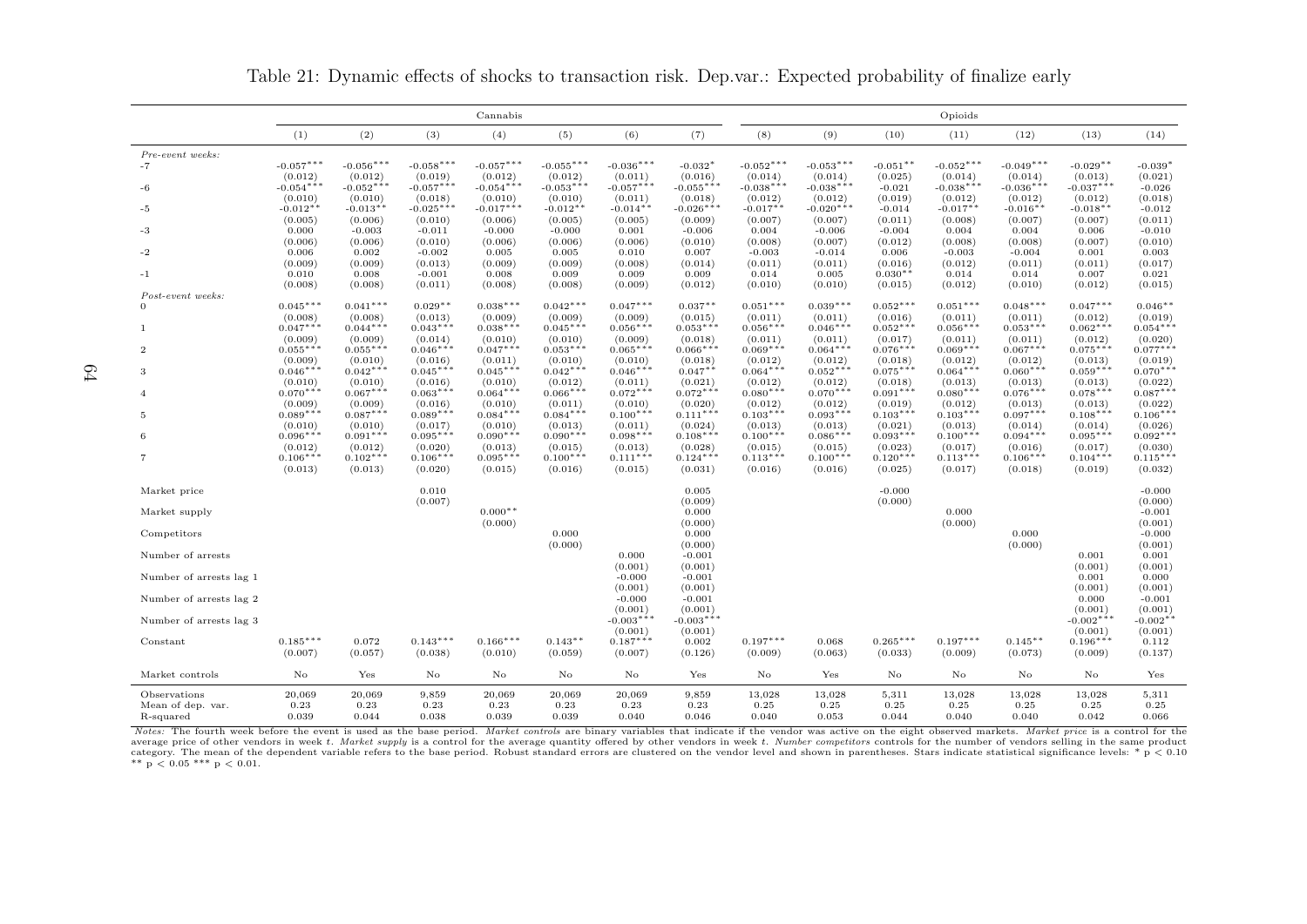Table 21: Dynamic effects of shocks to transaction risk. Dep.var.: Expected probability of finalize early

| | Cannabis | | | | | | | Opioids | | | | | | |
|---|---|---|---|---|---|---|---|---|---|---|---|---|---|---|
| | (1) | (2) | (3) | (4) | (5) | (6) | (7) | (8) | (9) | (10) | (11) | (12) | (13) | (14) |
| *Pre-event weeks:* | | | | | | | | | | | | | | |
| -7 | -0.057*** | -0.056*** | -0.058*** | -0.057*** | -0.055*** | -0.036*** | -0.032* | -0.052*** | -0.053*** | -0.051** | -0.052*** | -0.049*** | -0.029** | -0.039* |
| | (0.012) | (0.012) | (0.019) | (0.012) | (0.012) | (0.011) | (0.016) | (0.014) | (0.014) | (0.025) | (0.014) | (0.014) | (0.013) | (0.021) |
| -6 | -0.054*** | -0.052*** | -0.057*** | -0.054*** | -0.053*** | -0.057*** | -0.055*** | -0.038*** | -0.038*** | -0.021 | -0.038*** | -0.036*** | -0.037*** | -0.026 |
| | (0.010) | (0.010) | (0.018) | (0.010) | (0.010) | (0.011) | (0.018) | (0.012) | (0.012) | (0.019) | (0.012) | (0.012) | (0.012) | (0.018) |
| -5 | -0.012** | -0.013** | -0.025*** | -0.017*** | -0.012** | -0.014** | -0.026*** | -0.017** | -0.020*** | -0.014 | -0.017** | -0.016** | -0.018** | -0.012 |
| | (0.005) | (0.006) | (0.010) | (0.006) | (0.005) | (0.005) | (0.009) | (0.007) | (0.007) | (0.011) | (0.008) | (0.007) | (0.007) | (0.011) |
| -3 | 0.000 | -0.003 | -0.011 | -0.000 | -0.000 | 0.001 | -0.006 | 0.004 | -0.006 | -0.004 | 0.004 | 0.004 | 0.006 | -0.010 |
| | (0.006) | (0.006) | (0.010) | (0.006) | (0.006) | (0.006) | (0.010) | (0.008) | (0.007) | (0.012) | (0.008) | (0.008) | (0.007) | (0.010) |
| -2 | 0.006 | 0.002 | -0.002 | 0.005 | 0.005 | 0.010 | 0.007 | -0.003 | -0.014 | 0.006 | -0.003 | -0.004 | 0.001 | 0.003 |
| | (0.009) | (0.009) | (0.013) | (0.009) | (0.009) | (0.008) | (0.014) | (0.011) | (0.011) | (0.016) | (0.012) | (0.011) | (0.011) | (0.017) |
| -1 | 0.010 | 0.008 | -0.001 | 0.008 | 0.009 | 0.009 | 0.009 | 0.014 | 0.005 | 0.030** | 0.014 | 0.014 | 0.007 | 0.021 |
| | (0.008) | (0.008) | (0.011) | (0.008) | (0.008) | (0.009) | (0.012) | (0.010) | (0.010) | (0.015) | (0.012) | (0.010) | (0.012) | (0.015) |
| *Post-event weeks:* | | | | | | | | | | | | | | |
| 0 | 0.045*** | 0.041*** | 0.029** | 0.038*** | 0.042*** | 0.047*** | 0.037** | 0.051*** | 0.039*** | 0.052*** | 0.051*** | 0.048*** | 0.047*** | 0.046** |
| | (0.008) | (0.008) | (0.013) | (0.009) | (0.009) | (0.009) | (0.015) | (0.011) | (0.011) | (0.016) | (0.011) | (0.011) | (0.012) | (0.019) |
| 1 | 0.047*** | 0.044*** | 0.043*** | 0.038*** | 0.045*** | 0.056*** | 0.053*** | 0.056*** | 0.046*** | 0.052*** | 0.056*** | 0.053*** | 0.062*** | 0.054*** |
| | (0.009) | (0.009) | (0.014) | (0.010) | (0.010) | (0.009) | (0.018) | (0.011) | (0.011) | (0.017) | (0.011) | (0.011) | (0.012) | (0.020) |
| 2 | 0.055*** | 0.055*** | 0.046*** | 0.047*** | 0.053*** | 0.065*** | 0.066*** | 0.069*** | 0.064*** | 0.076*** | 0.069*** | 0.067*** | 0.075*** | 0.077*** |
| | (0.009) | (0.010) | (0.016) | (0.011) | (0.010) | (0.010) | (0.018) | (0.012) | (0.012) | (0.018) | (0.012) | (0.012) | (0.013) | (0.019) |
| 3 | 0.046*** | 0.042*** | 0.045*** | 0.045*** | 0.042*** | 0.046*** | 0.047** | 0.064*** | 0.052*** | 0.075*** | 0.064*** | 0.060*** | 0.059*** | 0.070*** |
| | (0.010) | (0.010) | (0.016) | (0.010) | (0.012) | (0.011) | (0.021) | (0.012) | (0.012) | (0.018) | (0.013) | (0.013) | (0.013) | (0.022) |
| 4 | 0.070*** | 0.067*** | 0.063*** | 0.064*** | 0.066*** | 0.072*** | 0.072*** | 0.080*** | 0.070*** | 0.091*** | 0.080*** | 0.076*** | 0.078*** | 0.087*** |
| | (0.009) | (0.009) | (0.016) | (0.010) | (0.011) | (0.010) | (0.020) | (0.012) | (0.012) | (0.019) | (0.012) | (0.013) | (0.013) | (0.022) |
| 5 | 0.089*** | 0.087*** | 0.089*** | 0.084*** | 0.084*** | 0.100*** | 0.111*** | 0.103*** | 0.093*** | 0.103*** | 0.103*** | 0.097*** | 0.108*** | 0.106*** |
| | (0.010) | (0.010) | (0.017) | (0.010) | (0.013) | (0.011) | (0.024) | (0.013) | (0.013) | (0.021) | (0.013) | (0.014) | (0.014) | (0.026) |
| 6 | 0.096*** | 0.091*** | 0.095*** | 0.090*** | 0.090*** | 0.098*** | 0.108*** | 0.100*** | 0.086*** | 0.093*** | 0.100*** | 0.094*** | 0.095*** | 0.092*** |
| | (0.012) | (0.012) | (0.020) | (0.013) | (0.015) | (0.013) | (0.028) | (0.015) | (0.015) | (0.023) | (0.017) | (0.016) | (0.017) | (0.030) |
| 7 | 0.106*** | 0.102*** | 0.106*** | 0.095*** | 0.100*** | 0.111*** | 0.124*** | 0.113*** | 0.100*** | 0.120*** | 0.113*** | 0.106*** | 0.104*** | 0.115*** |
| | (0.013) | (0.013) | (0.020) | (0.015) | (0.016) | (0.015) | (0.031) | (0.016) | (0.016) | (0.025) | (0.017) | (0.018) | (0.019) | (0.032) |
| Market price | | | 0.010 | | | | 0.005 | | | -0.000 | | | | -0.000 |
| | | | (0.007) | | | | (0.009) | | | (0.000) | | | | (0.000) |
| Market supply | | | | 0.000** | | | 0.000 | | | | 0.000 | | | -0.001 |
| | | | | (0.000) | | | (0.000) | | | | (0.000) | | | (0.001) |
| Competitors | | | | | 0.000 | | 0.000 | | | | | 0.000 | | -0.000 |
| | | | | | (0.000) | | (0.000) | | | | | (0.000) | | (0.001) |
| Number of arrests | | | | | | 0.000 | -0.001 | | | | | | 0.001 | 0.001 |
| | | | | | | (0.001) | (0.001) | | | | | | (0.001) | (0.001) |
| Number of arrests lag 1 | | | | | | -0.000 | -0.001 | | | | | | 0.001 | 0.000 |
| | | | | | | (0.001) | (0.001) | | | | | | (0.001) | (0.001) |
| Number of arrests lag 2 | | | | | | -0.000 | -0.001 | | | | | | 0.000 | -0.001 |
| | | | | | | (0.001) | (0.001) | | | | | | (0.001) | (0.001) |
| Number of arrests lag 3 | | | | | | -0.003*** | -0.003*** | | | | | | -0.002*** | -0.002** |
| | | | | | | (0.001) | (0.001) | | | | | | (0.001) | (0.001) |
| Constant | 0.185*** | 0.072 | 0.143*** | 0.166*** | 0.143** | 0.187*** | 0.002 | 0.197*** | 0.068 | 0.265*** | 0.197*** | 0.145** | 0.196*** | 0.112 |
| | (0.007) | (0.057) | (0.038) | (0.010) | (0.059) | (0.007) | (0.126) | (0.009) | (0.063) | (0.033) | (0.009) | (0.073) | (0.009) | (0.137) |
| Market controls | No | Yes | No | No | No | No | Yes | No | Yes | No | No | No | No | Yes |
| Observations | 20,069 | 20,069 | 9,859 | 20,069 | 20,069 | 20,069 | 9,859 | 13,028 | 13,028 | 5,311 | 13,028 | 13,028 | 13,028 | 5,311 |
| Mean of dep. var. | 0.23 | 0.23 | 0.23 | 0.23 | 0.23 | 0.23 | 0.23 | 0.25 | 0.25 | 0.25 | 0.25 | 0.25 | 0.25 | 0.25 |
| R-squared | 0.039 | 0.044 | 0.038 | 0.039 | 0.039 | 0.040 | 0.046 | 0.040 | 0.053 | 0.044 | 0.040 | 0.040 | 0.042 | 0.066 |

*Notes:* The fourth week before the event is used as the base period. *Market controls* are binary variables that indicate if the vendor was active on the eight observed markets. *Market price* is a control for the average price of other vendors in week $t$. *Market supply* is a control for the average quantity offered by other vendors in week $t$. *Number competitors* controls for the number of vendors selling in the same product category. The mean of the dependent variable refers to the base period. Robust standard errors are clustered on the vendor level and shown in parentheses. Stars indicate statistical significance levels: * $p < 0.10$ ** $p < 0.05$ *** $p < 0.01$.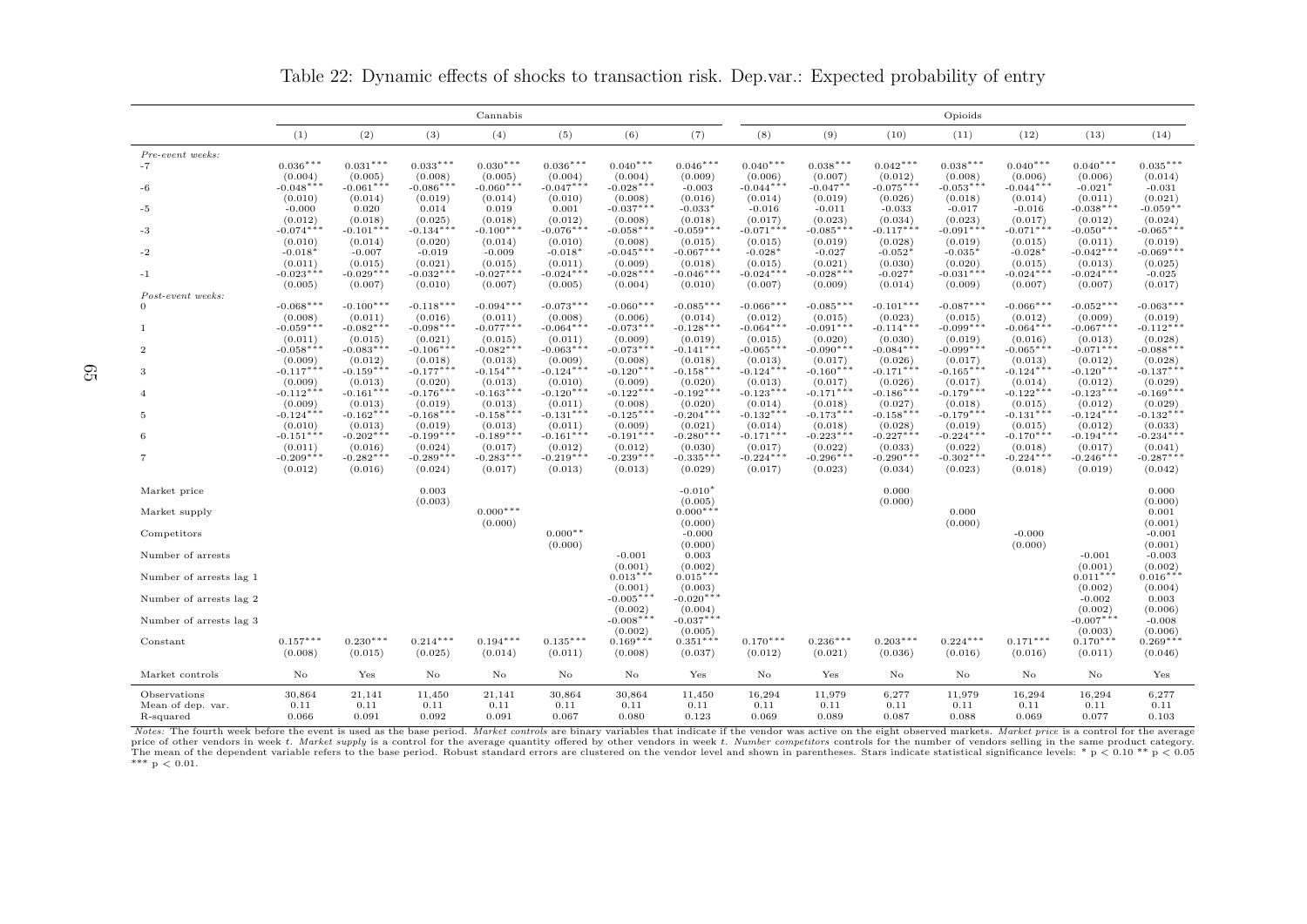Table 22: Dynamic effects of shocks to transaction risk. Dep.var.: Expected probability of entry

| | Cannabis | | | | | | | Opioids | | | | | | |
|---|---|---|---|---|---|---|---|---|---|---|---|---|---|---|
| | (1) | (2) | (3) | (4) | (5) | (6) | (7) | (8) | (9) | (10) | (11) | (12) | (13) | (14) |
| *Pre-event weeks:* | | | | | | | | | | | | | | |
| -7 | 0.036*** | 0.031*** | 0.033*** | 0.030*** | 0.036*** | 0.040*** | 0.046*** | 0.040*** | 0.038*** | 0.042*** | 0.038*** | 0.040*** | 0.040*** | 0.035*** |
| | (0.004) | (0.005) | (0.008) | (0.005) | (0.004) | (0.004) | (0.009) | (0.006) | (0.007) | (0.012) | (0.008) | (0.006) | (0.006) | (0.014) |
| -6 | -0.048*** | -0.061*** | -0.086*** | -0.060*** | -0.047*** | -0.028*** | -0.003 | -0.044*** | -0.047** | -0.075*** | -0.053*** | -0.044*** | -0.021* | -0.031 |
| | (0.010) | (0.014) | (0.019) | (0.014) | (0.010) | (0.008) | (0.016) | (0.014) | (0.019) | (0.026) | (0.018) | (0.014) | (0.011) | (0.021) |
| -5 | -0.000 | 0.020 | 0.014 | 0.019 | 0.001 | -0.037*** | -0.033* | -0.016 | -0.011 | -0.033 | -0.017 | -0.016 | -0.038*** | -0.059** |
| | (0.012) | (0.018) | (0.025) | (0.018) | (0.012) | (0.008) | (0.018) | (0.017) | (0.023) | (0.034) | (0.023) | (0.017) | (0.012) | (0.024) |
| -3 | -0.074*** | -0.101*** | -0.134*** | -0.100*** | -0.076*** | -0.058*** | -0.059*** | -0.071*** | -0.085*** | -0.117*** | -0.091*** | -0.071*** | -0.050*** | -0.065*** |
| | (0.010) | (0.014) | (0.020) | (0.014) | (0.010) | (0.008) | (0.015) | (0.015) | (0.019) | (0.028) | (0.019) | (0.015) | (0.011) | (0.019) |
| -2 | -0.018* | -0.007 | -0.019 | -0.009 | -0.018* | -0.045*** | -0.067*** | -0.028* | -0.027 | -0.052* | -0.035* | -0.028* | -0.042*** | -0.069*** |
| | (0.011) | (0.015) | (0.021) | (0.015) | (0.011) | (0.009) | (0.018) | (0.015) | (0.021) | (0.030) | (0.020) | (0.015) | (0.013) | (0.025) |
| -1 | -0.023*** | -0.029*** | -0.032*** | -0.027*** | -0.024*** | -0.028*** | -0.046*** | -0.024*** | -0.028*** | -0.027* | -0.031*** | -0.024*** | -0.024*** | -0.025 |
| | (0.005) | (0.007) | (0.010) | (0.007) | (0.005) | (0.004) | (0.010) | (0.007) | (0.009) | (0.014) | (0.009) | (0.007) | (0.007) | (0.017) |
| *Post-event weeks:* | | | | | | | | | | | | | | |
| 0 | -0.068*** | -0.100*** | -0.118*** | -0.094*** | -0.073*** | -0.060*** | -0.085*** | -0.066*** | -0.085*** | -0.101*** | -0.087*** | -0.066*** | -0.052*** | -0.063*** |
| | (0.008) | (0.011) | (0.016) | (0.011) | (0.008) | (0.006) | (0.014) | (0.012) | (0.015) | (0.023) | (0.015) | (0.012) | (0.009) | (0.019) |
| 1 | -0.059*** | -0.082*** | -0.098*** | -0.077*** | -0.064*** | -0.073*** | -0.128*** | -0.064*** | -0.091*** | -0.114*** | -0.099*** | -0.064*** | -0.067*** | -0.112*** |
| | (0.011) | (0.015) | (0.021) | (0.015) | (0.011) | (0.009) | (0.019) | (0.015) | (0.020) | (0.030) | (0.019) | (0.016) | (0.013) | (0.028) |
| 2 | -0.058*** | -0.083*** | -0.106*** | -0.082*** | -0.063*** | -0.073*** | -0.141*** | -0.065*** | -0.090*** | -0.084*** | -0.099*** | -0.065*** | -0.071*** | -0.088*** |
| | (0.009) | (0.012) | (0.018) | (0.013) | (0.009) | (0.008) | (0.018) | (0.013) | (0.017) | (0.026) | (0.017) | (0.013) | (0.012) | (0.028) |
| 3 | -0.117*** | -0.159*** | -0.177*** | -0.154*** | -0.124*** | -0.120*** | -0.158*** | -0.124*** | -0.160*** | -0.171*** | -0.165*** | -0.124*** | -0.120*** | -0.137*** |
| | (0.009) | (0.013) | (0.020) | (0.013) | (0.010) | (0.009) | (0.020) | (0.013) | (0.017) | (0.026) | (0.017) | (0.014) | (0.012) | (0.029) |
| 4 | -0.112*** | -0.161*** | -0.176*** | -0.163*** | -0.120*** | -0.122*** | -0.192*** | -0.123*** | -0.171*** | -0.186*** | -0.179*** | -0.122*** | -0.123*** | -0.169*** |
| | (0.009) | (0.013) | (0.019) | (0.013) | (0.011) | (0.008) | (0.020) | (0.014) | (0.018) | (0.027) | (0.018) | (0.015) | (0.012) | (0.029) |
| 5 | -0.124*** | -0.162*** | -0.168*** | -0.158*** | -0.131*** | -0.125*** | -0.204*** | -0.132*** | -0.173*** | -0.158*** | -0.179*** | -0.131*** | -0.124*** | -0.132*** |
| | (0.010) | (0.013) | (0.019) | (0.013) | (0.011) | (0.009) | (0.021) | (0.014) | (0.018) | (0.028) | (0.019) | (0.015) | (0.012) | (0.033) |
| 6 | -0.151*** | -0.202*** | -0.199*** | -0.189*** | -0.161*** | -0.191*** | -0.280*** | -0.171*** | -0.223*** | -0.227*** | -0.224*** | -0.170*** | -0.194*** | -0.234*** |
| | (0.011) | (0.016) | (0.024) | (0.017) | (0.012) | (0.012) | (0.030) | (0.017) | (0.022) | (0.033) | (0.022) | (0.018) | (0.017) | (0.041) |
| 7 | -0.209*** | -0.282*** | -0.289*** | -0.283*** | -0.219*** | -0.239*** | -0.335*** | -0.224*** | -0.296*** | -0.290*** | -0.302*** | -0.224*** | -0.246*** | -0.287*** |
| | (0.012) | (0.016) | (0.024) | (0.017) | (0.013) | (0.013) | (0.029) | (0.017) | (0.023) | (0.034) | (0.023) | (0.018) | (0.019) | (0.042) |
| Market price | | | 0.003 | | | | -0.010* | | | 0.000 | | | | 0.000 |
| | | | (0.003) | | | | (0.005) | | | (0.000) | | | | (0.000) |
| Market supply | | | | 0.000*** | | | 0.000*** | | | | 0.000 | | | 0.001 |
| | | | | (0.000) | | | (0.000) | | | | (0.000) | | | (0.001) |
| Competitors | | | | | 0.000** | | -0.000 | | | | | -0.000 | | -0.001 |
| | | | | | (0.000) | | (0.000) | | | | | (0.000) | | (0.001) |
| Number of arrests | | | | | | -0.001 | 0.003 | | | | | | -0.001 | -0.003 |
| | | | | | | (0.001) | (0.002) | | | | | | (0.001) | (0.002) |
| Number of arrests lag 1 | | | | | | 0.013*** | 0.015*** | | | | | | 0.011*** | 0.016*** |
| | | | | | | (0.001) | (0.003) | | | | | | (0.002) | (0.004) |
| Number of arrests lag 2 | | | | | | -0.005*** | -0.020*** | | | | | | -0.002 | 0.003 |
| | | | | | | (0.002) | (0.004) | | | | | | (0.002) | (0.006) |
| Number of arrests lag 3 | | | | | | -0.008*** | -0.037*** | | | | | | -0.007*** | -0.008 |
| | | | | | | (0.002) | (0.005) | | | | | | (0.003) | (0.006) |
| Constant | 0.157*** | 0.230*** | 0.214*** | 0.194*** | 0.135*** | 0.169*** | 0.351*** | 0.170*** | 0.236*** | 0.203*** | 0.224*** | 0.171*** | 0.170*** | 0.269*** |
| | (0.008) | (0.015) | (0.025) | (0.014) | (0.011) | (0.008) | (0.037) | (0.012) | (0.021) | (0.036) | (0.016) | (0.016) | (0.011) | (0.046) |
| Market controls | No | Yes | No | No | No | No | Yes | No | Yes | No | No | No | No | Yes |
| Observations | 30,864 | 21,141 | 11,450 | 21,141 | 30,864 | 30,864 | 11,450 | 16,294 | 11,979 | 6,277 | 11,979 | 16,294 | 16,294 | 6,277 |
| Mean of dep. var. | 0.11 | 0.11 | 0.11 | 0.11 | 0.11 | 0.11 | 0.11 | 0.11 | 0.11 | 0.11 | 0.11 | 0.11 | 0.11 | 0.11 |
| R-squared | 0.066 | 0.091 | 0.092 | 0.091 | 0.067 | 0.080 | 0.123 | 0.069 | 0.089 | 0.087 | 0.088 | 0.069 | 0.077 | 0.103 |

*Notes:* The fourth week before the event is used as the base period. *Market controls* are binary variables that indicate if the vendor was active on the eight observed markets. *Market price* is a control for the average price of other vendors in week $t$. *Market supply* is a control for the average quantity offered by other vendors in week $t$. *Number competitors* controls for the number of vendors selling in the same product category. The mean of the dependent variable refers to the base period. Robust standard errors are clustered on the vendor level and shown in parentheses. Stars indicate statistical significance levels: * $p < 0.10$ ** $p < 0.05$ *** $p < 0.01$.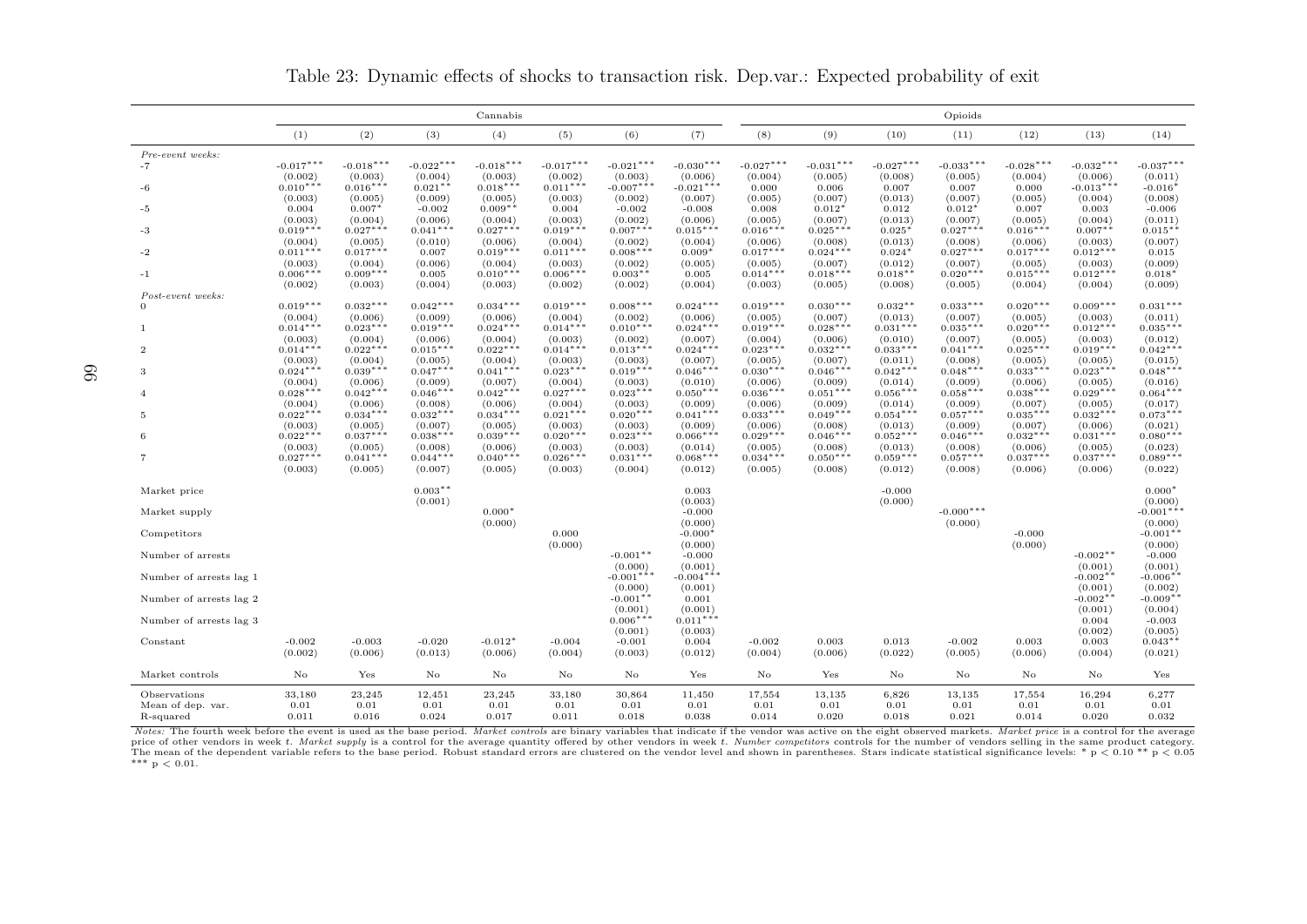Table 23: Dynamic effects of shocks to transaction risk. Dep.var.: Expected probability of exit

| | Cannabis | | | | | | | Opioids | | | | | | |
|---|---|---|---|---|---|---|---|---|---|---|---|---|---|---|
| | (1) | (2) | (3) | (4) | (5) | (6) | (7) | (8) | (9) | (10) | (11) | (12) | (13) | (14) |
| *Pre-event weeks:* | | | | | | | | | | | | | | |
| -7 | -0.017*** | -0.018*** | -0.022*** | -0.018*** | -0.017*** | -0.021*** | -0.030*** | -0.027*** | -0.031*** | -0.027*** | -0.033*** | -0.028*** | -0.032*** | -0.037*** |
| | (0.002) | (0.003) | (0.004) | (0.003) | (0.002) | (0.003) | (0.006) | (0.004) | (0.005) | (0.008) | (0.005) | (0.004) | (0.006) | (0.011) |
| -6 | 0.010*** | 0.016*** | 0.021** | 0.018*** | 0.011*** | -0.007*** | -0.021*** | 0.000 | 0.006 | 0.007 | 0.007 | 0.000 | -0.013*** | -0.016* |
| | (0.003) | (0.005) | (0.009) | (0.005) | (0.003) | (0.002) | (0.007) | (0.005) | (0.007) | (0.013) | (0.007) | (0.005) | (0.004) | (0.008) |
| -5 | 0.004 | 0.007* | -0.002 | 0.009** | 0.004 | -0.002 | -0.008 | 0.008 | 0.012* | 0.012 | 0.012* | 0.007 | 0.003 | -0.006 |
| | (0.003) | (0.004) | (0.006) | (0.004) | (0.003) | (0.002) | (0.006) | (0.005) | (0.007) | (0.013) | (0.007) | (0.005) | (0.004) | (0.011) |
| -3 | 0.019*** | 0.027*** | 0.041*** | 0.027*** | 0.019*** | 0.007*** | 0.015*** | 0.016*** | 0.025*** | 0.025* | 0.027*** | 0.016*** | 0.007** | 0.015** |
| | (0.004) | (0.005) | (0.010) | (0.006) | (0.004) | (0.002) | (0.004) | (0.006) | (0.008) | (0.013) | (0.008) | (0.006) | (0.003) | (0.007) |
| -2 | 0.011*** | 0.017*** | 0.007 | 0.019*** | 0.011*** | 0.008*** | 0.009* | 0.017*** | 0.024*** | 0.024* | 0.027*** | 0.017*** | 0.012*** | 0.015 |
| | (0.003) | (0.004) | (0.006) | (0.004) | (0.003) | (0.002) | (0.005) | (0.005) | (0.007) | (0.012) | (0.007) | (0.005) | (0.003) | (0.009) |
| -1 | 0.006*** | 0.009*** | 0.005 | 0.010*** | 0.006*** | 0.003** | 0.005 | 0.014*** | 0.018*** | 0.018** | 0.020*** | 0.015*** | 0.012*** | 0.018* |
| | (0.002) | (0.003) | (0.004) | (0.003) | (0.002) | (0.002) | (0.004) | (0.003) | (0.005) | (0.008) | (0.005) | (0.004) | (0.004) | (0.009) |
| *Post-event weeks:* | | | | | | | | | | | | | | |
| 0 | 0.019*** | 0.032*** | 0.042*** | 0.034*** | 0.019*** | 0.008*** | 0.024*** | 0.019*** | 0.030*** | 0.032** | 0.033*** | 0.020*** | 0.009*** | 0.031*** |
| | (0.004) | (0.006) | (0.009) | (0.006) | (0.004) | (0.002) | (0.006) | (0.005) | (0.007) | (0.013) | (0.007) | (0.005) | (0.003) | (0.011) |
| 1 | 0.014*** | 0.023*** | 0.019*** | 0.024*** | 0.014*** | 0.010*** | 0.024*** | 0.019*** | 0.028*** | 0.031*** | 0.035*** | 0.020*** | 0.012*** | 0.035*** |
| | (0.003) | (0.004) | (0.006) | (0.004) | (0.003) | (0.002) | (0.007) | (0.004) | (0.006) | (0.010) | (0.007) | (0.005) | (0.003) | (0.012) |
| 2 | 0.014*** | 0.022*** | 0.015*** | 0.022*** | 0.014*** | 0.013*** | 0.024*** | 0.023*** | 0.032*** | 0.033*** | 0.041*** | 0.025*** | 0.019*** | 0.042*** |
| | (0.003) | (0.004) | (0.005) | (0.004) | (0.003) | (0.003) | (0.007) | (0.005) | (0.007) | (0.011) | (0.008) | (0.005) | (0.005) | (0.015) |
| 3 | 0.024*** | 0.039*** | 0.047*** | 0.041*** | 0.023*** | 0.019*** | 0.046*** | 0.030*** | 0.046*** | 0.042*** | 0.048*** | 0.033*** | 0.023*** | 0.048*** |
| | (0.004) | (0.006) | (0.009) | (0.007) | (0.004) | (0.003) | (0.010) | (0.006) | (0.009) | (0.014) | (0.009) | (0.006) | (0.005) | (0.016) |
| 4 | 0.028*** | 0.042*** | 0.046*** | 0.042*** | 0.027*** | 0.023*** | 0.050*** | 0.036*** | 0.051*** | 0.056*** | 0.058*** | 0.038*** | 0.029*** | 0.064*** |
| | (0.004) | (0.006) | (0.008) | (0.006) | (0.004) | (0.003) | (0.009) | (0.006) | (0.009) | (0.014) | (0.009) | (0.007) | (0.005) | (0.017) |
| 5 | 0.022*** | 0.034*** | 0.032*** | 0.034*** | 0.021*** | 0.020*** | 0.041*** | 0.033*** | 0.049*** | 0.054*** | 0.057*** | 0.035*** | 0.032*** | 0.073*** |
| | (0.003) | (0.005) | (0.007) | (0.005) | (0.003) | (0.003) | (0.009) | (0.006) | (0.008) | (0.013) | (0.009) | (0.007) | (0.006) | (0.021) |
| 6 | 0.022*** | 0.037*** | 0.038*** | 0.039*** | 0.020*** | 0.023*** | 0.066*** | 0.029*** | 0.046*** | 0.052*** | 0.046*** | 0.032*** | 0.031*** | 0.080*** |
| | (0.003) | (0.005) | (0.008) | (0.006) | (0.003) | (0.003) | (0.014) | (0.005) | (0.008) | (0.013) | (0.008) | (0.006) | (0.005) | (0.023) |
| 7 | 0.027*** | 0.041*** | 0.044*** | 0.040*** | 0.026*** | 0.031*** | 0.068*** | 0.034*** | 0.050*** | 0.059*** | 0.057*** | 0.037*** | 0.037*** | 0.089*** |
| | (0.003) | (0.005) | (0.007) | (0.005) | (0.003) | (0.004) | (0.012) | (0.005) | (0.008) | (0.012) | (0.008) | (0.006) | (0.006) | (0.022) |
| Market price | | | 0.003** | | | | 0.003 | | | -0.000 | | | | 0.000* |
| | | | (0.001) | | | | (0.003) | | | (0.000) | | | | (0.000) |
| Market supply | | | | 0.000* | | | -0.000 | | | | -0.000*** | | | -0.001*** |
| | | | | (0.000) | | | (0.000) | | | | (0.000) | | | (0.000) |
| Competitors | | | | | 0.000 | | -0.000* | | | | | -0.000 | | -0.001** |
| | | | | | (0.000) | | (0.000) | | | | | (0.000) | | (0.000) |
| Number of arrests | | | | | | -0.001** | -0.000 | | | | | | -0.002** | -0.000 |
| | | | | | | (0.000) | (0.001) | | | | | | (0.001) | (0.001) |
| Number of arrests lag 1 | | | | | | -0.001*** | -0.004*** | | | | | | -0.002** | -0.006** |
| | | | | | | (0.000) | (0.001) | | | | | | (0.001) | (0.002) |
| Number of arrests lag 2 | | | | | | -0.001** | 0.001 | | | | | | -0.002** | -0.009** |
| | | | | | | (0.001) | (0.001) | | | | | | (0.001) | (0.004) |
| Number of arrests lag 3 | | | | | | 0.006*** | 0.011*** | | | | | | 0.004 | -0.003 |
| | | | | | | (0.001) | (0.003) | | | | | | (0.002) | (0.005) |
| Constant | -0.002 | -0.003 | -0.020 | -0.012* | -0.004 | -0.001 | 0.004 | -0.002 | 0.003 | 0.013 | -0.002 | 0.003 | 0.003 | 0.043** |
| | (0.002) | (0.006) | (0.013) | (0.006) | (0.004) | (0.003) | (0.012) | (0.004) | (0.006) | (0.022) | (0.005) | (0.006) | (0.004) | (0.021) |
| Market controls | No | Yes | No | No | No | No | Yes | No | Yes | No | No | No | No | Yes |
| Observations | 33,180 | 23,245 | 12,451 | 23,245 | 33,180 | 30,864 | 11,450 | 17,554 | 13,135 | 6,826 | 13,135 | 17,554 | 16,294 | 6,277 |
| Mean of dep. var. | 0.01 | 0.01 | 0.01 | 0.01 | 0.01 | 0.01 | 0.01 | 0.01 | 0.01 | 0.01 | 0.01 | 0.01 | 0.01 | 0.01 |
| R-squared | 0.011 | 0.016 | 0.024 | 0.017 | 0.011 | 0.018 | 0.038 | 0.014 | 0.020 | 0.018 | 0.021 | 0.014 | 0.020 | 0.032 |

*Notes:* The fourth week before the event is used as the base period. *Market controls* are binary variables that indicate if the vendor was active on the eight observed markets. *Market price* is a control for the average price of other vendors in week $t$. *Market supply* is a control for the average quantity offered by other vendors in week $t$. *Number competitors* controls for the number of vendors selling in the same product category. The mean of the dependent variable refers to the base period. Robust standard errors are clustered on the vendor level and shown in parentheses. Stars indicate statistical significance levels: * $p < 0.10$ ** $p < 0.05$ *** $p < 0.01$.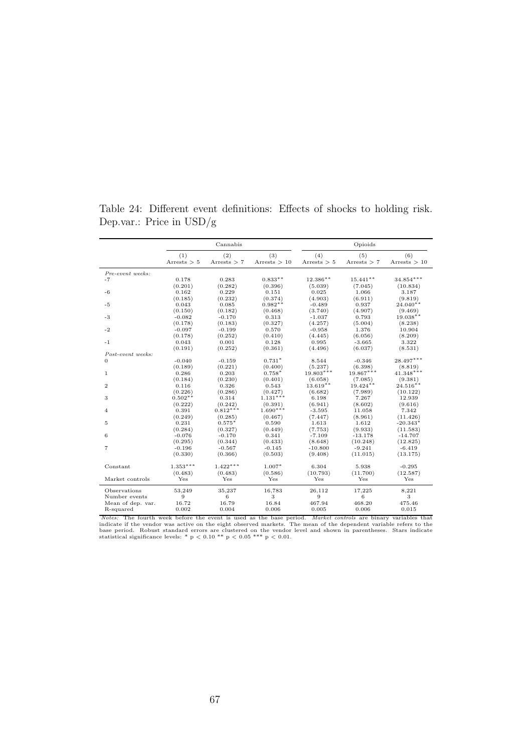Table 24: Different event definitions: Effects of shocks to holding risk. Dep.var.: Price in USD/g

| | Cannabis | | | Opioids | | |
|---|---|---|---|---|---|---|
| | (1) | (2) | (3) | (4) | (5) | (6) |
| | Arrests > 5 | Arrests > 7 | Arrests > 10 | Arrests > 5 | Arrests > 7 | Arrests > 10 |
| *Pre-event weeks:* | | | | | | |
| -7 | 0.178 | 0.283 | 0.833** | 12.386** | 15.441** | 34.854*** |
| | (0.201) | (0.282) | (0.396) | (5.039) | (7.045) | (10.834) |
| -6 | 0.162 | 0.229 | 0.151 | 0.025 | 1.066 | 3.187 |
| | (0.185) | (0.232) | (0.374) | (4.903) | (6.911) | (9.819) |
| -5 | 0.043 | 0.085 | 0.982** | -0.489 | 0.937 | 24.040** |
| | (0.150) | (0.182) | (0.468) | (3.740) | (4.907) | (9.469) |
| -3 | -0.082 | -0.170 | 0.313 | -1.037 | 0.793 | 19.038** |
| | (0.178) | (0.183) | (0.327) | (4.257) | (5.004) | (8.238) |
| -2 | -0.097 | -0.199 | 0.570 | -0.958 | 1.376 | 10.904 |
| | (0.178) | (0.252) | (0.410) | (4.445) | (6.056) | (8.209) |
| -1 | 0.043 | 0.001 | 0.128 | 0.995 | -3.665 | 3.322 |
| | (0.191) | (0.252) | (0.361) | (4.496) | (6.037) | (8.531) |
| *Post-event weeks:* | | | | | | |
| 0 | -0.040 | -0.159 | 0.731* | 8.544 | -0.346 | 28.497*** |
| | (0.189) | (0.221) | (0.400) | (5.237) | (6.398) | (8.819) |
| 1 | 0.286 | 0.203 | 0.758* | 19.803*** | 19.867*** | 41.348*** |
| | (0.184) | (0.230) | (0.401) | (6.058) | (7.085) | (9.381) |
| 2 | 0.116 | 0.326 | 0.543 | 13.619** | 19.424** | 24.516** |
| | (0.226) | (0.286) | (0.427) | (6.682) | (7.989) | (10.122) |
| 3 | 0.502** | 0.314 | 1.131*** | 6.198 | 7.267 | 12.939 |
| | (0.222) | (0.242) | (0.391) | (6.941) | (8.602) | (9.616) |
| 4 | 0.391 | 0.812*** | 1.690*** | -3.595 | 11.058 | 7.342 |
| | (0.249) | (0.285) | (0.467) | (7.447) | (8.961) | (11.426) |
| 5 | 0.231 | 0.575* | 0.590 | 1.613 | 1.612 | -20.343* |
| | (0.284) | (0.327) | (0.449) | (7.753) | (9.933) | (11.583) |
| 6 | -0.076 | -0.170 | 0.341 | -7.109 | -13.178 | -14.707 |
| | (0.295) | (0.344) | (0.433) | (8.648) | (10.248) | (12.825) |
| 7 | -0.196 | -0.567 | -0.145 | -10.800 | -9.241 | -6.419 |
| | (0.330) | (0.366) | (0.503) | (9.408) | (11.015) | (13.175) |
| Constant | 1.353*** | 1.422*** | 1.007* | 6.304 | 5.938 | -0.295 |
| | (0.483) | (0.483) | (0.586) | (10.793) | (11.700) | (12.587) |
| Market controls | Yes | Yes | Yes | Yes | Yes | Yes |
| Observations | 53,249 | 35,237 | 16,783 | 26,112 | 17,225 | 8,221 |
| Number events | 9 | 6 | 3 | 9 | 6 | 3 |
| Mean of dep. var. | 16.72 | 16.79 | 16.84 | 467.94 | 468.20 | 475.46 |
| R-squared | 0.002 | 0.004 | 0.006 | 0.005 | 0.006 | 0.015 |

*Notes:* The fourth week before the event is used as the base period. *Market controls* are binary variables that indicate if the vendor was active on the eight observed markets. The mean of the dependent variable refers to the base period. Robust standard errors are clustered on the vendor level and shown in parentheses. Stars indicate statistical significance levels: * $p < 0.10$ ** $p < 0.05$ *** $p < 0.01$.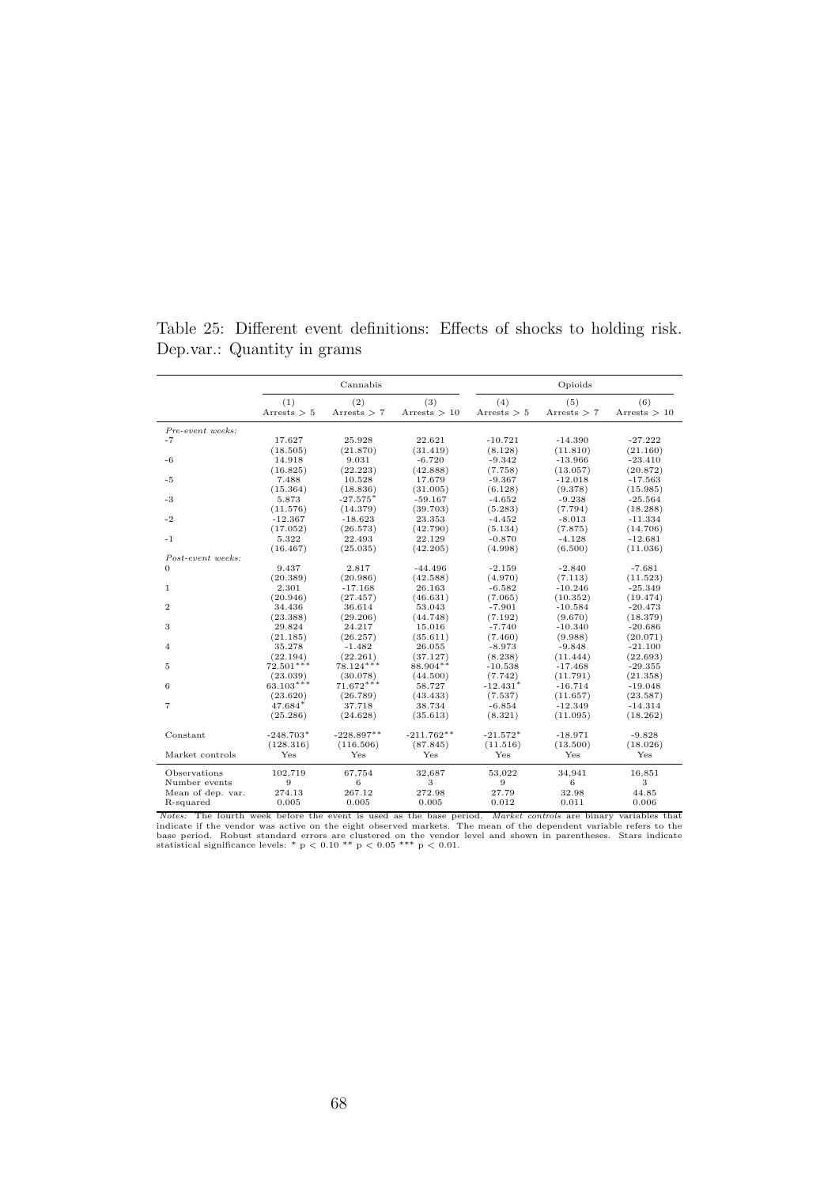Table 25: Different event definitions: Effects of shocks to holding risk. Dep.var.: Quantity in grams

| | Cannabis | | | Opioids | | |
|---|---|---|---|---|---|---|
| | (1) | (2) | (3) | (4) | (5) | (6) |
| | Arrests > 5 | Arrests > 7 | Arrests > 10 | Arrests > 5 | Arrests > 7 | Arrests > 10 |
| *Pre-event weeks:* | | | | | | |
| -7 | 17.627 | 25.928 | 22.621 | -10.721 | -14.390 | -27.222 |
| | (18.505) | (21.870) | (31.419) | (8.128) | (11.810) | (21.160) |
| -6 | 14.918 | 9.031 | -6.720 | -9.342 | -13.966 | -23.410 |
| | (16.825) | (22.223) | (42.888) | (7.758) | (13.057) | (20.872) |
| -5 | 7.488 | 10.528 | 17.679 | -9.367 | -12.018 | -17.563 |
| | (15.364) | (18.836) | (31.005) | (6.128) | (9.378) | (15.985) |
| -3 | 5.873 | -27.575* | -59.167 | -4.652 | -9.238 | -25.564 |
| | (11.576) | (14.379) | (39.703) | (5.283) | (7.794) | (18.288) |
| -2 | -12.367 | -18.623 | 23.353 | -4.452 | -8.013 | -11.334 |
| | (17.052) | (26.573) | (42.790) | (5.134) | (7.875) | (14.706) |
| -1 | 5.322 | 22.493 | 22.129 | -0.870 | -4.128 | -12.681 |
| | (16.467) | (25.035) | (42.205) | (4.998) | (6.500) | (11.036) |
| *Post-event weeks:* | | | | | | |
| 0 | 9.437 | 2.817 | -44.496 | -2.159 | -2.840 | -7.681 |
| | (20.389) | (20.986) | (42.588) | (4.970) | (7.113) | (11.523) |
| 1 | 2.301 | -17.168 | 26.163 | -6.582 | -10.246 | -25.349 |
| | (20.946) | (27.457) | (46.631) | (7.065) | (10.352) | (19.474) |
| 2 | 34.436 | 36.614 | 53.043 | -7.901 | -10.584 | -20.473 |
| | (23.388) | (29.206) | (44.748) | (7.192) | (9.670) | (18.379) |
| 3 | 29.824 | 24.217 | 15.016 | -7.740 | -10.340 | -20.686 |
| | (21.185) | (26.257) | (35.611) | (7.460) | (9.988) | (20.071) |
| 4 | 35.278 | -1.482 | 26.055 | -8.973 | -9.848 | -21.100 |
| | (22.194) | (22.261) | (37.127) | (8.238) | (11.444) | (22.693) |
| 5 | 72.501*** | 78.124*** | 88.904** | -10.538 | -17.468 | -29.355 |
| | (23.039) | (30.078) | (44.500) | (7.742) | (11.791) | (21.358) |
| 6 | 63.103*** | 71.672*** | 58.727 | -12.431* | -16.714 | -19.048 |
| | (23.620) | (26.789) | (43.433) | (7.537) | (11.657) | (23.587) |
| 7 | 47.684* | 37.718 | 38.734 | -6.854 | -12.349 | -14.314 |
| | (25.286) | (24.628) | (35.613) | (8.321) | (11.095) | (18.262) |
| Constant | -248.703* | -228.897** | -211.762** | -21.572* | -18.971 | -9.828 |
| | (128.316) | (116.506) | (87.845) | (11.516) | (13.500) | (18.026) |
| Market controls | Yes | Yes | Yes | Yes | Yes | Yes |
| Observations | 102,719 | 67,754 | 32,687 | 53,022 | 34,941 | 16,851 |
| Number events | 9 | 6 | 3 | 9 | 6 | 3 |
| Mean of dep. var. | 274.13 | 267.12 | 272.98 | 27.79 | 32.98 | 44.85 |
| R-squared | 0.005 | 0.005 | 0.005 | 0.012 | 0.011 | 0.006 |

*Notes:* The fourth week before the event is used as the base period. *Market controls* are binary variables that indicate if the vendor was active on the eight observed markets. The mean of the dependent variable refers to the base period. Robust standard errors are clustered on the vendor level and shown in parentheses. Stars indicate statistical significance levels: * $p < 0.10$ ** $p < 0.05$ *** $p < 0.01$.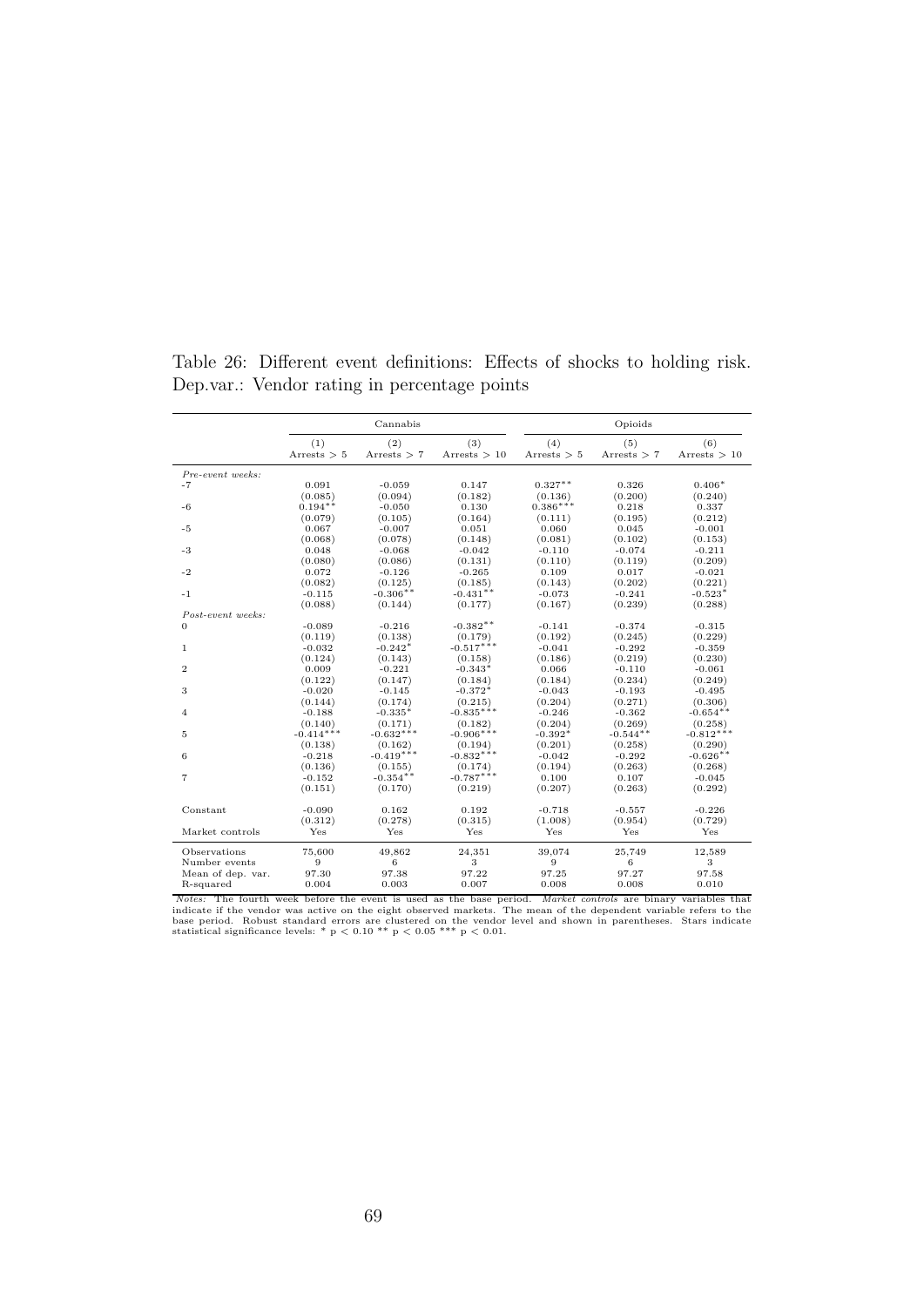Table 26: Different event definitions: Effects of shocks to holding risk. Dep.var.: Vendor rating in percentage points

| | Cannabis | | | Opioids | | |
|---|---|---|---|---|---|---|
| | (1) | (2) | (3) | (4) | (5) | (6) |
| | Arrests > 5 | Arrests > 7 | Arrests > 10 | Arrests > 5 | Arrests > 7 | Arrests > 10 |
| *Pre-event weeks:* | | | | | | |
| -7 | 0.091 | -0.059 | 0.147 | 0.327** | 0.326 | 0.406* |
| | (0.085) | (0.094) | (0.182) | (0.136) | (0.200) | (0.240) |
| -6 | 0.194** | -0.050 | 0.130 | 0.386*** | 0.218 | 0.337 |
| | (0.079) | (0.105) | (0.164) | (0.111) | (0.195) | (0.212) |
| -5 | 0.067 | -0.007 | 0.051 | 0.060 | 0.045 | -0.001 |
| | (0.068) | (0.078) | (0.148) | (0.081) | (0.102) | (0.153) |
| -3 | 0.048 | -0.068 | -0.042 | -0.110 | -0.074 | -0.211 |
| | (0.080) | (0.086) | (0.131) | (0.110) | (0.119) | (0.209) |
| -2 | 0.072 | -0.126 | -0.265 | 0.109 | 0.017 | -0.021 |
| | (0.082) | (0.125) | (0.185) | (0.143) | (0.202) | (0.221) |
| -1 | -0.115 | -0.306** | -0.431** | -0.073 | -0.241 | -0.523* |
| | (0.088) | (0.144) | (0.177) | (0.167) | (0.239) | (0.288) |
| *Post-event weeks:* | | | | | | |
| 0 | -0.089 | -0.216 | -0.382** | -0.141 | -0.374 | -0.315 |
| | (0.119) | (0.138) | (0.179) | (0.192) | (0.245) | (0.229) |
| 1 | -0.032 | -0.242* | -0.517*** | -0.041 | -0.292 | -0.359 |
| | (0.124) | (0.143) | (0.158) | (0.186) | (0.219) | (0.230) |
| 2 | 0.009 | -0.221 | -0.343* | 0.066 | -0.110 | -0.061 |
| | (0.122) | (0.147) | (0.184) | (0.184) | (0.234) | (0.249) |
| 3 | -0.020 | -0.145 | -0.372* | -0.043 | -0.193 | -0.495 |
| | (0.144) | (0.174) | (0.215) | (0.204) | (0.271) | (0.306) |
| 4 | -0.188 | -0.335* | -0.835*** | -0.246 | -0.362 | -0.654** |
| | (0.140) | (0.171) | (0.182) | (0.204) | (0.269) | (0.258) |
| 5 | -0.414*** | -0.632*** | -0.906*** | -0.392* | -0.544** | -0.812*** |
| | (0.138) | (0.162) | (0.194) | (0.201) | (0.258) | (0.290) |
| 6 | -0.218 | -0.419*** | -0.832*** | -0.042 | -0.292 | -0.626** |
| | (0.136) | (0.155) | (0.174) | (0.194) | (0.263) | (0.268) |
| 7 | -0.152 | -0.354** | -0.787*** | 0.100 | 0.107 | -0.045 |
| | (0.151) | (0.170) | (0.219) | (0.207) | (0.263) | (0.292) |
| Constant | -0.090 | 0.162 | 0.192 | -0.718 | -0.557 | -0.226 |
| | (0.312) | (0.278) | (0.315) | (1.008) | (0.954) | (0.729) |
| Market controls | Yes | Yes | Yes | Yes | Yes | Yes |
| Observations | 75,600 | 49,862 | 24,351 | 39,074 | 25,749 | 12,589 |
| Number events | 9 | 6 | 3 | 9 | 6 | 3 |
| Mean of dep. var. | 97.30 | 97.38 | 97.22 | 97.25 | 97.27 | 97.58 |
| R-squared | 0.004 | 0.003 | 0.007 | 0.008 | 0.008 | 0.010 |

*Notes:* The fourth week before the event is used as the base period. *Market controls* are binary variables that indicate if the vendor was active on the eight observed markets. The mean of the dependent variable refers to the base period. Robust standard errors are clustered on the vendor level and shown in parentheses. Stars indicate statistical significance levels: * $p < 0.10$ ** $p < 0.05$ *** $p < 0.01$.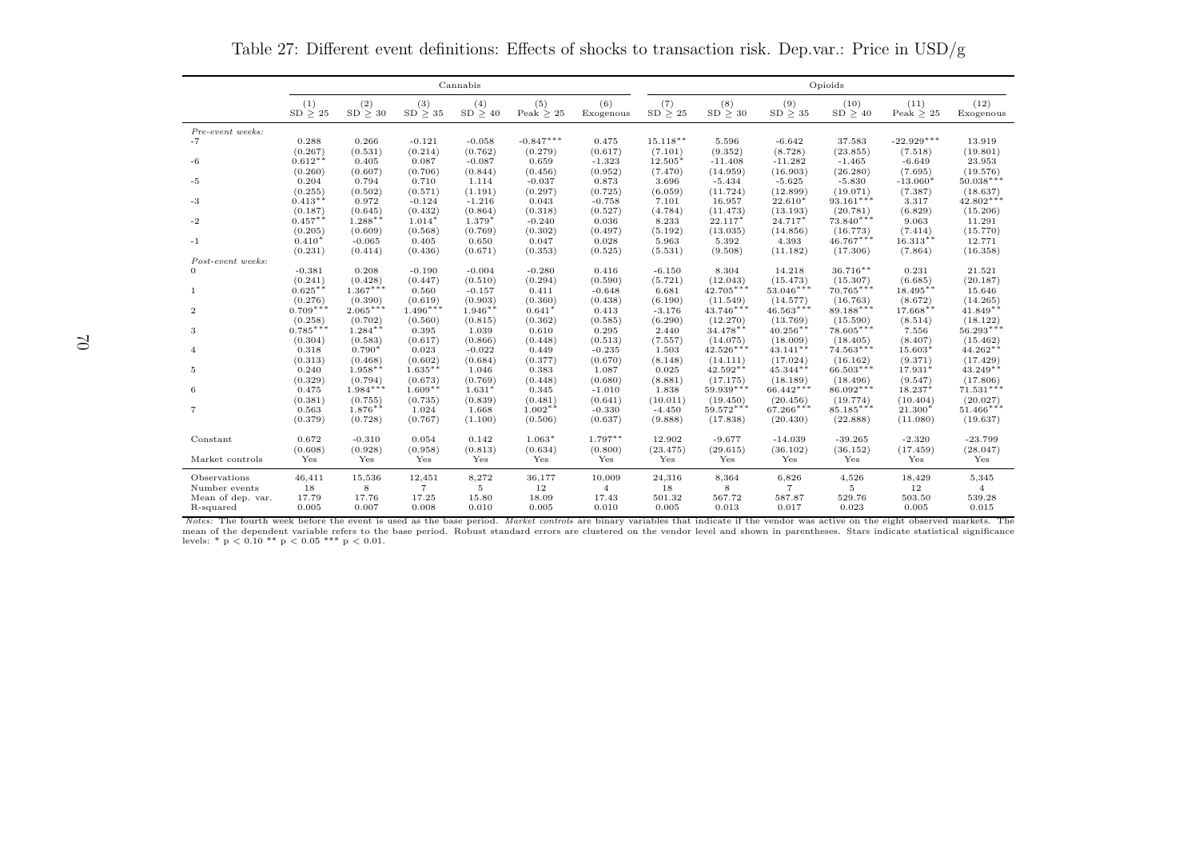Table 27: Different event definitions: Effects of shocks to transaction risk. Dep.var.: Price in USD/g

| | Cannabis | | | | | | Opioids | | | | | |
|---|---|---|---|---|---|---|---|---|---|---|---|---|
| | (1) SD ≥ 25 | (2) SD ≥ 30 | (3) SD ≥ 35 | (4) SD ≥ 40 | (5) Peak ≥ 25 | (6) Exogenous | (7) SD ≥ 25 | (8) SD ≥ 30 | (9) SD ≥ 35 | (10) SD ≥ 40 | (11) Peak ≥ 25 | (12) Exogenous |
| *Pre-event weeks:* | | | | | | | | | | | | |
| -7 | 0.288 | 0.266 | -0.121 | -0.058 | -0.847*** | 0.475 | 15.118** | 5.596 | -6.642 | 37.583 | -22.929*** | 13.919 |
| | (0.267) | (0.531) | (0.214) | (0.762) | (0.279) | (0.617) | (7.101) | (9.352) | (8.728) | (23.855) | (7.518) | (19.801) |
| -6 | 0.612** | 0.405 | 0.087 | -0.087 | 0.659 | -1.323 | 12.505* | -11.408 | -11.282 | -1.465 | -6.649 | 23.953 |
| | (0.260) | (0.607) | (0.706) | (0.844) | (0.456) | (0.952) | (7.470) | (14.959) | (16.903) | (26.280) | (7.695) | (19.576) |
| -5 | 0.204 | 0.794 | 0.710 | 1.114 | -0.037 | 0.873 | 3.696 | -5.434 | -5.625 | -5.830 | -13.060* | 50.038*** |
| | (0.255) | (0.502) | (0.571) | (1.191) | (0.297) | (0.725) | (6.059) | (11.724) | (12.899) | (19.071) | (7.387) | (18.637) |
| -3 | 0.413** | 0.972 | -0.124 | -1.216 | 0.043 | -0.758 | 7.101 | 16.957 | 22.610* | 93.161*** | 3.317 | 42.802*** |
| | (0.187) | (0.645) | (0.432) | (0.864) | (0.318) | (0.527) | (4.784) | (11.473) | (13.193) | (20.781) | (6.829) | (15.206) |
| -2 | 0.457** | 1.288** | 1.014* | 1.379* | -0.240 | 0.036 | 8.233 | 22.117* | 24.717* | 73.840*** | 9.063 | 11.291 |
| | (0.205) | (0.609) | (0.568) | (0.769) | (0.302) | (0.497) | (5.192) | (13.035) | (14.856) | (16.773) | (7.414) | (15.770) |
| -1 | 0.410* | -0.065 | 0.405 | 0.650 | 0.047 | 0.028 | 5.963 | 5.392 | 4.393 | 46.767*** | 16.313** | 12.771 |
| | (0.231) | (0.414) | (0.436) | (0.671) | (0.353) | (0.525) | (5.531) | (9.508) | (11.182) | (17.306) | (7.864) | (16.358) |
| *Post-event weeks:* | | | | | | | | | | | | |
| 0 | -0.381 | 0.208 | -0.190 | -0.004 | -0.280 | 0.416 | -6.150 | 8.304 | 14.218 | 36.716** | 0.231 | 21.521 |
| | (0.241) | (0.428) | (0.447) | (0.510) | (0.294) | (0.590) | (5.721) | (12.043) | (15.473) | (15.307) | (6.685) | (20.187) |
| 1 | 0.625** | 1.367*** | 0.560 | -0.157 | 0.411 | -0.648 | 6.681 | 42.705*** | 53.046*** | 70.765*** | 18.495** | 15.646 |
| | (0.276) | (0.390) | (0.619) | (0.903) | (0.360) | (0.438) | (6.190) | (11.549) | (14.577) | (16.763) | (8.672) | (14.265) |
| 2 | 0.709*** | 2.065*** | 1.496*** | 1.946** | 0.641* | 0.413 | -3.176 | 43.746*** | 46.563*** | 89.188*** | 17.668** | 41.849** |
| | (0.258) | (0.702) | (0.560) | (0.815) | (0.362) | (0.585) | (6.290) | (12.270) | (13.769) | (15.590) | (8.514) | (18.122) |
| 3 | 0.785*** | 1.284** | 0.395 | 1.039 | 0.610 | 0.295 | 2.440 | 34.478** | 40.256** | 78.605*** | 7.556 | 56.293*** |
| | (0.304) | (0.583) | (0.617) | (0.866) | (0.448) | (0.513) | (7.557) | (14.075) | (18.009) | (18.405) | (8.407) | (15.462) |
| 4 | 0.318 | 0.790* | 0.023 | -0.022 | 0.449 | -0.235 | 1.503 | 42.526*** | 43.141** | 74.563*** | 15.603* | 44.262** |
| | (0.313) | (0.468) | (0.602) | (0.684) | (0.377) | (0.670) | (8.148) | (14.111) | (17.024) | (16.162) | (9.371) | (17.429) |
| 5 | 0.240 | 1.958** | 1.635** | 1.046 | 0.383 | 1.087 | 0.025 | 42.592** | 45.344** | 66.503*** | 17.931* | 43.249** |
| | (0.329) | (0.794) | (0.673) | (0.769) | (0.448) | (0.680) | (8.881) | (17.175) | (18.189) | (18.496) | (9.547) | (17.806) |
| 6 | 0.475 | 1.984*** | 1.609** | 1.631* | 0.345 | -1.010 | 1.838 | 59.939*** | 66.442*** | 86.092*** | 18.237* | 71.531*** |
| | (0.381) | (0.755) | (0.735) | (0.839) | (0.481) | (0.641) | (10.011) | (19.450) | (20.456) | (19.774) | (10.404) | (20.027) |
| 7 | 0.563 | 1.876** | 1.024 | 1.668 | 1.002** | -0.330 | -4.450 | 59.572*** | 67.266*** | 85.185*** | 21.300* | 51.466*** |
| | (0.379) | (0.728) | (0.767) | (1.100) | (0.506) | (0.637) | (9.888) | (17.838) | (20.430) | (22.888) | (11.080) | (19.637) |
| Constant | 0.672 | -0.310 | 0.054 | 0.142 | 1.063* | 1.797** | 12.902 | -9.677 | -14.039 | -39.265 | -2.320 | -23.799 |
| | (0.608) | (0.928) | (0.958) | (0.813) | (0.634) | (0.800) | (23.475) | (29.615) | (36.102) | (36.152) | (17.459) | (28.047) |
| Market controls | Yes | Yes | Yes | Yes | Yes | Yes | Yes | Yes | Yes | Yes | Yes | Yes |
| Observations | 46,411 | 15,536 | 12,451 | 8,272 | 36,177 | 10,009 | 24,316 | 8,364 | 6,826 | 4,526 | 18,429 | 5,345 |
| Number events | 18 | 8 | 7 | 5 | 12 | 4 | 18 | 8 | 7 | 5 | 12 | 4 |
| Mean of dep. var. | 17.79 | 17.76 | 17.25 | 15.80 | 18.09 | 17.43 | 501.32 | 567.72 | 587.87 | 529.76 | 503.50 | 539.28 |
| R-squared | 0.005 | 0.007 | 0.008 | 0.010 | 0.005 | 0.010 | 0.005 | 0.013 | 0.017 | 0.023 | 0.005 | 0.015 |

*Notes:* The fourth week before the event is used as the base period. *Market controls* are binary variables that indicate if the vendor was active on the eight observed markets. The mean of the dependent variable refers to the base period. Robust standard errors are clustered on the vendor level and shown in parentheses. Stars indicate statistical significance levels: * $p < 0.10$ ** $p < 0.05$ *** $p < 0.01$.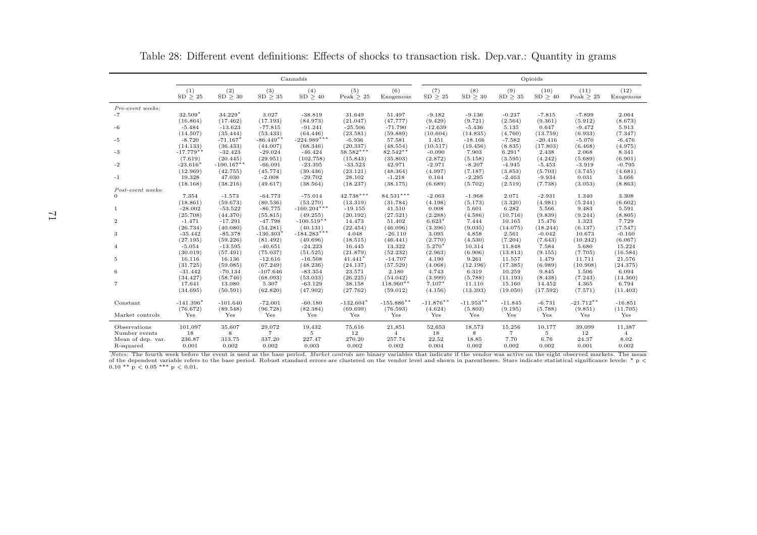Table 28: Different event definitions: Effects of shocks to transaction risk. Dep.var.: Quantity in grams

| | Cannabis | | | | | | Opioids | | | | | |
|---|---|---|---|---|---|---|---|---|---|---|---|---|
| | (1) SD ≥ 25 | (2) SD ≥ 30 | (3) SD ≥ 35 | (4) SD ≥ 40 | (5) Peak ≥ 25 | (6) Exogenous | (7) SD ≥ 25 | (8) SD ≥ 30 | (9) SD ≥ 35 | (10) SD ≥ 40 | (11) Peak ≥ 25 | (12) Exogenous |
| *Pre-event weeks:* | | | | | | | | | | | | |
| -7 | 32.509* | 34.229* | 3.027 | -38.819 | 31.649 | 51.497 | -9.182 | -9.136 | -0.237 | -7.815 | -7.899 | 2.064 |
| | (16.864) | (17.462) | (17.193) | (84.973) | (21.047) | (47.777) | (9.429) | (9.721) | (2.564) | (9.361) | (5.912) | (8.673) |
| -6 | -5.484 | -13.623 | -77.815 | -91.241 | -25.506 | -71.790 | -12.639 | -5.436 | 5.135 | 0.647 | -9.472 | 5.913 |
| | (14.507) | (35.444) | (53.433) | (64.446) | (23.581) | (59.889) | (10.604) | (14.835) | (4.760) | (13.759) | (6.933) | (7.347) |
| -5 | -8.720 | -71.167* | -86.449** | -224.989*** | -6.936 | 57.581 | 1.451 | -18.166 | -7.582 | -20.416 | -5.070 | -6.476 |
| | (14.133) | (36.433) | (44.007) | (68.346) | (20.337) | (48.554) | (10.517) | (19.456) | (8.835) | (17.803) | (6.468) | (4.975) |
| -3 | -17.779** | -32.423 | -29.024 | -46.424 | 58.582*** | 82.542** | -0.090 | 7.903 | 6.291* | 2.438 | 2.068 | 8.341 |
| | (7.619) | (20.445) | (29.951) | (102.758) | (15.843) | (35.803) | (2.872) | (5.158) | (3.595) | (4.242) | (5.689) | (6.901) |
| -2 | -23.616* | -100.167** | -66.091 | -23.395 | -33.523 | 42.971 | -2.971 | -8.207 | -4.945 | -5.453 | -3.919 | -0.795 |
| | (12.969) | (42.755) | (45.774) | (39.436) | (23.121) | (48.364) | (4.997) | (7.187) | (3.853) | (5.703) | (3.745) | (4.681) |
| -1 | 19.328 | 47.030 | -2.008 | -29.702 | 28.102 | -1.218 | 0.164 | -2.295 | -2.463 | -9.934 | 0.031 | 3.666 |
| | (18.168) | (38.216) | (49.617) | (38.564) | (18.237) | (38.175) | (6.689) | (5.702) | (2.519) | (7.738) | (3.053) | (8.863) |
| *Post-event weeks:* | | | | | | | | | | | | |
| 0 | 7.354 | -1.573 | -64.773 | -75.014 | 42.738*** | 84.531*** | -2.063 | -1.968 | 2.071 | -2.931 | 1.340 | 3.308 |
| | (18.861) | (59.673) | (80.536) | (53.270) | (13.319) | (31.784) | (4.198) | (5.173) | (3.320) | (4.981) | (5.244) | (6.602) |
| 1 | -28.002 | -53.522 | -86.775 | -160.204*** | -19.155 | 41.510 | 0.008 | 5.601 | 6.282 | 5.566 | 9.483 | 5.591 |
| | (25.708) | (44.370) | (55.815) | (49.255) | (20.192) | (27.521) | (2.288) | (4.586) | (10.716) | (9.839) | (9.244) | (8.805) |
| 2 | -1.471 | -17.291 | -47.798 | -100.519** | 14.473 | 51.402 | 6.623* | 7.444 | 10.165 | 15.476 | 1.323 | 7.729 |
| | (26.734) | (40.080) | (54.281) | (40.131) | (22.454) | (46.096) | (3.396) | (9.035) | (14.075) | (18.244) | (6.137) | (7.547) |
| 3 | -35.442 | -85.378 | -136.303* | -184.283*** | 4.048 | -26.110 | 3.095 | 4.858 | 2.561 | -0.042 | 10.673 | -0.160 |
| | (27.195) | (59.226) | (81.492) | (49.696) | (18.515) | (46.441) | (2.770) | (4.530) | (7.204) | (7.643) | (10.242) | (6.067) |
| 4 | -5.054 | -13.595 | -40.651 | -24.223 | 16.445 | 13.322 | 5.270* | 10.314 | 11.848 | 7.584 | 5.680 | 15.224 |
| | (30.019) | (57.491) | (75.037) | (51.525) | (21.879) | (52.232) | (2.963) | (6.906) | (13.813) | (9.155) | (7.705) | (16.584) |
| 5 | 16.116 | 16.136 | -12.616 | -16.508 | 41.441* | -14.707 | 4.190 | 9.261 | 11.557 | 1.479 | 11.711 | 21.576 |
| | (31.725) | (59.085) | (67.249) | (48.236) | (24.137) | (57.529) | (4.068) | (12.196) | (17.385) | (6.989) | (10.908) | (24.375) |
| 6 | -31.442 | -70.134 | -107.646 | -83.354 | 23.571 | 2.180 | 4.743 | 6.319 | 10.259 | 9.845 | 1.506 | 6.094 |
| | (34.427) | (58.746) | (68.093) | (53.033) | (26.225) | (54.042) | (3.999) | (5.788) | (11.193) | (8.438) | (7.243) | (14.360) |
| 7 | 17.641 | 13.080 | 5.307 | -63.129 | 38.158 | 118.960** | 7.107* | 11.110 | 15.160 | 14.452 | 4.365 | 6.794 |
| | (34.695) | (50.591) | (62.820) | (47.902) | (27.762) | (59.012) | (4.156) | (13.393) | (19.050) | (17.592) | (7.571) | (11.403) |
| Constant | -141.396* | -101.640 | -72.001 | -60.180 | -132.604* | -155.886** | -11.876** | -11.953** | -11.845 | -6.731 | -21.712** | -16.851 |
| | (76.672) | (89.548) | (96.728) | (82.384) | (69.699) | (76.593) | (4.624) | (5.803) | (9.195) | (5.788) | (9.851) | (11.705) |
| Market controls | Yes | Yes | Yes | Yes | Yes | Yes | Yes | Yes | Yes | Yes | Yes | Yes |
| Observations | 101,097 | 35,607 | 29,072 | 19,432 | 75,616 | 21,851 | 52,653 | 18,573 | 15,256 | 10,177 | 39,099 | 11,387 |
| Number events | 18 | 8 | 7 | 5 | 12 | 4 | 18 | 8 | 7 | 5 | 12 | 4 |
| Mean of dep. var. | 236.87 | 313.75 | 337.20 | 227.47 | 270.20 | 257.74 | 22.52 | 18.85 | 7.70 | 6.76 | 24.37 | 8.02 |
| R-squared | 0.001 | 0.002 | 0.002 | 0.003 | 0.002 | 0.002 | 0.004 | 0.002 | 0.002 | 0.002 | 0.001 | 0.002 |

*Notes:* The fourth week before the event is used as the base period. *Market controls* are binary variables that indicate if the vendor was active on the eight observed markets. The mean of the dependent variable refers to the base period. Robust standard errors are clustered on the vendor level and shown in parentheses. Stars indicate statistical significance levels: * $p < 0.10$ ** $p < 0.05$ *** $p < 0.01$.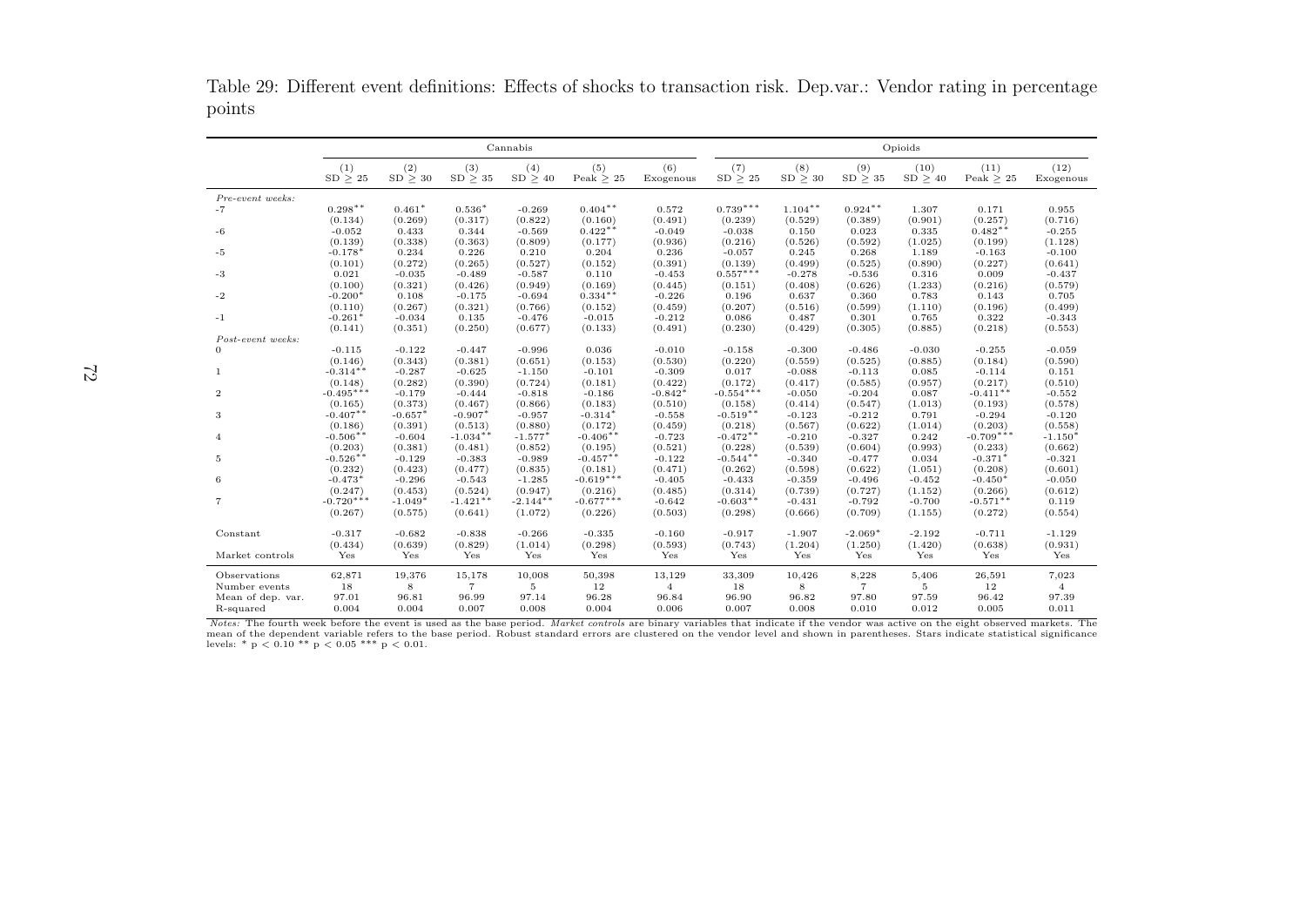Table 29: Different event definitions: Effects of shocks to transaction risk. Dep.var.: Vendor rating in percentage points

| | Cannabis | | | | | | Opioids | | | | | |
|---|---|---|---|---|---|---|---|---|---|---|---|---|
| | (1) SD ≥ 25 | (2) SD ≥ 30 | (3) SD ≥ 35 | (4) SD ≥ 40 | (5) Peak ≥ 25 | (6) Exogenous | (7) SD ≥ 25 | (8) SD ≥ 30 | (9) SD ≥ 35 | (10) SD ≥ 40 | (11) Peak ≥ 25 | (12) Exogenous |
| *Pre-event weeks:* | | | | | | | | | | | | |
| -7 | 0.298** | 0.461* | 0.536* | -0.269 | 0.404** | 0.572 | 0.739*** | 1.104** | 0.924** | 1.307 | 0.171 | 0.955 |
| | (0.134) | (0.269) | (0.317) | (0.822) | (0.160) | (0.491) | (0.239) | (0.529) | (0.389) | (0.901) | (0.257) | (0.716) |
| -6 | -0.052 | 0.433 | 0.344 | -0.569 | 0.422** | -0.049 | -0.038 | 0.150 | 0.023 | 0.335 | 0.482** | -0.255 |
| | (0.139) | (0.338) | (0.363) | (0.809) | (0.177) | (0.936) | (0.216) | (0.526) | (0.592) | (1.025) | (0.199) | (1.128) |
| -5 | -0.178* | 0.234 | 0.226 | 0.210 | 0.204 | 0.236 | -0.057 | 0.245 | 0.268 | 1.189 | -0.163 | -0.100 |
| | (0.101) | (0.272) | (0.265) | (0.527) | (0.152) | (0.391) | (0.139) | (0.499) | (0.525) | (0.890) | (0.227) | (0.641) |
| -3 | 0.021 | -0.035 | -0.489 | -0.587 | 0.110 | -0.453 | 0.557*** | -0.278 | -0.536 | 0.316 | 0.009 | -0.437 |
| | (0.100) | (0.321) | (0.426) | (0.949) | (0.169) | (0.445) | (0.151) | (0.408) | (0.626) | (1.233) | (0.216) | (0.579) |
| -2 | -0.200* | 0.108 | -0.175 | -0.694 | 0.334** | -0.226 | 0.196 | 0.637 | 0.360 | 0.783 | 0.143 | 0.705 |
| | (0.110) | (0.267) | (0.321) | (0.766) | (0.152) | (0.459) | (0.207) | (0.516) | (0.599) | (1.110) | (0.196) | (0.499) |
| -1 | -0.261* | -0.034 | 0.135 | -0.476 | -0.015 | -0.212 | 0.086 | 0.487 | 0.301 | 0.765 | 0.322 | -0.343 |
| | (0.141) | (0.351) | (0.250) | (0.677) | (0.133) | (0.491) | (0.230) | (0.429) | (0.305) | (0.885) | (0.218) | (0.553) |
| *Post-event weeks:* | | | | | | | | | | | | |
| 0 | -0.115 | -0.122 | -0.447 | -0.996 | 0.036 | -0.010 | -0.158 | -0.300 | -0.486 | -0.030 | -0.255 | -0.059 |
| | (0.146) | (0.343) | (0.381) | (0.651) | (0.153) | (0.530) | (0.220) | (0.559) | (0.525) | (0.885) | (0.184) | (0.590) |
| 1 | -0.314** | -0.287 | -0.625 | -1.150 | -0.101 | -0.309 | 0.017 | -0.088 | -0.113 | 0.085 | -0.114 | 0.151 |
| | (0.148) | (0.282) | (0.390) | (0.724) | (0.181) | (0.422) | (0.172) | (0.417) | (0.585) | (0.957) | (0.217) | (0.510) |
| 2 | -0.495*** | -0.179 | -0.444 | -0.818 | -0.186 | -0.842* | -0.554*** | -0.050 | -0.204 | 0.087 | -0.411** | -0.552 |
| | (0.165) | (0.373) | (0.467) | (0.866) | (0.183) | (0.510) | (0.158) | (0.414) | (0.547) | (1.013) | (0.193) | (0.578) |
| 3 | -0.407** | -0.657* | -0.907* | -0.957 | -0.314* | -0.558 | -0.519** | -0.123 | -0.212 | 0.791 | -0.294 | -0.120 |
| | (0.186) | (0.391) | (0.513) | (0.880) | (0.172) | (0.459) | (0.218) | (0.567) | (0.622) | (1.014) | (0.203) | (0.558) |
| 4 | -0.506** | -0.604 | -1.034** | -1.577* | -0.406** | -0.723 | -0.472** | -0.210 | -0.327 | 0.242 | -0.709*** | -1.150* |
| | (0.203) | (0.381) | (0.481) | (0.852) | (0.195) | (0.521) | (0.228) | (0.539) | (0.604) | (0.993) | (0.233) | (0.662) |
| 5 | -0.526** | -0.129 | -0.383 | -0.989 | -0.457** | -0.122 | -0.544** | -0.340 | -0.477 | 0.034 | -0.371* | -0.321 |
| | (0.232) | (0.423) | (0.477) | (0.835) | (0.181) | (0.471) | (0.262) | (0.598) | (0.622) | (1.051) | (0.208) | (0.601) |
| 6 | -0.473* | -0.296 | -0.543 | -1.285 | -0.619*** | -0.405 | -0.433 | -0.359 | -0.496 | -0.452 | -0.450* | -0.050 |
| | (0.247) | (0.453) | (0.524) | (0.947) | (0.216) | (0.485) | (0.314) | (0.739) | (0.727) | (1.152) | (0.266) | (0.612) |
| 7 | -0.720*** | -1.049* | -1.421** | -2.144** | -0.677*** | -0.642 | -0.603** | -0.431 | -0.792 | -0.700 | -0.571** | 0.119 |
| | (0.267) | (0.575) | (0.641) | (1.072) | (0.226) | (0.503) | (0.298) | (0.666) | (0.709) | (1.155) | (0.272) | (0.554) |
| Constant | -0.317 | -0.682 | -0.838 | -0.266 | -0.335 | -0.160 | -0.917 | -1.907 | -2.069* | -2.192 | -0.711 | -1.129 |
| | (0.434) | (0.639) | (0.829) | (1.014) | (0.298) | (0.593) | (0.743) | (1.204) | (1.250) | (1.420) | (0.638) | (0.931) |
| Market controls | Yes | Yes | Yes | Yes | Yes | Yes | Yes | Yes | Yes | Yes | Yes | Yes |
| Observations | 62,871 | 19,376 | 15,178 | 10,008 | 50,398 | 13,129 | 33,309 | 10,426 | 8,228 | 5,406 | 26,591 | 7,023 |
| Number events | 18 | 8 | 7 | 5 | 12 | 4 | 18 | 8 | 7 | 5 | 12 | 4 |
| Mean of dep. var. | 97.01 | 96.81 | 96.99 | 97.14 | 96.28 | 96.84 | 96.90 | 96.82 | 97.80 | 97.59 | 96.42 | 97.39 |
| R-squared | 0.004 | 0.004 | 0.007 | 0.008 | 0.004 | 0.006 | 0.007 | 0.008 | 0.010 | 0.012 | 0.005 | 0.011 |

*Notes:* The fourth week before the event is used as the base period. *Market controls* are binary variables that indicate if the vendor was active on the eight observed markets. The mean of the dependent variable refers to the base period. Robust standard errors are clustered on the vendor level and shown in parentheses. Stars indicate statistical significance levels: * $p < 0.10$ ** $p < 0.05$ *** $p < 0.01$.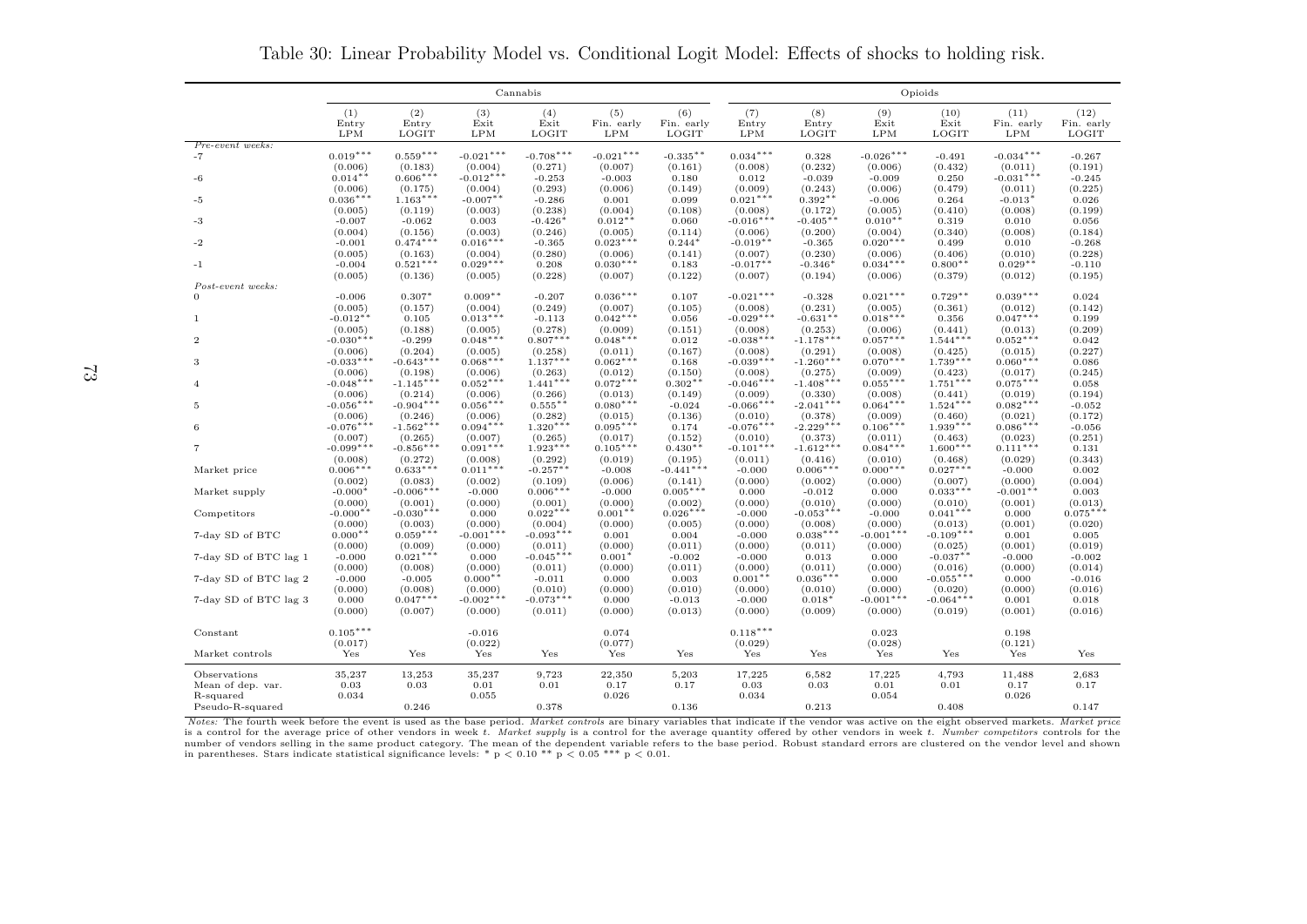Table 30: Linear Probability Model vs. Conditional Logit Model: Effects of shocks to holding risk.

| | Cannabis | | | | | | Opioids | | | | | |
|---|---|---|---|---|---|---|---|---|---|---|---|---|
| | (1) Entry LPM | (2) Entry LOGIT | (3) Exit LPM | (4) Exit LOGIT | (5) Fin. early LPM | (6) Fin. early LOGIT | (7) Entry LPM | (8) Entry LOGIT | (9) Exit LPM | (10) Exit LOGIT | (11) Fin. early LPM | (12) Fin. early LOGIT |
| *Pre-event weeks:* | | | | | | | | | | | | |
| -7 | 0.019*** | 0.559*** | -0.021*** | -0.708*** | -0.021*** | -0.335** | 0.034*** | 0.328 | -0.026*** | -0.491 | -0.034*** | -0.267 |
| | (0.006) | (0.183) | (0.004) | (0.271) | (0.007) | (0.161) | (0.008) | (0.232) | (0.006) | (0.432) | (0.011) | (0.191) |
| -6 | 0.014** | 0.606*** | -0.012*** | -0.253 | -0.003 | 0.180 | 0.012 | -0.039 | -0.009 | 0.250 | -0.031*** | -0.245 |
| | (0.006) | (0.175) | (0.004) | (0.293) | (0.006) | (0.149) | (0.009) | (0.243) | (0.006) | (0.479) | (0.011) | (0.225) |
| -5 | 0.036*** | 1.163*** | -0.007** | -0.286 | 0.001 | 0.099 | 0.021*** | 0.392** | -0.006 | 0.264 | -0.013* | 0.026 |
| | (0.005) | (0.119) | (0.003) | (0.238) | (0.004) | (0.108) | (0.008) | (0.172) | (0.005) | (0.410) | (0.008) | (0.199) |
| -3 | -0.007 | -0.062 | 0.003 | -0.426* | 0.012** | 0.060 | -0.016*** | -0.405** | 0.010** | 0.319 | 0.010 | 0.056 |
| | (0.004) | (0.156) | (0.003) | (0.246) | (0.005) | (0.114) | (0.006) | (0.200) | (0.004) | (0.340) | (0.008) | (0.184) |
| -2 | -0.001 | 0.474*** | 0.016*** | -0.365 | 0.023*** | 0.244* | -0.019** | -0.365 | 0.020*** | 0.499 | 0.010 | -0.268 |
| | (0.005) | (0.163) | (0.004) | (0.280) | (0.006) | (0.141) | (0.007) | (0.230) | (0.006) | (0.406) | (0.010) | (0.228) |
| -1 | -0.004 | 0.521*** | 0.029*** | 0.208 | 0.030*** | 0.183 | -0.017** | -0.346* | 0.034*** | 0.800** | 0.029** | -0.110 |
| | (0.005) | (0.136) | (0.005) | (0.228) | (0.007) | (0.122) | (0.007) | (0.194) | (0.006) | (0.379) | (0.012) | (0.195) |
| *Post-event weeks:* | | | | | | | | | | | | |
| 0 | -0.006 | 0.307* | 0.009** | -0.207 | 0.036*** | 0.107 | -0.021*** | -0.328 | 0.021*** | 0.729** | 0.039*** | 0.024 |
| | (0.005) | (0.157) | (0.004) | (0.249) | (0.007) | (0.105) | (0.008) | (0.231) | (0.005) | (0.361) | (0.012) | (0.142) |
| 1 | -0.012** | 0.105 | 0.013*** | -0.113 | 0.042*** | 0.056 | -0.029*** | -0.631** | 0.018*** | 0.356 | 0.047*** | 0.199 |
| | (0.005) | (0.188) | (0.005) | (0.278) | (0.009) | (0.151) | (0.008) | (0.253) | (0.006) | (0.441) | (0.013) | (0.209) |
| 2 | -0.030*** | -0.299 | 0.048*** | 0.807*** | 0.048*** | 0.012 | -0.038*** | -1.178*** | 0.057*** | 1.544*** | 0.052*** | 0.042 |
| | (0.006) | (0.204) | (0.005) | (0.258) | (0.011) | (0.167) | (0.008) | (0.291) | (0.008) | (0.425) | (0.015) | (0.227) |
| 3 | -0.033*** | -0.643*** | 0.068*** | 1.137*** | 0.062*** | 0.168 | -0.039*** | -1.260*** | 0.070*** | 1.739*** | 0.060*** | 0.086 |
| | (0.006) | (0.198) | (0.006) | (0.263) | (0.012) | (0.150) | (0.008) | (0.275) | (0.009) | (0.423) | (0.017) | (0.245) |
| 4 | -0.048*** | -1.145*** | 0.052*** | 1.441*** | 0.072*** | 0.302** | -0.046*** | -1.408*** | 0.055*** | 1.751*** | 0.075*** | 0.058 |
| | (0.006) | (0.214) | (0.006) | (0.266) | (0.013) | (0.149) | (0.009) | (0.330) | (0.008) | (0.441) | (0.019) | (0.194) |
| 5 | -0.056*** | -0.904*** | 0.056*** | 0.555** | 0.080*** | -0.024 | -0.066*** | -2.041*** | 0.064*** | 1.524*** | 0.082*** | -0.052 |
| | (0.006) | (0.246) | (0.006) | (0.282) | (0.015) | (0.136) | (0.010) | (0.378) | (0.009) | (0.460) | (0.021) | (0.172) |
| 6 | -0.076*** | -1.562*** | 0.094*** | 1.320*** | 0.095*** | 0.174 | -0.076*** | -2.229*** | 0.106*** | 1.939*** | 0.086*** | -0.056 |
| | (0.007) | (0.265) | (0.007) | (0.265) | (0.017) | (0.152) | (0.010) | (0.373) | (0.011) | (0.463) | (0.023) | (0.251) |
| 7 | -0.099*** | -0.856*** | 0.091*** | 1.923*** | 0.105*** | 0.430** | -0.101*** | -1.612*** | 0.084*** | 1.600*** | 0.111*** | 0.131 |
| | (0.008) | (0.272) | (0.008) | (0.292) | (0.019) | (0.195) | (0.011) | (0.416) | (0.010) | (0.468) | (0.029) | (0.343) |
| Market price | 0.006*** | 0.633*** | 0.011*** | -0.257** | -0.008 | -0.441*** | -0.000 | 0.006*** | 0.000*** | 0.027*** | -0.000 | 0.002 |
| | (0.002) | (0.083) | (0.002) | (0.109) | (0.006) | (0.141) | (0.000) | (0.002) | (0.000) | (0.007) | (0.000) | (0.004) |
| Market supply | -0.000* | -0.006*** | -0.000 | 0.006*** | -0.000 | 0.005*** | 0.000 | -0.012 | 0.000 | 0.033*** | -0.001** | 0.003 |
| | (0.000) | (0.001) | (0.000) | (0.001) | (0.000) | (0.002) | (0.000) | (0.010) | (0.000) | (0.010) | (0.001) | (0.013) |
| Competitors | -0.000** | -0.030*** | 0.000 | 0.022*** | 0.001** | 0.026*** | -0.000 | -0.053*** | -0.000 | 0.041*** | 0.000 | 0.075*** |
| | (0.000) | (0.003) | (0.000) | (0.004) | (0.000) | (0.005) | (0.000) | (0.008) | (0.000) | (0.013) | (0.001) | (0.020) |
| 7-day SD of BTC | 0.000** | 0.059*** | -0.001*** | -0.093*** | 0.001 | 0.004 | -0.000 | 0.038*** | -0.001*** | -0.109*** | 0.001 | 0.005 |
| | (0.000) | (0.009) | (0.000) | (0.011) | (0.000) | (0.011) | (0.000) | (0.011) | (0.000) | (0.025) | (0.001) | (0.019) |
| 7-day SD of BTC lag 1 | -0.000 | 0.021*** | 0.000 | -0.045*** | 0.001* | -0.002 | -0.000 | 0.013 | 0.000 | -0.037** | -0.000 | -0.002 |
| | (0.000) | (0.008) | (0.000) | (0.011) | (0.000) | (0.011) | (0.000) | (0.011) | (0.000) | (0.016) | (0.000) | (0.014) |
| 7-day SD of BTC lag 2 | -0.000 | -0.005 | 0.000** | -0.011 | 0.000 | 0.003 | 0.001** | 0.036*** | 0.000 | -0.055*** | 0.000 | -0.016 |
| | (0.000) | (0.008) | (0.000) | (0.010) | (0.000) | (0.010) | (0.000) | (0.010) | (0.000) | (0.020) | (0.000) | (0.016) |
| 7-day SD of BTC lag 3 | 0.000 | 0.047*** | -0.002*** | -0.073*** | 0.000 | -0.013 | -0.000 | 0.018* | -0.001*** | -0.064*** | 0.001 | 0.018 |
| | (0.000) | (0.007) | (0.000) | (0.011) | (0.000) | (0.013) | (0.000) | (0.009) | (0.000) | (0.019) | (0.001) | (0.016) |
| Constant | 0.105*** | | -0.016 | | 0.074 | | 0.118*** | | 0.023 | | 0.198 | |
| | (0.017) | | (0.022) | | (0.077) | | (0.029) | | (0.028) | | (0.121) | |
| Market controls | Yes | Yes | Yes | Yes | Yes | Yes | Yes | Yes | Yes | Yes | Yes | Yes |
| Observations | 35,237 | 13,253 | 35,237 | 9,723 | 22,350 | 5,203 | 17,225 | 6,582 | 17,225 | 4,793 | 11,488 | 2,683 |
| Mean of dep. var. | 0.03 | 0.03 | 0.01 | 0.01 | 0.17 | 0.17 | 0.03 | 0.03 | 0.01 | 0.01 | 0.17 | 0.17 |
| R-squared | 0.034 | | 0.055 | | 0.026 | | 0.034 | | 0.054 | | 0.026 | |
| Pseudo-R-squared | | 0.246 | | 0.378 | | 0.136 | | 0.213 | | 0.408 | | 0.147 |

*Notes:* The fourth week before the event is used as the base period. *Market controls* are binary variables that indicate if the vendor was active on the eight observed markets. *Market price* is a control for the average price of other vendors in week *t*. *Market supply* is a control for the average quantity offered by other vendors in week *t*. *Number competitors* controls for the number of vendors selling in the same product category. The mean of the dependent variable refers to the base period. Robust standard errors are clustered on the vendor level and shown in parentheses. Stars indicate statistical significance levels: * $p < 0.10$ ** $p < 0.05$ *** $p < 0.01$.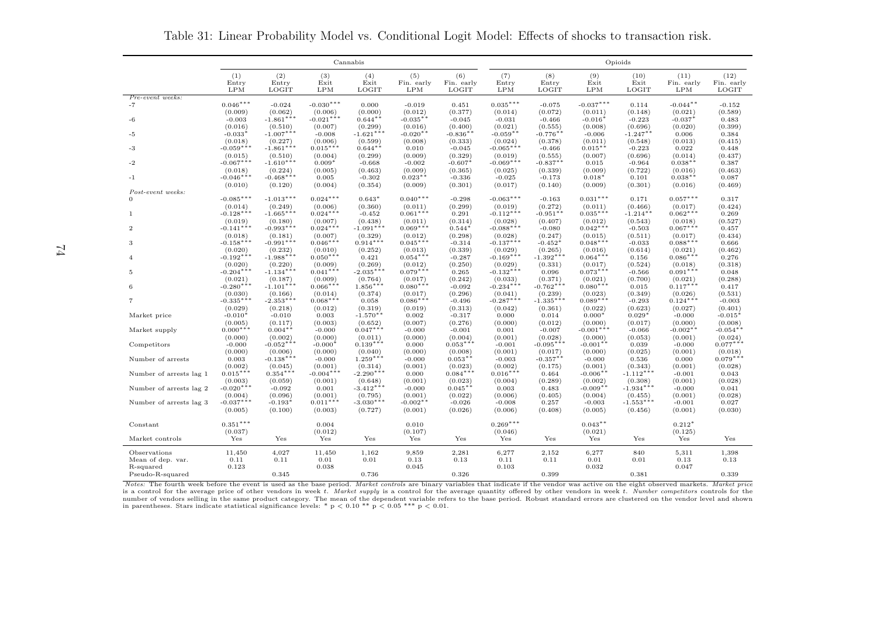Table 31: Linear Probability Model vs. Conditional Logit Model: Effects of shocks to transaction risk.

| | Cannabis | | | | | | Opioids | | | | | |
|---|---|---|---|---|---|---|---|---|---|---|---|---|
| | (1) Entry LPM | (2) Entry LOGIT | (3) Exit LPM | (4) Exit LOGIT | (5) Fin. early LPM | (6) Fin. early LOGIT | (7) Entry LPM | (8) Entry LOGIT | (9) Exit LPM | (10) Exit LOGIT | (11) Fin. early LPM | (12) Fin. early LOGIT |
| *Pre-event weeks:* | | | | | | | | | | | | |
| -7 | 0.046*** | -0.024 | -0.030*** | 0.000 | -0.019 | 0.451 | 0.035*** | -0.075 | -0.037*** | 0.114 | -0.044** | -0.152 |
| | (0.009) | (0.062) | (0.006) | (0.000) | (0.012) | (0.377) | (0.014) | (0.072) | (0.011) | (0.148) | (0.021) | (0.589) |
| -6 | -0.003 | -1.861*** | -0.021*** | 0.644** | -0.035** | -0.045 | -0.031 | -0.466 | -0.016* | -0.223 | -0.037* | 0.483 |
| | (0.016) | (0.510) | (0.007) | (0.299) | (0.016) | (0.400) | (0.021) | (0.555) | (0.008) | (0.696) | (0.020) | (0.399) |
| -5 | -0.033* | -1.007*** | -0.008 | -1.621*** | -0.020** | -0.836** | -0.059** | -0.776** | -0.006 | -1.247** | 0.006 | 0.384 |
| | (0.018) | (0.227) | (0.006) | (0.599) | (0.008) | (0.333) | (0.024) | (0.378) | (0.011) | (0.548) | (0.013) | (0.415) |
| -3 | -0.059*** | -1.861*** | 0.015*** | 0.644** | 0.010 | -0.045 | -0.065*** | -0.466 | 0.015** | -0.223 | 0.022 | 0.448 |
| | (0.015) | (0.510) | (0.004) | (0.299) | (0.009) | (0.329) | (0.019) | (0.555) | (0.007) | (0.696) | (0.014) | (0.437) |
| -2 | -0.067*** | -1.610*** | 0.009* | -0.668 | -0.002 | -0.607* | -0.069*** | -0.837** | 0.015 | -0.964 | 0.038** | 0.387 |
| | (0.018) | (0.224) | (0.005) | (0.463) | (0.009) | (0.365) | (0.025) | (0.339) | (0.009) | (0.722) | (0.016) | (0.463) |
| -1 | -0.046*** | -0.468*** | 0.005 | -0.302 | 0.023** | -0.336 | -0.025 | -0.173 | 0.018* | 0.101 | 0.038** | 0.087 |
| | (0.010) | (0.120) | (0.004) | (0.354) | (0.009) | (0.301) | (0.017) | (0.140) | (0.009) | (0.301) | (0.016) | (0.469) |
| *Post-event weeks:* | | | | | | | | | | | | |
| 0 | -0.085*** | -1.013*** | 0.024*** | 0.643* | 0.040*** | -0.298 | -0.063*** | -0.163 | 0.031*** | 0.171 | 0.057*** | 0.317 |
| | (0.014) | (0.249) | (0.006) | (0.360) | (0.011) | (0.299) | (0.019) | (0.272) | (0.011) | (0.466) | (0.017) | (0.424) |
| 1 | -0.128*** | -1.665*** | 0.024*** | -0.452 | 0.061*** | 0.291 | -0.112*** | -0.951** | 0.035*** | -1.214** | 0.062*** | 0.269 |
| | (0.019) | (0.180) | (0.007) | (0.438) | (0.011) | (0.314) | (0.028) | (0.407) | (0.012) | (0.543) | (0.018) | (0.527) |
| 2 | -0.141*** | -0.993*** | 0.024*** | -1.091*** | 0.069*** | 0.544* | -0.088*** | -0.080 | 0.042*** | -0.503 | 0.067*** | 0.457 |
| | (0.018) | (0.181) | (0.007) | (0.329) | (0.012) | (0.298) | (0.028) | (0.247) | (0.015) | (0.511) | (0.017) | (0.434) |
| 3 | -0.158*** | -0.991*** | 0.046*** | 0.914*** | 0.045*** | -0.314 | -0.137*** | -0.452* | 0.048*** | -0.033 | 0.088*** | 0.666 |
| | (0.020) | (0.232) | (0.010) | (0.252) | (0.013) | (0.339) | (0.029) | (0.265) | (0.016) | (0.614) | (0.021) | (0.462) |
| 4 | -0.192*** | -1.988*** | 0.050*** | 0.421 | 0.054*** | -0.287 | -0.169*** | -1.392*** | 0.064*** | 0.156 | 0.086*** | 0.276 |
| | (0.020) | (0.220) | (0.009) | (0.269) | (0.012) | (0.250) | (0.029) | (0.331) | (0.017) | (0.524) | (0.018) | (0.318) |
| 5 | -0.204*** | -1.134*** | 0.041*** | -2.035*** | 0.079*** | 0.265 | -0.132*** | 0.096 | 0.073*** | -0.566 | 0.091*** | 0.048 |
| | (0.021) | (0.187) | (0.009) | (0.764) | (0.017) | (0.242) | (0.033) | (0.371) | (0.021) | (0.700) | (0.021) | (0.288) |
| 6 | -0.280*** | -1.101*** | 0.066*** | 1.856*** | 0.080*** | -0.092 | -0.234*** | -0.762*** | 0.080*** | 0.015 | 0.117*** | 0.417 |
| | (0.030) | (0.166) | (0.014) | (0.374) | (0.017) | (0.296) | (0.041) | (0.239) | (0.023) | (0.349) | (0.026) | (0.531) |
| 7 | -0.335*** | -2.353*** | 0.068*** | 0.058 | 0.086*** | -0.496 | -0.287*** | -1.335*** | 0.089*** | -0.293 | 0.124*** | -0.003 |
| | (0.029) | (0.218) | (0.012) | (0.319) | (0.019) | (0.313) | (0.042) | (0.361) | (0.022) | (0.623) | (0.027) | (0.401) |
| Market price | -0.010* | -0.010 | 0.003 | -1.570** | 0.002 | -0.317 | 0.000 | 0.014 | 0.000* | 0.029* | -0.000 | -0.015* |
| | (0.005) | (0.117) | (0.003) | (0.652) | (0.007) | (0.276) | (0.000) | (0.012) | (0.000) | (0.017) | (0.000) | (0.008) |
| Market supply | 0.000*** | 0.004** | -0.000 | 0.047*** | -0.000 | -0.001 | 0.001 | -0.007 | -0.001*** | -0.066 | -0.002** | -0.054** |
| | (0.000) | (0.002) | (0.000) | (0.011) | (0.000) | (0.004) | (0.001) | (0.028) | (0.000) | (0.053) | (0.001) | (0.024) |
| Competitors | -0.000 | -0.052*** | -0.000* | 0.139*** | 0.000 | 0.053*** | -0.001 | -0.095*** | -0.001** | 0.039 | -0.000 | 0.077*** |
| | (0.000) | (0.006) | (0.000) | (0.040) | (0.000) | (0.008) | (0.001) | (0.017) | (0.000) | (0.025) | (0.001) | (0.018) |
| Number of arrests | 0.003 | -0.138*** | -0.000 | 1.259*** | -0.000 | 0.053** | -0.003 | -0.357** | -0.000 | 0.536 | 0.000 | 0.079*** |
| | (0.002) | (0.045) | (0.001) | (0.314) | (0.001) | (0.023) | (0.002) | (0.175) | (0.001) | (0.343) | (0.001) | (0.028) |
| Number of arrests lag 1 | 0.015*** | 0.354*** | -0.004*** | -2.290*** | 0.000 | 0.084*** | 0.016*** | 0.464 | -0.006** | -1.112*** | -0.001 | 0.043 |
| | (0.003) | (0.059) | (0.001) | (0.648) | (0.001) | (0.023) | (0.004) | (0.289) | (0.002) | (0.308) | (0.001) | (0.028) |
| Number of arrests lag 2 | -0.020*** | -0.092 | 0.001 | -3.412*** | -0.000 | 0.045** | 0.003 | 0.483 | -0.009** | -1.934*** | -0.000 | 0.041 |
| | (0.004) | (0.096) | (0.001) | (0.795) | (0.001) | (0.022) | (0.006) | (0.405) | (0.004) | (0.455) | (0.001) | (0.028) |
| Number of arrests lag 3 | -0.037*** | -0.193* | 0.011*** | -3.030*** | -0.002** | -0.026 | -0.008 | 0.257 | -0.003 | -1.553*** | -0.001 | 0.027 |
| | (0.005) | (0.100) | (0.003) | (0.727) | (0.001) | (0.026) | (0.006) | (0.408) | (0.005) | (0.456) | (0.001) | (0.030) |
| Constant | 0.351*** | | 0.004 | | 0.010 | | 0.269*** | | 0.043** | | 0.212* | |
| | (0.037) | | (0.012) | | (0.107) | | (0.046) | | (0.021) | | (0.125) | |
| Market controls | Yes | Yes | Yes | Yes | Yes | Yes | Yes | Yes | Yes | Yes | Yes | Yes |
| Observations | 11,450 | 4,027 | 11,450 | 1,162 | 9,859 | 2,281 | 6,277 | 2,152 | 6,277 | 840 | 5,311 | 1,398 |
| Mean of dep. var. | 0.11 | 0.11 | 0.01 | 0.01 | 0.13 | 0.13 | 0.11 | 0.11 | 0.01 | 0.01 | 0.13 | 0.13 |
| R-squared | 0.123 | | 0.038 | | 0.045 | | 0.103 | | 0.032 | | 0.047 | |
| Pseudo-R-squared | | 0.345 | | 0.736 | | 0.326 | | 0.399 | | 0.381 | | 0.339 |

*Notes:* The fourth week before the event is used as the base period. *Market controls* are binary variables that indicate if the vendor was active on the eight observed markets. *Market price* is a control for the average price of other vendors in week t. *Market supply* is a control for the average quantity offered by other vendors in week t. *Number competitors* controls for the number of vendors selling in the same product category. The mean of the dependent variable refers to the base period. Robust standard errors are clustered on the vendor level and shown in parentheses. Stars indicate statistical significance levels: * p < 0.10 ** p < 0.05 *** p < 0.01.